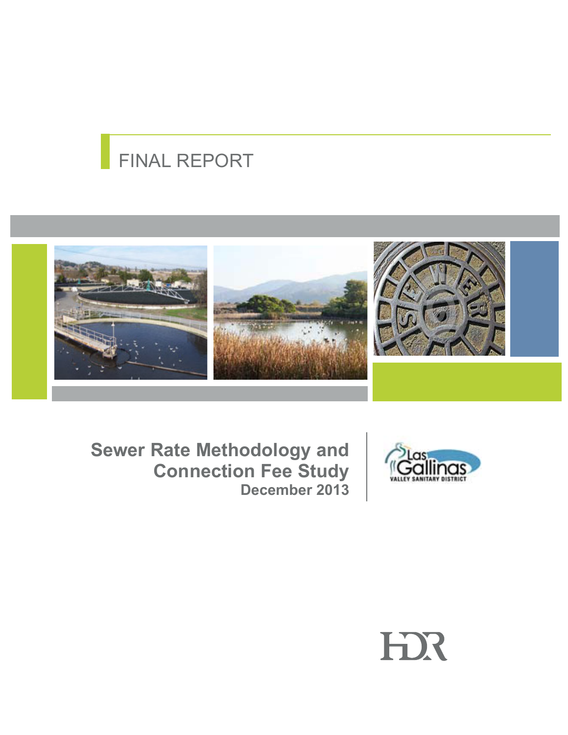# FINAL REPORT

## Sewer Rate Methodology and Connection Fee Study

**December 2013**

Las Gallinas Valley Sanitary District

HDR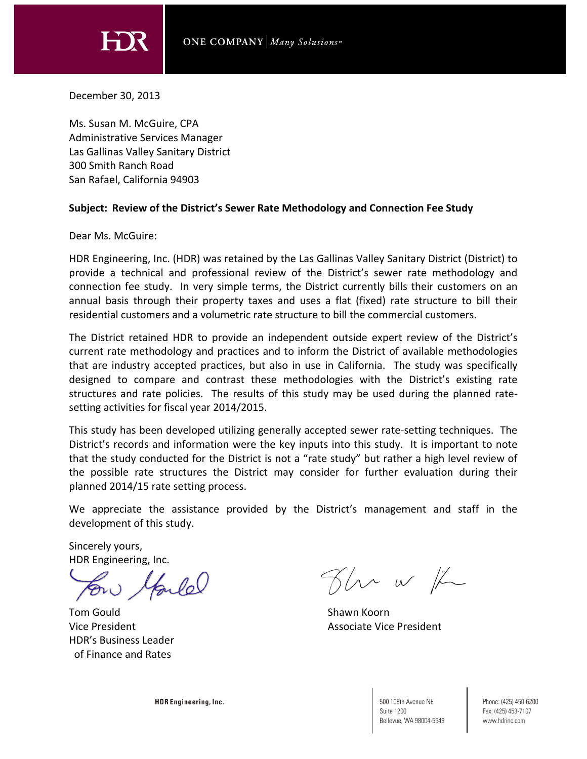HDR ONE COMPANY | *Many Solutions*℠

December 30, 2013

Ms. Susan M. McGuire, CPA
Administrative Services Manager
Las Gallinas Valley Sanitary District
300 Smith Ranch Road
San Rafael, California 94903

**Subject: Review of the District's Sewer Rate Methodology and Connection Fee Study**

Dear Ms. McGuire:

HDR Engineering, Inc. (HDR) was retained by the Las Gallinas Valley Sanitary District (District) to provide a technical and professional review of the District's sewer rate methodology and connection fee study. In very simple terms, the District currently bills their customers on an annual basis through their property taxes and uses a flat (fixed) rate structure to bill their residential customers and a volumetric rate structure to bill the commercial customers.

The District retained HDR to provide an independent outside expert review of the District's current rate methodology and practices and to inform the District of available methodologies that are industry accepted practices, but also in use in California. The study was specifically designed to compare and contrast these methodologies with the District's existing rate structures and rate policies. The results of this study may be used during the planned rate-setting activities for fiscal year 2014/2015.

This study has been developed utilizing generally accepted sewer rate-setting techniques. The District's records and information were the key inputs into this study. It is important to note that the study conducted for the District is not a "rate study" but rather a high level review of the possible rate structures the District may consider for further evaluation during their planned 2014/15 rate setting process.

We appreciate the assistance provided by the District's management and staff in the development of this study.

Sincerely yours,
HDR Engineering, Inc.

Tom Gould
Vice President
HDR's Business Leader
of Finance and Rates

Shawn Koorn
Associate Vice President

HDR Engineering, Inc.

500 108th Avenue NE
Suite 1200
Bellevue, WA 98004-5549

Phone: (425) 450-6200
Fax: (425) 453-7107
www.hdrinc.com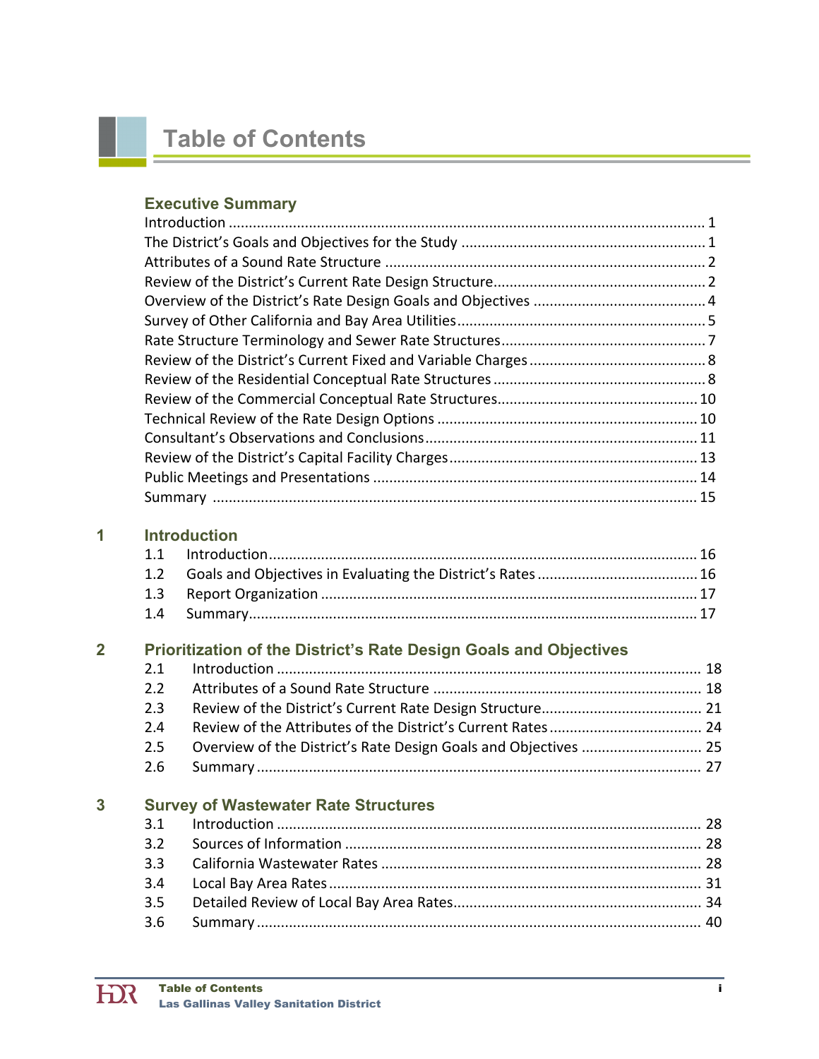# Table of Contents

## Executive Summary

Introduction ..... 1
The District's Goals and Objectives for the Study ..... 1
Attributes of a Sound Rate Structure ..... 2
Review of the District's Current Rate Design Structure ..... 2
Overview of the District's Rate Design Goals and Objectives ..... 4
Survey of Other California and Bay Area Utilities ..... 5
Rate Structure Terminology and Sewer Rate Structures ..... 7
Review of the District's Current Fixed and Variable Charges ..... 8
Review of the Residential Conceptual Rate Structures ..... 8
Review of the Commercial Conceptual Rate Structures ..... 10
Technical Review of the Rate Design Options ..... 10
Consultant's Observations and Conclusions ..... 11
Review of the District's Capital Facility Charges ..... 13
Public Meetings and Presentations ..... 14
Summary ..... 15

## 1 Introduction

1.1 Introduction ..... 16
1.2 Goals and Objectives in Evaluating the District's Rates ..... 16
1.3 Report Organization ..... 17
1.4 Summary ..... 17

## 2 Prioritization of the District's Rate Design Goals and Objectives

2.1 Introduction ..... 18
2.2 Attributes of a Sound Rate Structure ..... 18
2.3 Review of the District's Current Rate Design Structure ..... 21
2.4 Review of the Attributes of the District's Current Rates ..... 24
2.5 Overview of the District's Rate Design Goals and Objectives ..... 25
2.6 Summary ..... 27

## 3 Survey of Wastewater Rate Structures

3.1 Introduction ..... 28
3.2 Sources of Information ..... 28
3.3 California Wastewater Rates ..... 28
3.4 Local Bay Area Rates ..... 31
3.5 Detailed Review of Local Bay Area Rates ..... 34
3.6 Summary ..... 40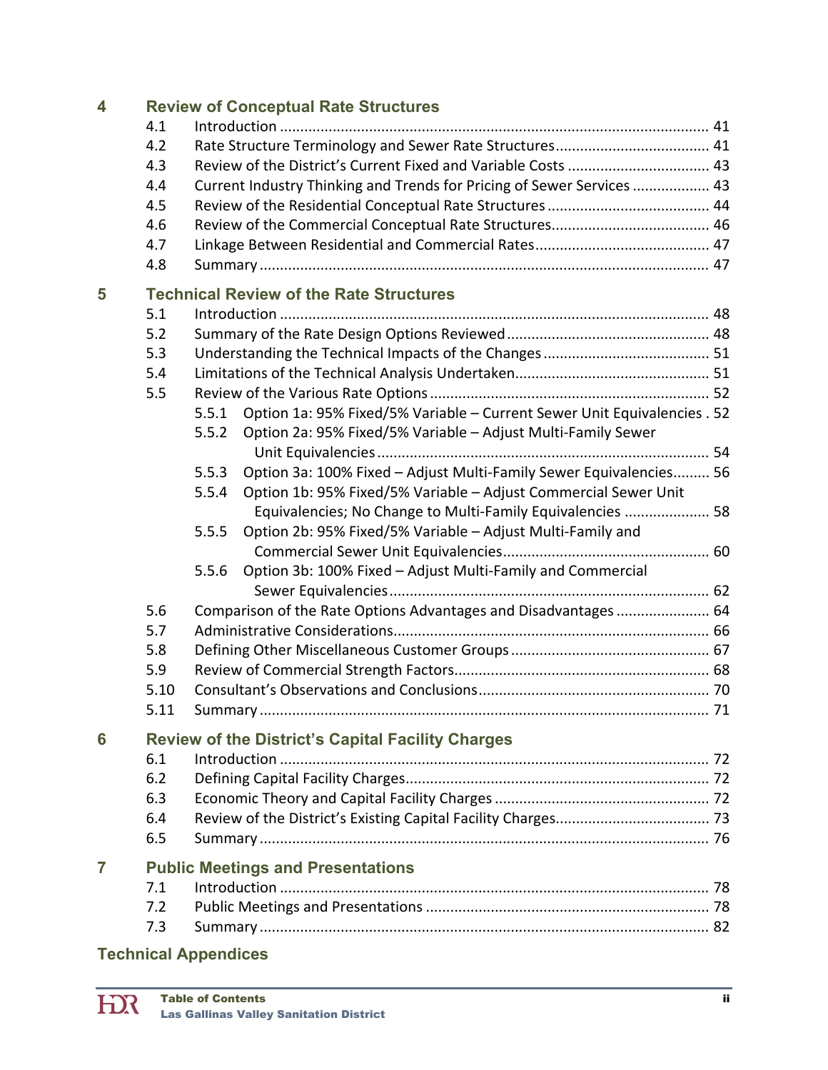**4 Review of Conceptual Rate Structures**

- 4.1 Introduction ........................................................................................................... 41
- 4.2 Rate Structure Terminology and Sewer Rate Structures ...................................... 41
- 4.3 Review of the District's Current Fixed and Variable Costs ................................... 43
- 4.4 Current Industry Thinking and Trends for Pricing of Sewer Services ................... 43
- 4.5 Review of the Residential Conceptual Rate Structures ........................................ 44
- 4.6 Review of the Commercial Conceptual Rate Structures ....................................... 46
- 4.7 Linkage Between Residential and Commercial Rates ........................................... 47
- 4.8 Summary ............................................................................................................... 47

**5 Technical Review of the Rate Structures**

- 5.1 Introduction ........................................................................................................... 48
- 5.2 Summary of the Rate Design Options Reviewed .................................................. 48
- 5.3 Understanding the Technical Impacts of the Changes ......................................... 51
- 5.4 Limitations of the Technical Analysis Undertaken ................................................ 51
- 5.5 Review of the Various Rate Options ..................................................................... 52
  - 5.5.1 Option 1a: 95% Fixed/5% Variable – Current Sewer Unit Equivalencies . 52
  - 5.5.2 Option 2a: 95% Fixed/5% Variable – Adjust Multi-Family Sewer Unit Equivalencies ................................................................................. 54
  - 5.5.3 Option 3a: 100% Fixed – Adjust Multi-Family Sewer Equivalencies ......... 56
  - 5.5.4 Option 1b: 95% Fixed/5% Variable – Adjust Commercial Sewer Unit Equivalencies; No Change to Multi-Family Equivalencies ..................... 58
  - 5.5.5 Option 2b: 95% Fixed/5% Variable – Adjust Multi-Family and Commercial Sewer Unit Equivalencies .................................................. 60
  - 5.5.6 Option 3b: 100% Fixed – Adjust Multi-Family and Commercial Sewer Equivalencies .............................................................................. 62
- 5.6 Comparison of the Rate Options Advantages and Disadvantages ....................... 64
- 5.7 Administrative Considerations ............................................................................. 66
- 5.8 Defining Other Miscellaneous Customer Groups ................................................. 67
- 5.9 Review of Commercial Strength Factors ............................................................... 68
- 5.10 Consultant's Observations and Conclusions ......................................................... 70
- 5.11 Summary ............................................................................................................... 71

**6 Review of the District's Capital Facility Charges**

- 6.1 Introduction ........................................................................................................... 72
- 6.2 Defining Capital Facility Charges .......................................................................... 72
- 6.3 Economic Theory and Capital Facility Charges ..................................................... 72
- 6.4 Review of the District's Existing Capital Facility Charges ...................................... 73
- 6.5 Summary ............................................................................................................... 76

**7 Public Meetings and Presentations**

- 7.1 Introduction ........................................................................................................... 78
- 7.2 Public Meetings and Presentations ...................................................................... 78
- 7.3 Summary ............................................................................................................... 82

**Technical Appendices**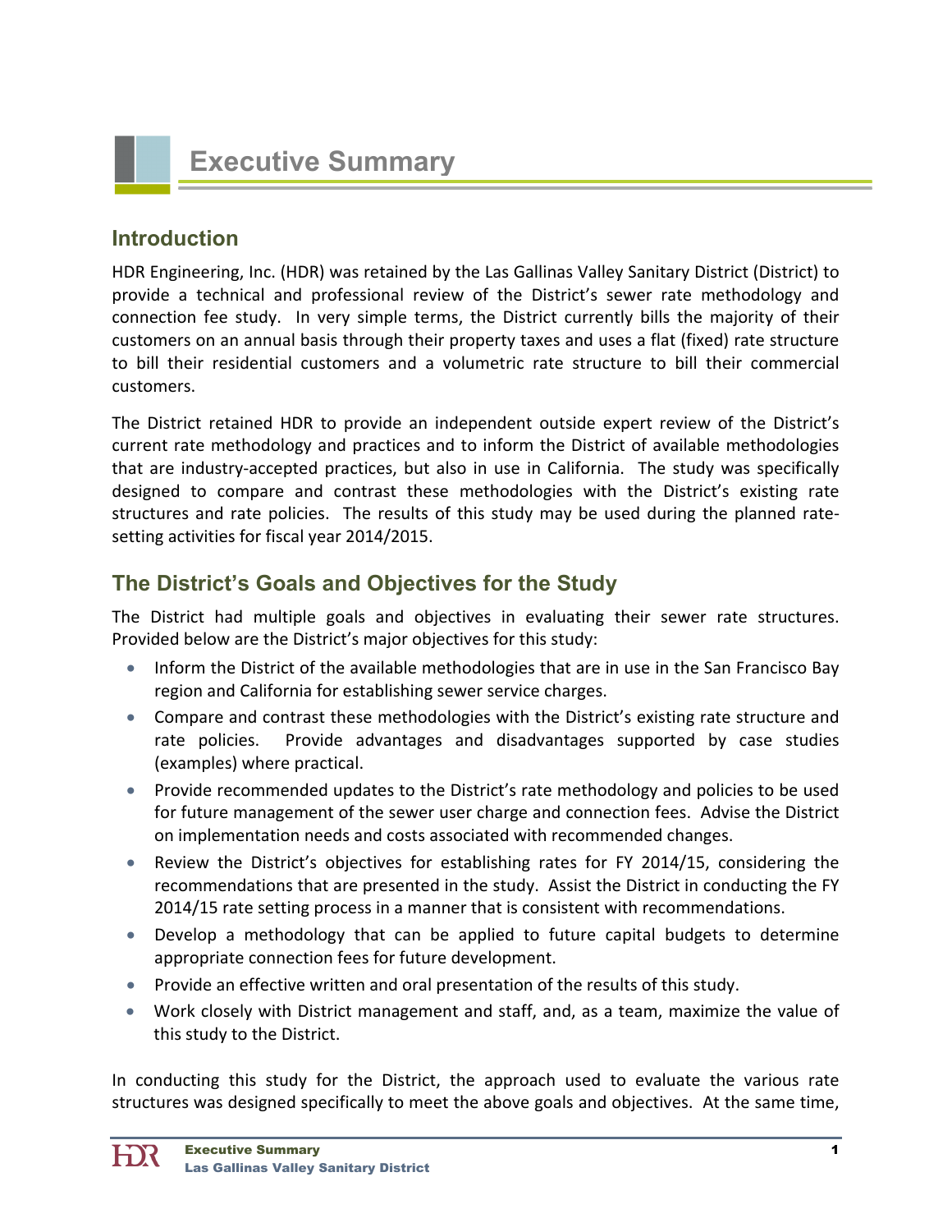# Executive Summary

## Introduction

HDR Engineering, Inc. (HDR) was retained by the Las Gallinas Valley Sanitary District (District) to provide a technical and professional review of the District's sewer rate methodology and connection fee study. In very simple terms, the District currently bills the majority of their customers on an annual basis through their property taxes and uses a flat (fixed) rate structure to bill their residential customers and a volumetric rate structure to bill their commercial customers.

The District retained HDR to provide an independent outside expert review of the District's current rate methodology and practices and to inform the District of available methodologies that are industry-accepted practices, but also in use in California. The study was specifically designed to compare and contrast these methodologies with the District's existing rate structures and rate policies. The results of this study may be used during the planned rate-setting activities for fiscal year 2014/2015.

## The District's Goals and Objectives for the Study

The District had multiple goals and objectives in evaluating their sewer rate structures. Provided below are the District's major objectives for this study:

- Inform the District of the available methodologies that are in use in the San Francisco Bay region and California for establishing sewer service charges.
- Compare and contrast these methodologies with the District's existing rate structure and rate policies. Provide advantages and disadvantages supported by case studies (examples) where practical.
- Provide recommended updates to the District's rate methodology and policies to be used for future management of the sewer user charge and connection fees. Advise the District on implementation needs and costs associated with recommended changes.
- Review the District's objectives for establishing rates for FY 2014/15, considering the recommendations that are presented in the study. Assist the District in conducting the FY 2014/15 rate setting process in a manner that is consistent with recommendations.
- Develop a methodology that can be applied to future capital budgets to determine appropriate connection fees for future development.
- Provide an effective written and oral presentation of the results of this study.
- Work closely with District management and staff, and, as a team, maximize the value of this study to the District.

In conducting this study for the District, the approach used to evaluate the various rate structures was designed specifically to meet the above goals and objectives. At the same time,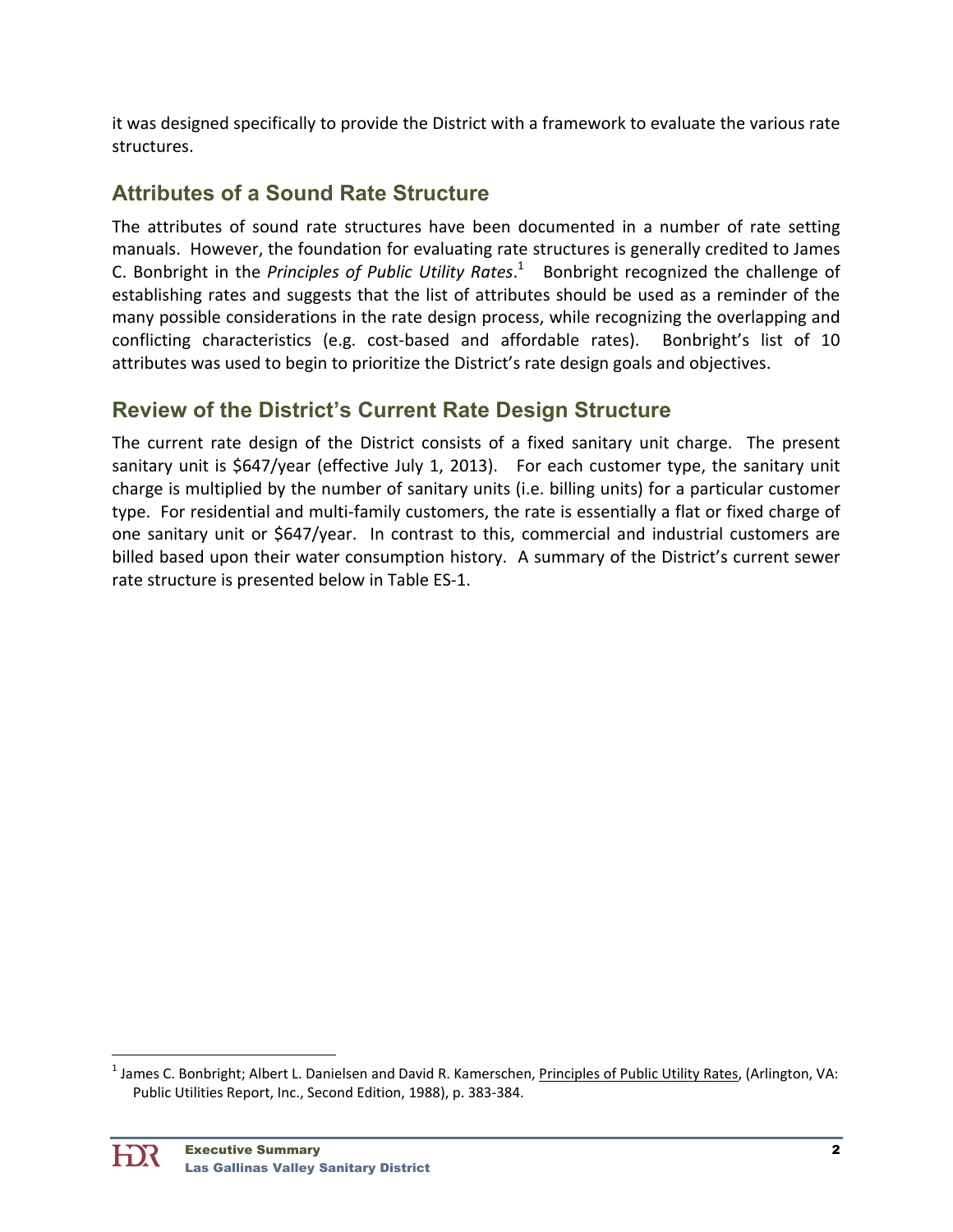it was designed specifically to provide the District with a framework to evaluate the various rate structures.

## Attributes of a Sound Rate Structure

The attributes of sound rate structures have been documented in a number of rate setting manuals. However, the foundation for evaluating rate structures is generally credited to James C. Bonbright in the *Principles of Public Utility Rates*.[1] Bonbright recognized the challenge of establishing rates and suggests that the list of attributes should be used as a reminder of the many possible considerations in the rate design process, while recognizing the overlapping and conflicting characteristics (e.g. cost-based and affordable rates). Bonbright's list of 10 attributes was used to begin to prioritize the District's rate design goals and objectives.

## Review of the District's Current Rate Design Structure

The current rate design of the District consists of a fixed sanitary unit charge. The present sanitary unit is $647/year (effective July 1, 2013). For each customer type, the sanitary unit charge is multiplied by the number of sanitary units (i.e. billing units) for a particular customer type. For residential and multi-family customers, the rate is essentially a flat or fixed charge of one sanitary unit or $647/year. In contrast to this, commercial and industrial customers are billed based upon their water consumption history. A summary of the District's current sewer rate structure is presented below in Table ES-1.

[1] James C. Bonbright; Albert L. Danielsen and David R. Kamerschen, Principles of Public Utility Rates, (Arlington, VA: Public Utilities Report, Inc., Second Edition, 1988), p. 383-384.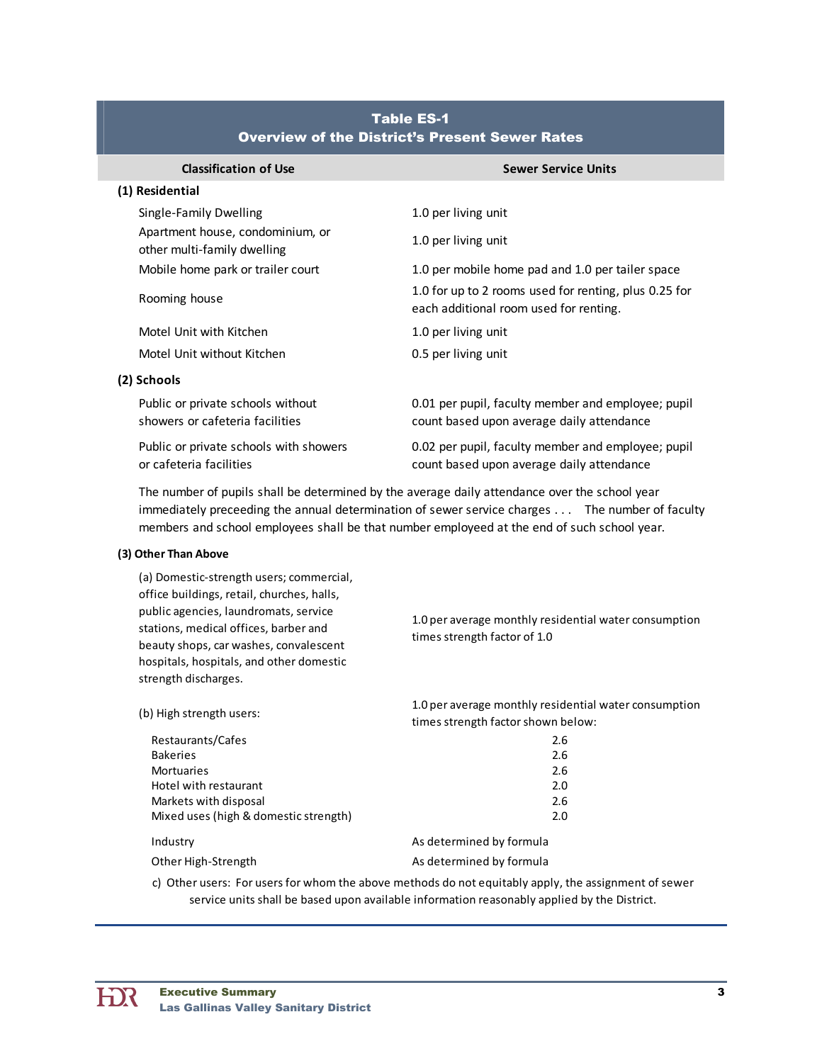**Table ES-1**
**Overview of the District's Present Sewer Rates**

| Classification of Use | Sewer Service Units |
|---|---|
| **(1) Residential** | |
| Single-Family Dwelling | 1.0 per living unit |
| Apartment house, condominium, or other multi-family dwelling | 1.0 per living unit |
| Mobile home park or trailer court | 1.0 per mobile home pad and 1.0 per tailer space |
| Rooming house | 1.0 for up to 2 rooms used for renting, plus 0.25 for each additional room used for renting. |
| Motel Unit with Kitchen | 1.0 per living unit |
| Motel Unit without Kitchen | 0.5 per living unit |
| **(2) Schools** | |
| Public or private schools without showers or cafeteria facilities | 0.01 per pupil, faculty member and employee; pupil count based upon average daily attendance |
| Public or private schools with showers or cafeteria facilities | 0.02 per pupil, faculty member and employee; pupil count based upon average daily attendance |
| The number of pupils shall be determined by the average daily attendance over the school year immediately preceeding the annual determination of sewer service charges . . . The number of faculty members and school employees shall be that number employeed at the end of such school year. | |
| **(3) Other Than Above** | |
| (a) Domestic-strength users; commercial, office buildings, retail, churches, halls, public agencies, laundromats, service stations, medical offices, barber and beauty shops, car washes, convalescent hospitals, hospitals, and other domestic strength discharges. | 1.0 per average monthly residential water consumption times strength factor of 1.0 |
| (b) High strength users: | 1.0 per average monthly residential water consumption times strength factor shown below: |
| Restaurants/Cafes | 2.6 |
| Bakeries | 2.6 |
| Mortuaries | 2.6 |
| Hotel with restaurant | 2.0 |
| Markets with disposal | 2.6 |
| Mixed uses (high & domestic strength) | 2.0 |
| Industry | As determined by formula |
| Other High-Strength | As determined by formula |
| c) Other users: For users for whom the above methods do not equitably apply, the assignment of sewer service units shall be based upon available information reasonably applied by the District. | |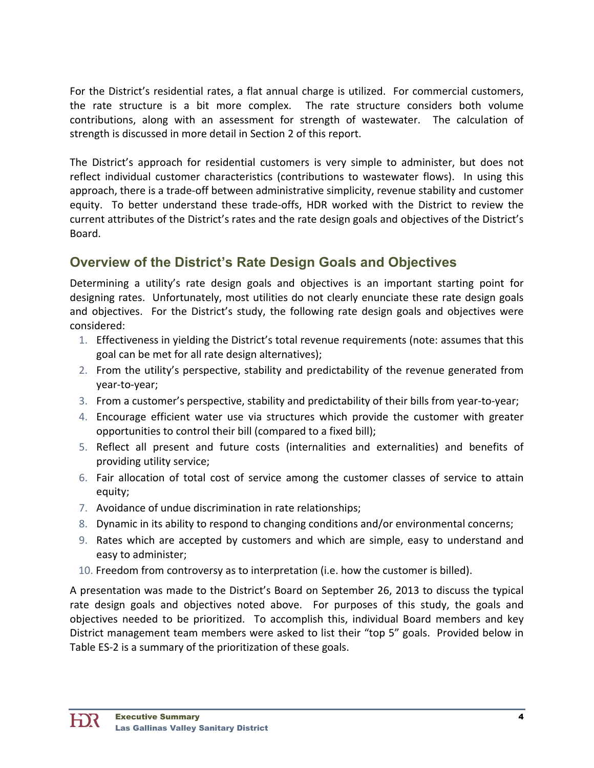For the District's residential rates, a flat annual charge is utilized. For commercial customers, the rate structure is a bit more complex. The rate structure considers both volume contributions, along with an assessment for strength of wastewater. The calculation of strength is discussed in more detail in Section 2 of this report.

The District's approach for residential customers is very simple to administer, but does not reflect individual customer characteristics (contributions to wastewater flows). In using this approach, there is a trade-off between administrative simplicity, revenue stability and customer equity. To better understand these trade-offs, HDR worked with the District to review the current attributes of the District's rates and the rate design goals and objectives of the District's Board.

## Overview of the District's Rate Design Goals and Objectives

Determining a utility's rate design goals and objectives is an important starting point for designing rates. Unfortunately, most utilities do not clearly enunciate these rate design goals and objectives. For the District's study, the following rate design goals and objectives were considered:

1. Effectiveness in yielding the District's total revenue requirements (note: assumes that this goal can be met for all rate design alternatives);
2. From the utility's perspective, stability and predictability of the revenue generated from year-to-year;
3. From a customer's perspective, stability and predictability of their bills from year-to-year;
4. Encourage efficient water use via structures which provide the customer with greater opportunities to control their bill (compared to a fixed bill);
5. Reflect all present and future costs (internalities and externalities) and benefits of providing utility service;
6. Fair allocation of total cost of service among the customer classes of service to attain equity;
7. Avoidance of undue discrimination in rate relationships;
8. Dynamic in its ability to respond to changing conditions and/or environmental concerns;
9. Rates which are accepted by customers and which are simple, easy to understand and easy to administer;
10. Freedom from controversy as to interpretation (i.e. how the customer is billed).

A presentation was made to the District's Board on September 26, 2013 to discuss the typical rate design goals and objectives noted above. For purposes of this study, the goals and objectives needed to be prioritized. To accomplish this, individual Board members and key District management team members were asked to list their "top 5" goals. Provided below in Table ES-2 is a summary of the prioritization of these goals.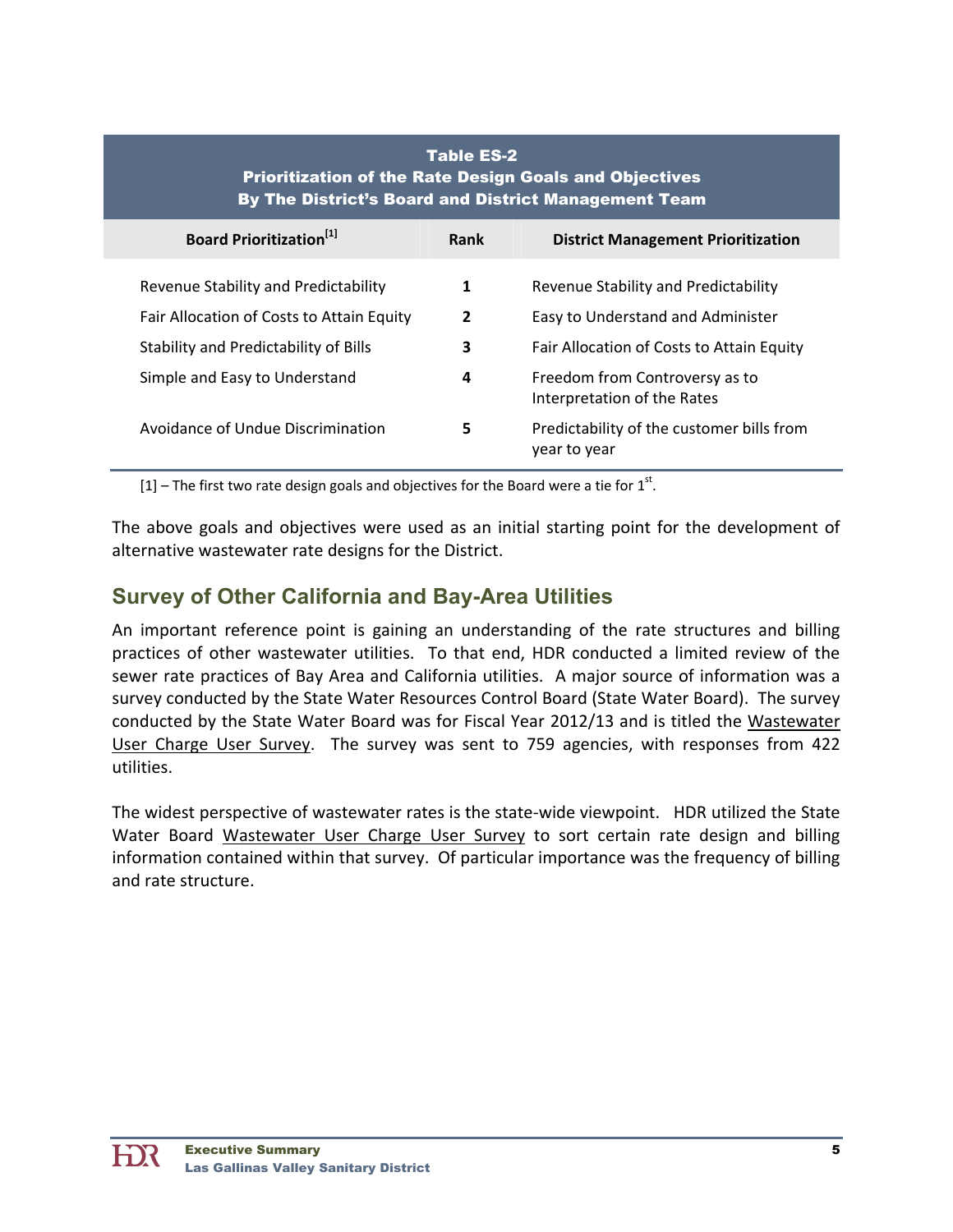**Table ES-2**
**Prioritization of the Rate Design Goals and Objectives**
**By The District's Board and District Management Team**

| Board Prioritization[1] | Rank | District Management Prioritization |
|---|---|---|
| Revenue Stability and Predictability | 1 | Revenue Stability and Predictability |
| Fair Allocation of Costs to Attain Equity | 2 | Easy to Understand and Administer |
| Stability and Predictability of Bills | 3 | Fair Allocation of Costs to Attain Equity |
| Simple and Easy to Understand | 4 | Freedom from Controversy as to Interpretation of the Rates |
| Avoidance of Undue Discrimination | 5 | Predictability of the customer bills from year to year |

[1] – The first two rate design goals and objectives for the Board were a tie for 1st.

The above goals and objectives were used as an initial starting point for the development of alternative wastewater rate designs for the District.

## Survey of Other California and Bay-Area Utilities

An important reference point is gaining an understanding of the rate structures and billing practices of other wastewater utilities. To that end, HDR conducted a limited review of the sewer rate practices of Bay Area and California utilities. A major source of information was a survey conducted by the State Water Resources Control Board (State Water Board). The survey conducted by the State Water Board was for Fiscal Year 2012/13 and is titled the Wastewater User Charge User Survey. The survey was sent to 759 agencies, with responses from 422 utilities.

The widest perspective of wastewater rates is the state-wide viewpoint. HDR utilized the State Water Board Wastewater User Charge User Survey to sort certain rate design and billing information contained within that survey. Of particular importance was the frequency of billing and rate structure.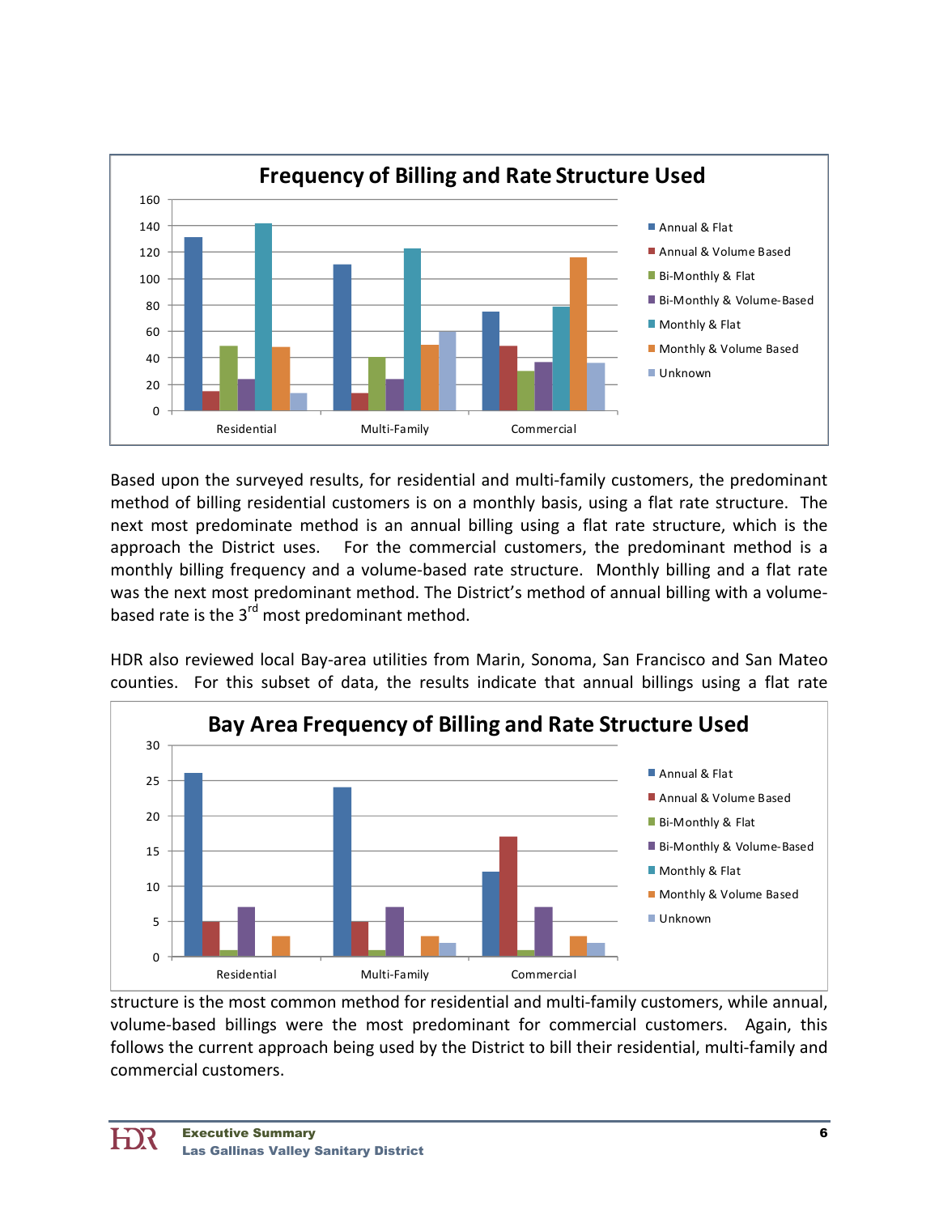**Frequency of Billing and Rate Structure Used**

| | Annual & Flat | Annual & Volume Based | Bi-Monthly & Flat | Bi-Monthly & Volume-Based | Monthly & Flat | Monthly & Volume Based | Unknown |
|---|---|---|---|---|---|---|---|
| Residential | 131 | 15 | 49 | 24 | 142 | 48 | 14 |
| Multi-Family | 111 | 14 | 40 | 24 | 123 | 50 | 60 |
| Commercial | 75 | 49 | 30 | 37 | 79 | 116 | 36 |

Based upon the surveyed results, for residential and multi-family customers, the predominant method of billing residential customers is on a monthly basis, using a flat rate structure. The next most predominate method is an annual billing using a flat rate structure, which is the approach the District uses. For the commercial customers, the predominant method is a monthly billing frequency and a volume-based rate structure. Monthly billing and a flat rate was the next most predominant method. The District's method of annual billing with a volume-based rate is the 3rd most predominant method.

HDR also reviewed local Bay-area utilities from Marin, Sonoma, San Francisco and San Mateo counties. For this subset of data, the results indicate that annual billings using a flat rate structure is the most common method for residential and multi-family customers, while annual, volume-based billings were the most predominant for commercial customers. Again, this follows the current approach being used by the District to bill their residential, multi-family and commercial customers.

**Bay Area Frequency of Billing and Rate Structure Used**

| | Annual & Flat | Annual & Volume Based | Bi-Monthly & Flat | Bi-Monthly & Volume-Based | Monthly & Flat | Monthly & Volume Based | Unknown |
|---|---|---|---|---|---|---|---|
| Residential | 26 | 5 | 1 | 7 | 0 | 3 | 0 |
| Multi-Family | 24 | 5 | 1 | 7 | 0 | 3 | 2 |
| Commercial | 12 | 17 | 1 | 7 | 0 | 3 | 2 |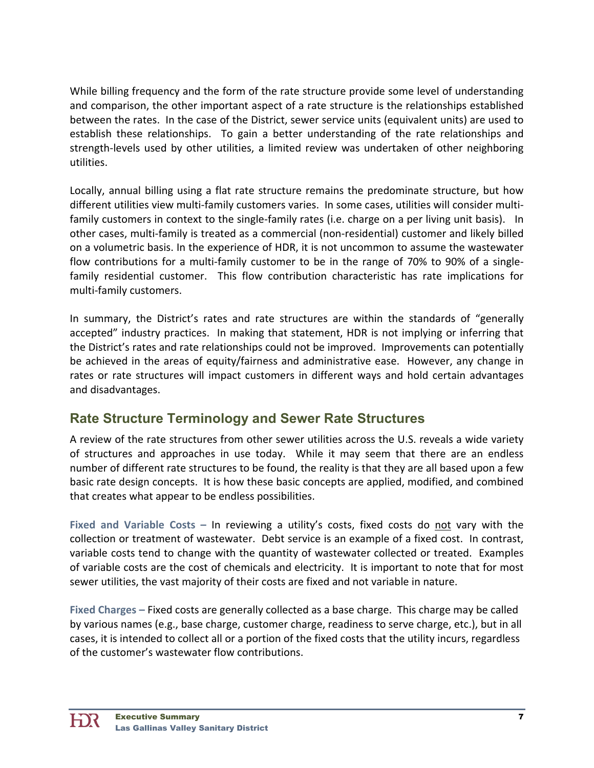While billing frequency and the form of the rate structure provide some level of understanding and comparison, the other important aspect of a rate structure is the relationships established between the rates. In the case of the District, sewer service units (equivalent units) are used to establish these relationships. To gain a better understanding of the rate relationships and strength-levels used by other utilities, a limited review was undertaken of other neighboring utilities.

Locally, annual billing using a flat rate structure remains the predominate structure, but how different utilities view multi-family customers varies. In some cases, utilities will consider multi-family customers in context to the single-family rates (i.e. charge on a per living unit basis). In other cases, multi-family is treated as a commercial (non-residential) customer and likely billed on a volumetric basis. In the experience of HDR, it is not uncommon to assume the wastewater flow contributions for a multi-family customer to be in the range of 70% to 90% of a single-family residential customer. This flow contribution characteristic has rate implications for multi-family customers.

In summary, the District's rates and rate structures are within the standards of "generally accepted" industry practices. In making that statement, HDR is not implying or inferring that the District's rates and rate relationships could not be improved. Improvements can potentially be achieved in the areas of equity/fairness and administrative ease. However, any change in rates or rate structures will impact customers in different ways and hold certain advantages and disadvantages.

## Rate Structure Terminology and Sewer Rate Structures

A review of the rate structures from other sewer utilities across the U.S. reveals a wide variety of structures and approaches in use today. While it may seem that there are an endless number of different rate structures to be found, the reality is that they are all based upon a few basic rate design concepts. It is how these basic concepts are applied, modified, and combined that creates what appear to be endless possibilities.

**Fixed and Variable Costs –** In reviewing a utility's costs, fixed costs do not vary with the collection or treatment of wastewater. Debt service is an example of a fixed cost. In contrast, variable costs tend to change with the quantity of wastewater collected or treated. Examples of variable costs are the cost of chemicals and electricity. It is important to note that for most sewer utilities, the vast majority of their costs are fixed and not variable in nature.

**Fixed Charges –** Fixed costs are generally collected as a base charge. This charge may be called by various names (e.g., base charge, customer charge, readiness to serve charge, etc.), but in all cases, it is intended to collect all or a portion of the fixed costs that the utility incurs, regardless of the customer's wastewater flow contributions.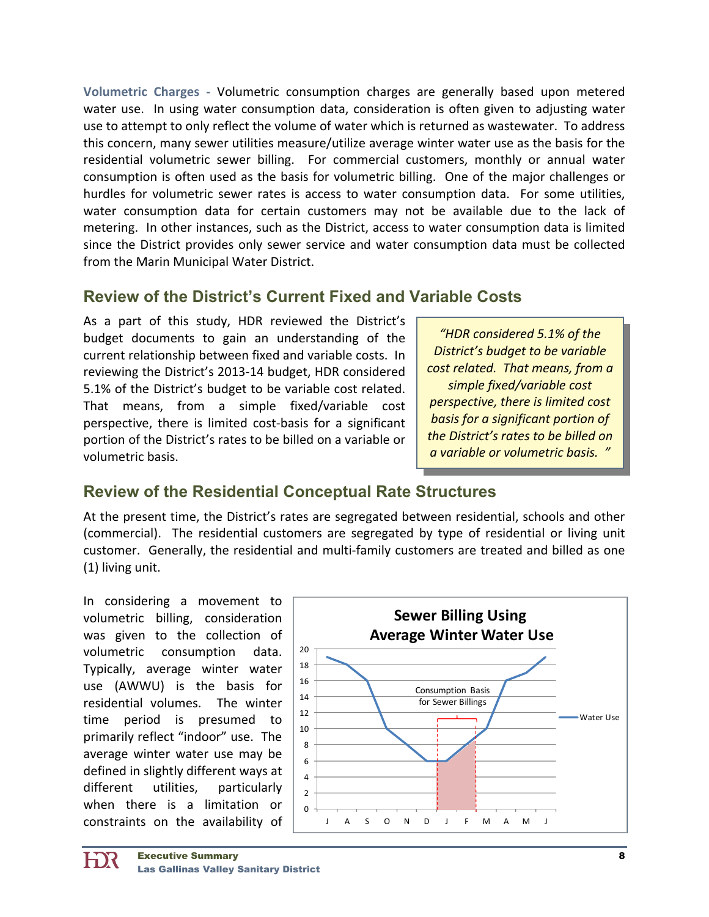**Volumetric Charges -** Volumetric consumption charges are generally based upon metered water use. In using water consumption data, consideration is often given to adjusting water use to attempt to only reflect the volume of water which is returned as wastewater. To address this concern, many sewer utilities measure/utilize average winter water use as the basis for the residential volumetric sewer billing. For commercial customers, monthly or annual water consumption is often used as the basis for volumetric billing. One of the major challenges or hurdles for volumetric sewer rates is access to water consumption data. For some utilities, water consumption data for certain customers may not be available due to the lack of metering. In other instances, such as the District, access to water consumption data is limited since the District provides only sewer service and water consumption data must be collected from the Marin Municipal Water District.

## Review of the District's Current Fixed and Variable Costs

As a part of this study, HDR reviewed the District's budget documents to gain an understanding of the current relationship between fixed and variable costs. In reviewing the District's 2013-14 budget, HDR considered 5.1% of the District's budget to be variable cost related. That means, from a simple fixed/variable cost perspective, there is limited cost-basis for a significant portion of the District's rates to be billed on a variable or volumetric basis.

> *"HDR considered 5.1% of the District's budget to be variable cost related. That means, from a simple fixed/variable cost perspective, there is limited cost basis for a significant portion of the District's rates to be billed on a variable or volumetric basis. "*

## Review of the Residential Conceptual Rate Structures

At the present time, the District's rates are segregated between residential, schools and other (commercial). The residential customers are segregated by type of residential or living unit customer. Generally, the residential and multi-family customers are treated and billed as one (1) living unit.

In considering a movement to volumetric billing, consideration was given to the collection of volumetric consumption data. Typically, average winter water use (AWWU) is the basis for residential volumes. The winter time period is presumed to primarily reflect "indoor" use. The average winter water use may be defined in slightly different ways at different utilities, particularly when there is a limitation or constraints on the availability of

**Sewer Billing Using Average Winter Water Use**

| Month | J | A | S | O | N | D | J | F | M | A | M | J |
|---|---|---|---|---|---|---|---|---|---|---|---|---|
| Water Use | 19 | 18 | 16 | 10 | 8 | 6 | 6 | 8 | 10 | 16 | 17 | 19 |

Consumption Basis for Sewer Billings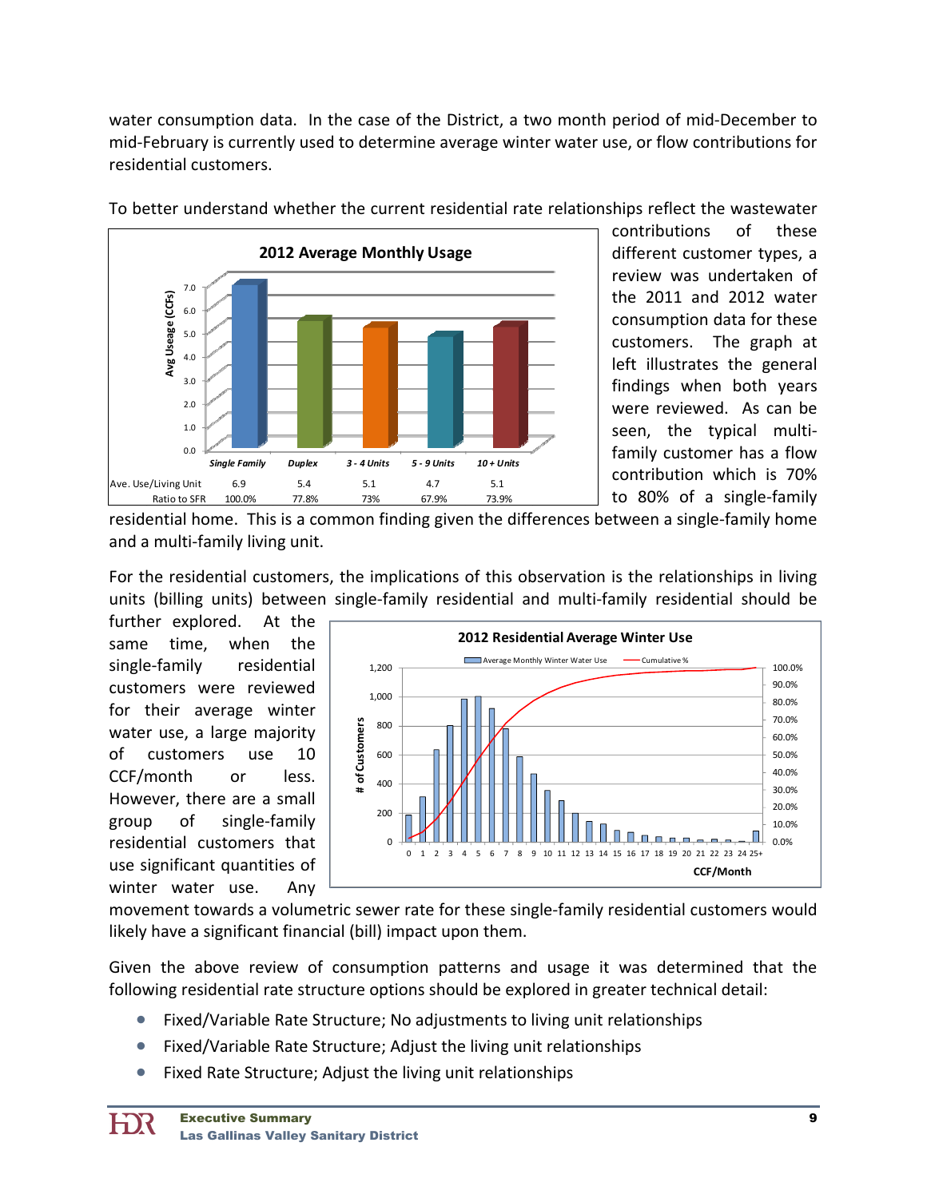water consumption data. In the case of the District, a two month period of mid-December to mid-February is currently used to determine average winter water use, or flow contributions for residential customers.

To better understand whether the current residential rate relationships reflect the wastewater contributions of these different customer types, a review was undertaken of the 2011 and 2012 water consumption data for these customers. The graph at left illustrates the general findings when both years were reviewed. As can be seen, the typical multi-family customer has a flow contribution which is 70% to 80% of a single-family residential home. This is a common finding given the differences between a single-family home and a multi-family living unit.

**2012 Average Monthly Usage**

| | Single Family | Duplex | 3 - 4 Units | 5 - 9 Units | 10 + Units |
|---|---|---|---|---|---|
| Ave. Use/Living Unit | 6.9 | 5.4 | 5.1 | 4.7 | 5.1 |
| Ratio to SFR | 100.0% | 77.8% | 73% | 67.9% | 73.9% |

For the residential customers, the implications of this observation is the relationships in living units (billing units) between single-family residential and multi-family residential should be further explored. At the same time, when the single-family residential customers were reviewed for their average winter water use, a large majority of customers use 10 CCF/month or less. However, there are a small group of single-family residential customers that use significant quantities of winter water use. Any movement towards a volumetric sewer rate for these single-family residential customers would likely have a significant financial (bill) impact upon them.

**2012 Residential Average Winter Use**

Given the above review of consumption patterns and usage it was determined that the following residential rate structure options should be explored in greater technical detail:

- Fixed/Variable Rate Structure; No adjustments to living unit relationships
- Fixed/Variable Rate Structure; Adjust the living unit relationships
- Fixed Rate Structure; Adjust the living unit relationships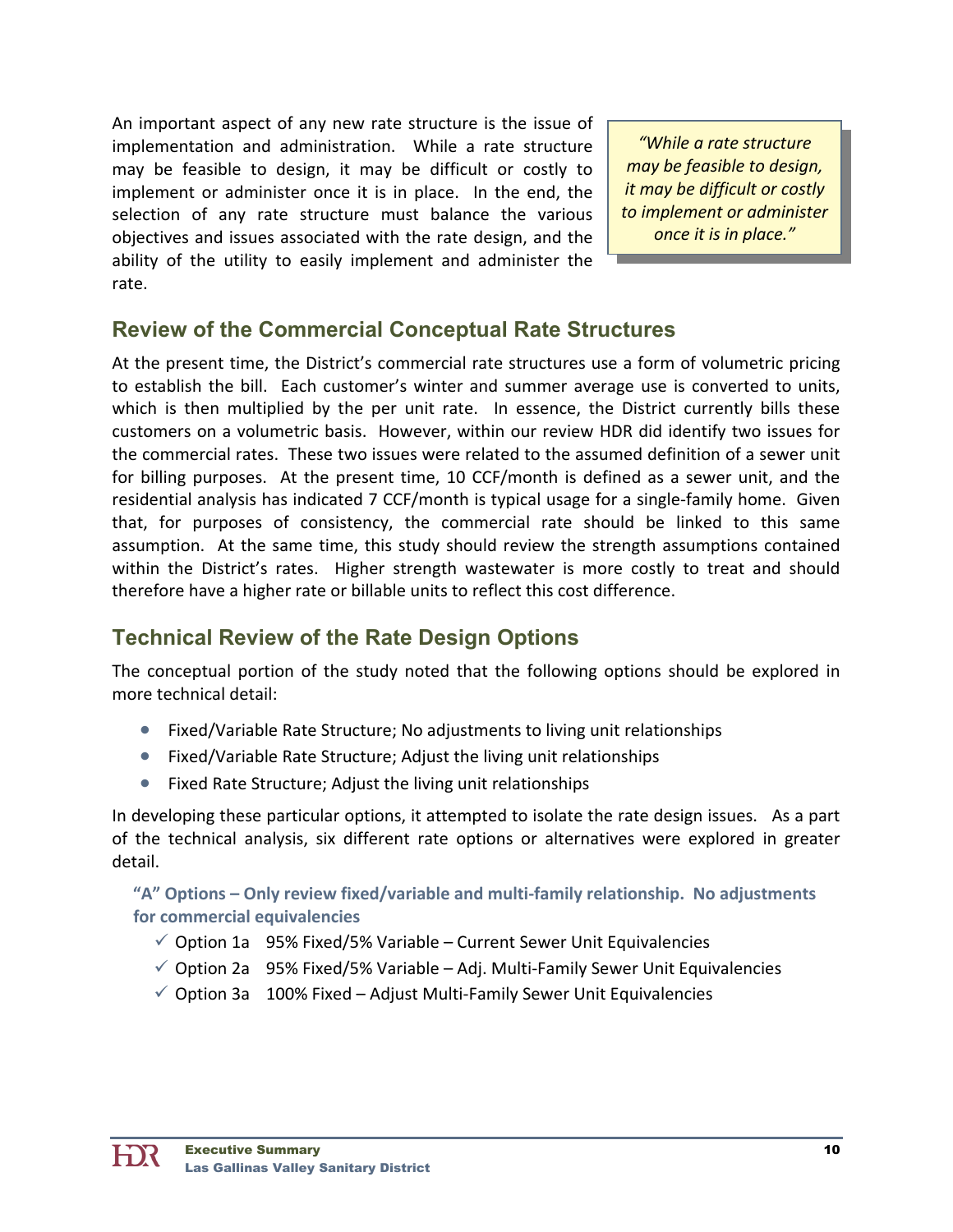An important aspect of any new rate structure is the issue of implementation and administration. While a rate structure may be feasible to design, it may be difficult or costly to implement or administer once it is in place. In the end, the selection of any rate structure must balance the various objectives and issues associated with the rate design, and the ability of the utility to easily implement and administer the rate.

> *"While a rate structure may be feasible to design, it may be difficult or costly to implement or administer once it is in place."*

## Review of the Commercial Conceptual Rate Structures

At the present time, the District's commercial rate structures use a form of volumetric pricing to establish the bill. Each customer's winter and summer average use is converted to units, which is then multiplied by the per unit rate. In essence, the District currently bills these customers on a volumetric basis. However, within our review HDR did identify two issues for the commercial rates. These two issues were related to the assumed definition of a sewer unit for billing purposes. At the present time, 10 CCF/month is defined as a sewer unit, and the residential analysis has indicated 7 CCF/month is typical usage for a single-family home. Given that, for purposes of consistency, the commercial rate should be linked to this same assumption. At the same time, this study should review the strength assumptions contained within the District's rates. Higher strength wastewater is more costly to treat and should therefore have a higher rate or billable units to reflect this cost difference.

## Technical Review of the Rate Design Options

The conceptual portion of the study noted that the following options should be explored in more technical detail:

- Fixed/Variable Rate Structure; No adjustments to living unit relationships
- Fixed/Variable Rate Structure; Adjust the living unit relationships
- Fixed Rate Structure; Adjust the living unit relationships

In developing these particular options, it attempted to isolate the rate design issues. As a part of the technical analysis, six different rate options or alternatives were explored in greater detail.

**"A" Options – Only review fixed/variable and multi-family relationship. No adjustments for commercial equivalencies**

- ✓ Option 1a 95% Fixed/5% Variable – Current Sewer Unit Equivalencies
- ✓ Option 2a 95% Fixed/5% Variable – Adj. Multi-Family Sewer Unit Equivalencies
- ✓ Option 3a 100% Fixed – Adjust Multi-Family Sewer Unit Equivalencies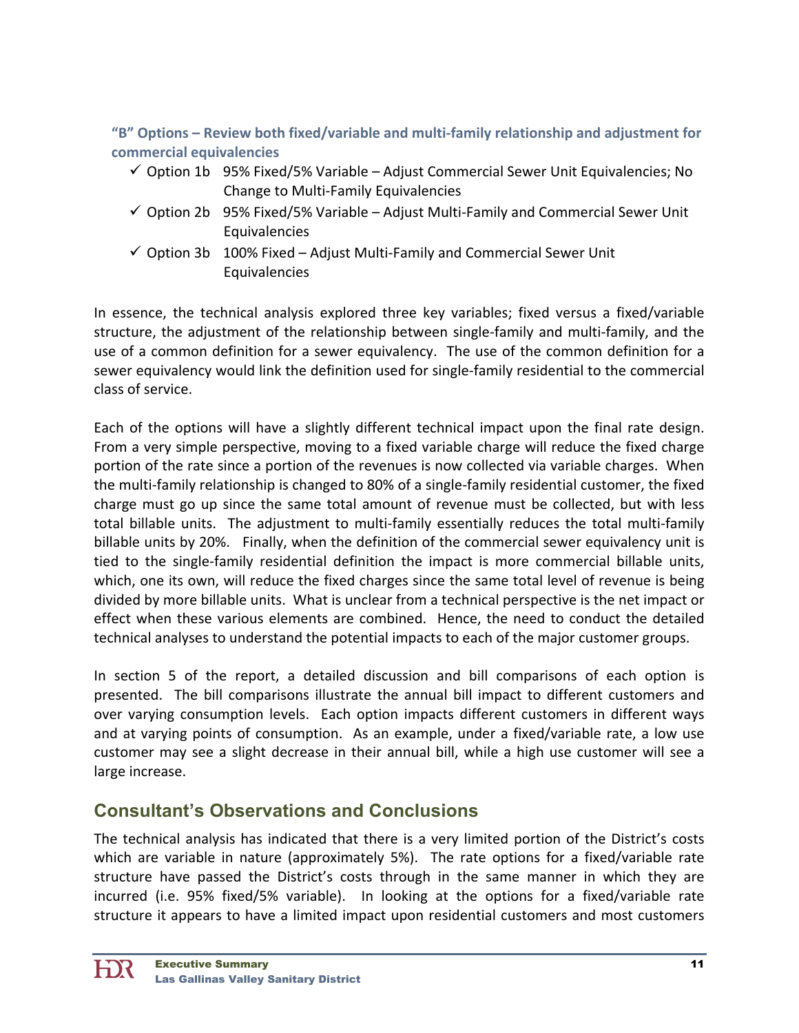**"B" Options – Review both fixed/variable and multi-family relationship and adjustment for commercial equivalencies**

- ✓ Option 1b 95% Fixed/5% Variable – Adjust Commercial Sewer Unit Equivalencies; No Change to Multi-Family Equivalencies
- ✓ Option 2b 95% Fixed/5% Variable – Adjust Multi-Family and Commercial Sewer Unit Equivalencies
- ✓ Option 3b 100% Fixed – Adjust Multi-Family and Commercial Sewer Unit Equivalencies

In essence, the technical analysis explored three key variables; fixed versus a fixed/variable structure, the adjustment of the relationship between single-family and multi-family, and the use of a common definition for a sewer equivalency. The use of the common definition for a sewer equivalency would link the definition used for single-family residential to the commercial class of service.

Each of the options will have a slightly different technical impact upon the final rate design. From a very simple perspective, moving to a fixed variable charge will reduce the fixed charge portion of the rate since a portion of the revenues is now collected via variable charges. When the multi-family relationship is changed to 80% of a single-family residential customer, the fixed charge must go up since the same total amount of revenue must be collected, but with less total billable units. The adjustment to multi-family essentially reduces the total multi-family billable units by 20%. Finally, when the definition of the commercial sewer equivalency unit is tied to the single-family residential definition the impact is more commercial billable units, which, one its own, will reduce the fixed charges since the same total level of revenue is being divided by more billable units. What is unclear from a technical perspective is the net impact or effect when these various elements are combined. Hence, the need to conduct the detailed technical analyses to understand the potential impacts to each of the major customer groups.

In section 5 of the report, a detailed discussion and bill comparisons of each option is presented. The bill comparisons illustrate the annual bill impact to different customers and over varying consumption levels. Each option impacts different customers in different ways and at varying points of consumption. As an example, under a fixed/variable rate, a low use customer may see a slight decrease in their annual bill, while a high use customer will see a large increase.

## Consultant's Observations and Conclusions

The technical analysis has indicated that there is a very limited portion of the District's costs which are variable in nature (approximately 5%). The rate options for a fixed/variable rate structure have passed the District's costs through in the same manner in which they are incurred (i.e. 95% fixed/5% variable). In looking at the options for a fixed/variable rate structure it appears to have a limited impact upon residential customers and most customers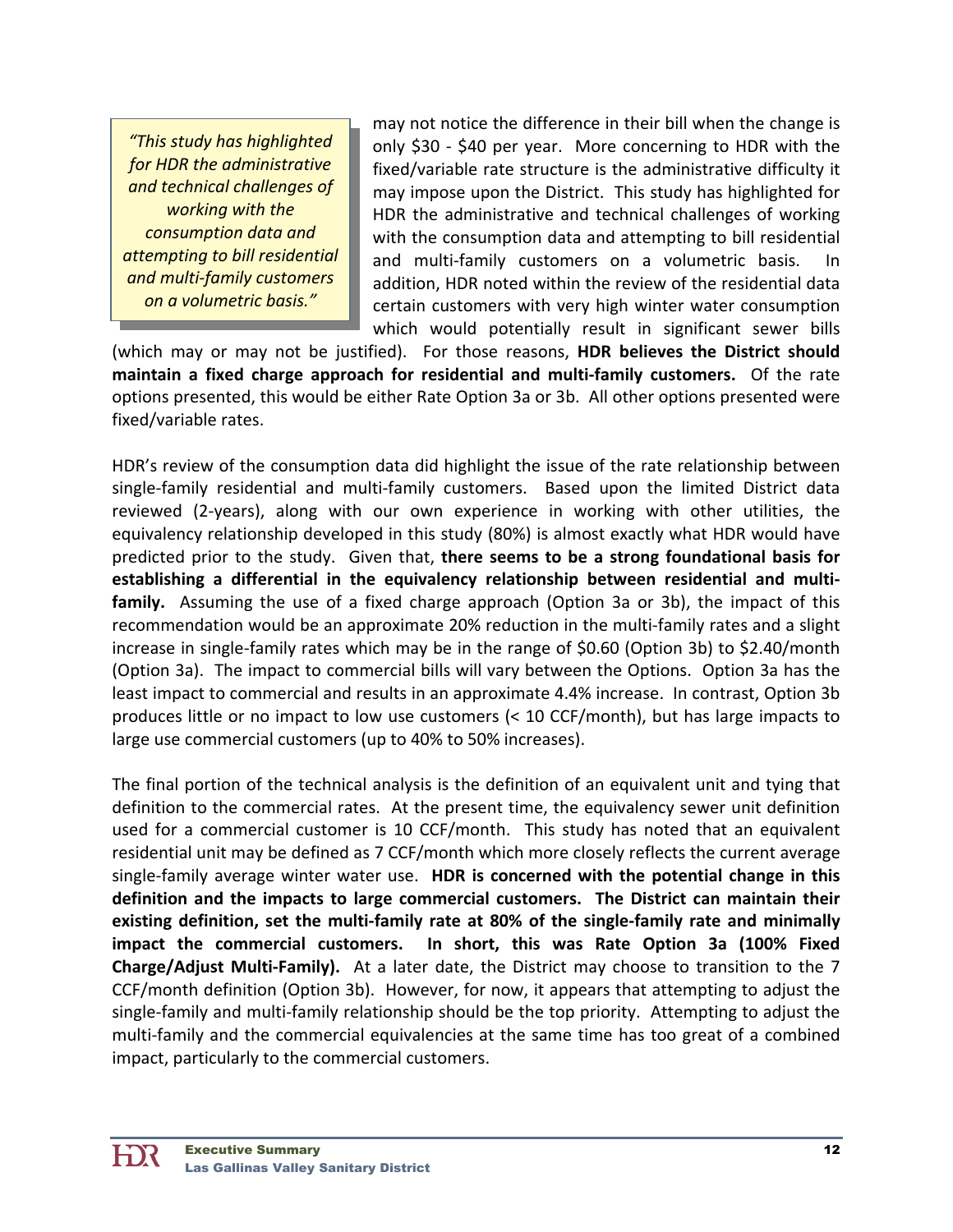> *"This study has highlighted for HDR the administrative and technical challenges of working with the consumption data and attempting to bill residential and multi-family customers on a volumetric basis."*

may not notice the difference in their bill when the change is only $30 - $40 per year. More concerning to HDR with the fixed/variable rate structure is the administrative difficulty it may impose upon the District. This study has highlighted for HDR the administrative and technical challenges of working with the consumption data and attempting to bill residential and multi-family customers on a volumetric basis. In addition, HDR noted within the review of the residential data certain customers with very high winter water consumption which would potentially result in significant sewer bills (which may or may not be justified). For those reasons, **HDR believes the District should maintain a fixed charge approach for residential and multi-family customers.** Of the rate options presented, this would be either Rate Option 3a or 3b. All other options presented were fixed/variable rates.

HDR's review of the consumption data did highlight the issue of the rate relationship between single-family residential and multi-family customers. Based upon the limited District data reviewed (2-years), along with our own experience in working with other utilities, the equivalency relationship developed in this study (80%) is almost exactly what HDR would have predicted prior to the study. Given that, **there seems to be a strong foundational basis for establishing a differential in the equivalency relationship between residential and multi-family.** Assuming the use of a fixed charge approach (Option 3a or 3b), the impact of this recommendation would be an approximate 20% reduction in the multi-family rates and a slight increase in single-family rates which may be in the range of $0.60 (Option 3b) to $2.40/month (Option 3a). The impact to commercial bills will vary between the Options. Option 3a has the least impact to commercial and results in an approximate 4.4% increase. In contrast, Option 3b produces little or no impact to low use customers (< 10 CCF/month), but has large impacts to large use commercial customers (up to 40% to 50% increases).

The final portion of the technical analysis is the definition of an equivalent unit and tying that definition to the commercial rates. At the present time, the equivalency sewer unit definition used for a commercial customer is 10 CCF/month. This study has noted that an equivalent residential unit may be defined as 7 CCF/month which more closely reflects the current average single-family average winter water use. **HDR is concerned with the potential change in this definition and the impacts to large commercial customers. The District can maintain their existing definition, set the multi-family rate at 80% of the single-family rate and minimally impact the commercial customers. In short, this was Rate Option 3a (100% Fixed Charge/Adjust Multi-Family).** At a later date, the District may choose to transition to the 7 CCF/month definition (Option 3b). However, for now, it appears that attempting to adjust the single-family and multi-family relationship should be the top priority. Attempting to adjust the multi-family and the commercial equivalencies at the same time has too great of a combined impact, particularly to the commercial customers.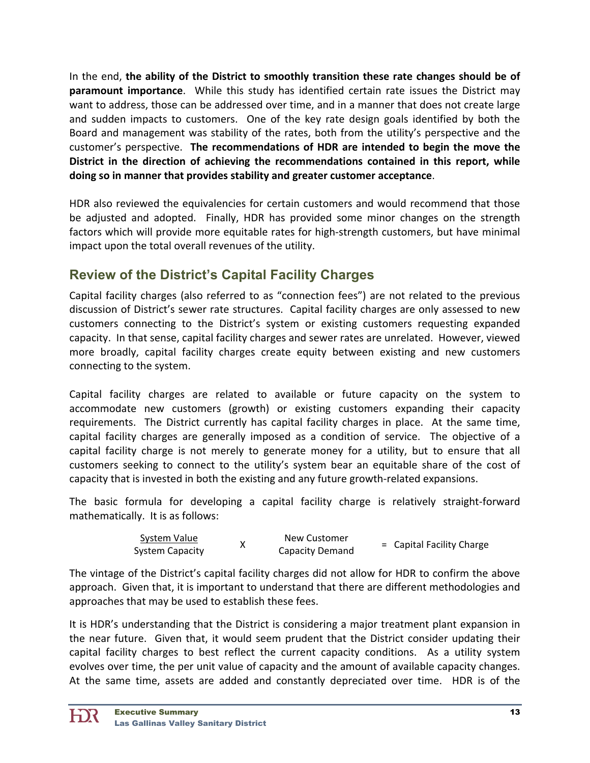In the end, **the ability of the District to smoothly transition these rate changes should be of paramount importance**. While this study has identified certain rate issues the District may want to address, those can be addressed over time, and in a manner that does not create large and sudden impacts to customers. One of the key rate design goals identified by both the Board and management was stability of the rates, both from the utility's perspective and the customer's perspective. **The recommendations of HDR are intended to begin the move the District in the direction of achieving the recommendations contained in this report, while doing so in manner that provides stability and greater customer acceptance**.

HDR also reviewed the equivalencies for certain customers and would recommend that those be adjusted and adopted. Finally, HDR has provided some minor changes on the strength factors which will provide more equitable rates for high-strength customers, but have minimal impact upon the total overall revenues of the utility.

## Review of the District's Capital Facility Charges

Capital facility charges (also referred to as "connection fees") are not related to the previous discussion of District's sewer rate structures. Capital facility charges are only assessed to new customers connecting to the District's system or existing customers requesting expanded capacity. In that sense, capital facility charges and sewer rates are unrelated. However, viewed more broadly, capital facility charges create equity between existing and new customers connecting to the system.

Capital facility charges are related to available or future capacity on the system to accommodate new customers (growth) or existing customers expanding their capacity requirements. The District currently has capital facility charges in place. At the same time, capital facility charges are generally imposed as a condition of service. The objective of a capital facility charge is not merely to generate money for a utility, but to ensure that all customers seeking to connect to the utility's system bear an equitable share of the cost of capacity that is invested in both the existing and any future growth-related expansions.

The basic formula for developing a capital facility charge is relatively straight-forward mathematically. It is as follows:

$$\frac{\text{System Value}}{\text{System Capacity}} \times \text{New Customer Capacity Demand} = \text{Capital Facility Charge}$$

The vintage of the District's capital facility charges did not allow for HDR to confirm the above approach. Given that, it is important to understand that there are different methodologies and approaches that may be used to establish these fees.

It is HDR's understanding that the District is considering a major treatment plant expansion in the near future. Given that, it would seem prudent that the District consider updating their capital facility charges to best reflect the current capacity conditions. As a utility system evolves over time, the per unit value of capacity and the amount of available capacity changes. At the same time, assets are added and constantly depreciated over time. HDR is of the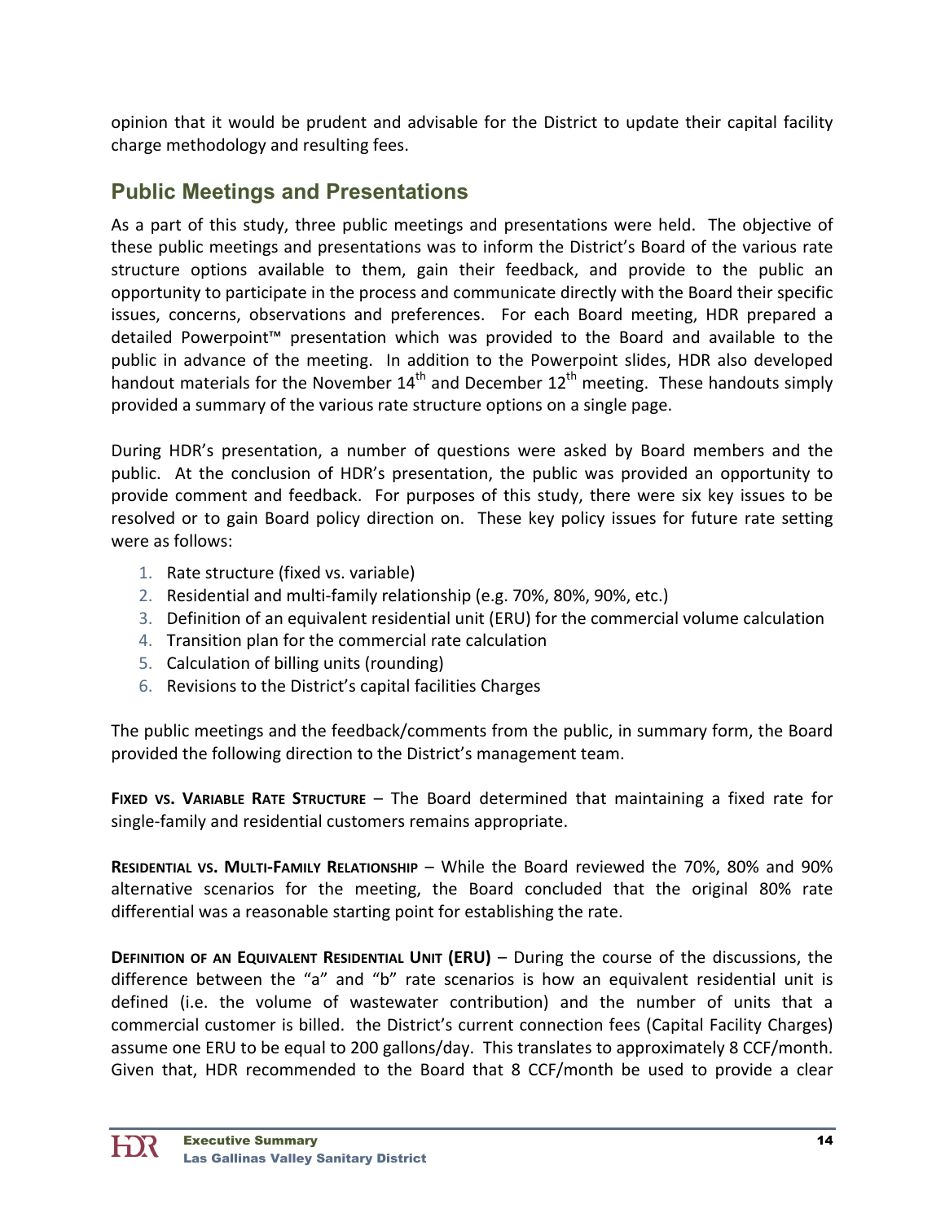opinion that it would be prudent and advisable for the District to update their capital facility charge methodology and resulting fees.

## Public Meetings and Presentations

As a part of this study, three public meetings and presentations were held. The objective of these public meetings and presentations was to inform the District's Board of the various rate structure options available to them, gain their feedback, and provide to the public an opportunity to participate in the process and communicate directly with the Board their specific issues, concerns, observations and preferences. For each Board meeting, HDR prepared a detailed Powerpoint™ presentation which was provided to the Board and available to the public in advance of the meeting. In addition to the Powerpoint slides, HDR also developed handout materials for the November 14th and December 12th meeting. These handouts simply provided a summary of the various rate structure options on a single page.

During HDR's presentation, a number of questions were asked by Board members and the public. At the conclusion of HDR's presentation, the public was provided an opportunity to provide comment and feedback. For purposes of this study, there were six key issues to be resolved or to gain Board policy direction on. These key policy issues for future rate setting were as follows:

1. Rate structure (fixed vs. variable)
2. Residential and multi-family relationship (e.g. 70%, 80%, 90%, etc.)
3. Definition of an equivalent residential unit (ERU) for the commercial volume calculation
4. Transition plan for the commercial rate calculation
5. Calculation of billing units (rounding)
6. Revisions to the District's capital facilities Charges

The public meetings and the feedback/comments from the public, in summary form, the Board provided the following direction to the District's management team.

**FIXED VS. VARIABLE RATE STRUCTURE** – The Board determined that maintaining a fixed rate for single-family and residential customers remains appropriate.

**RESIDENTIAL VS. MULTI-FAMILY RELATIONSHIP** – While the Board reviewed the 70%, 80% and 90% alternative scenarios for the meeting, the Board concluded that the original 80% rate differential was a reasonable starting point for establishing the rate.

**DEFINITION OF AN EQUIVALENT RESIDENTIAL UNIT (ERU)** – During the course of the discussions, the difference between the "a" and "b" rate scenarios is how an equivalent residential unit is defined (i.e. the volume of wastewater contribution) and the number of units that a commercial customer is billed. the District's current connection fees (Capital Facility Charges) assume one ERU to be equal to 200 gallons/day. This translates to approximately 8 CCF/month. Given that, HDR recommended to the Board that 8 CCF/month be used to provide a clear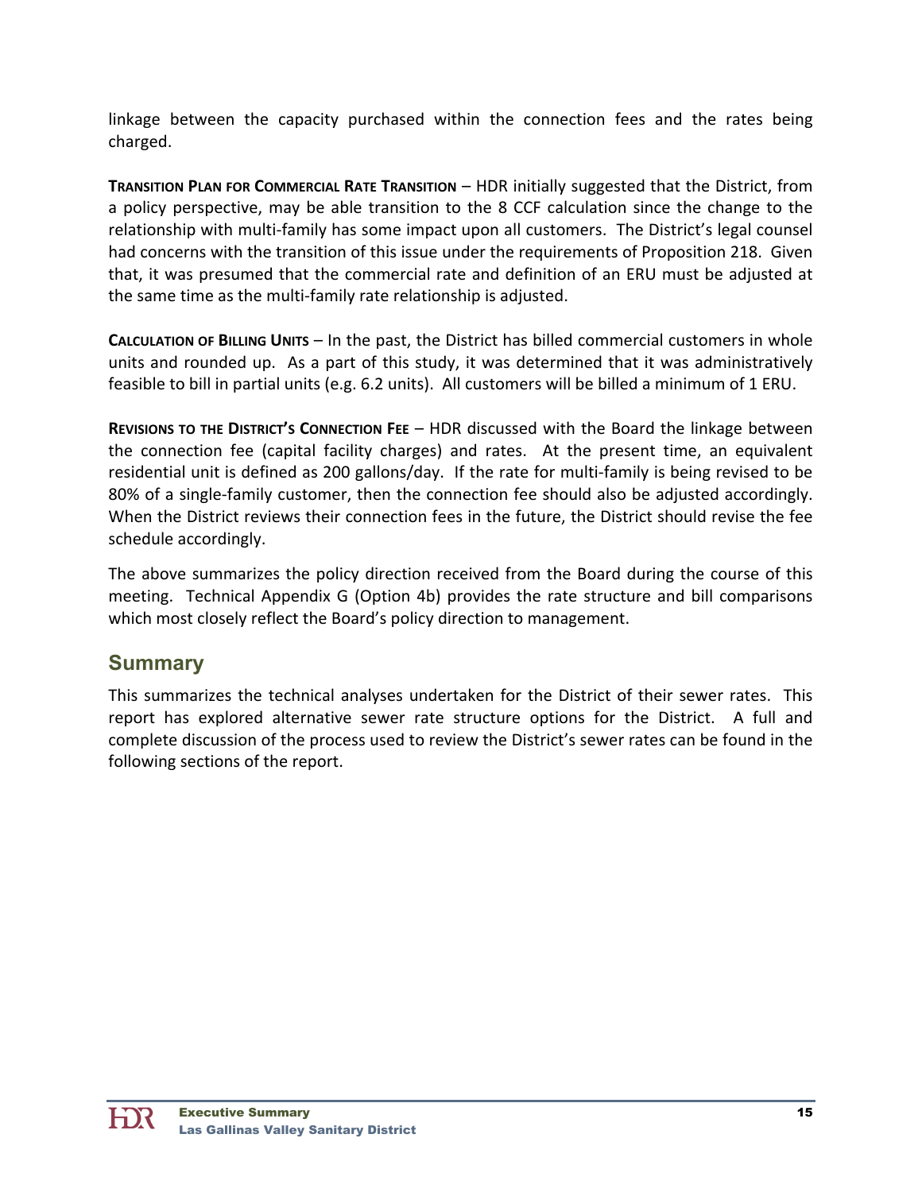linkage between the capacity purchased within the connection fees and the rates being charged.

**Transition Plan for Commercial Rate Transition** – HDR initially suggested that the District, from a policy perspective, may be able transition to the 8 CCF calculation since the change to the relationship with multi-family has some impact upon all customers. The District's legal counsel had concerns with the transition of this issue under the requirements of Proposition 218. Given that, it was presumed that the commercial rate and definition of an ERU must be adjusted at the same time as the multi-family rate relationship is adjusted.

**Calculation of Billing Units** – In the past, the District has billed commercial customers in whole units and rounded up. As a part of this study, it was determined that it was administratively feasible to bill in partial units (e.g. 6.2 units). All customers will be billed a minimum of 1 ERU.

**Revisions to the District's Connection Fee** – HDR discussed with the Board the linkage between the connection fee (capital facility charges) and rates. At the present time, an equivalent residential unit is defined as 200 gallons/day. If the rate for multi-family is being revised to be 80% of a single-family customer, then the connection fee should also be adjusted accordingly. When the District reviews their connection fees in the future, the District should revise the fee schedule accordingly.

The above summarizes the policy direction received from the Board during the course of this meeting. Technical Appendix G (Option 4b) provides the rate structure and bill comparisons which most closely reflect the Board's policy direction to management.

## Summary

This summarizes the technical analyses undertaken for the District of their sewer rates. This report has explored alternative sewer rate structure options for the District. A full and complete discussion of the process used to review the District's sewer rates can be found in the following sections of the report.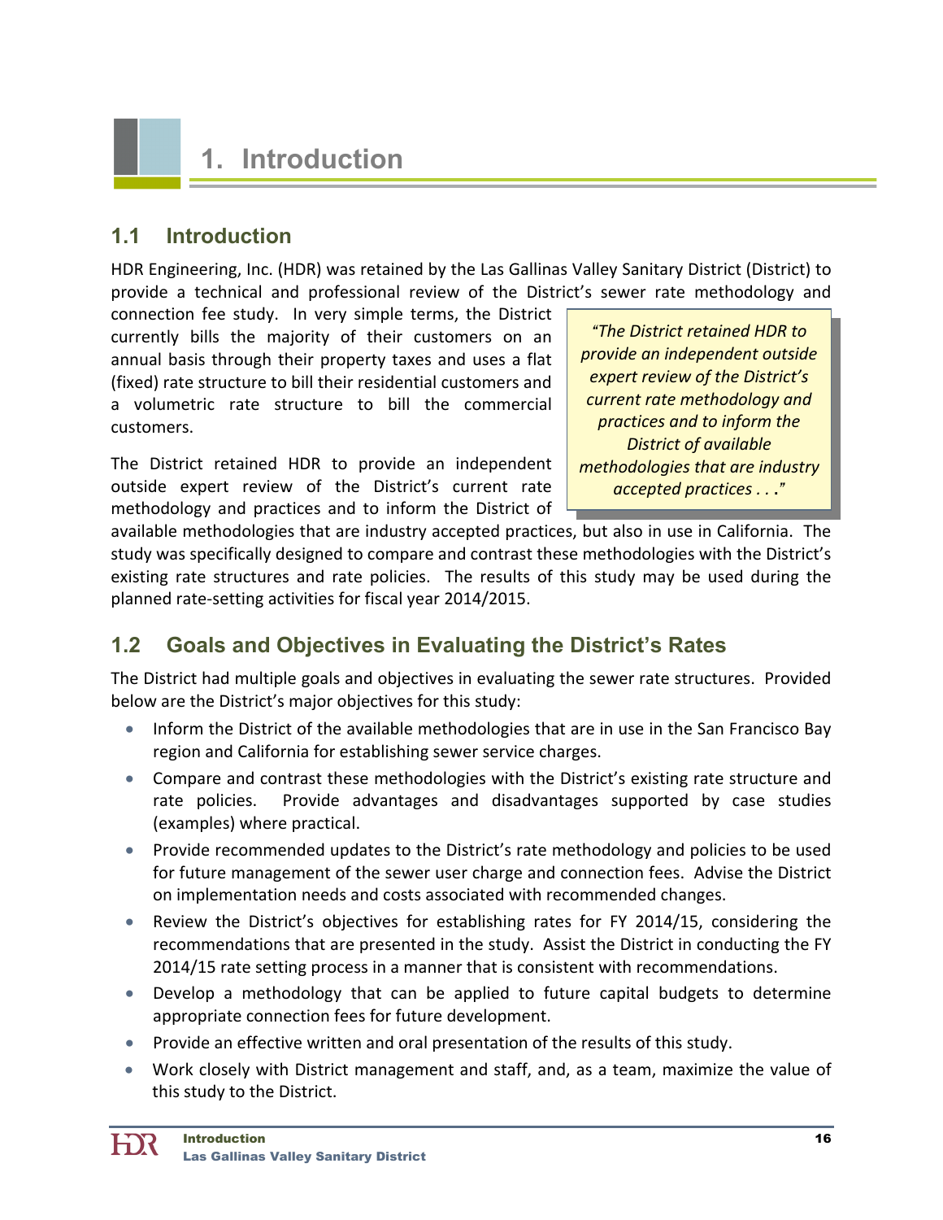# 1. Introduction

## 1.1 Introduction

HDR Engineering, Inc. (HDR) was retained by the Las Gallinas Valley Sanitary District (District) to provide a technical and professional review of the District's sewer rate methodology and connection fee study. In very simple terms, the District currently bills the majority of their customers on an annual basis through their property taxes and uses a flat (fixed) rate structure to bill their residential customers and a volumetric rate structure to bill the commercial customers.

> *"The District retained HDR to provide an independent outside expert review of the District's current rate methodology and practices and to inform the District of available methodologies that are industry accepted practices . . ."*

The District retained HDR to provide an independent outside expert review of the District's current rate methodology and practices and to inform the District of available methodologies that are industry accepted practices, but also in use in California. The study was specifically designed to compare and contrast these methodologies with the District's existing rate structures and rate policies. The results of this study may be used during the planned rate-setting activities for fiscal year 2014/2015.

## 1.2 Goals and Objectives in Evaluating the District's Rates

The District had multiple goals and objectives in evaluating the sewer rate structures. Provided below are the District's major objectives for this study:

- Inform the District of the available methodologies that are in use in the San Francisco Bay region and California for establishing sewer service charges.
- Compare and contrast these methodologies with the District's existing rate structure and rate policies. Provide advantages and disadvantages supported by case studies (examples) where practical.
- Provide recommended updates to the District's rate methodology and policies to be used for future management of the sewer user charge and connection fees. Advise the District on implementation needs and costs associated with recommended changes.
- Review the District's objectives for establishing rates for FY 2014/15, considering the recommendations that are presented in the study. Assist the District in conducting the FY 2014/15 rate setting process in a manner that is consistent with recommendations.
- Develop a methodology that can be applied to future capital budgets to determine appropriate connection fees for future development.
- Provide an effective written and oral presentation of the results of this study.
- Work closely with District management and staff, and, as a team, maximize the value of this study to the District.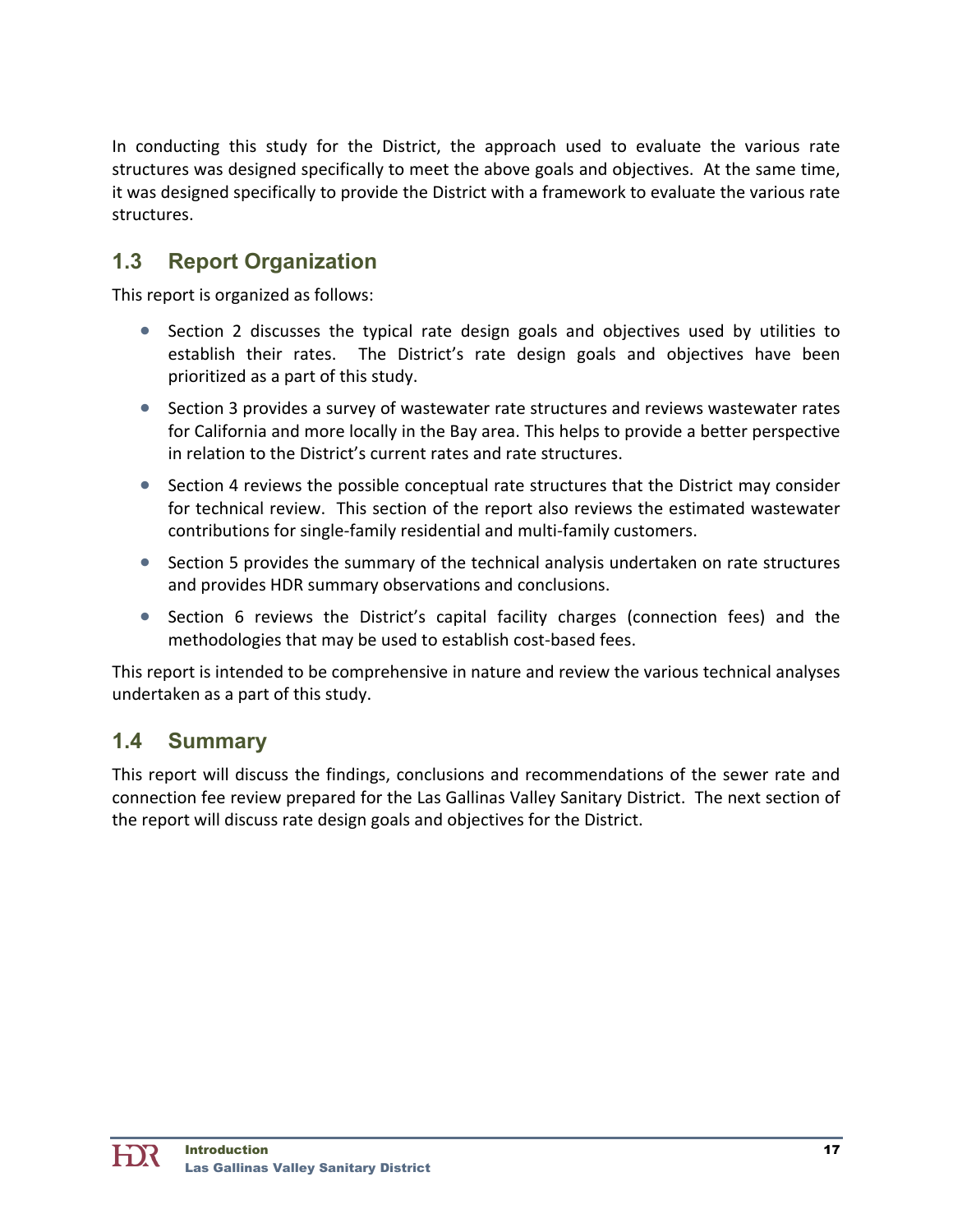In conducting this study for the District, the approach used to evaluate the various rate structures was designed specifically to meet the above goals and objectives. At the same time, it was designed specifically to provide the District with a framework to evaluate the various rate structures.

## 1.3 Report Organization

This report is organized as follows:

- Section 2 discusses the typical rate design goals and objectives used by utilities to establish their rates. The District's rate design goals and objectives have been prioritized as a part of this study.
- Section 3 provides a survey of wastewater rate structures and reviews wastewater rates for California and more locally in the Bay area. This helps to provide a better perspective in relation to the District's current rates and rate structures.
- Section 4 reviews the possible conceptual rate structures that the District may consider for technical review. This section of the report also reviews the estimated wastewater contributions for single-family residential and multi-family customers.
- Section 5 provides the summary of the technical analysis undertaken on rate structures and provides HDR summary observations and conclusions.
- Section 6 reviews the District's capital facility charges (connection fees) and the methodologies that may be used to establish cost-based fees.

This report is intended to be comprehensive in nature and review the various technical analyses undertaken as a part of this study.

## 1.4 Summary

This report will discuss the findings, conclusions and recommendations of the sewer rate and connection fee review prepared for the Las Gallinas Valley Sanitary District. The next section of the report will discuss rate design goals and objectives for the District.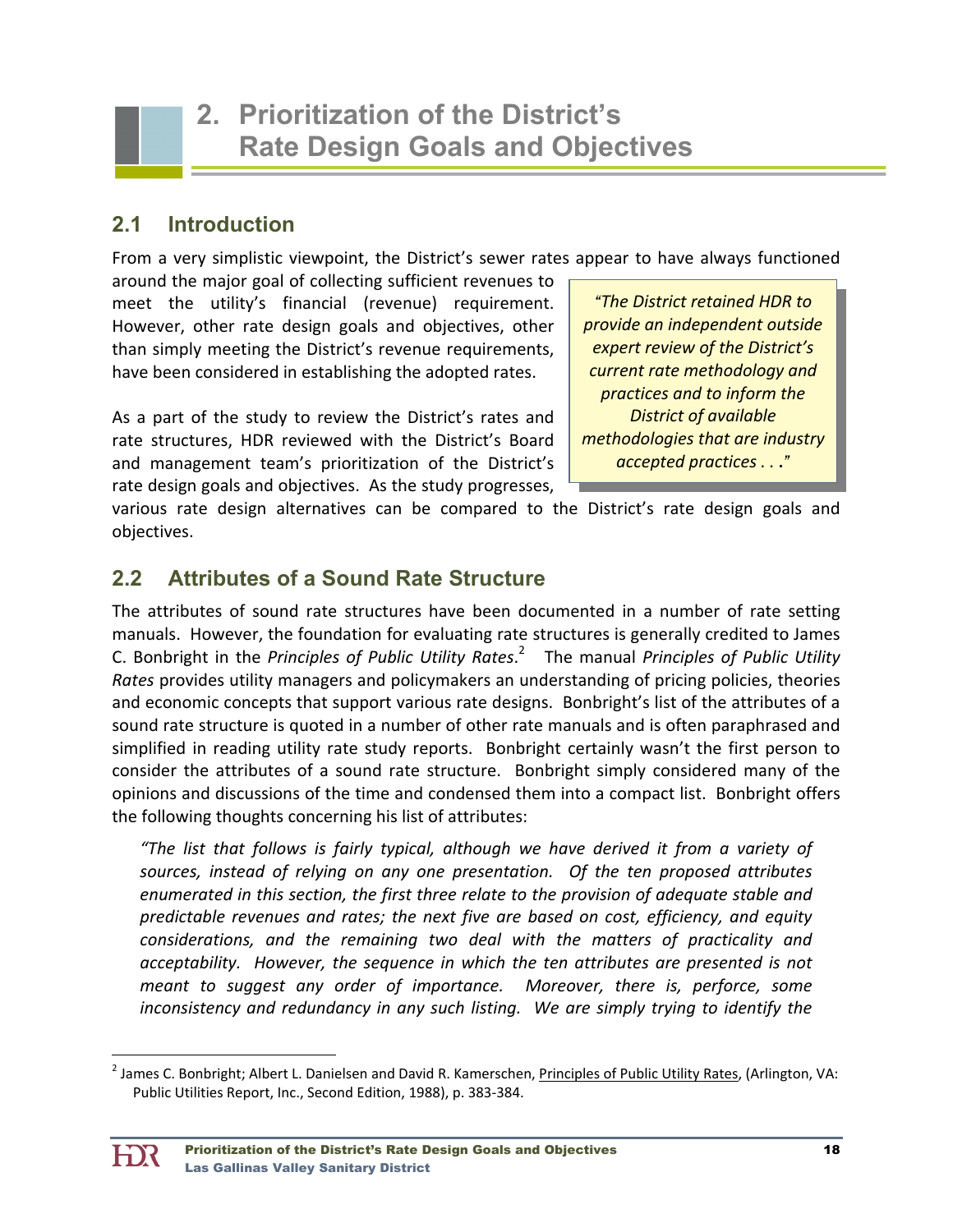# 2. Prioritization of the District's Rate Design Goals and Objectives

## 2.1 Introduction

From a very simplistic viewpoint, the District's sewer rates appear to have always functioned around the major goal of collecting sufficient revenues to meet the utility's financial (revenue) requirement. However, other rate design goals and objectives, other than simply meeting the District's revenue requirements, have been considered in establishing the adopted rates.

> *"The District retained HDR to provide an independent outside expert review of the District's current rate methodology and practices and to inform the District of available methodologies that are industry accepted practices . . ."*

As a part of the study to review the District's rates and rate structures, HDR reviewed with the District's Board and management team's prioritization of the District's rate design goals and objectives. As the study progresses, various rate design alternatives can be compared to the District's rate design goals and objectives.

## 2.2 Attributes of a Sound Rate Structure

The attributes of sound rate structures have been documented in a number of rate setting manuals. However, the foundation for evaluating rate structures is generally credited to James C. Bonbright in the *Principles of Public Utility Rates*.[2] The manual *Principles of Public Utility Rates* provides utility managers and policymakers an understanding of pricing policies, theories and economic concepts that support various rate designs. Bonbright's list of the attributes of a sound rate structure is quoted in a number of other rate manuals and is often paraphrased and simplified in reading utility rate study reports. Bonbright certainly wasn't the first person to consider the attributes of a sound rate structure. Bonbright simply considered many of the opinions and discussions of the time and condensed them into a compact list. Bonbright offers the following thoughts concerning his list of attributes:

> *"The list that follows is fairly typical, although we have derived it from a variety of sources, instead of relying on any one presentation. Of the ten proposed attributes enumerated in this section, the first three relate to the provision of adequate stable and predictable revenues and rates; the next five are based on cost, efficiency, and equity considerations, and the remaining two deal with the matters of practicality and acceptability. However, the sequence in which the ten attributes are presented is not meant to suggest any order of importance. Moreover, there is, perforce, some inconsistency and redundancy in any such listing. We are simply trying to identify the*

---

[2] James C. Bonbright; Albert L. Danielsen and David R. Kamerschen, Principles of Public Utility Rates, (Arlington, VA: Public Utilities Report, Inc., Second Edition, 1988), p. 383-384.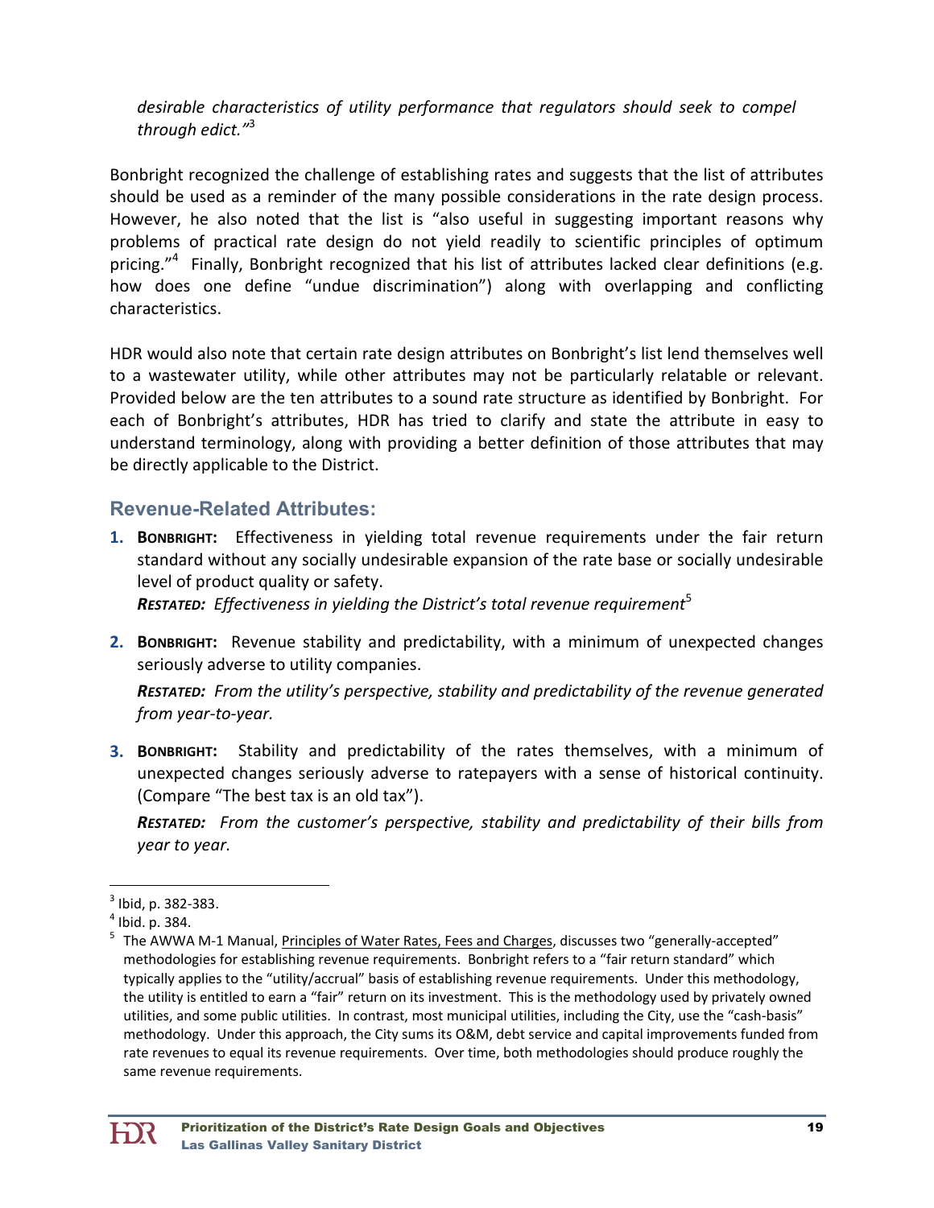*desirable characteristics of utility performance that regulators should seek to compel through edict."*[3]

Bonbright recognized the challenge of establishing rates and suggests that the list of attributes should be used as a reminder of the many possible considerations in the rate design process. However, he also noted that the list is "also useful in suggesting important reasons why problems of practical rate design do not yield readily to scientific principles of optimum pricing."[4] Finally, Bonbright recognized that his list of attributes lacked clear definitions (e.g. how does one define "undue discrimination") along with overlapping and conflicting characteristics.

HDR would also note that certain rate design attributes on Bonbright's list lend themselves well to a wastewater utility, while other attributes may not be particularly relatable or relevant. Provided below are the ten attributes to a sound rate structure as identified by Bonbright. For each of Bonbright's attributes, HDR has tried to clarify and state the attribute in easy to understand terminology, along with providing a better definition of those attributes that may be directly applicable to the District.

## Revenue-Related Attributes:

1. **BONBRIGHT:** Effectiveness in yielding total revenue requirements under the fair return standard without any socially undesirable expansion of the rate base or socially undesirable level of product quality or safety.
   ***RESTATED:*** *Effectiveness in yielding the District's total revenue requirement*[5]

2. **BONBRIGHT:** Revenue stability and predictability, with a minimum of unexpected changes seriously adverse to utility companies.

   ***RESTATED:*** *From the utility's perspective, stability and predictability of the revenue generated from year-to-year.*

3. **BONBRIGHT:** Stability and predictability of the rates themselves, with a minimum of unexpected changes seriously adverse to ratepayers with a sense of historical continuity. (Compare "The best tax is an old tax").

   ***RESTATED:*** *From the customer's perspective, stability and predictability of their bills from year to year.*

---

[3] Ibid, p. 382-383.

[4] Ibid. p. 384.

[5] The AWWA M-1 Manual, Principles of Water Rates, Fees and Charges, discusses two "generally-accepted" methodologies for establishing revenue requirements. Bonbright refers to a "fair return standard" which typically applies to the "utility/accrual" basis of establishing revenue requirements. Under this methodology, the utility is entitled to earn a "fair" return on its investment. This is the methodology used by privately owned utilities, and some public utilities. In contrast, most municipal utilities, including the City, use the "cash-basis" methodology. Under this approach, the City sums its O&M, debt service and capital improvements funded from rate revenues to equal its revenue requirements. Over time, both methodologies should produce roughly the same revenue requirements.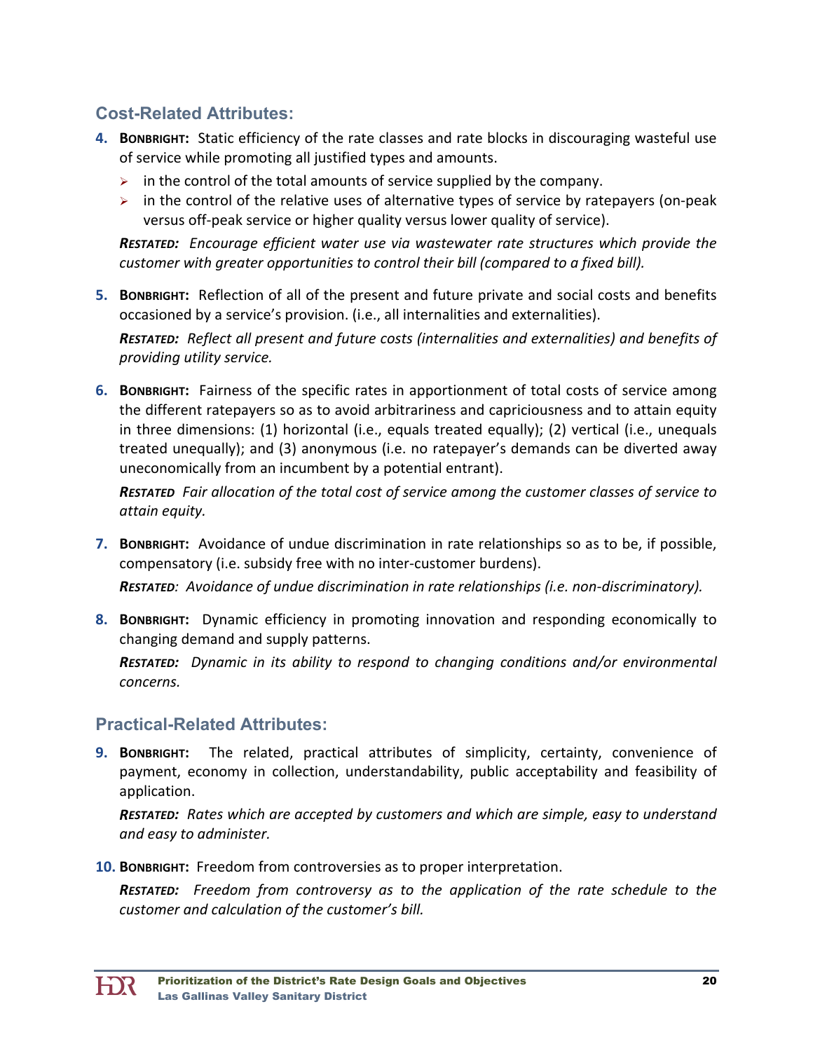## Cost-Related Attributes:

4. **BONBRIGHT:** Static efficiency of the rate classes and rate blocks in discouraging wasteful use of service while promoting all justified types and amounts.
   - in the control of the total amounts of service supplied by the company.
   - in the control of the relative uses of alternative types of service by ratepayers (on-peak versus off-peak service or higher quality versus lower quality of service).

   ***RESTATED:*** *Encourage efficient water use via wastewater rate structures which provide the customer with greater opportunities to control their bill (compared to a fixed bill).*

5. **BONBRIGHT:** Reflection of all of the present and future private and social costs and benefits occasioned by a service's provision. (i.e., all internalities and externalities).

   ***RESTATED:*** *Reflect all present and future costs (internalities and externalities) and benefits of providing utility service.*

6. **BONBRIGHT:** Fairness of the specific rates in apportionment of total costs of service among the different ratepayers so as to avoid arbitrariness and capriciousness and to attain equity in three dimensions: (1) horizontal (i.e., equals treated equally); (2) vertical (i.e., unequals treated unequally); and (3) anonymous (i.e. no ratepayer's demands can be diverted away uneconomically from an incumbent by a potential entrant).

   ***RESTATED*** *Fair allocation of the total cost of service among the customer classes of service to attain equity.*

7. **BONBRIGHT:** Avoidance of undue discrimination in rate relationships so as to be, if possible, compensatory (i.e. subsidy free with no inter-customer burdens).

   ***RESTATED:*** *Avoidance of undue discrimination in rate relationships (i.e. non-discriminatory).*

8. **BONBRIGHT:** Dynamic efficiency in promoting innovation and responding economically to changing demand and supply patterns.

   ***RESTATED:*** *Dynamic in its ability to respond to changing conditions and/or environmental concerns.*

## Practical-Related Attributes:

9. **BONBRIGHT:** The related, practical attributes of simplicity, certainty, convenience of payment, economy in collection, understandability, public acceptability and feasibility of application.

   ***RESTATED:*** *Rates which are accepted by customers and which are simple, easy to understand and easy to administer.*

10. **BONBRIGHT:** Freedom from controversies as to proper interpretation.

    ***RESTATED:*** *Freedom from controversy as to the application of the rate schedule to the customer and calculation of the customer's bill.*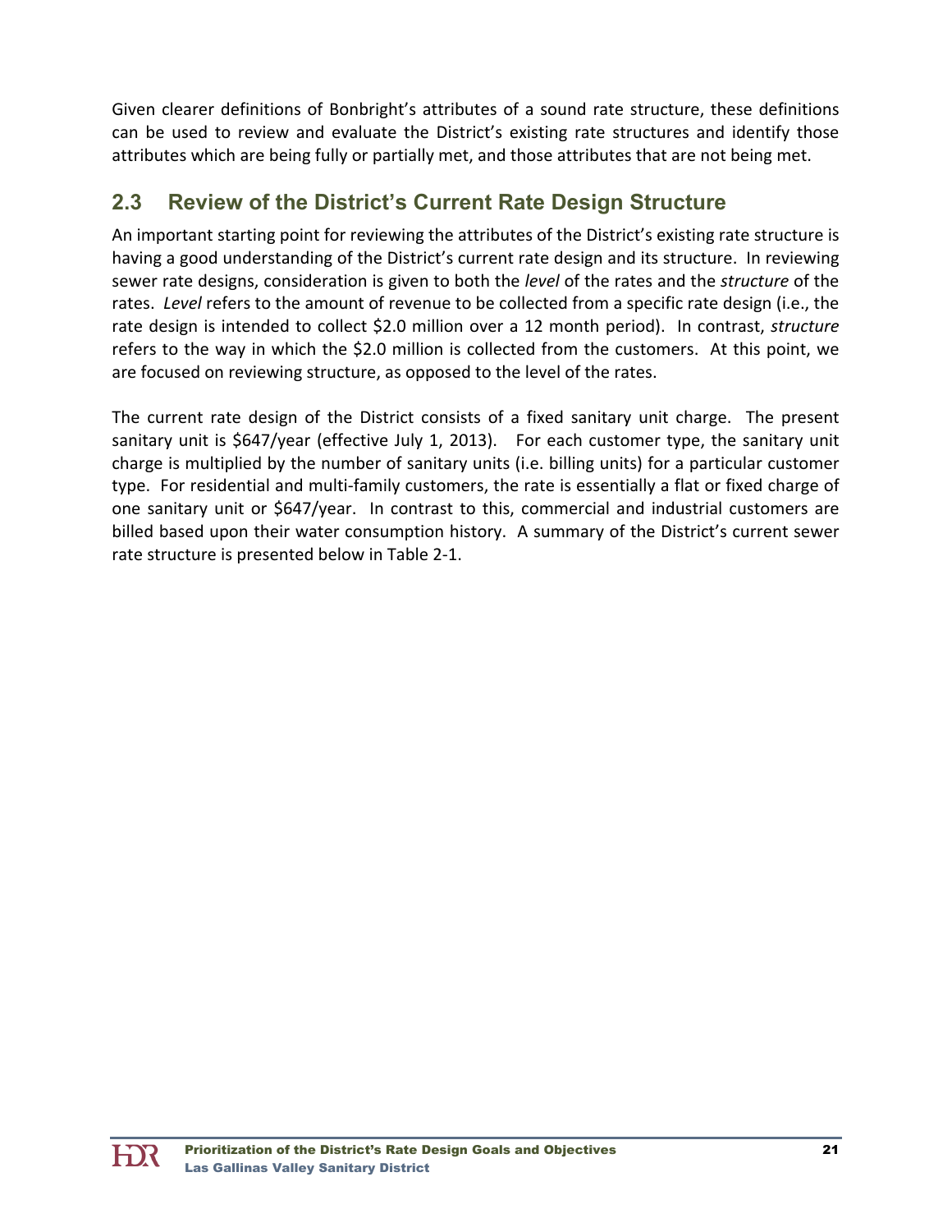Given clearer definitions of Bonbright's attributes of a sound rate structure, these definitions can be used to review and evaluate the District's existing rate structures and identify those attributes which are being fully or partially met, and those attributes that are not being met.

## 2.3 Review of the District's Current Rate Design Structure

An important starting point for reviewing the attributes of the District's existing rate structure is having a good understanding of the District's current rate design and its structure. In reviewing sewer rate designs, consideration is given to both the *level* of the rates and the *structure* of the rates. *Level* refers to the amount of revenue to be collected from a specific rate design (i.e., the rate design is intended to collect $2.0 million over a 12 month period). In contrast, *structure* refers to the way in which the $2.0 million is collected from the customers. At this point, we are focused on reviewing structure, as opposed to the level of the rates.

The current rate design of the District consists of a fixed sanitary unit charge. The present sanitary unit is $647/year (effective July 1, 2013). For each customer type, the sanitary unit charge is multiplied by the number of sanitary units (i.e. billing units) for a particular customer type. For residential and multi-family customers, the rate is essentially a flat or fixed charge of one sanitary unit or $647/year. In contrast to this, commercial and industrial customers are billed based upon their water consumption history. A summary of the District's current sewer rate structure is presented below in Table 2-1.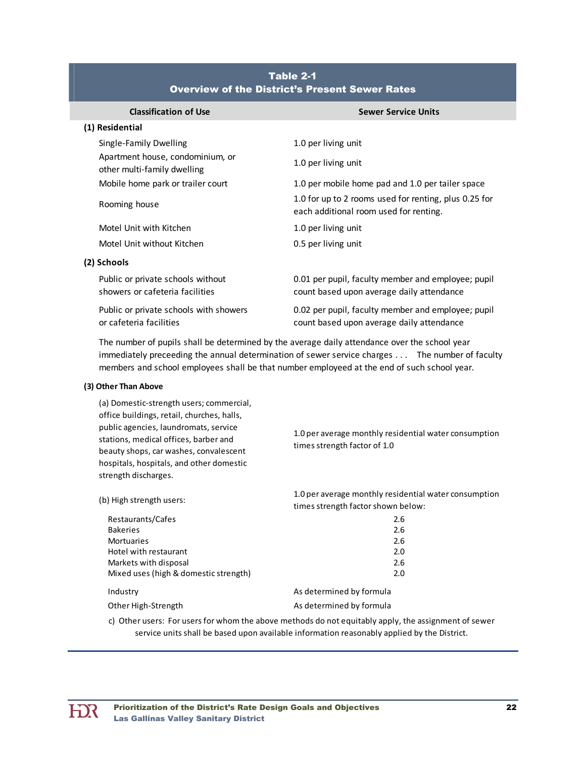**Table 2-1**
**Overview of the District's Present Sewer Rates**

| Classification of Use | Sewer Service Units |
|---|---|
| **(1) Residential** | |
| Single-Family Dwelling | 1.0 per living unit |
| Apartment house, condominium, or other multi-family dwelling | 1.0 per living unit |
| Mobile home park or trailer court | 1.0 per mobile home pad and 1.0 per tailer space |
| Rooming house | 1.0 for up to 2 rooms used for renting, plus 0.25 for each additional room used for renting. |
| Motel Unit with Kitchen | 1.0 per living unit |
| Motel Unit without Kitchen | 0.5 per living unit |
| **(2) Schools** | |
| Public or private schools without showers or cafeteria facilities | 0.01 per pupil, faculty member and employee; pupil count based upon average daily attendance |
| Public or private schools with showers or cafeteria facilities | 0.02 per pupil, faculty member and employee; pupil count based upon average daily attendance |
| The number of pupils shall be determined by the average daily attendance over the school year immediately preceeding the annual determination of sewer service charges . . . The number of faculty members and school employees shall be that number employeed at the end of such school year. | |
| **(3) Other Than Above** | |
| (a) Domestic-strength users; commercial, office buildings, retail, churches, halls, public agencies, laundromats, service stations, medical offices, barber and beauty shops, car washes, convalescent hospitals, hospitals, and other domestic strength discharges. | 1.0 per average monthly residential water consumption times strength factor of 1.0 |
| (b) High strength users: | 1.0 per average monthly residential water consumption times strength factor shown below: |
| Restaurants/Cafes | 2.6 |
| Bakeries | 2.6 |
| Mortuaries | 2.6 |
| Hotel with restaurant | 2.0 |
| Markets with disposal | 2.6 |
| Mixed uses (high & domestic strength) | 2.0 |
| Industry | As determined by formula |
| Other High-Strength | As determined by formula |
| c) Other users: For users for whom the above methods do not equitably apply, the assignment of sewer service units shall be based upon available information reasonably applied by the District. | |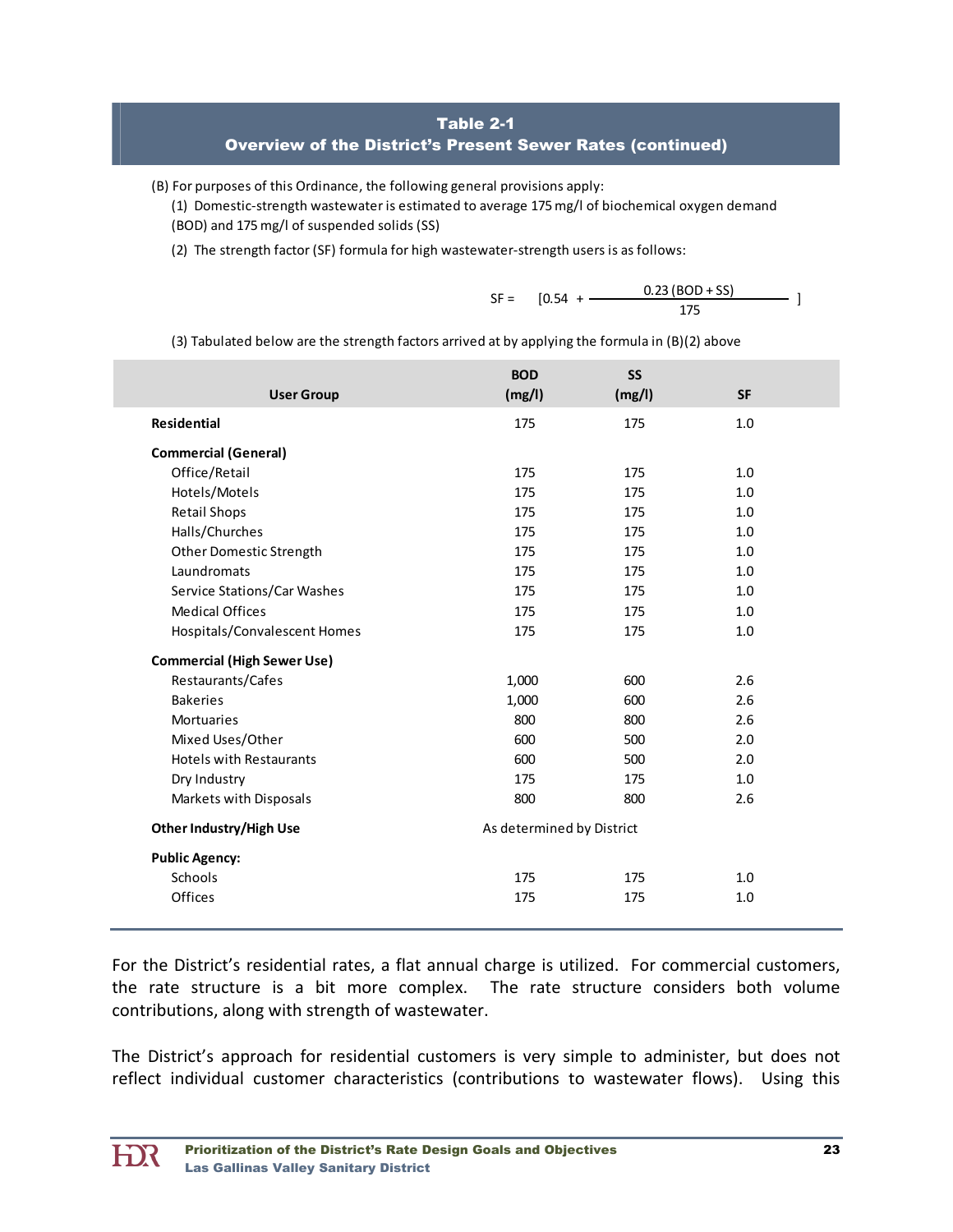## Table 2-1
## Overview of the District's Present Sewer Rates (continued)

(B) For purposes of this Ordinance, the following general provisions apply:

(1) Domestic-strength wastewater is estimated to average 175 mg/l of biochemical oxygen demand (BOD) and 175 mg/l of suspended solids (SS)

(2) The strength factor (SF) formula for high wastewater-strength users is as follows:

$$SF = \left[0.54 + \frac{0.23\,(BOD + SS)}{175}\right]$$

(3) Tabulated below are the strength factors arrived at by applying the formula in (B)(2) above

| User Group | BOD (mg/l) | SS (mg/l) | SF |
|---|---|---|---|
| **Residential** | 175 | 175 | 1.0 |
| **Commercial (General)** | | | |
| Office/Retail | 175 | 175 | 1.0 |
| Hotels/Motels | 175 | 175 | 1.0 |
| Retail Shops | 175 | 175 | 1.0 |
| Halls/Churches | 175 | 175 | 1.0 |
| Other Domestic Strength | 175 | 175 | 1.0 |
| Laundromats | 175 | 175 | 1.0 |
| Service Stations/Car Washes | 175 | 175 | 1.0 |
| Medical Offices | 175 | 175 | 1.0 |
| Hospitals/Convalescent Homes | 175 | 175 | 1.0 |
| **Commercial (High Sewer Use)** | | | |
| Restaurants/Cafes | 1,000 | 600 | 2.6 |
| Bakeries | 1,000 | 600 | 2.6 |
| Mortuaries | 800 | 800 | 2.6 |
| Mixed Uses/Other | 600 | 500 | 2.0 |
| Hotels with Restaurants | 600 | 500 | 2.0 |
| Dry Industry | 175 | 175 | 1.0 |
| Markets with Disposals | 800 | 800 | 2.6 |
| **Other Industry/High Use** | As determined by District | | |
| **Public Agency:** | | | |
| Schools | 175 | 175 | 1.0 |
| Offices | 175 | 175 | 1.0 |

For the District's residential rates, a flat annual charge is utilized. For commercial customers, the rate structure is a bit more complex. The rate structure considers both volume contributions, along with strength of wastewater.

The District's approach for residential customers is very simple to administer, but does not reflect individual customer characteristics (contributions to wastewater flows). Using this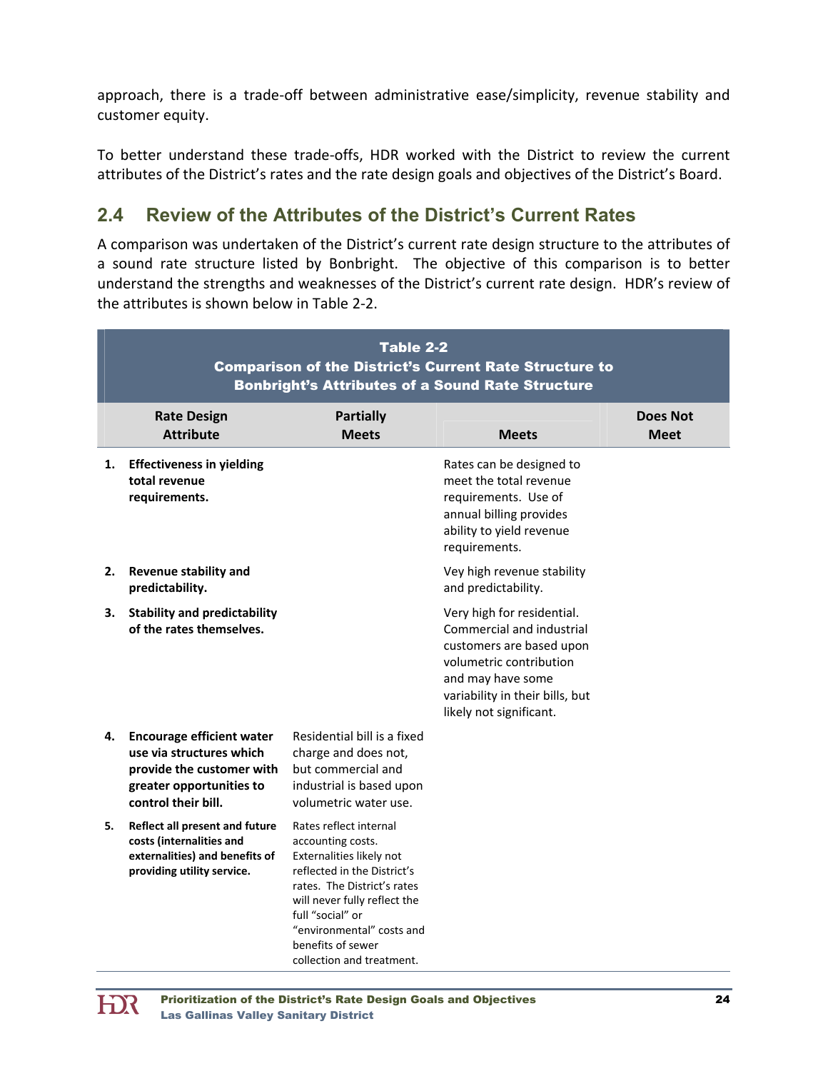approach, there is a trade-off between administrative ease/simplicity, revenue stability and customer equity.

To better understand these trade-offs, HDR worked with the District to review the current attributes of the District's rates and the rate design goals and objectives of the District's Board.

## 2.4 Review of the Attributes of the District's Current Rates

A comparison was undertaken of the District's current rate design structure to the attributes of a sound rate structure listed by Bonbright. The objective of this comparison is to better understand the strengths and weaknesses of the District's current rate design. HDR's review of the attributes is shown below in Table 2-2.

**Table 2-2**
**Comparison of the District's Current Rate Structure to Bonbright's Attributes of a Sound Rate Structure**

| Rate Design Attribute | Partially Meets | Meets | Does Not Meet |
|---|---|---|---|
| **1. Effectiveness in yielding total revenue requirements.** | | Rates can be designed to meet the total revenue requirements. Use of annual billing provides ability to yield revenue requirements. | |
| **2. Revenue stability and predictability.** | | Vey high revenue stability and predictability. | |
| **3. Stability and predictability of the rates themselves.** | | Very high for residential. Commercial and industrial customers are based upon volumetric contribution and may have some variability in their bills, but likely not significant. | |
| **4. Encourage efficient water use via structures which provide the customer with greater opportunities to control their bill.** | Residential bill is a fixed charge and does not, but commercial and industrial is based upon volumetric water use. | | |
| **5. Reflect all present and future costs (internalities and externalities) and benefits of providing utility service.** | Rates reflect internal accounting costs. Externalities likely not reflected in the District's rates. The District's rates will never fully reflect the full "social" or "environmental" costs and benefits of sewer collection and treatment. | | |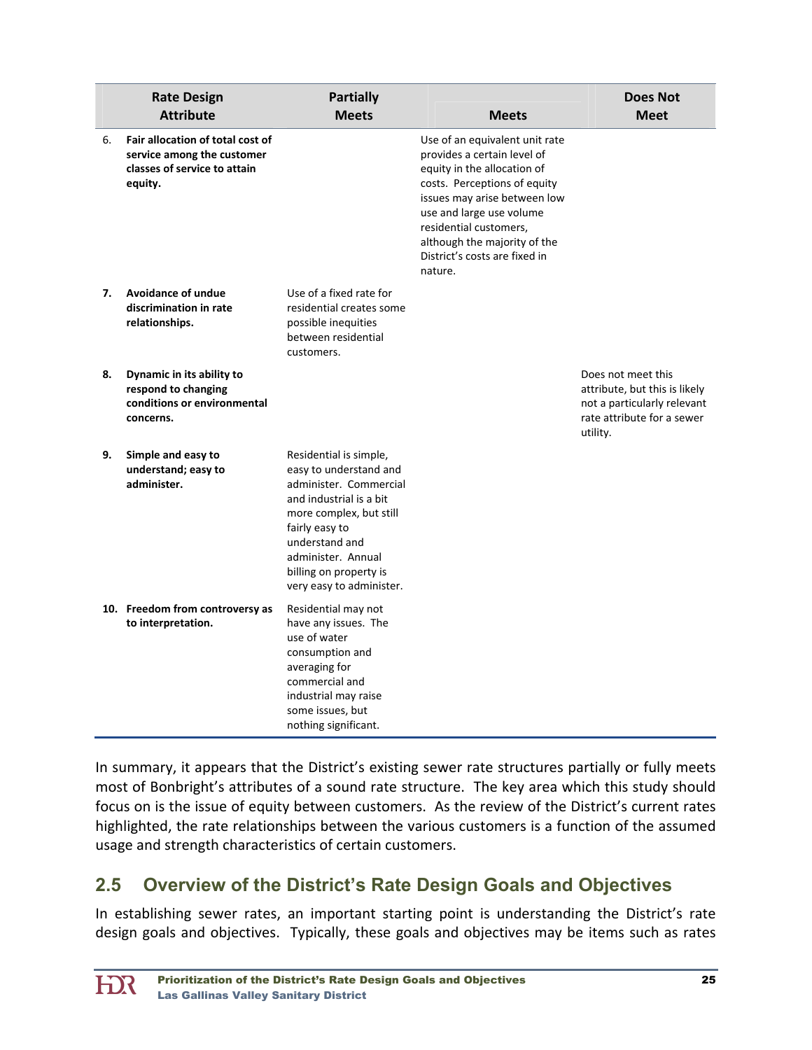| Rate Design Attribute | Partially Meets | Meets | Does Not Meet |
|---|---|---|---|
| 6. **Fair allocation of total cost of service among the customer classes of service to attain equity.** | | Use of an equivalent unit rate provides a certain level of equity in the allocation of costs. Perceptions of equity issues may arise between low use and large use volume residential customers, although the majority of the District's costs are fixed in nature. | |
| **7. Avoidance of undue discrimination in rate relationships.** | Use of a fixed rate for residential creates some possible inequities between residential customers. | | |
| **8. Dynamic in its ability to respond to changing conditions or environmental concerns.** | | | Does not meet this attribute, but this is likely not a particularly relevant rate attribute for a sewer utility. |
| **9. Simple and easy to understand; easy to administer.** | Residential is simple, easy to understand and administer. Commercial and industrial is a bit more complex, but still fairly easy to understand and administer. Annual billing on property is very easy to administer. | | |
| **10. Freedom from controversy as to interpretation.** | Residential may not have any issues. The use of water consumption and averaging for commercial and industrial may raise some issues, but nothing significant. | | |

In summary, it appears that the District's existing sewer rate structures partially or fully meets most of Bonbright's attributes of a sound rate structure. The key area which this study should focus on is the issue of equity between customers. As the review of the District's current rates highlighted, the rate relationships between the various customers is a function of the assumed usage and strength characteristics of certain customers.

## 2.5 Overview of the District's Rate Design Goals and Objectives

In establishing sewer rates, an important starting point is understanding the District's rate design goals and objectives. Typically, these goals and objectives may be items such as rates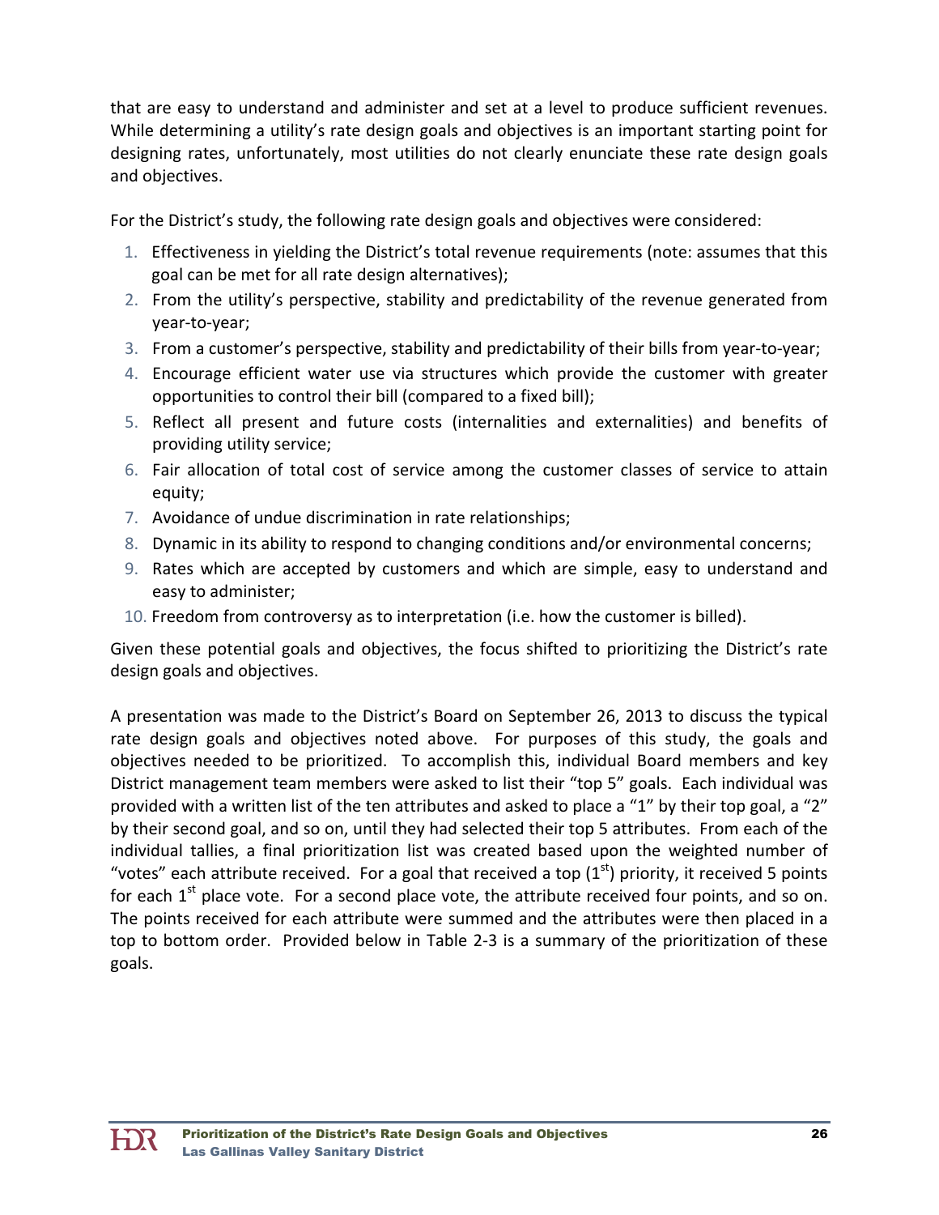that are easy to understand and administer and set at a level to produce sufficient revenues. While determining a utility's rate design goals and objectives is an important starting point for designing rates, unfortunately, most utilities do not clearly enunciate these rate design goals and objectives.

For the District's study, the following rate design goals and objectives were considered:

1. Effectiveness in yielding the District's total revenue requirements (note: assumes that this goal can be met for all rate design alternatives);
2. From the utility's perspective, stability and predictability of the revenue generated from year-to-year;
3. From a customer's perspective, stability and predictability of their bills from year-to-year;
4. Encourage efficient water use via structures which provide the customer with greater opportunities to control their bill (compared to a fixed bill);
5. Reflect all present and future costs (internalities and externalities) and benefits of providing utility service;
6. Fair allocation of total cost of service among the customer classes of service to attain equity;
7. Avoidance of undue discrimination in rate relationships;
8. Dynamic in its ability to respond to changing conditions and/or environmental concerns;
9. Rates which are accepted by customers and which are simple, easy to understand and easy to administer;
10. Freedom from controversy as to interpretation (i.e. how the customer is billed).

Given these potential goals and objectives, the focus shifted to prioritizing the District's rate design goals and objectives.

A presentation was made to the District's Board on September 26, 2013 to discuss the typical rate design goals and objectives noted above. For purposes of this study, the goals and objectives needed to be prioritized. To accomplish this, individual Board members and key District management team members were asked to list their "top 5" goals. Each individual was provided with a written list of the ten attributes and asked to place a "1" by their top goal, a "2" by their second goal, and so on, until they had selected their top 5 attributes. From each of the individual tallies, a final prioritization list was created based upon the weighted number of "votes" each attribute received. For a goal that received a top (1st) priority, it received 5 points for each 1st place vote. For a second place vote, the attribute received four points, and so on. The points received for each attribute were summed and the attributes were then placed in a top to bottom order. Provided below in Table 2-3 is a summary of the prioritization of these goals.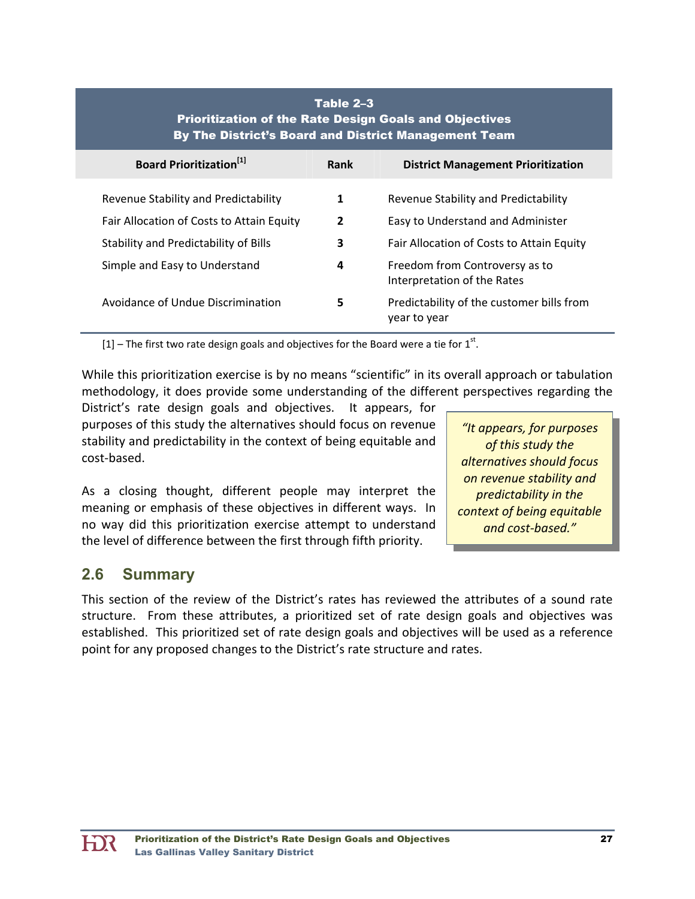**Table 2–3**
**Prioritization of the Rate Design Goals and Objectives**
**By The District's Board and District Management Team**

| Board Prioritization[1] | Rank | District Management Prioritization |
|---|---|---|
| Revenue Stability and Predictability | 1 | Revenue Stability and Predictability |
| Fair Allocation of Costs to Attain Equity | 2 | Easy to Understand and Administer |
| Stability and Predictability of Bills | 3 | Fair Allocation of Costs to Attain Equity |
| Simple and Easy to Understand | 4 | Freedom from Controversy as to Interpretation of the Rates |
| Avoidance of Undue Discrimination | 5 | Predictability of the customer bills from year to year |

[1] – The first two rate design goals and objectives for the Board were a tie for 1st.

While this prioritization exercise is by no means "scientific" in its overall approach or tabulation methodology, it does provide some understanding of the different perspectives regarding the District's rate design goals and objectives. It appears, for purposes of this study the alternatives should focus on revenue stability and predictability in the context of being equitable and cost-based.

> *"It appears, for purposes of this study the alternatives should focus on revenue stability and predictability in the context of being equitable and cost-based."*

As a closing thought, different people may interpret the meaning or emphasis of these objectives in different ways. In no way did this prioritization exercise attempt to understand the level of difference between the first through fifth priority.

## 2.6 Summary

This section of the review of the District's rates has reviewed the attributes of a sound rate structure. From these attributes, a prioritized set of rate design goals and objectives was established. This prioritized set of rate design goals and objectives will be used as a reference point for any proposed changes to the District's rate structure and rates.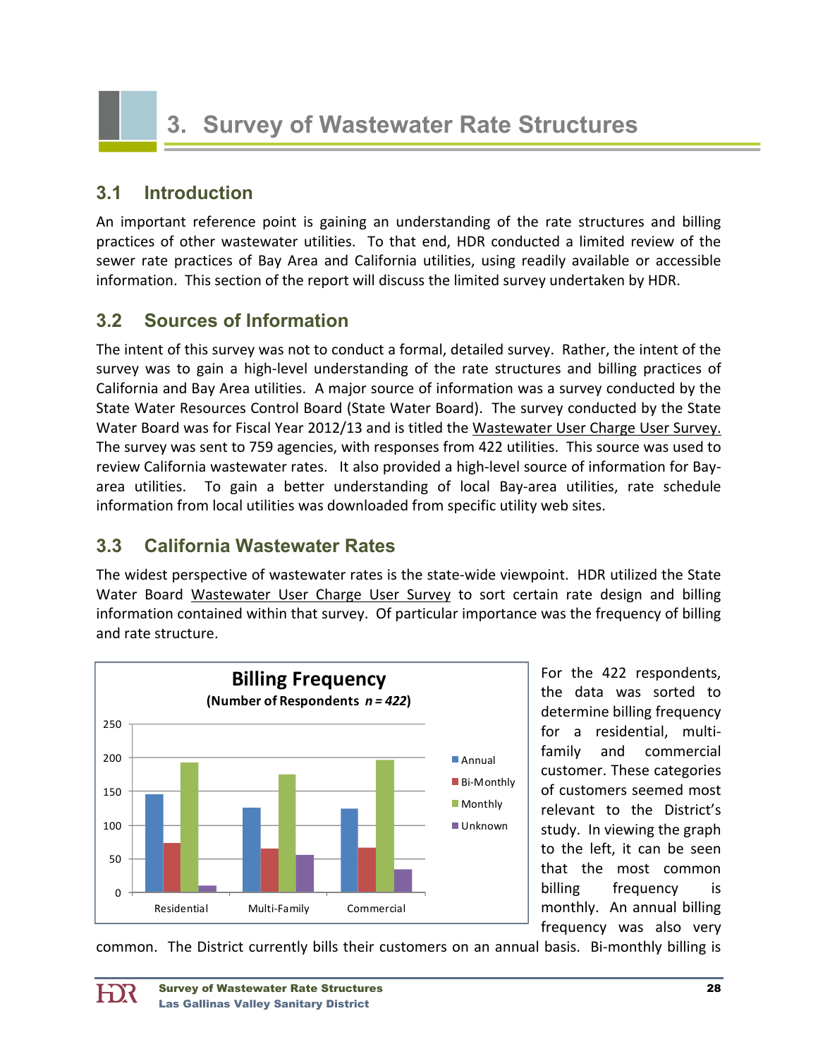# 3. Survey of Wastewater Rate Structures

## 3.1 Introduction

An important reference point is gaining an understanding of the rate structures and billing practices of other wastewater utilities. To that end, HDR conducted a limited review of the sewer rate practices of Bay Area and California utilities, using readily available or accessible information. This section of the report will discuss the limited survey undertaken by HDR.

## 3.2 Sources of Information

The intent of this survey was not to conduct a formal, detailed survey. Rather, the intent of the survey was to gain a high-level understanding of the rate structures and billing practices of California and Bay Area utilities. A major source of information was a survey conducted by the State Water Resources Control Board (State Water Board). The survey conducted by the State Water Board was for Fiscal Year 2012/13 and is titled the Wastewater User Charge User Survey. The survey was sent to 759 agencies, with responses from 422 utilities. This source was used to review California wastewater rates. It also provided a high-level source of information for Bay-area utilities. To gain a better understanding of local Bay-area utilities, rate schedule information from local utilities was downloaded from specific utility web sites.

## 3.3 California Wastewater Rates

The widest perspective of wastewater rates is the state-wide viewpoint. HDR utilized the State Water Board Wastewater User Charge User Survey to sort certain rate design and billing information contained within that survey. Of particular importance was the frequency of billing and rate structure.

**Billing Frequency**
**(Number of Respondents *n = 422*)**

| | Annual | Bi-Monthly | Monthly | Unknown |
|---|---|---|---|---|
| Residential | ~146 | ~74 | ~193 | ~10 |
| Multi-Family | ~126 | ~65 | ~175 | ~56 |
| Commercial | ~125 | ~66 | ~197 | ~34 |

For the 422 respondents, the data was sorted to determine billing frequency for a residential, multi-family and commercial customer. These categories of customers seemed most relevant to the District's study. In viewing the graph to the left, it can be seen that the most common billing frequency is monthly. An annual billing frequency was also very common. The District currently bills their customers on an annual basis. Bi-monthly billing is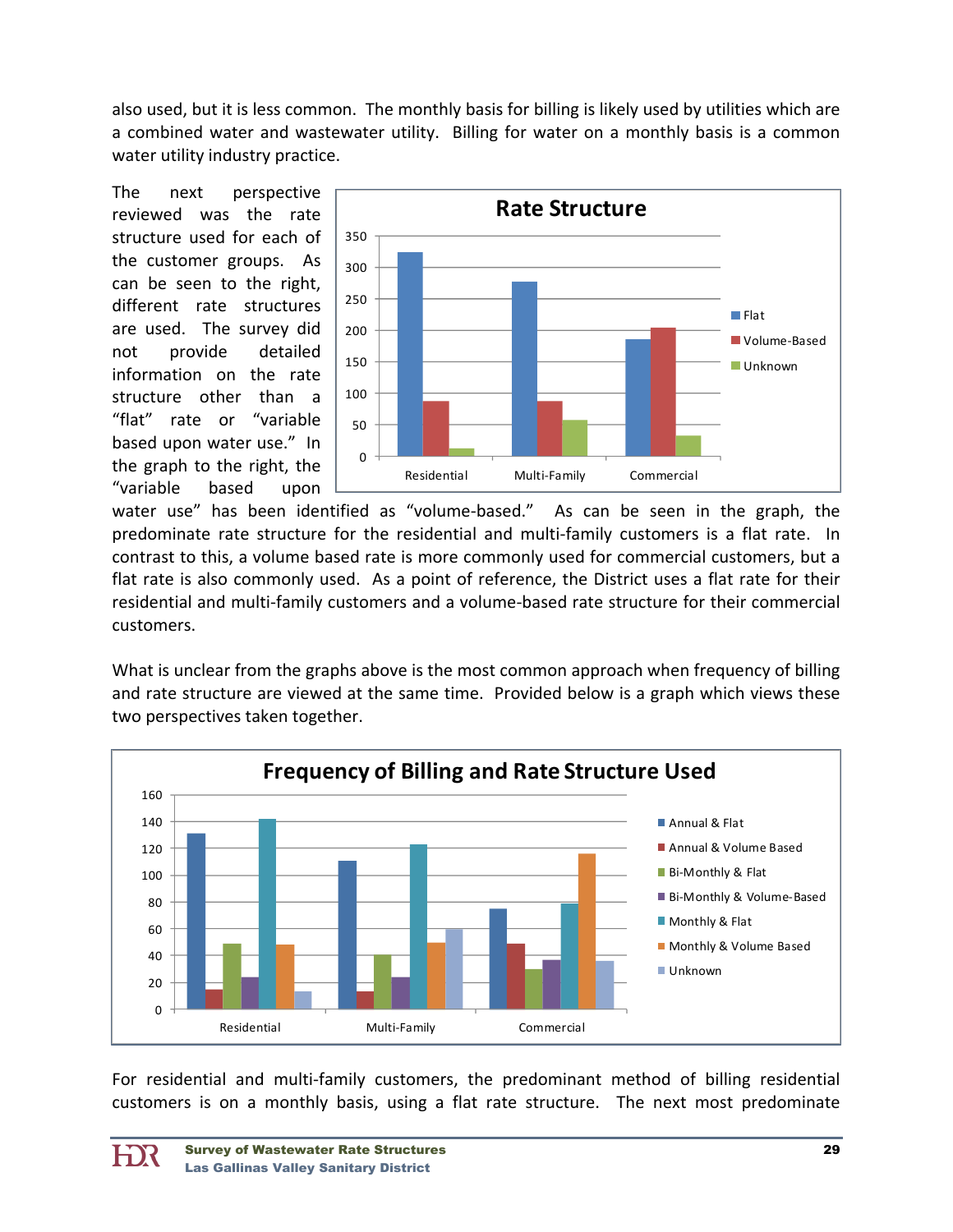also used, but it is less common. The monthly basis for billing is likely used by utilities which are a combined water and wastewater utility. Billing for water on a monthly basis is a common water utility industry practice.

The next perspective reviewed was the rate structure used for each of the customer groups. As can be seen to the right, different rate structures are used. The survey did not provide detailed information on the rate structure other than a "flat" rate or "variable based upon water use." In the graph to the right, the "variable based upon water use" has been identified as "volume-based." As can be seen in the graph, the predominate rate structure for the residential and multi-family customers is a flat rate. In contrast to this, a volume based rate is more commonly used for commercial customers, but a flat rate is also commonly used. As a point of reference, the District uses a flat rate for their residential and multi-family customers and a volume-based rate structure for their commercial customers.

What is unclear from the graphs above is the most common approach when frequency of billing and rate structure are viewed at the same time. Provided below is a graph which views these two perspectives taken together.

For residential and multi-family customers, the predominant method of billing residential customers is on a monthly basis, using a flat rate structure. The next most predominate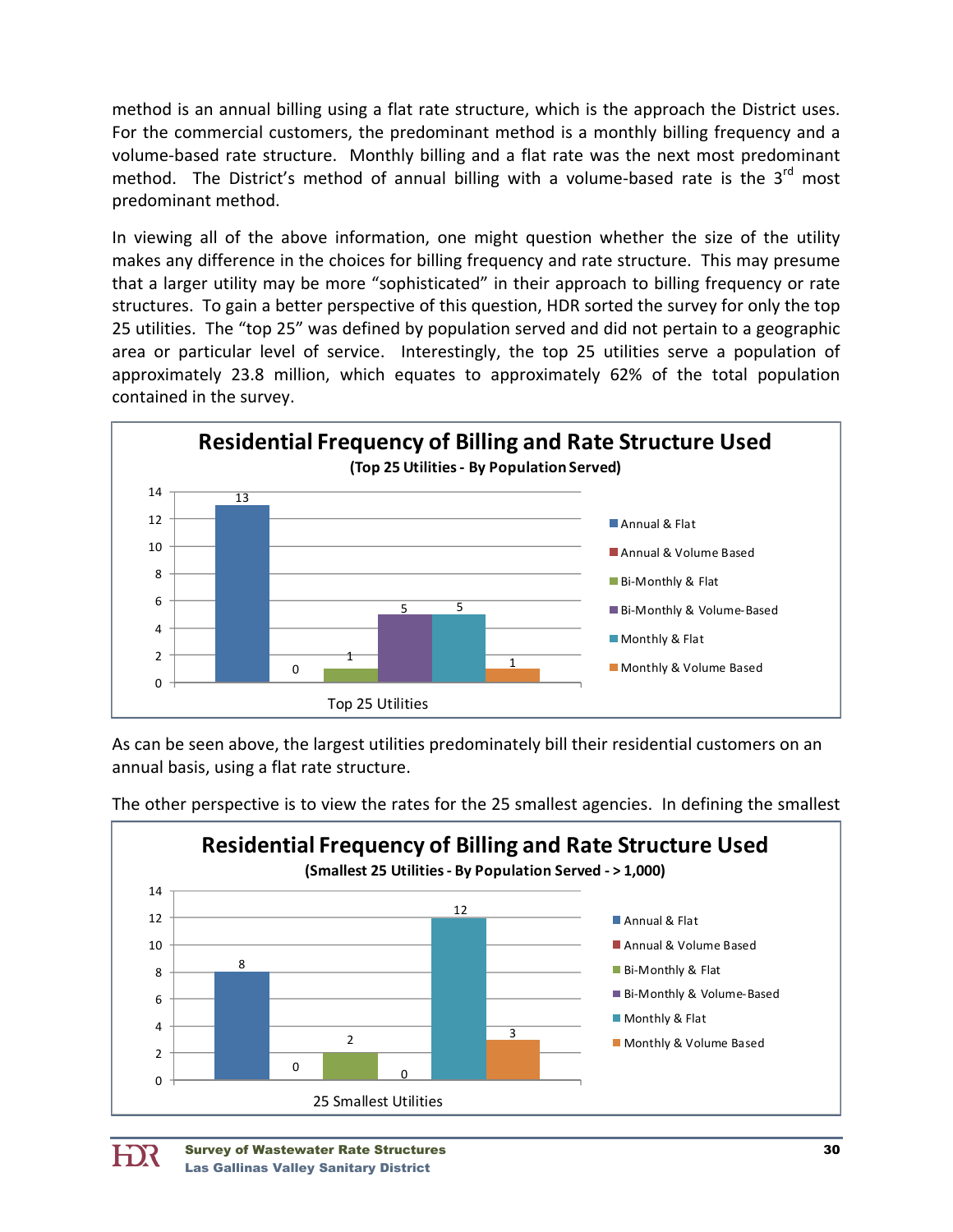method is an annual billing using a flat rate structure, which is the approach the District uses. For the commercial customers, the predominant method is a monthly billing frequency and a volume-based rate structure. Monthly billing and a flat rate was the next most predominant method. The District's method of annual billing with a volume-based rate is the 3rd most predominant method.

In viewing all of the above information, one might question whether the size of the utility makes any difference in the choices for billing frequency and rate structure. This may presume that a larger utility may be more "sophisticated" in their approach to billing frequency or rate structures. To gain a better perspective of this question, HDR sorted the survey for only the top 25 utilities. The "top 25" was defined by population served and did not pertain to a geographic area or particular level of service. Interestingly, the top 25 utilities serve a population of approximately 23.8 million, which equates to approximately 62% of the total population contained in the survey.

**Residential Frequency of Billing and Rate Structure Used**
**(Top 25 Utilities - By Population Served)**

| Top 25 Utilities | Count |
|---|---|
| Annual & Flat | 13 |
| Annual & Volume Based | 0 |
| Bi-Monthly & Flat | 1 |
| Bi-Monthly & Volume-Based | 5 |
| Monthly & Flat | 5 |
| Monthly & Volume Based | 1 |

As can be seen above, the largest utilities predominately bill their residential customers on an annual basis, using a flat rate structure.

The other perspective is to view the rates for the 25 smallest agencies. In defining the smallest

**Residential Frequency of Billing and Rate Structure Used**
**(Smallest 25 Utilities - By Population Served - > 1,000)**

| 25 Smallest Utilities | Count |
|---|---|
| Annual & Flat | 8 |
| Annual & Volume Based | 0 |
| Bi-Monthly & Flat | 2 |
| Bi-Monthly & Volume-Based | 0 |
| Monthly & Flat | 12 |
| Monthly & Volume Based | 3 |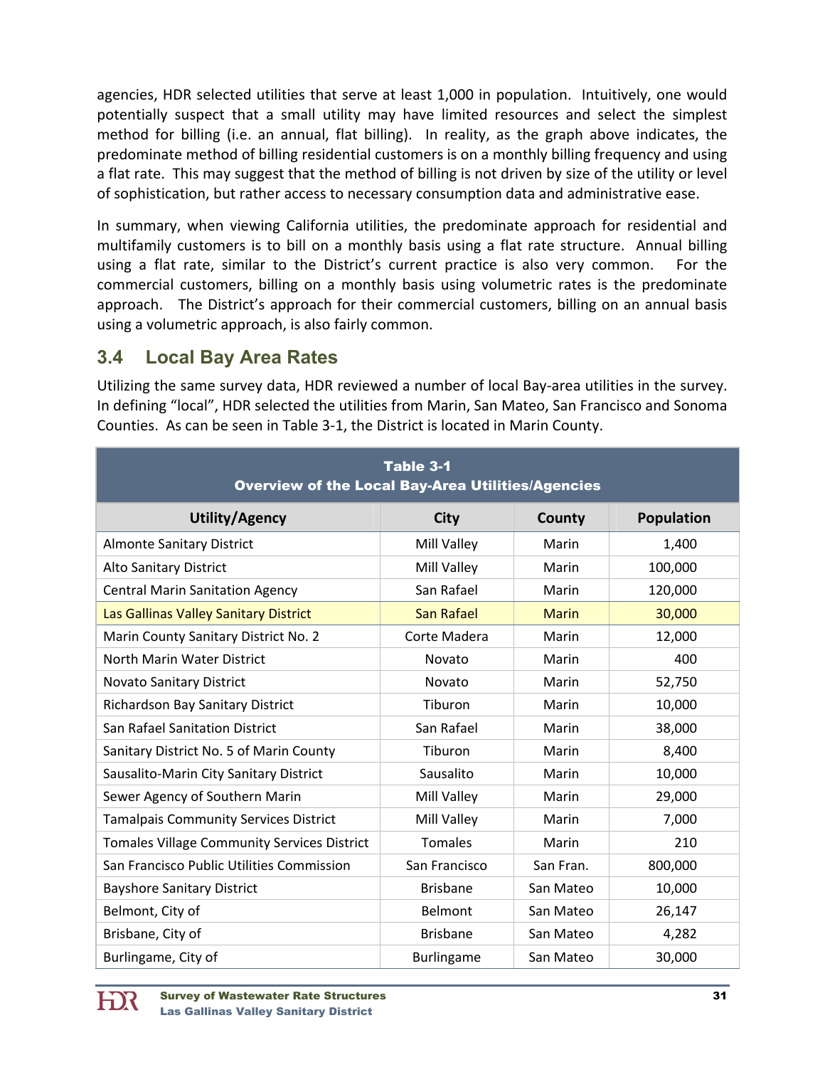agencies, HDR selected utilities that serve at least 1,000 in population. Intuitively, one would potentially suspect that a small utility may have limited resources and select the simplest method for billing (i.e. an annual, flat billing). In reality, as the graph above indicates, the predominate method of billing residential customers is on a monthly billing frequency and using a flat rate. This may suggest that the method of billing is not driven by size of the utility or level of sophistication, but rather access to necessary consumption data and administrative ease.

In summary, when viewing California utilities, the predominate approach for residential and multifamily customers is to bill on a monthly basis using a flat rate structure. Annual billing using a flat rate, similar to the District's current practice is also very common. For the commercial customers, billing on a monthly basis using volumetric rates is the predominate approach. The District's approach for their commercial customers, billing on an annual basis using a volumetric approach, is also fairly common.

## 3.4 Local Bay Area Rates

Utilizing the same survey data, HDR reviewed a number of local Bay-area utilities in the survey. In defining "local", HDR selected the utilities from Marin, San Mateo, San Francisco and Sonoma Counties. As can be seen in Table 3-1, the District is located in Marin County.

**Table 3-1**
**Overview of the Local Bay-Area Utilities/Agencies**

| Utility/Agency | City | County | Population |
|---|---|---|---|
| Almonte Sanitary District | Mill Valley | Marin | 1,400 |
| Alto Sanitary District | Mill Valley | Marin | 100,000 |
| Central Marin Sanitation Agency | San Rafael | Marin | 120,000 |
| Las Gallinas Valley Sanitary District | San Rafael | Marin | 30,000 |
| Marin County Sanitary District No. 2 | Corte Madera | Marin | 12,000 |
| North Marin Water District | Novato | Marin | 400 |
| Novato Sanitary District | Novato | Marin | 52,750 |
| Richardson Bay Sanitary District | Tiburon | Marin | 10,000 |
| San Rafael Sanitation District | San Rafael | Marin | 38,000 |
| Sanitary District No. 5 of Marin County | Tiburon | Marin | 8,400 |
| Sausalito-Marin City Sanitary District | Sausalito | Marin | 10,000 |
| Sewer Agency of Southern Marin | Mill Valley | Marin | 29,000 |
| Tamalpais Community Services District | Mill Valley | Marin | 7,000 |
| Tomales Village Community Services District | Tomales | Marin | 210 |
| San Francisco Public Utilities Commission | San Francisco | San Fran. | 800,000 |
| Bayshore Sanitary District | Brisbane | San Mateo | 10,000 |
| Belmont, City of | Belmont | San Mateo | 26,147 |
| Brisbane, City of | Brisbane | San Mateo | 4,282 |
| Burlingame, City of | Burlingame | San Mateo | 30,000 |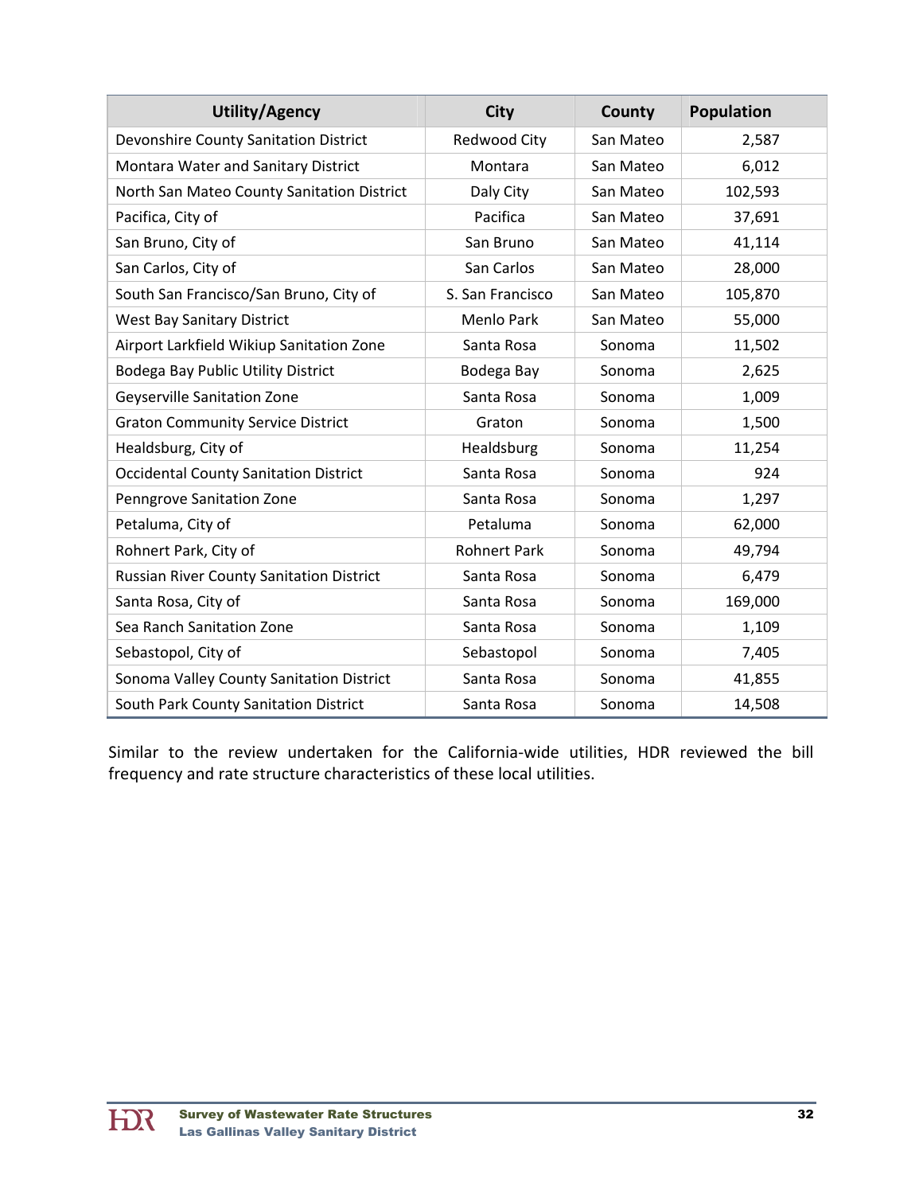| Utility/Agency | City | County | Population |
|---|---|---|---|
| Devonshire County Sanitation District | Redwood City | San Mateo | 2,587 |
| Montara Water and Sanitary District | Montara | San Mateo | 6,012 |
| North San Mateo County Sanitation District | Daly City | San Mateo | 102,593 |
| Pacifica, City of | Pacifica | San Mateo | 37,691 |
| San Bruno, City of | San Bruno | San Mateo | 41,114 |
| San Carlos, City of | San Carlos | San Mateo | 28,000 |
| South San Francisco/San Bruno, City of | S. San Francisco | San Mateo | 105,870 |
| West Bay Sanitary District | Menlo Park | San Mateo | 55,000 |
| Airport Larkfield Wikiup Sanitation Zone | Santa Rosa | Sonoma | 11,502 |
| Bodega Bay Public Utility District | Bodega Bay | Sonoma | 2,625 |
| Geyserville Sanitation Zone | Santa Rosa | Sonoma | 1,009 |
| Graton Community Service District | Graton | Sonoma | 1,500 |
| Healdsburg, City of | Healdsburg | Sonoma | 11,254 |
| Occidental County Sanitation District | Santa Rosa | Sonoma | 924 |
| Penngrove Sanitation Zone | Santa Rosa | Sonoma | 1,297 |
| Petaluma, City of | Petaluma | Sonoma | 62,000 |
| Rohnert Park, City of | Rohnert Park | Sonoma | 49,794 |
| Russian River County Sanitation District | Santa Rosa | Sonoma | 6,479 |
| Santa Rosa, City of | Santa Rosa | Sonoma | 169,000 |
| Sea Ranch Sanitation Zone | Santa Rosa | Sonoma | 1,109 |
| Sebastopol, City of | Sebastopol | Sonoma | 7,405 |
| Sonoma Valley County Sanitation District | Santa Rosa | Sonoma | 41,855 |
| South Park County Sanitation District | Santa Rosa | Sonoma | 14,508 |

Similar to the review undertaken for the California-wide utilities, HDR reviewed the bill frequency and rate structure characteristics of these local utilities.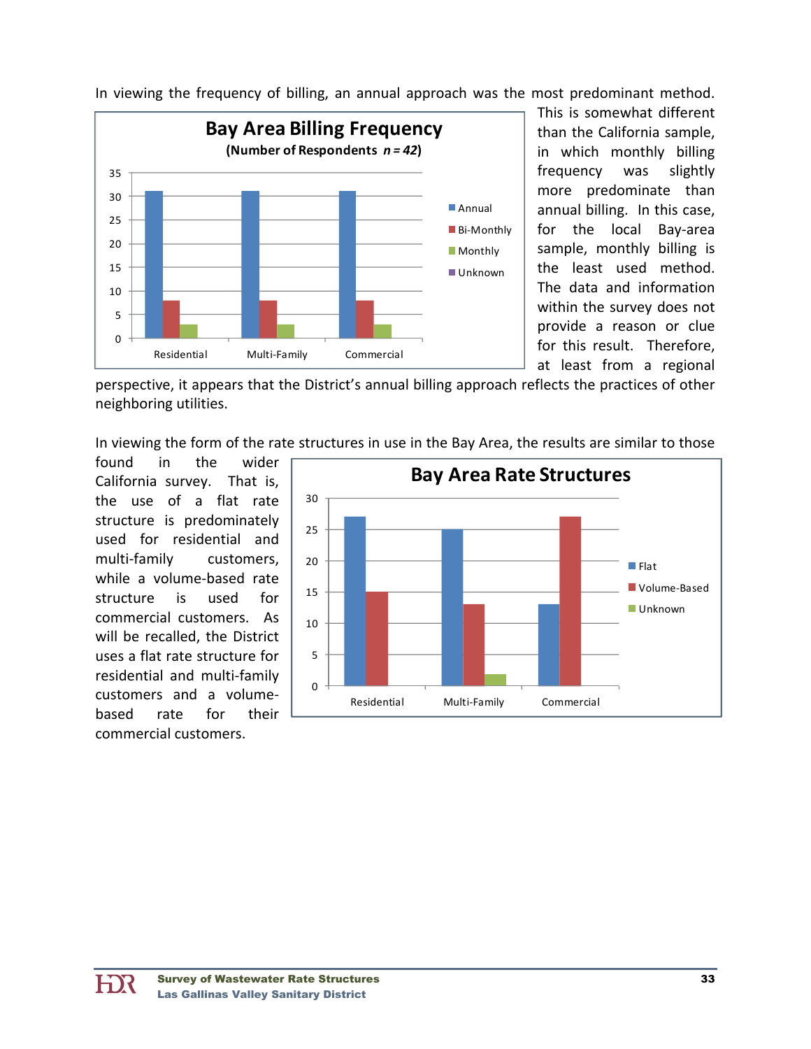In viewing the frequency of billing, an annual approach was the most predominant method. This is somewhat different than the California sample, in which monthly billing frequency was slightly more predominate than annual billing. In this case, for the local Bay-area sample, monthly billing is the least used method. The data and information within the survey does not provide a reason or clue for this result. Therefore, at least from a regional perspective, it appears that the District's annual billing approach reflects the practices of other neighboring utilities.

**Bay Area Billing Frequency**
**(Number of Respondents *n = 42*)**

| | Annual | Bi-Monthly | Monthly | Unknown |
|---|---|---|---|---|
| Residential | 31 | 8 | 3 | |
| Multi-Family | 31 | 8 | 3 | |
| Commercial | 31 | 8 | 3 | |

In viewing the form of the rate structures in use in the Bay Area, the results are similar to those found in the wider California survey. That is, the use of a flat rate structure is predominately used for residential and multi-family customers, while a volume-based rate structure is used for commercial customers. As will be recalled, the District uses a flat rate structure for residential and multi-family customers and a volume-based rate for their commercial customers.

**Bay Area Rate Structures**

| | Flat | Volume-Based | Unknown |
|---|---|---|---|
| Residential | 27 | 15 | |
| Multi-Family | 25 | 13 | 2 |
| Commercial | 13 | 27 | |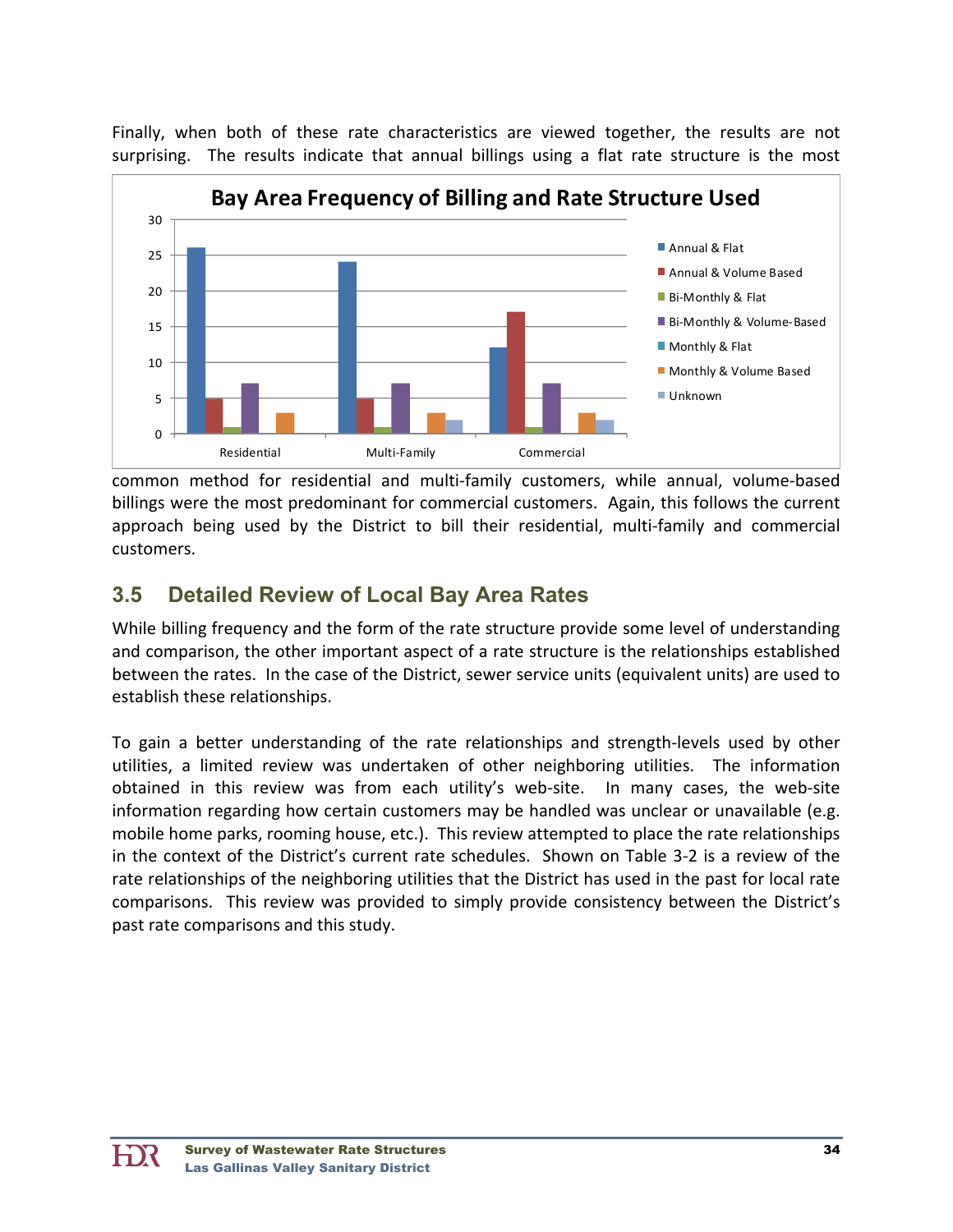Finally, when both of these rate characteristics are viewed together, the results are not surprising. The results indicate that annual billings using a flat rate structure is the most common method for residential and multi-family customers, while annual, volume-based billings were the most predominant for commercial customers. Again, this follows the current approach being used by the District to bill their residential, multi-family and commercial customers.

**Bay Area Frequency of Billing and Rate Structure Used**

| | Residential | Multi-Family | Commercial |
|---|---|---|---|
| Annual & Flat | 26 | 24 | 12 |
| Annual & Volume Based | 5 | 5 | 17 |
| Bi-Monthly & Flat | 1 | 1 | 1 |
| Bi-Monthly & Volume-Based | 7 | 7 | 7 |
| Monthly & Flat | 0 | 0 | 0 |
| Monthly & Volume Based | 3 | 3 | 3 |
| Unknown | 0 | 2 | 2 |

## 3.5 Detailed Review of Local Bay Area Rates

While billing frequency and the form of the rate structure provide some level of understanding and comparison, the other important aspect of a rate structure is the relationships established between the rates. In the case of the District, sewer service units (equivalent units) are used to establish these relationships.

To gain a better understanding of the rate relationships and strength-levels used by other utilities, a limited review was undertaken of other neighboring utilities. The information obtained in this review was from each utility's web-site. In many cases, the web-site information regarding how certain customers may be handled was unclear or unavailable (e.g. mobile home parks, rooming house, etc.). This review attempted to place the rate relationships in the context of the District's current rate schedules. Shown on Table 3-2 is a review of the rate relationships of the neighboring utilities that the District has used in the past for local rate comparisons. This review was provided to simply provide consistency between the District's past rate comparisons and this study.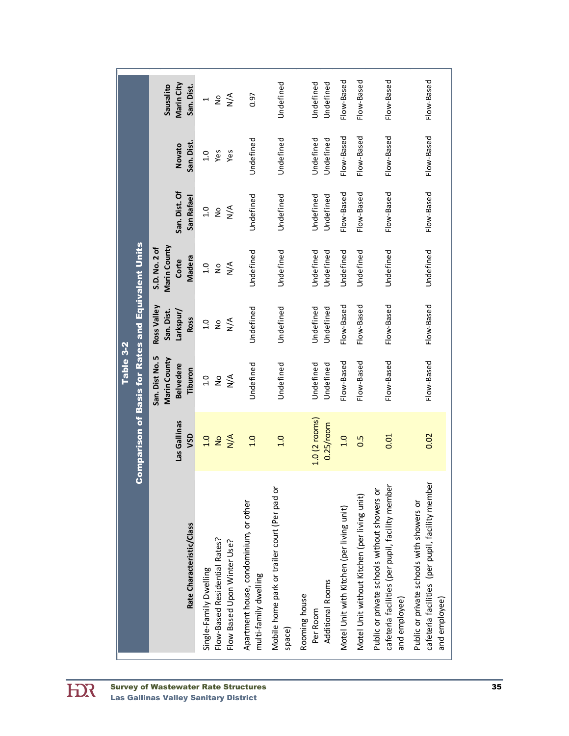**Table 3-2**
**Comparison of Basis for Rates and Equivalent Units**

| Rate Characteristic/Class | Las Gallinas VSD | San. Dist No. 5 Marin County Belvedere Tiburon | Ross Valley San. Dist. Larkspur/ Ross | S.D. No. 2 of Marin County Corte Madera | San. Dist. Of San Rafael | Novato San. Dist. | Sausalito Marin City San. Dist. |
|---|---|---|---|---|---|---|---|
| Single-Family Dwelling | 1.0 | 1.0 | 1.0 | 1.0 | 1.0 | 1.0 | 1 |
| Flow-Based Residential Rates? | No | No | No | No | No | Yes | No |
| Flow Based Upon Winter Use? | N/A | N/A | N/A | N/A | N/A | Yes | N/A |
| Apartment house, condominium, or other multi-family dwelling | 1.0 | Undefined | Undefined | Undefined | Undefined | Undefined | 0.97 |
| Mobile home park or trailer court (Per pad or space) | 1.0 | Undefined | Undefined | Undefined | Undefined | Undefined | Undefined |
| Rooming house | | | | | | | |
| Per Room | 1.0 (2 rooms) | Undefined | Undefined | Undefined | Undefined | Undefined | Undefined |
| Additional Rooms | 0.25/room | Undefined | Undefined | Undefined | Undefined | Undefined | Undefined |
| Motel Unit with Kitchen (per living unit) | 1.0 | Flow-Based | Flow-Based | Undefined | Flow-Based | Flow-Based | Flow-Based |
| Motel Unit without Kitchen (per living unit) | 0.5 | Flow-Based | Flow-Based | Undefined | Flow-Based | Flow-Based | Flow-Based |
| Public or private schools without showers or cafeteria facilities (per pupil, facility member and employee) | 0.01 | Flow-Based | Flow-Based | Undefined | Flow-Based | Flow-Based | Flow-Based |
| Public or private schools with showers or cafeteria facilities (per pupil, facility member and employee) | 0.02 | Flow-Based | Flow-Based | Undefined | Flow-Based | Flow-Based | Flow-Based |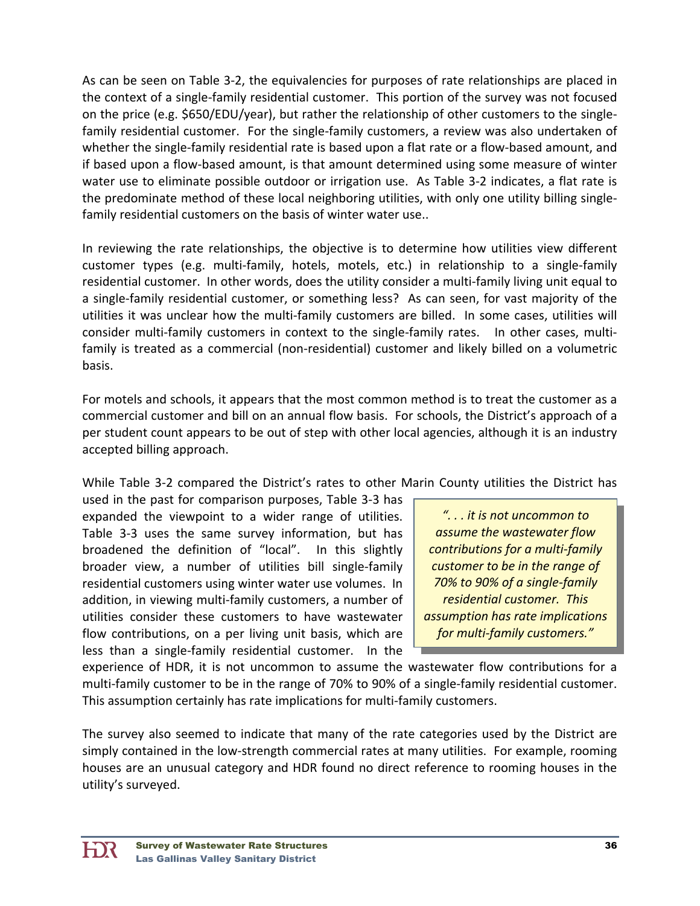As can be seen on Table 3-2, the equivalencies for purposes of rate relationships are placed in the context of a single-family residential customer. This portion of the survey was not focused on the price (e.g. $650/EDU/year), but rather the relationship of other customers to the single-family residential customer. For the single-family customers, a review was also undertaken of whether the single-family residential rate is based upon a flat rate or a flow-based amount, and if based upon a flow-based amount, is that amount determined using some measure of winter water use to eliminate possible outdoor or irrigation use. As Table 3-2 indicates, a flat rate is the predominate method of these local neighboring utilities, with only one utility billing single-family residential customers on the basis of winter water use..

In reviewing the rate relationships, the objective is to determine how utilities view different customer types (e.g. multi-family, hotels, motels, etc.) in relationship to a single-family residential customer. In other words, does the utility consider a multi-family living unit equal to a single-family residential customer, or something less? As can seen, for vast majority of the utilities it was unclear how the multi-family customers are billed. In some cases, utilities will consider multi-family customers in context to the single-family rates. In other cases, multi-family is treated as a commercial (non-residential) customer and likely billed on a volumetric basis.

For motels and schools, it appears that the most common method is to treat the customer as a commercial customer and bill on an annual flow basis. For schools, the District's approach of a per student count appears to be out of step with other local agencies, although it is an industry accepted billing approach.

While Table 3-2 compared the District's rates to other Marin County utilities the District has used in the past for comparison purposes, Table 3-3 has expanded the viewpoint to a wider range of utilities. Table 3-3 uses the same survey information, but has broadened the definition of "local". In this slightly broader view, a number of utilities bill single-family residential customers using winter water use volumes. In addition, in viewing multi-family customers, a number of utilities consider these customers to have wastewater flow contributions, on a per living unit basis, which are less than a single-family residential customer. In the experience of HDR, it is not uncommon to assume the wastewater flow contributions for a multi-family customer to be in the range of 70% to 90% of a single-family residential customer. This assumption certainly has rate implications for multi-family customers.

> *". . . it is not uncommon to assume the wastewater flow contributions for a multi-family customer to be in the range of 70% to 90% of a single-family residential customer. This assumption has rate implications for multi-family customers."*

The survey also seemed to indicate that many of the rate categories used by the District are simply contained in the low-strength commercial rates at many utilities. For example, rooming houses are an unusual category and HDR found no direct reference to rooming houses in the utility's surveyed.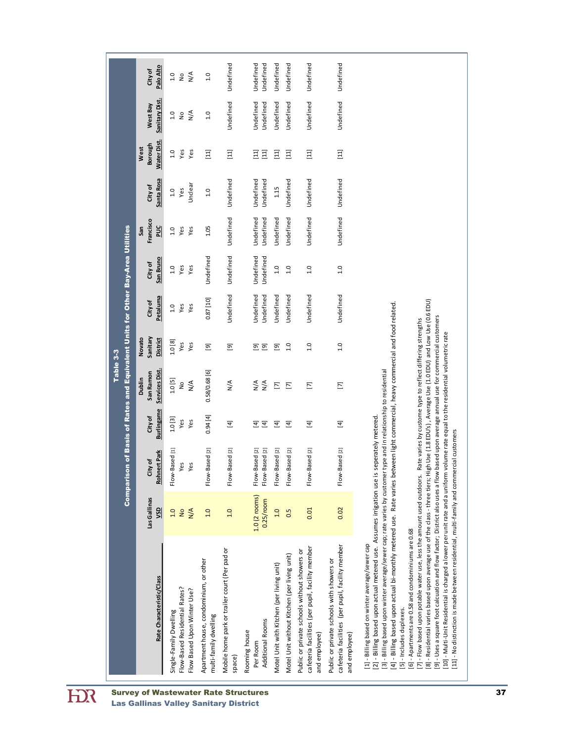# Table 3-3

## Comparison of Basis of Rates and Equivalent Units for Other Bay-Area Utilities

| Rate Characteristic/Class | Las Gallinas VSD | City of Rohnert Park | City of Burlingame | Dublin San Ramon Services Dist. | Novato Sanitary District | City of Petaluma | City of San Bruno | San Francisco PUC | City of Santa Rosa | West Borough Water Dist. | West Bay Sanitary Dist. | City of Palo Alto |
|---|---|---|---|---|---|---|---|---|---|---|---|---|
| Single-Family Dwelling | 1.0 | Flow-Based [1] | 1.0 [3] | 1.0 [5] | 1.0 [8] | 1.0 | 1.0 | 1.0 | 1.0 | 1.0 | 1.0 | 1.0 |
| Flow-Based Residential Rates? | No | Yes | Yes | No | Yes | Yes | Yes | Yes | Yes | Yes | No | No |
| Flow Based Upon Winter Use? | N/A | Yes | Yes | N/A | Yes | Yes | Yes | Yes | Unclear | Yes | N/A | N/A |
| Apartment house, condominium, or other multi-family dwelling | 1.0 | Flow-Based [2] | 0.94 [4] | 0.58/0.68 [6] | [9] | 0.87 [10] | Undefined | 1.05 | 1.0 | [11] | 1.0 | 1.0 |
| Mobile home park or trailer court (Per pad or space) | 1.0 | Flow-Based [2] | [4] | N/A | [9] | Undefined | Undefined | Undefined | Undefined | [11] | Undefined | Undefined |
| Rooming house | | | | | | | | | | | | |
| Per Room | 1.0 (2 rooms) | Flow-Based [2] | [4] | N/A | [9] | Undefined | Undefined | Undefined | Undefined | [11] | Undefined | Undefined |
| Additional Rooms | 0.25/room | Flow-Based [2] | [4] | N/A | [9] | Undefined | Undefined | Undefined | Undefined | [11] | Undefined | Undefined |
| Motel Unit with Kitchen (per living unit) | 1.0 | Flow-Based [2] | [4] | [7] | [9] | Undefined | 1.0 | Undefined | 1.15 | [11] | Undefined | Undefined |
| Motel Unit without Kitchen (per living unit) | 0.5 | Flow-Based [2] | [4] | [7] | 1.0 | Undefined | 1.0 | Undefined | Undefined | [11] | Undefined | Undefined |
| Public or private schools without showers or cafeteria facilities (per pupil, facility member and employee) | 0.01 | Flow-Based [2] | [4] | [7] | 1.0 | Undefined | 1.0 | Undefined | Undefined | [11] | Undefined | Undefined |
| Public or private schools with showers or cafeteria facilities (per pupil, facility member and employee) | 0.02 | Flow-Based [2] | [4] | [7] | 1.0 | Undefined | 1.0 | Undefined | Undefined | [11] | Undefined | Undefined |

[1] - Billing based on winter average/sewer cap
[2] - Billing based upon actual metered use. Assumes irrigation use is seperately metered.
[3] - Billing based upon winter average/sewer cap; rate varies by customer type and in relationship to residential
[4] - Billing based upon actual bi-monthly metered use. Rate varies between light commercial, heavy commercial and food related.
[5] - Includes duplexes.
[6] - Apartments are 0.58 and condominiums are 0.68
[7] - Flow based upon potable water use, less the amount used outdoors. Rate varies by custome type to reflect differing strengths
[8] - Residential varies based upon average use of the class - three tiers; High Use (1.8 EDU's), Average Use (1.0 EDU) and Low Use (0.6 EDU)
[9] - Uses a square foot calcuation and flow factor; District also uses a flow based upon average annual use for commercial customers
[10] - Multi-Unit Residential is charged a lower per unit rate and a uniform volume rate equal to the residential volumetric rate
[11] - No distinction is made between residential, multi-family and commercial customers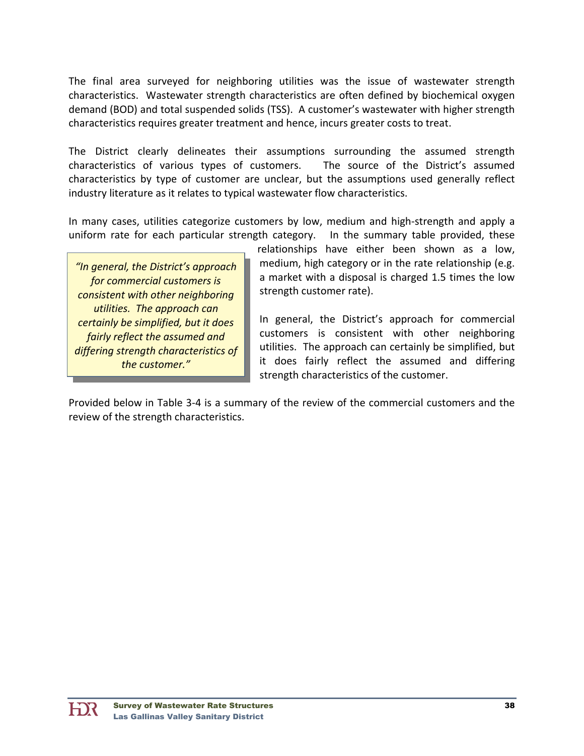The final area surveyed for neighboring utilities was the issue of wastewater strength characteristics. Wastewater strength characteristics are often defined by biochemical oxygen demand (BOD) and total suspended solids (TSS). A customer's wastewater with higher strength characteristics requires greater treatment and hence, incurs greater costs to treat.

The District clearly delineates their assumptions surrounding the assumed strength characteristics of various types of customers. The source of the District's assumed characteristics by type of customer are unclear, but the assumptions used generally reflect industry literature as it relates to typical wastewater flow characteristics.

In many cases, utilities categorize customers by low, medium and high-strength and apply a uniform rate for each particular strength category. In the summary table provided, these relationships have either been shown as a low, medium, high category or in the rate relationship (e.g. a market with a disposal is charged 1.5 times the low strength customer rate).

> *"In general, the District's approach for commercial customers is consistent with other neighboring utilities. The approach can certainly be simplified, but it does fairly reflect the assumed and differing strength characteristics of the customer."*

In general, the District's approach for commercial customers is consistent with other neighboring utilities. The approach can certainly be simplified, but it does fairly reflect the assumed and differing strength characteristics of the customer.

Provided below in Table 3-4 is a summary of the review of the commercial customers and the review of the strength characteristics.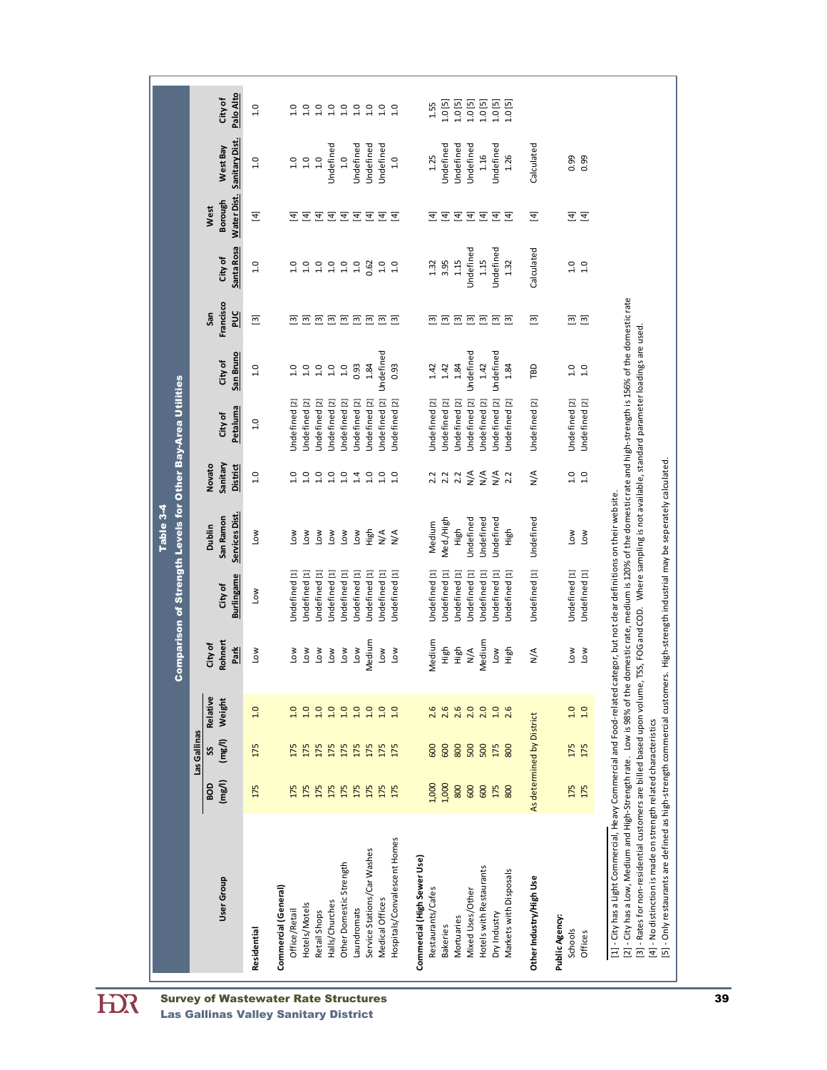# Table 3-4

## Comparison of Strength Levels for Other Bay-Area Utilities

| User Group | Las Gallinas BOD (mg/l) | Las Gallinas SS (mg/l) | Las Gallinas Relative Weight | City of Rohnert Park | City of Burlingame | Dublin San Ramon Services Dist. | Novato Sanitary District | City of Petaluma | City of San Bruno | San Francisco PUC | City of Santa Rosa | West Borough Water Dist. | West Bay Sanitary Dist. | City of Palo Alto |
|---|---|---|---|---|---|---|---|---|---|---|---|---|---|---|
| **Residential** | 175 | 175 | 1.0 | Low | Low | Low | 1.0 | 1.0 | 1.0 | [3] | 1.0 | [4] | 1.0 | 1.0 |
| **Commercial (General)** | | | | | | | | | | | | | | |
| Office/Retail | 175 | 175 | 1.0 | Low | Undefined [1] | Low | 1.0 | Undefined [2] | 1.0 | [3] | 1.0 | [4] | 1.0 | 1.0 |
| Hotels/Motels | 175 | 175 | 1.0 | Low | Undefined [1] | Low | 1.0 | Undefined [2] | 1.0 | [3] | 1.0 | [4] | 1.0 | 1.0 |
| Retail Shops | 175 | 175 | 1.0 | Low | Undefined [1] | Low | 1.0 | Undefined [2] | 1.0 | [3] | 1.0 | [4] | 1.0 | 1.0 |
| Halls/Churches | 175 | 175 | 1.0 | Low | Undefined [1] | Low | 1.0 | Undefined [2] | 1.0 | [3] | 1.0 | [4] | Undefined | 1.0 |
| Other Domestic Strength | 175 | 175 | 1.0 | Low | Undefined [1] | Low | 1.0 | Undefined [2] | 1.0 | [3] | 1.0 | [4] | 1.0 | 1.0 |
| Laundromats | 175 | 175 | 1.0 | Low | Undefined [1] | Low | 1.4 | Undefined [2] | 0.93 | [3] | 1.0 | [4] | Undefined | 1.0 |
| Service Stations/Car Washes | 175 | 175 | 1.0 | Medium | Undefined [1] | High | 1.0 | Undefined [2] | 1.84 | [3] | 0.62 | [4] | Undefined | 1.0 |
| Medical Offices | 175 | 175 | 1.0 | Low | Undefined [1] | N/A | 1.0 | Undefined [2] | Undefined | [3] | 1.0 | [4] | Undefined | 1.0 |
| Hospitals/Convalescent Homes | 175 | 175 | 1.0 | Low | Undefined [1] | N/A | 1.0 | Undefined [2] | 0.93 | [3] | 1.0 | [4] | 1.0 | 1.0 |
| **Commercial (High Sewer Use)** | | | | | | | | | | | | | | |
| Restaurants/Cafes | 1,000 | 600 | 2.6 | Medium | Undefined [1] | Medium | 2.2 | Undefined [2] | 1.42 | [3] | 1.32 | [4] | 1.25 | 1.55 |
| Bakeries | 1,000 | 600 | 2.6 | High | Undefined [1] | Med./High | 2.2 | Undefined [2] | 1.42 | [3] | 3.95 | [4] | Undefined | 1.0 [5] |
| Mortuaries | 800 | 800 | 2.6 | High | Undefined [1] | High | 2.2 | Undefined [2] | 1.84 | [3] | 1.15 | [4] | Undefined | 1.0 [5] |
| Mixed Uses/Other | 600 | 500 | 2.0 | N/A | Undefined [1] | Undefined | N/A | Undefined [2] | Undefined | [3] | Undefined | [4] | Undefined | 1.0 [5] |
| Hotels with Restaurants | 600 | 500 | 2.0 | Medium | Undefined [1] | Undefined | N/A | Undefined [2] | 1.42 | [3] | 1.15 | [4] | 1.16 | 1.0 [5] |
| Dry Industry | 175 | 175 | 1.0 | Low | Undefined [1] | Undefined | N/A | Undefined [2] | Undefined | [3] | Undefined | [4] | Undefined | 1.0 [5] |
| Markets with Disposals | 800 | 800 | 2.6 | High | Undefined [1] | High | 2.2 | Undefined [2] | 1.84 | [3] | 1.32 | [4] | 1.26 | 1.0 [5] |
| **Other Industry/High Use** | As determined by District | | | N/A | Undefined [1] | Undefined | N/A | Undefined [2] | TBD | [3] | Calculated | [4] | Calculated | |
| **Public Agency:** | | | | | | | | | | | | | | |
| Schools | 175 | 175 | 1.0 | Low | Undefined [1] | Low | 1.0 | Undefined [2] | 1.0 | [3] | 1.0 | [4] | 0.99 | |
| Offices | 175 | 175 | 1.0 | Low | Undefined [1] | Low | 1.0 | Undefined [2] | 1.0 | [3] | 1.0 | [4] | 0.99 | |

[1] - City has a Light Commercial, Heavy Commercial and Food-related categor, but not clear definitions on their website.
[2] - City has a Low, Medium and High-Strength rate. Low is 98% of the domestic rate, medium is 120% of the domestic rate and high-strength is 156% of the domestic rate
[3] - Rates for non-residential customers are billed based upon volume, TSS, FOG and COD. Where sampling is not available, standard parameter loadings are used.
[4] - No distinction is made on strength related characteristics
[5] - Only restaurants are defined as high-strength commercial customers. High-strength industrial may be seperately calculated.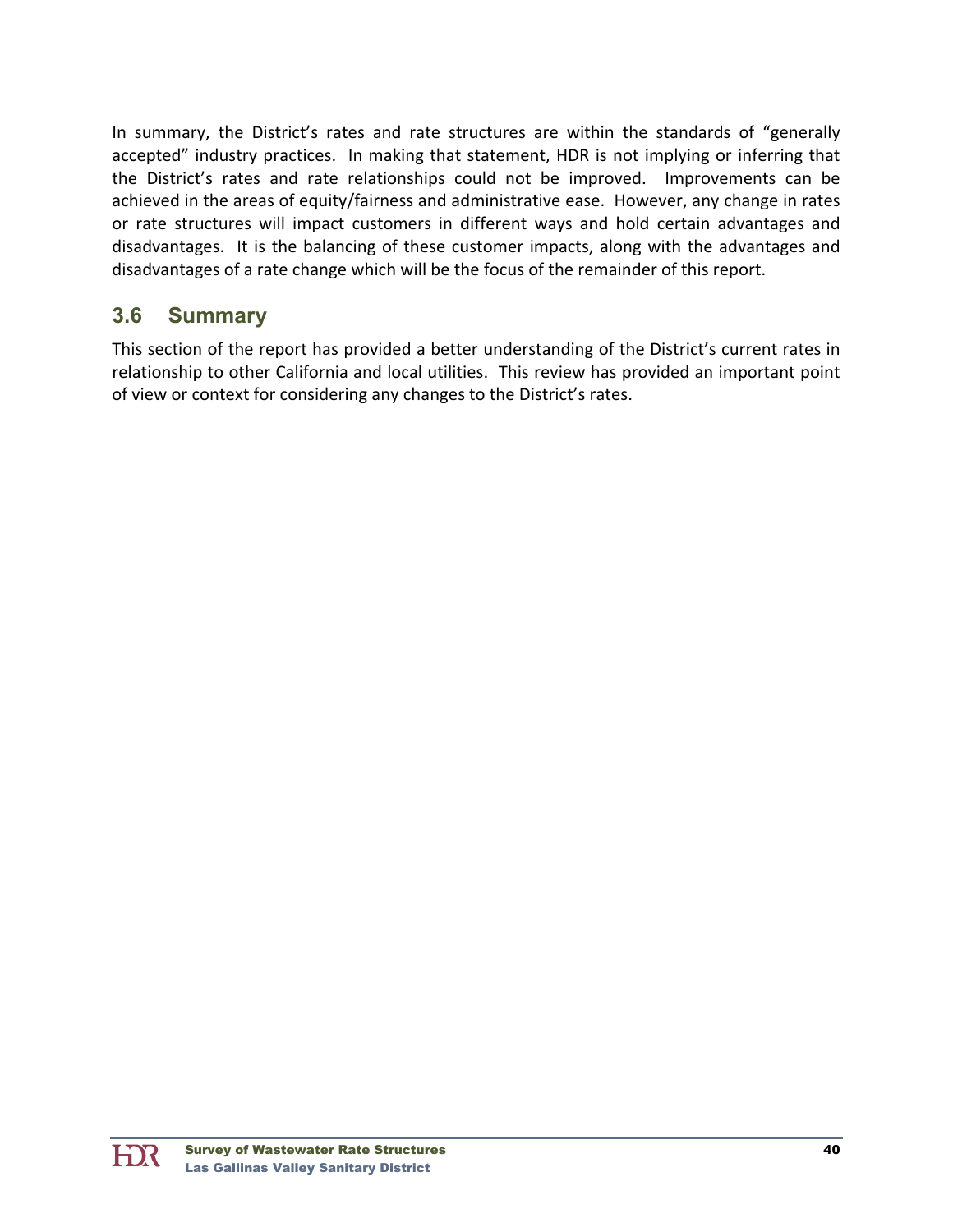In summary, the District's rates and rate structures are within the standards of "generally accepted" industry practices. In making that statement, HDR is not implying or inferring that the District's rates and rate relationships could not be improved. Improvements can be achieved in the areas of equity/fairness and administrative ease. However, any change in rates or rate structures will impact customers in different ways and hold certain advantages and disadvantages. It is the balancing of these customer impacts, along with the advantages and disadvantages of a rate change which will be the focus of the remainder of this report.

## 3.6 Summary

This section of the report has provided a better understanding of the District's current rates in relationship to other California and local utilities. This review has provided an important point of view or context for considering any changes to the District's rates.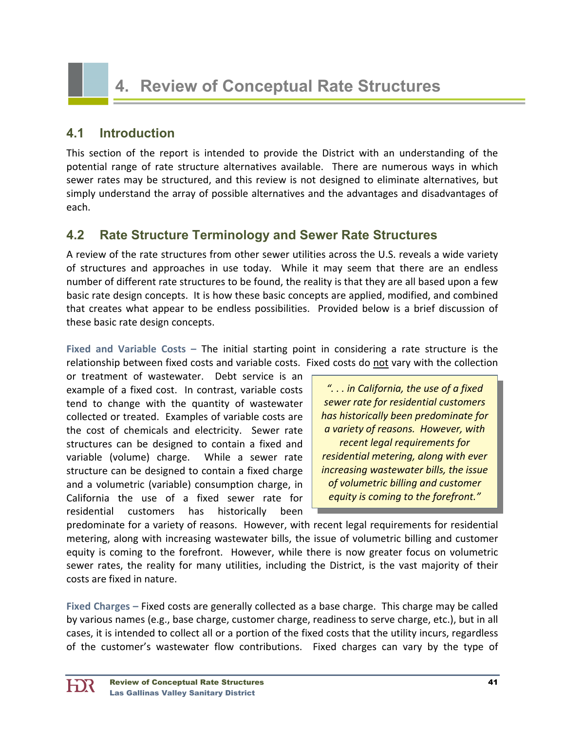# 4. Review of Conceptual Rate Structures

## 4.1 Introduction

This section of the report is intended to provide the District with an understanding of the potential range of rate structure alternatives available. There are numerous ways in which sewer rates may be structured, and this review is not designed to eliminate alternatives, but simply understand the array of possible alternatives and the advantages and disadvantages of each.

## 4.2 Rate Structure Terminology and Sewer Rate Structures

A review of the rate structures from other sewer utilities across the U.S. reveals a wide variety of structures and approaches in use today. While it may seem that there are an endless number of different rate structures to be found, the reality is that they are all based upon a few basic rate design concepts. It is how these basic concepts are applied, modified, and combined that creates what appear to be endless possibilities. Provided below is a brief discussion of these basic rate design concepts.

**Fixed and Variable Costs –** The initial starting point in considering a rate structure is the relationship between fixed costs and variable costs. Fixed costs do not vary with the collection or treatment of wastewater. Debt service is an example of a fixed cost. In contrast, variable costs tend to change with the quantity of wastewater collected or treated. Examples of variable costs are the cost of chemicals and electricity. Sewer rate structures can be designed to contain a fixed and variable (volume) charge. While a sewer rate structure can be designed to contain a fixed charge and a volumetric (variable) consumption charge, in California the use of a fixed sewer rate for residential customers has historically been predominate for a variety of reasons. However, with recent legal requirements for residential metering, along with increasing wastewater bills, the issue of volumetric billing and customer equity is coming to the forefront. However, while there is now greater focus on volumetric sewer rates, the reality for many utilities, including the District, is the vast majority of their costs are fixed in nature.

> *". . . in California, the use of a fixed sewer rate for residential customers has historically been predominate for a variety of reasons. However, with recent legal requirements for residential metering, along with ever increasing wastewater bills, the issue of volumetric billing and customer equity is coming to the forefront."*

**Fixed Charges –** Fixed costs are generally collected as a base charge. This charge may be called by various names (e.g., base charge, customer charge, readiness to serve charge, etc.), but in all cases, it is intended to collect all or a portion of the fixed costs that the utility incurs, regardless of the customer's wastewater flow contributions. Fixed charges can vary by the type of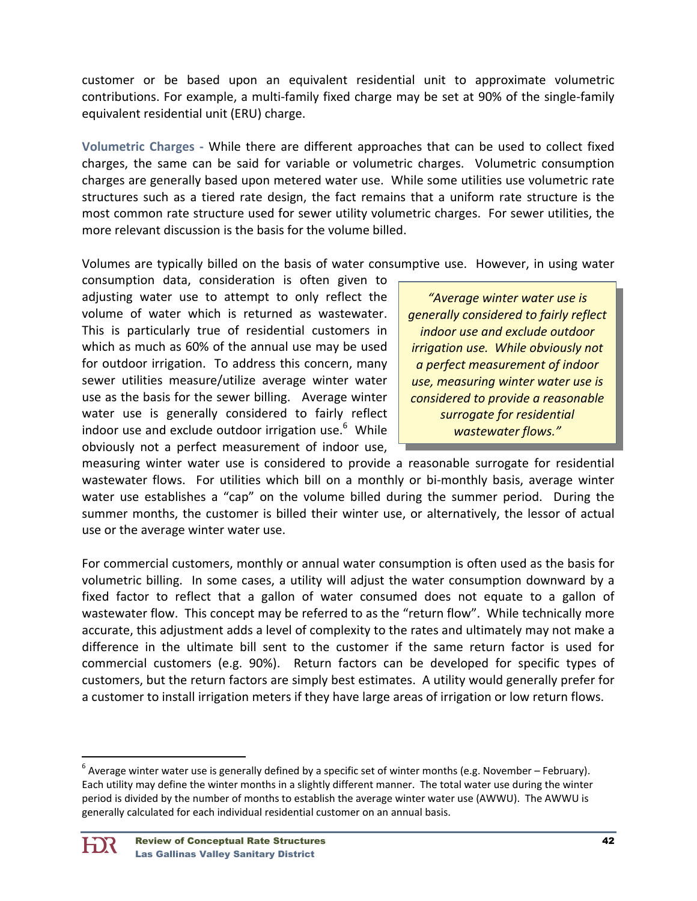customer or be based upon an equivalent residential unit to approximate volumetric contributions. For example, a multi-family fixed charge may be set at 90% of the single-family equivalent residential unit (ERU) charge.

**Volumetric Charges -** While there are different approaches that can be used to collect fixed charges, the same can be said for variable or volumetric charges. Volumetric consumption charges are generally based upon metered water use. While some utilities use volumetric rate structures such as a tiered rate design, the fact remains that a uniform rate structure is the most common rate structure used for sewer utility volumetric charges. For sewer utilities, the more relevant discussion is the basis for the volume billed.

Volumes are typically billed on the basis of water consumptive use. However, in using water consumption data, consideration is often given to adjusting water use to attempt to only reflect the volume of water which is returned as wastewater. This is particularly true of residential customers in which as much as 60% of the annual use may be used for outdoor irrigation. To address this concern, many sewer utilities measure/utilize average winter water use as the basis for the sewer billing. Average winter water use is generally considered to fairly reflect indoor use and exclude outdoor irrigation use.[6] While obviously not a perfect measurement of indoor use, measuring winter water use is considered to provide a reasonable surrogate for residential wastewater flows. For utilities which bill on a monthly or bi-monthly basis, average winter water use establishes a "cap" on the volume billed during the summer period. During the summer months, the customer is billed their winter use, or alternatively, the lessor of actual use or the average winter water use.

> *"Average winter water use is generally considered to fairly reflect indoor use and exclude outdoor irrigation use. While obviously not a perfect measurement of indoor use, measuring winter water use is considered to provide a reasonable surrogate for residential wastewater flows."*

For commercial customers, monthly or annual water consumption is often used as the basis for volumetric billing. In some cases, a utility will adjust the water consumption downward by a fixed factor to reflect that a gallon of water consumed does not equate to a gallon of wastewater flow. This concept may be referred to as the "return flow". While technically more accurate, this adjustment adds a level of complexity to the rates and ultimately may not make a difference in the ultimate bill sent to the customer if the same return factor is used for commercial customers (e.g. 90%). Return factors can be developed for specific types of customers, but the return factors are simply best estimates. A utility would generally prefer for a customer to install irrigation meters if they have large areas of irrigation or low return flows.

---

[6] Average winter water use is generally defined by a specific set of winter months (e.g. November – February). Each utility may define the winter months in a slightly different manner. The total water use during the winter period is divided by the number of months to establish the average winter water use (AWWU). The AWWU is generally calculated for each individual residential customer on an annual basis.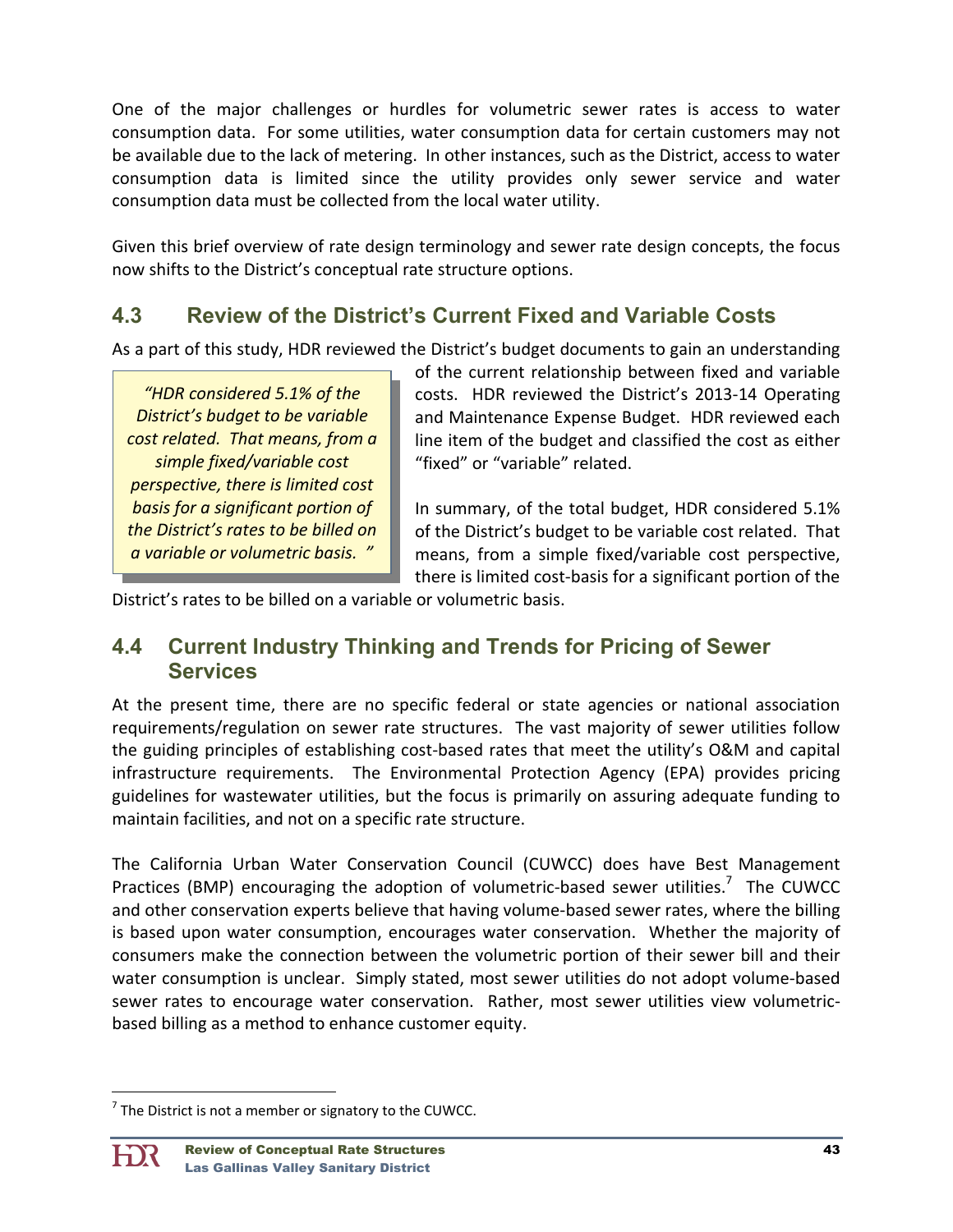One of the major challenges or hurdles for volumetric sewer rates is access to water consumption data. For some utilities, water consumption data for certain customers may not be available due to the lack of metering. In other instances, such as the District, access to water consumption data is limited since the utility provides only sewer service and water consumption data must be collected from the local water utility.

Given this brief overview of rate design terminology and sewer rate design concepts, the focus now shifts to the District's conceptual rate structure options.

## 4.3 Review of the District's Current Fixed and Variable Costs

As a part of this study, HDR reviewed the District's budget documents to gain an understanding of the current relationship between fixed and variable costs. HDR reviewed the District's 2013-14 Operating and Maintenance Expense Budget. HDR reviewed each line item of the budget and classified the cost as either "fixed" or "variable" related.

> *"HDR considered 5.1% of the District's budget to be variable cost related. That means, from a simple fixed/variable cost perspective, there is limited cost basis for a significant portion of the District's rates to be billed on a variable or volumetric basis. "*

In summary, of the total budget, HDR considered 5.1% of the District's budget to be variable cost related. That means, from a simple fixed/variable cost perspective, there is limited cost-basis for a significant portion of the District's rates to be billed on a variable or volumetric basis.

## 4.4 Current Industry Thinking and Trends for Pricing of Sewer Services

At the present time, there are no specific federal or state agencies or national association requirements/regulation on sewer rate structures. The vast majority of sewer utilities follow the guiding principles of establishing cost-based rates that meet the utility's O&M and capital infrastructure requirements. The Environmental Protection Agency (EPA) provides pricing guidelines for wastewater utilities, but the focus is primarily on assuring adequate funding to maintain facilities, and not on a specific rate structure.

The California Urban Water Conservation Council (CUWCC) does have Best Management Practices (BMP) encouraging the adoption of volumetric-based sewer utilities.[7] The CUWCC and other conservation experts believe that having volume-based sewer rates, where the billing is based upon water consumption, encourages water conservation. Whether the majority of consumers make the connection between the volumetric portion of their sewer bill and their water consumption is unclear. Simply stated, most sewer utilities do not adopt volume-based sewer rates to encourage water conservation. Rather, most sewer utilities view volumetric-based billing as a method to enhance customer equity.

---

[7] The District is not a member or signatory to the CUWCC.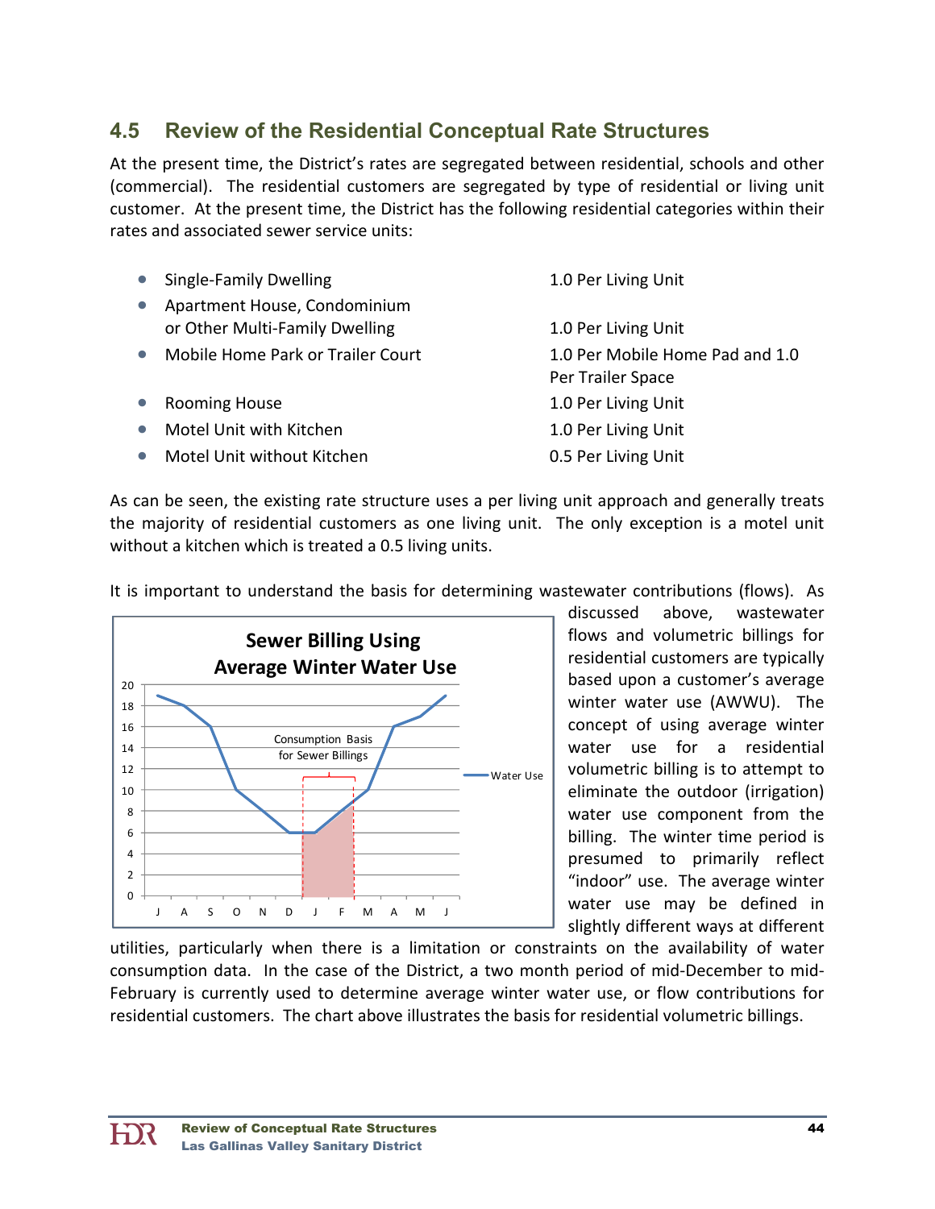## 4.5 Review of the Residential Conceptual Rate Structures

At the present time, the District's rates are segregated between residential, schools and other (commercial). The residential customers are segregated by type of residential or living unit customer. At the present time, the District has the following residential categories within their rates and associated sewer service units:

| | |
|---|---|
| • Single-Family Dwelling | 1.0 Per Living Unit |
| • Apartment House, Condominium or Other Multi-Family Dwelling | 1.0 Per Living Unit |
| • Mobile Home Park or Trailer Court | 1.0 Per Mobile Home Pad and 1.0 Per Trailer Space |
| • Rooming House | 1.0 Per Living Unit |
| • Motel Unit with Kitchen | 1.0 Per Living Unit |
| • Motel Unit without Kitchen | 0.5 Per Living Unit |

As can be seen, the existing rate structure uses a per living unit approach and generally treats the majority of residential customers as one living unit. The only exception is a motel unit without a kitchen which is treated a 0.5 living units.

It is important to understand the basis for determining wastewater contributions (flows). As discussed above, wastewater flows and volumetric billings for residential customers are typically based upon a customer's average winter water use (AWWU). The concept of using average winter water use for a residential volumetric billing is to attempt to eliminate the outdoor (irrigation) water use component from the billing. The winter time period is presumed to primarily reflect "indoor" use. The average winter water use may be defined in slightly different ways at different utilities, particularly when there is a limitation or constraints on the availability of water consumption data. In the case of the District, a two month period of mid-December to mid-February is currently used to determine average winter water use, or flow contributions for residential customers. The chart above illustrates the basis for residential volumetric billings.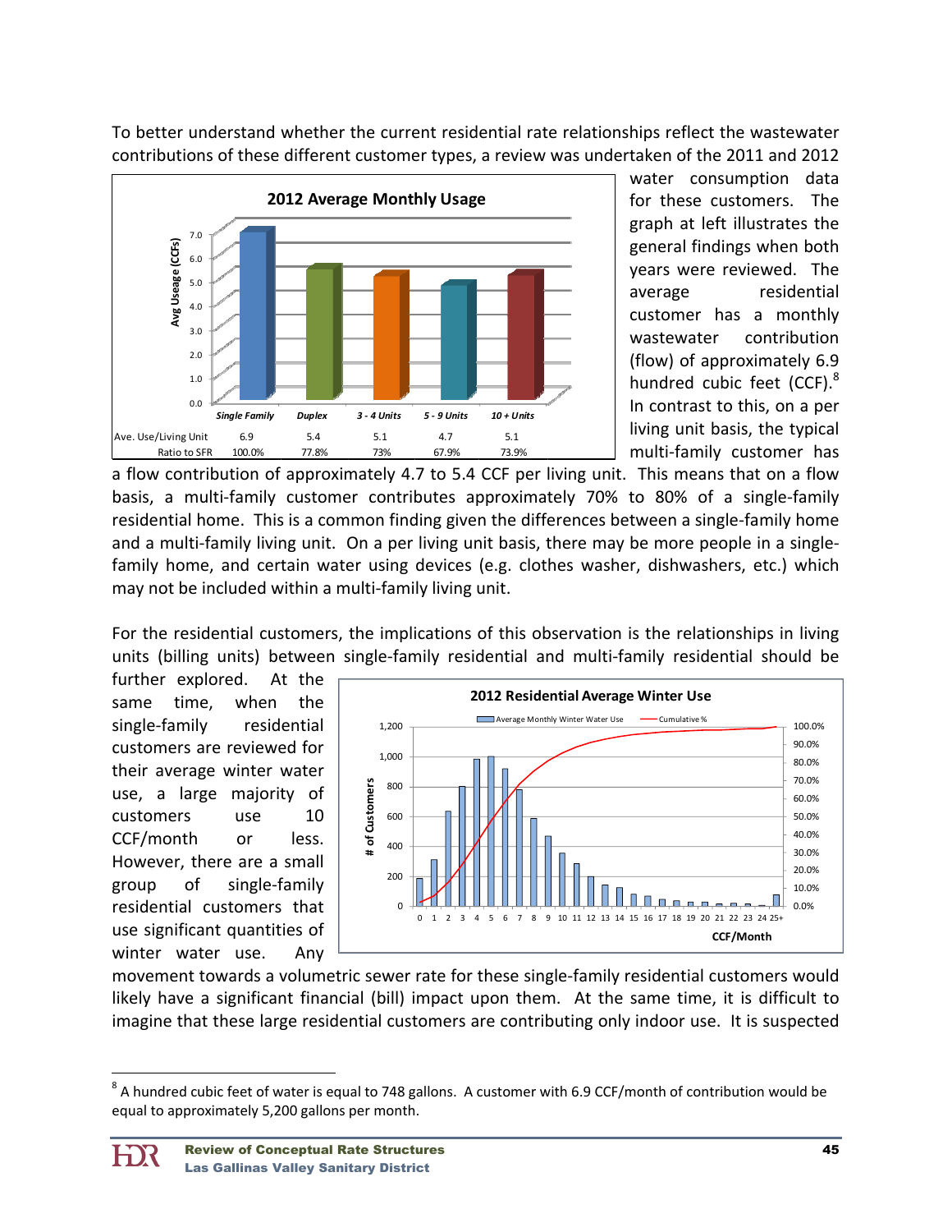To better understand whether the current residential rate relationships reflect the wastewater contributions of these different customer types, a review was undertaken of the 2011 and 2012 water consumption data for these customers. The graph at left illustrates the general findings when both years were reviewed. The average residential customer has a monthly wastewater contribution (flow) of approximately 6.9 hundred cubic feet (CCF).[8] In contrast to this, on a per living unit basis, the typical multi-family customer has a flow contribution of approximately 4.7 to 5.4 CCF per living unit. This means that on a flow basis, a multi-family customer contributes approximately 70% to 80% of a single-family residential home. This is a common finding given the differences between a single-family home and a multi-family living unit. On a per living unit basis, there may be more people in a single-family home, and certain water using devices (e.g. clothes washer, dishwashers, etc.) which may not be included within a multi-family living unit.

**2012 Average Monthly Usage**

| | Single Family | Duplex | 3 - 4 Units | 5 - 9 Units | 10 + Units |
|---|---|---|---|---|---|
| Ave. Use/Living Unit | 6.9 | 5.4 | 5.1 | 4.7 | 5.1 |
| Ratio to SFR | 100.0% | 77.8% | 73% | 67.9% | 73.9% |

For the residential customers, the implications of this observation is the relationships in living units (billing units) between single-family residential and multi-family residential should be further explored. At the same time, when the single-family residential customers are reviewed for their average winter water use, a large majority of customers use 10 CCF/month or less. However, there are a small group of single-family residential customers that use significant quantities of winter water use. Any movement towards a volumetric sewer rate for these single-family residential customers would likely have a significant financial (bill) impact upon them. At the same time, it is difficult to imagine that these large residential customers are contributing only indoor use. It is suspected

**2012 Residential Average Winter Use**

---

[8] A hundred cubic feet of water is equal to 748 gallons. A customer with 6.9 CCF/month of contribution would be equal to approximately 5,200 gallons per month.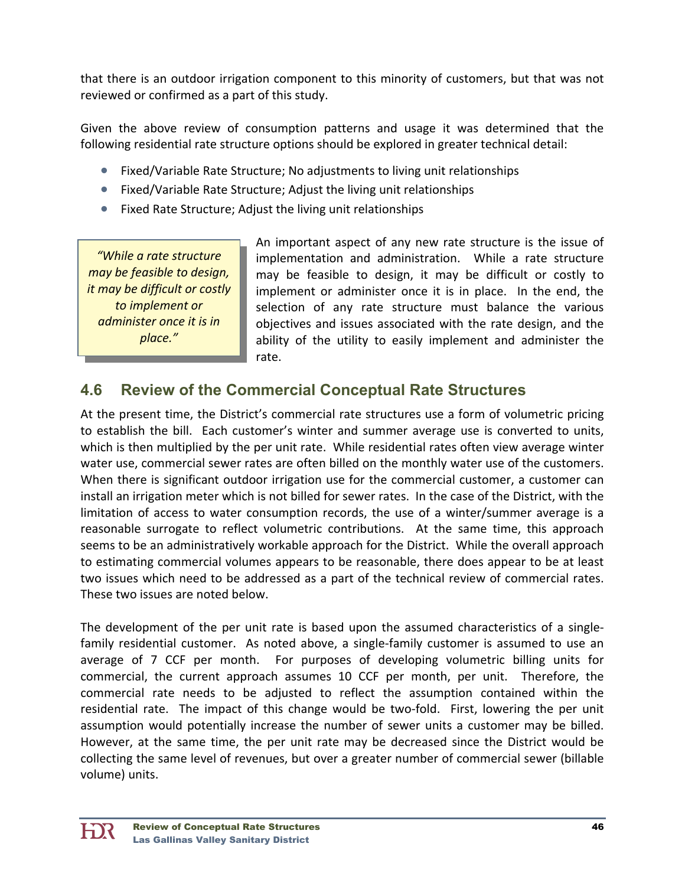that there is an outdoor irrigation component to this minority of customers, but that was not reviewed or confirmed as a part of this study.

Given the above review of consumption patterns and usage it was determined that the following residential rate structure options should be explored in greater technical detail:

- Fixed/Variable Rate Structure; No adjustments to living unit relationships
- Fixed/Variable Rate Structure; Adjust the living unit relationships
- Fixed Rate Structure; Adjust the living unit relationships

> *"While a rate structure may be feasible to design, it may be difficult or costly to implement or administer once it is in place."*

An important aspect of any new rate structure is the issue of implementation and administration. While a rate structure may be feasible to design, it may be difficult or costly to implement or administer once it is in place. In the end, the selection of any rate structure must balance the various objectives and issues associated with the rate design, and the ability of the utility to easily implement and administer the rate.

## 4.6 Review of the Commercial Conceptual Rate Structures

At the present time, the District's commercial rate structures use a form of volumetric pricing to establish the bill. Each customer's winter and summer average use is converted to units, which is then multiplied by the per unit rate. While residential rates often view average winter water use, commercial sewer rates are often billed on the monthly water use of the customers. When there is significant outdoor irrigation use for the commercial customer, a customer can install an irrigation meter which is not billed for sewer rates. In the case of the District, with the limitation of access to water consumption records, the use of a winter/summer average is a reasonable surrogate to reflect volumetric contributions. At the same time, this approach seems to be an administratively workable approach for the District. While the overall approach to estimating commercial volumes appears to be reasonable, there does appear to be at least two issues which need to be addressed as a part of the technical review of commercial rates. These two issues are noted below.

The development of the per unit rate is based upon the assumed characteristics of a single-family residential customer. As noted above, a single-family customer is assumed to use an average of 7 CCF per month. For purposes of developing volumetric billing units for commercial, the current approach assumes 10 CCF per month, per unit. Therefore, the commercial rate needs to be adjusted to reflect the assumption contained within the residential rate. The impact of this change would be two-fold. First, lowering the per unit assumption would potentially increase the number of sewer units a customer may be billed. However, at the same time, the per unit rate may be decreased since the District would be collecting the same level of revenues, but over a greater number of commercial sewer (billable volume) units.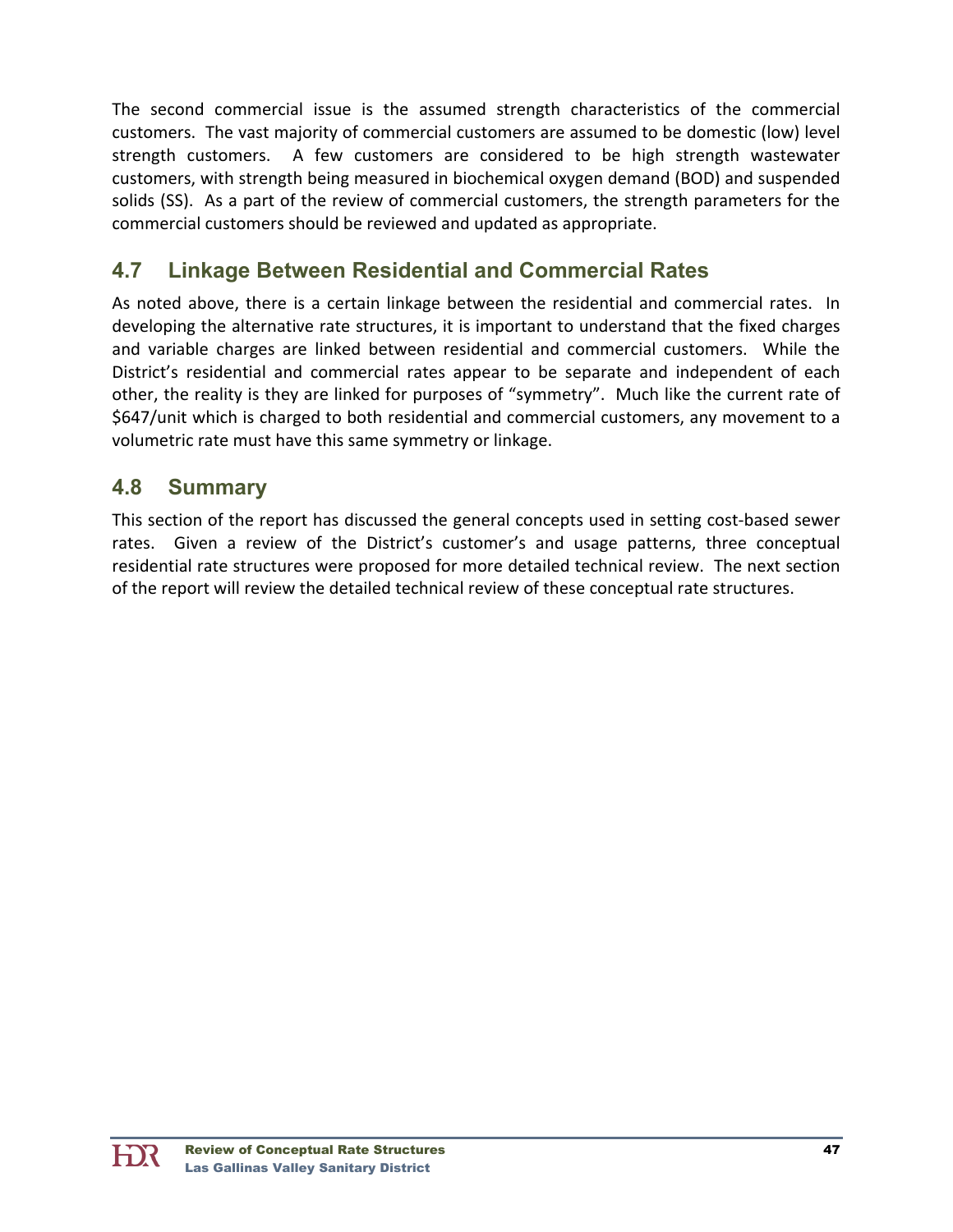The second commercial issue is the assumed strength characteristics of the commercial customers. The vast majority of commercial customers are assumed to be domestic (low) level strength customers. A few customers are considered to be high strength wastewater customers, with strength being measured in biochemical oxygen demand (BOD) and suspended solids (SS). As a part of the review of commercial customers, the strength parameters for the commercial customers should be reviewed and updated as appropriate.

## 4.7 Linkage Between Residential and Commercial Rates

As noted above, there is a certain linkage between the residential and commercial rates. In developing the alternative rate structures, it is important to understand that the fixed charges and variable charges are linked between residential and commercial customers. While the District's residential and commercial rates appear to be separate and independent of each other, the reality is they are linked for purposes of "symmetry". Much like the current rate of $647/unit which is charged to both residential and commercial customers, any movement to a volumetric rate must have this same symmetry or linkage.

## 4.8 Summary

This section of the report has discussed the general concepts used in setting cost-based sewer rates. Given a review of the District's customer's and usage patterns, three conceptual residential rate structures were proposed for more detailed technical review. The next section of the report will review the detailed technical review of these conceptual rate structures.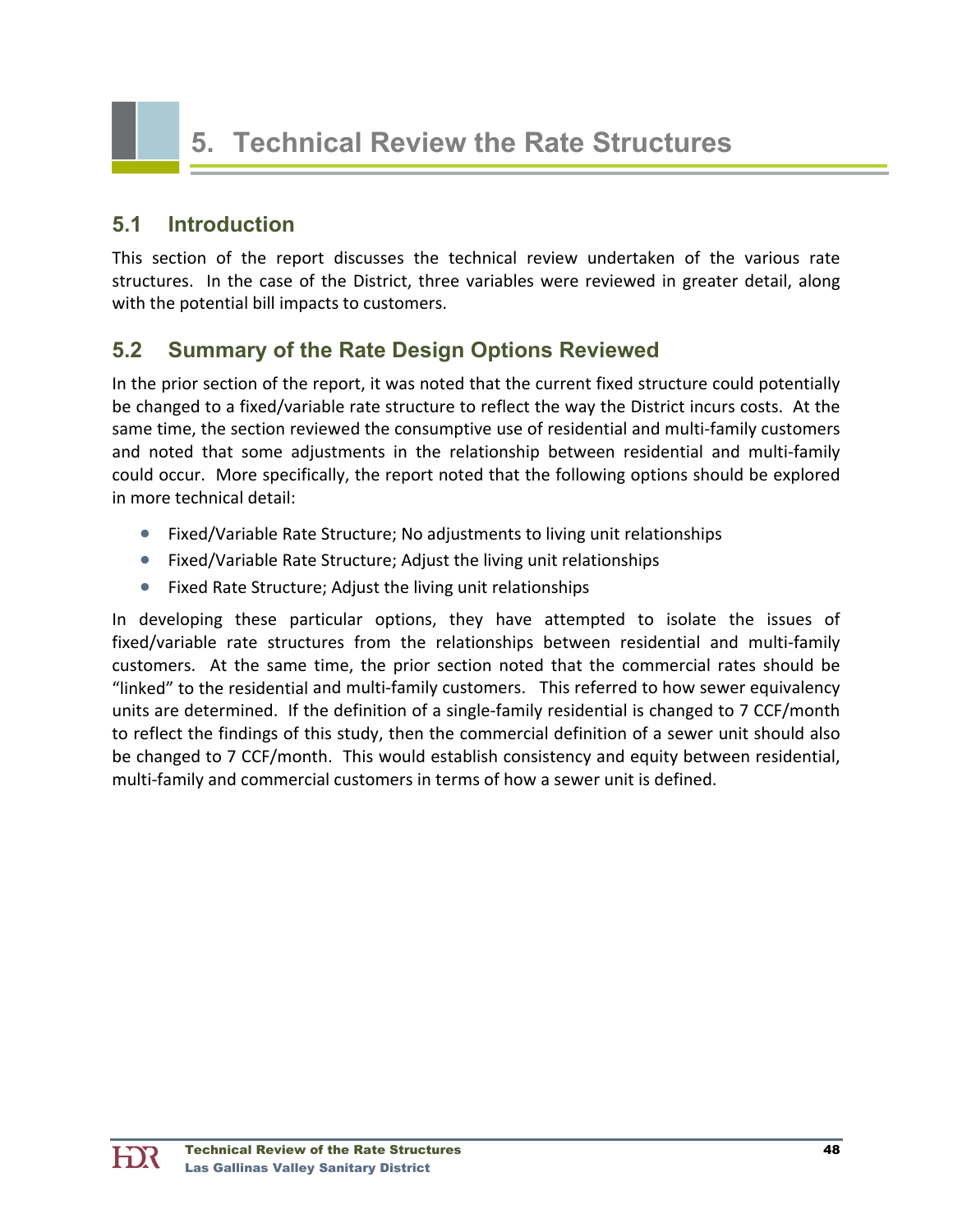# 5. Technical Review the Rate Structures

## 5.1 Introduction

This section of the report discusses the technical review undertaken of the various rate structures. In the case of the District, three variables were reviewed in greater detail, along with the potential bill impacts to customers.

## 5.2 Summary of the Rate Design Options Reviewed

In the prior section of the report, it was noted that the current fixed structure could potentially be changed to a fixed/variable rate structure to reflect the way the District incurs costs. At the same time, the section reviewed the consumptive use of residential and multi-family customers and noted that some adjustments in the relationship between residential and multi-family could occur. More specifically, the report noted that the following options should be explored in more technical detail:

- Fixed/Variable Rate Structure; No adjustments to living unit relationships
- Fixed/Variable Rate Structure; Adjust the living unit relationships
- Fixed Rate Structure; Adjust the living unit relationships

In developing these particular options, they have attempted to isolate the issues of fixed/variable rate structures from the relationships between residential and multi-family customers. At the same time, the prior section noted that the commercial rates should be "linked" to the residential and multi-family customers. This referred to how sewer equivalency units are determined. If the definition of a single-family residential is changed to 7 CCF/month to reflect the findings of this study, then the commercial definition of a sewer unit should also be changed to 7 CCF/month. This would establish consistency and equity between residential, multi-family and commercial customers in terms of how a sewer unit is defined.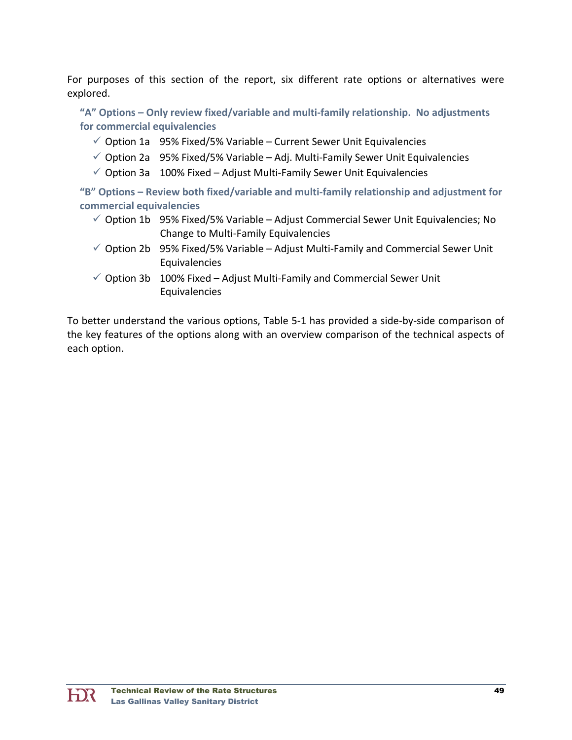For purposes of this section of the report, six different rate options or alternatives were explored.

**"A" Options – Only review fixed/variable and multi-family relationship. No adjustments for commercial equivalencies**

- ✓ Option 1a 95% Fixed/5% Variable – Current Sewer Unit Equivalencies
- ✓ Option 2a 95% Fixed/5% Variable – Adj. Multi-Family Sewer Unit Equivalencies
- ✓ Option 3a 100% Fixed – Adjust Multi-Family Sewer Unit Equivalencies

**"B" Options – Review both fixed/variable and multi-family relationship and adjustment for commercial equivalencies**

- ✓ Option 1b 95% Fixed/5% Variable – Adjust Commercial Sewer Unit Equivalencies; No Change to Multi-Family Equivalencies
- ✓ Option 2b 95% Fixed/5% Variable – Adjust Multi-Family and Commercial Sewer Unit Equivalencies
- ✓ Option 3b 100% Fixed – Adjust Multi-Family and Commercial Sewer Unit Equivalencies

To better understand the various options, Table 5-1 has provided a side-by-side comparison of the key features of the options along with an overview comparison of the technical aspects of each option.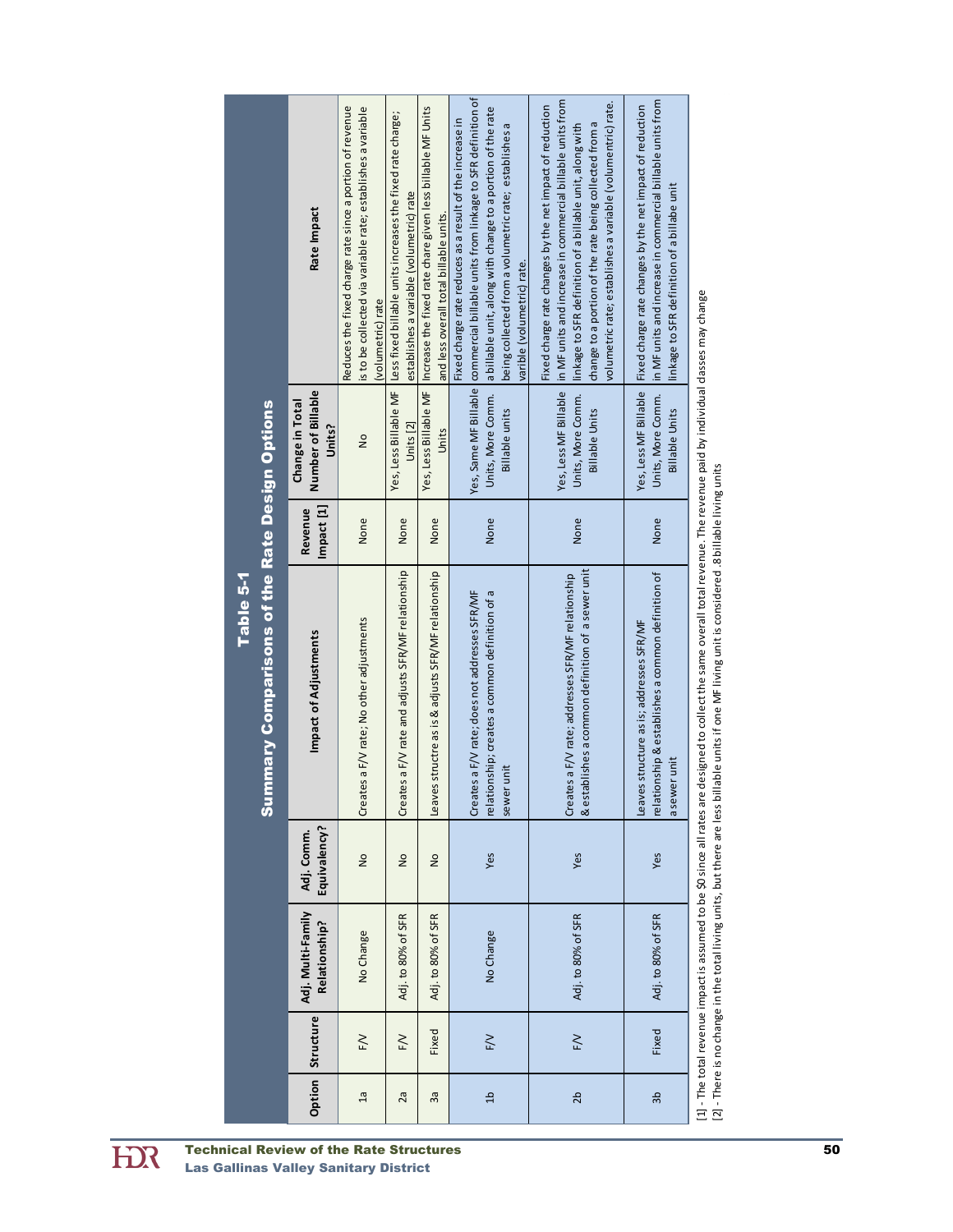## Table 5-1
## Summary Comparisons of the Rate Design Options

| Option | Structure | Adj. Multi-Family Relationship? | Adj. Comm. Equivalency? | Impact of Adjustments | Revenue Impact [1] | Change in Total Number of Billable Units? | Rate Impact |
|---|---|---|---|---|---|---|---|
| 1a | F/V | No Change | No | Creates a F/V rate; No other adjustments | None | No | Reduces the fixed charge rate since a portion of revenue is to be collected via variable rate; establishes a variable (volumetric) rate |
| 2a | F/V | Adj. to 80% of SFR | No | Creates a F/V rate and adjusts SFR/MF relationship | None | Yes, Less Billable MF Units [2] | Less fixed billable units increases the fixed rate charge; establishes a variable (volumetric) rate |
| 3a | Fixed | Adj. to 80% of SFR | No | Leaves structre as is & adjusts SFR/MF relationship | None | Yes, Less Billable MF Units | Increase the fixed rate chare given less billable MF Units and less overall total billable units. |
| 1b | F/V | No Change | Yes | Creates a F/V rate; does not addresses SFR/MF relationship; creates a common definition of a sewer unit | None | Yes, Same MF Billable Units, More Comm. Billable units | Fixed charge rate reduces as a result of the increase in commercial billable units from linkage to SFR definition of a billable unit, along with change to a portion of the rate being collected from a volumetric rate; establishes a varible (volumetric) rate. |
| 2b | F/V | Adj. to 80% of SFR | Yes | Creates a F/V rate; addresses SFR/MF relationship & establishes a common definition of a sewer unit | None | Yes, Less MF Billable Units, More Comm. Billable Units | Fixed charge rate changes by the net impact of reduction in MF units and increase in commercial billable units from linkage to SFR definition of a billable unit, along with change to a portion of the rate being collected from a volumetric rate; establishes a variable (volumentric) rate. |
| 3b | Fixed | Adj. to 80% of SFR | Yes | Leaves structure as is; addresses SFR/MF relationship & establishes a common definition of a sewer unit | None | Yes, Less MF Billable Units, More Comm. Billable Units | Fixed charge rate changes by the net impact of reduction in MF units and increase in commercial billable units from linkage to SFR definition of a billabe unit |

[1] - The total revenue impact is assumed to be $0 since all rates are designed to collect the same overall total revenue. The revenue paid by individual classes may change

[2] - There is no change in the total living units, but there are less billable units if one MF living unit is considered .8 billable living units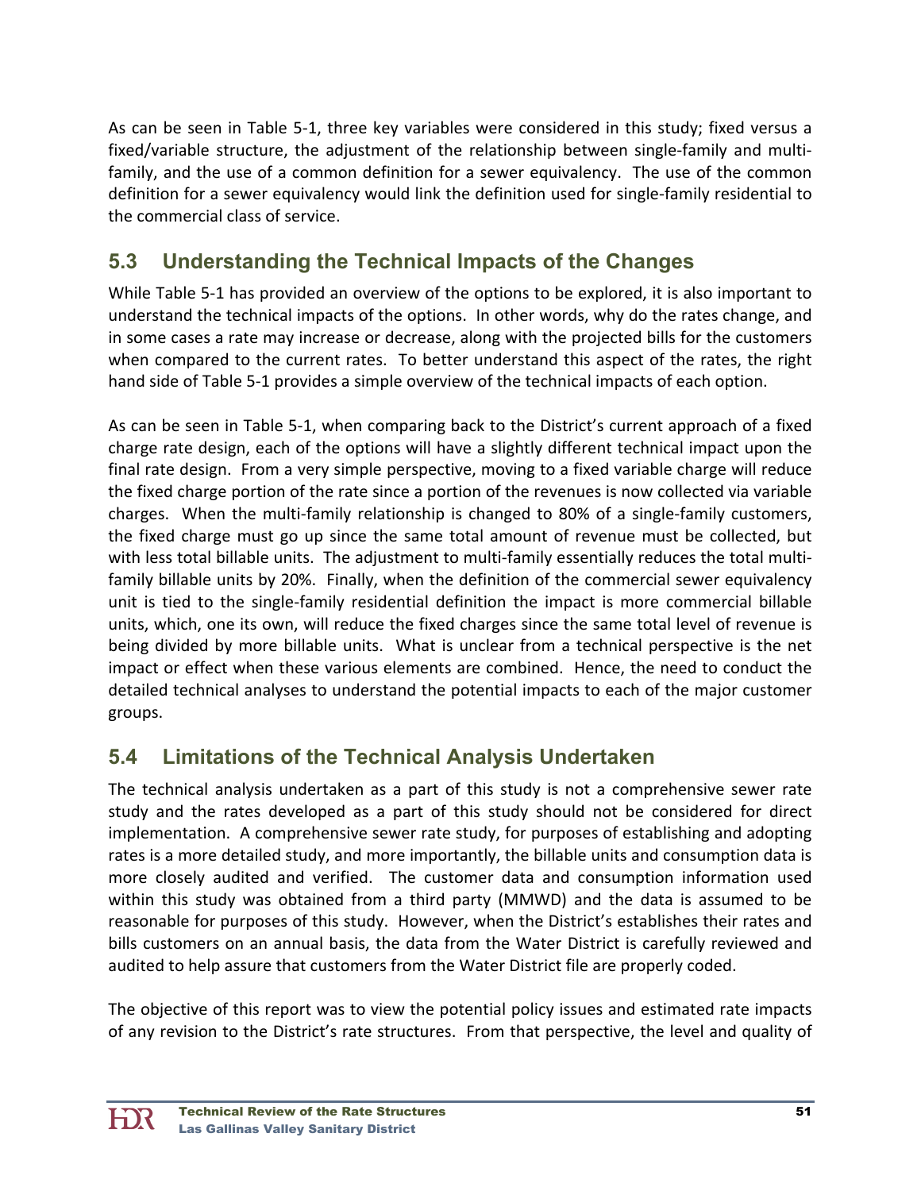As can be seen in Table 5-1, three key variables were considered in this study; fixed versus a fixed/variable structure, the adjustment of the relationship between single-family and multi-family, and the use of a common definition for a sewer equivalency. The use of the common definition for a sewer equivalency would link the definition used for single-family residential to the commercial class of service.

## 5.3 Understanding the Technical Impacts of the Changes

While Table 5-1 has provided an overview of the options to be explored, it is also important to understand the technical impacts of the options. In other words, why do the rates change, and in some cases a rate may increase or decrease, along with the projected bills for the customers when compared to the current rates. To better understand this aspect of the rates, the right hand side of Table 5-1 provides a simple overview of the technical impacts of each option.

As can be seen in Table 5-1, when comparing back to the District's current approach of a fixed charge rate design, each of the options will have a slightly different technical impact upon the final rate design. From a very simple perspective, moving to a fixed variable charge will reduce the fixed charge portion of the rate since a portion of the revenues is now collected via variable charges. When the multi-family relationship is changed to 80% of a single-family customers, the fixed charge must go up since the same total amount of revenue must be collected, but with less total billable units. The adjustment to multi-family essentially reduces the total multi-family billable units by 20%. Finally, when the definition of the commercial sewer equivalency unit is tied to the single-family residential definition the impact is more commercial billable units, which, one its own, will reduce the fixed charges since the same total level of revenue is being divided by more billable units. What is unclear from a technical perspective is the net impact or effect when these various elements are combined. Hence, the need to conduct the detailed technical analyses to understand the potential impacts to each of the major customer groups.

## 5.4 Limitations of the Technical Analysis Undertaken

The technical analysis undertaken as a part of this study is not a comprehensive sewer rate study and the rates developed as a part of this study should not be considered for direct implementation. A comprehensive sewer rate study, for purposes of establishing and adopting rates is a more detailed study, and more importantly, the billable units and consumption data is more closely audited and verified. The customer data and consumption information used within this study was obtained from a third party (MMWD) and the data is assumed to be reasonable for purposes of this study. However, when the District's establishes their rates and bills customers on an annual basis, the data from the Water District is carefully reviewed and audited to help assure that customers from the Water District file are properly coded.

The objective of this report was to view the potential policy issues and estimated rate impacts of any revision to the District's rate structures. From that perspective, the level and quality of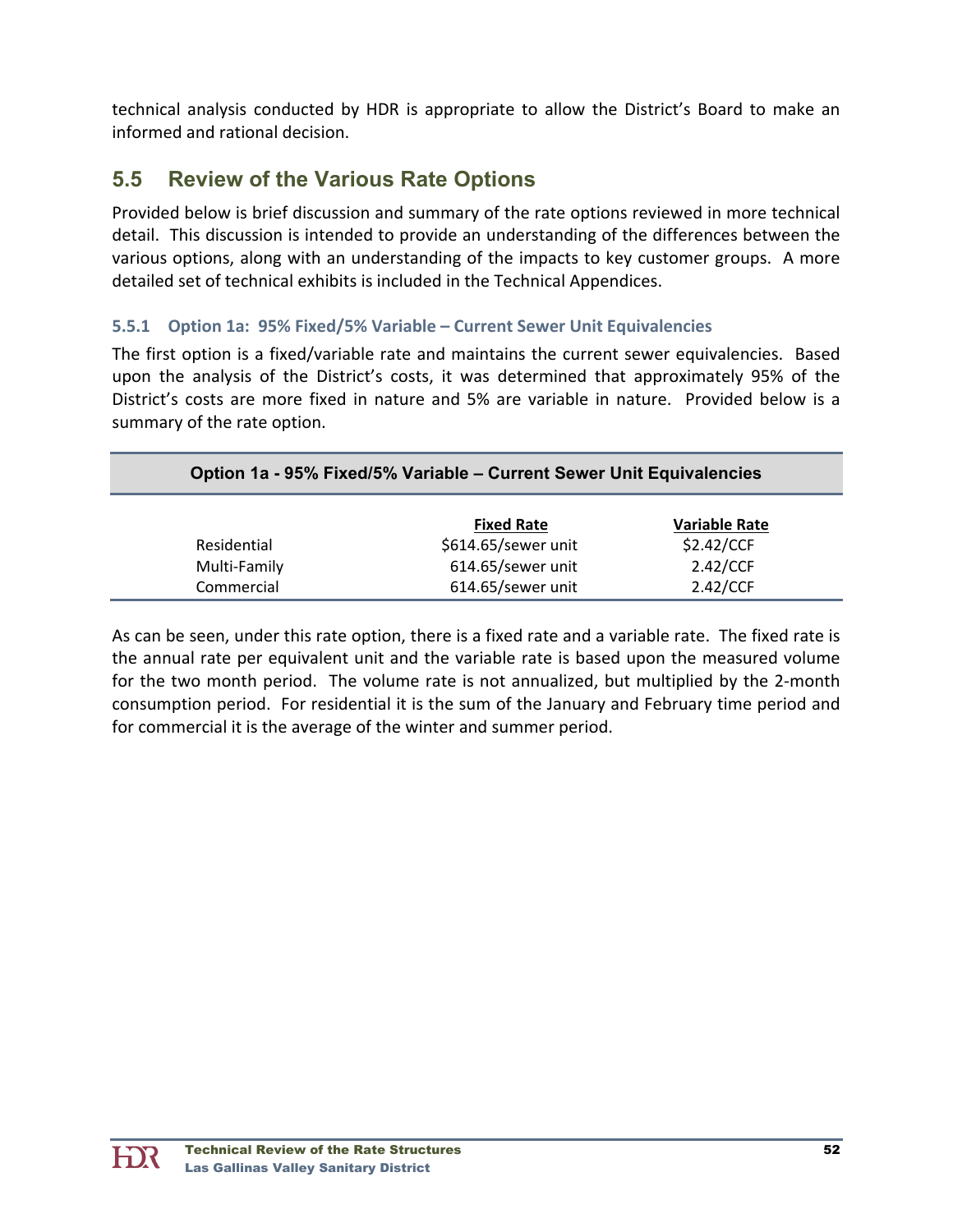technical analysis conducted by HDR is appropriate to allow the District's Board to make an informed and rational decision.

## 5.5 Review of the Various Rate Options

Provided below is brief discussion and summary of the rate options reviewed in more technical detail. This discussion is intended to provide an understanding of the differences between the various options, along with an understanding of the impacts to key customer groups. A more detailed set of technical exhibits is included in the Technical Appendices.

### 5.5.1 Option 1a: 95% Fixed/5% Variable – Current Sewer Unit Equivalencies

The first option is a fixed/variable rate and maintains the current sewer equivalencies. Based upon the analysis of the District's costs, it was determined that approximately 95% of the District's costs are more fixed in nature and 5% are variable in nature. Provided below is a summary of the rate option.

**Option 1a - 95% Fixed/5% Variable – Current Sewer Unit Equivalencies**

| | Fixed Rate | Variable Rate |
|---|---|---|
| Residential | $614.65/sewer unit | $2.42/CCF |
| Multi-Family | 614.65/sewer unit | 2.42/CCF |
| Commercial | 614.65/sewer unit | 2.42/CCF |

As can be seen, under this rate option, there is a fixed rate and a variable rate. The fixed rate is the annual rate per equivalent unit and the variable rate is based upon the measured volume for the two month period. The volume rate is not annualized, but multiplied by the 2-month consumption period. For residential it is the sum of the January and February time period and for commercial it is the average of the winter and summer period.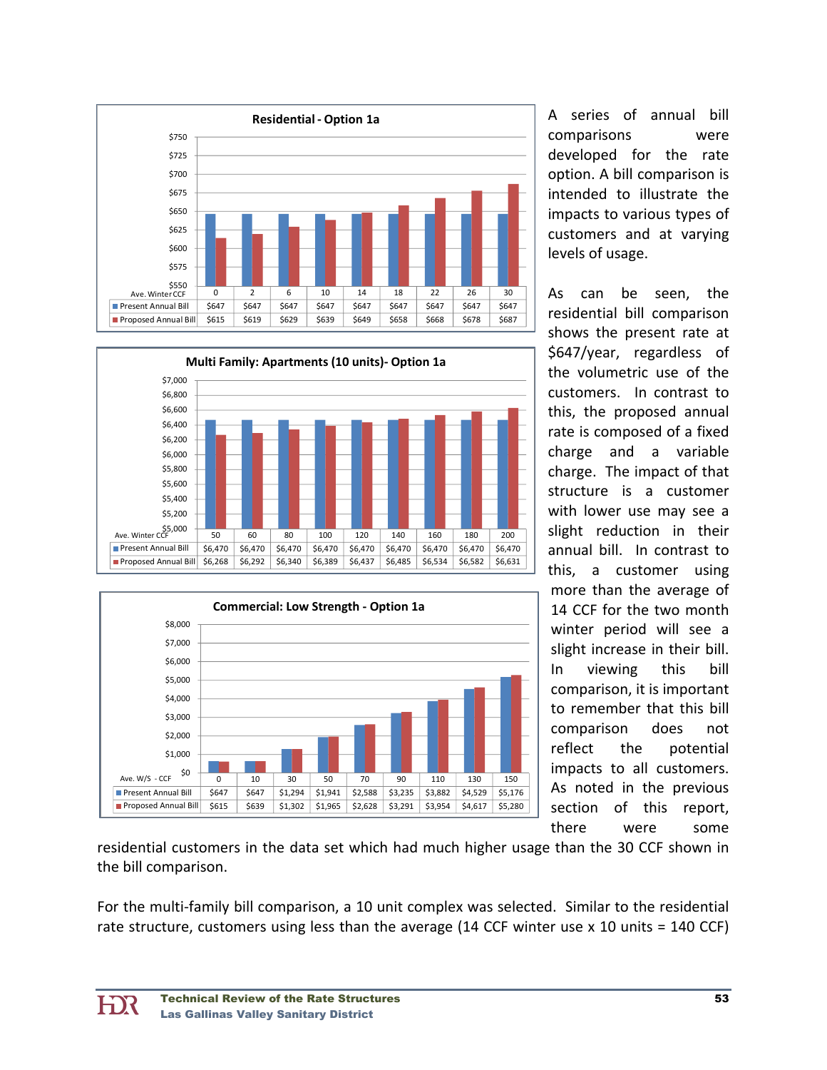**Residential - Option 1a**

| Ave. Winter CCF | 0 | 2 | 6 | 10 | 14 | 18 | 22 | 26 | 30 |
|---|---|---|---|---|---|---|---|---|---|
| Present Annual Bill | $647 | $647 | $647 | $647 | $647 | $647 | $647 | $647 | $647 |
| Proposed Annual Bill | $615 | $619 | $629 | $639 | $649 | $658 | $668 | $678 | $687 |

**Multi Family: Apartments (10 units)- Option 1a**

| Ave. Winter CCF | 50 | 60 | 80 | 100 | 120 | 140 | 160 | 180 | 200 |
|---|---|---|---|---|---|---|---|---|---|
| Present Annual Bill | $6,470 | $6,470 | $6,470 | $6,470 | $6,470 | $6,470 | $6,470 | $6,470 | $6,470 |
| Proposed Annual Bill | $6,268 | $6,292 | $6,340 | $6,389 | $6,437 | $6,485 | $6,534 | $6,582 | $6,631 |

**Commercial: Low Strength - Option 1a**

| Ave. W/S - CCF | 0 | 10 | 30 | 50 | 70 | 90 | 110 | 130 | 150 |
|---|---|---|---|---|---|---|---|---|---|
| Present Annual Bill | $647 | $647 | $1,294 | $1,941 | $2,588 | $3,235 | $3,882 | $4,529 | $5,176 |
| Proposed Annual Bill | $615 | $639 | $1,302 | $1,965 | $2,628 | $3,291 | $3,954 | $4,617 | $5,280 |

A series of annual bill comparisons were developed for the rate option. A bill comparison is intended to illustrate the impacts to various types of customers and at varying levels of usage.

As can be seen, the residential bill comparison shows the present rate at $647/year, regardless of the volumetric use of the customers. In contrast to this, the proposed annual rate is composed of a fixed charge and a variable charge. The impact of that structure is a customer with lower use may see a slight reduction in their annual bill. In contrast to this, a customer using more than the average of 14 CCF for the two month winter period will see a slight increase in their bill. In viewing this bill comparison, it is important to remember that this bill comparison does not reflect the potential impacts to all customers. As noted in the previous section of this report, there were some residential customers in the data set which had much higher usage than the 30 CCF shown in the bill comparison.

For the multi-family bill comparison, a 10 unit complex was selected. Similar to the residential rate structure, customers using less than the average (14 CCF winter use x 10 units = 140 CCF)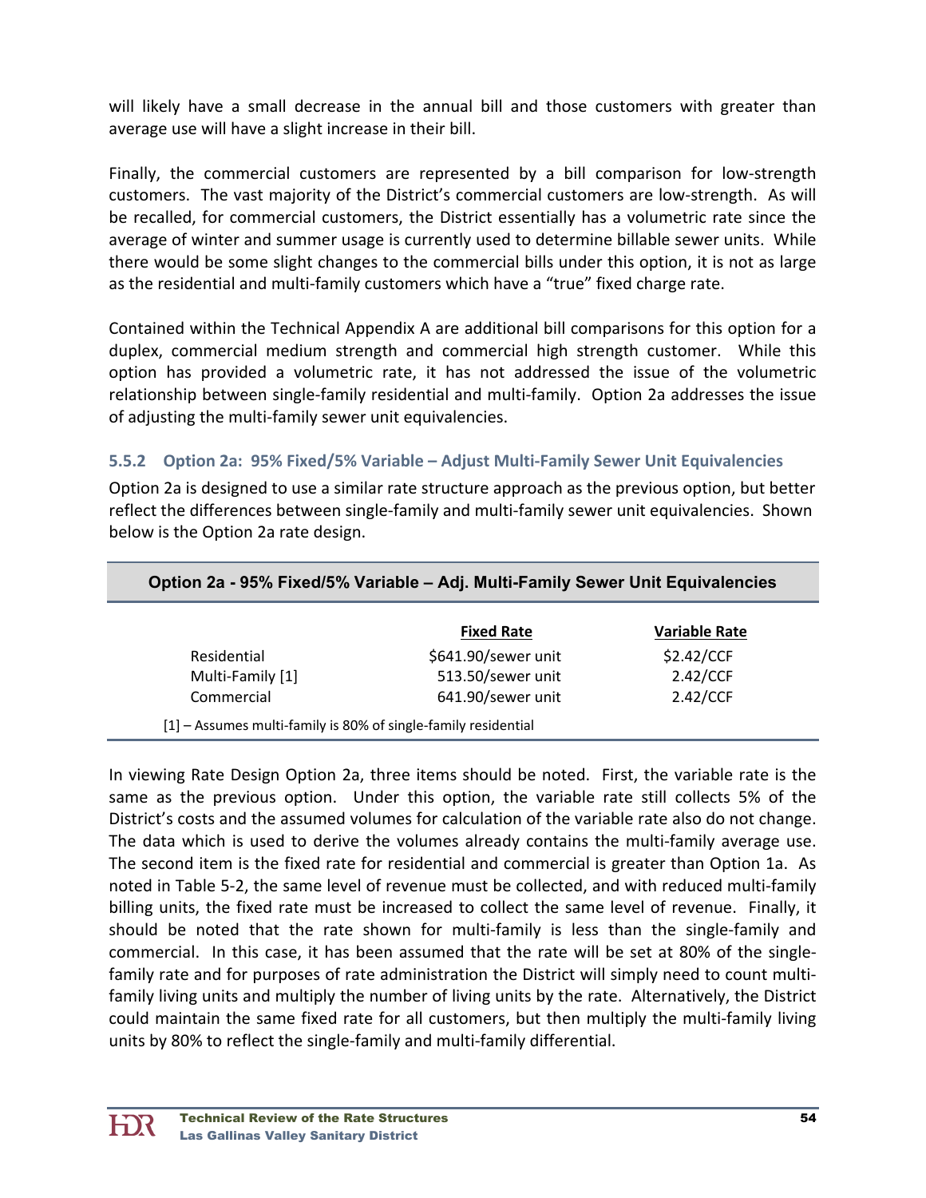will likely have a small decrease in the annual bill and those customers with greater than average use will have a slight increase in their bill.

Finally, the commercial customers are represented by a bill comparison for low-strength customers. The vast majority of the District's commercial customers are low-strength. As will be recalled, for commercial customers, the District essentially has a volumetric rate since the average of winter and summer usage is currently used to determine billable sewer units. While there would be some slight changes to the commercial bills under this option, it is not as large as the residential and multi-family customers which have a "true" fixed charge rate.

Contained within the Technical Appendix A are additional bill comparisons for this option for a duplex, commercial medium strength and commercial high strength customer. While this option has provided a volumetric rate, it has not addressed the issue of the volumetric relationship between single-family residential and multi-family. Option 2a addresses the issue of adjusting the multi-family sewer unit equivalencies.

### 5.5.2 Option 2a: 95% Fixed/5% Variable – Adjust Multi-Family Sewer Unit Equivalencies

Option 2a is designed to use a similar rate structure approach as the previous option, but better reflect the differences between single-family and multi-family sewer unit equivalencies. Shown below is the Option 2a rate design.

**Option 2a - 95% Fixed/5% Variable – Adj. Multi-Family Sewer Unit Equivalencies**

| | Fixed Rate | Variable Rate |
|---|---|---|
| Residential | $641.90/sewer unit | $2.42/CCF |
| Multi-Family [1] | 513.50/sewer unit | 2.42/CCF |
| Commercial | 641.90/sewer unit | 2.42/CCF |

[1] – Assumes multi-family is 80% of single-family residential

In viewing Rate Design Option 2a, three items should be noted. First, the variable rate is the same as the previous option. Under this option, the variable rate still collects 5% of the District's costs and the assumed volumes for calculation of the variable rate also do not change. The data which is used to derive the volumes already contains the multi-family average use. The second item is the fixed rate for residential and commercial is greater than Option 1a. As noted in Table 5-2, the same level of revenue must be collected, and with reduced multi-family billing units, the fixed rate must be increased to collect the same level of revenue. Finally, it should be noted that the rate shown for multi-family is less than the single-family and commercial. In this case, it has been assumed that the rate will be set at 80% of the single-family rate and for purposes of rate administration the District will simply need to count multi-family living units and multiply the number of living units by the rate. Alternatively, the District could maintain the same fixed rate for all customers, but then multiply the multi-family living units by 80% to reflect the single-family and multi-family differential.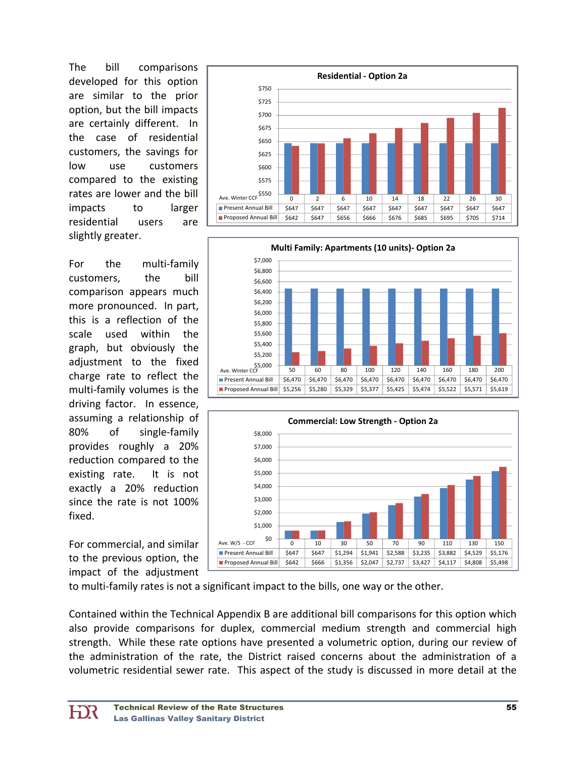The bill comparisons developed for this option are similar to the prior option, but the bill impacts are certainly different. In the case of residential customers, the savings for low use customers compared to the existing rates are lower and the bill impacts to larger residential users are slightly greater.

**Residential - Option 2a**

| Ave. Winter CCF | 0 | 2 | 6 | 10 | 14 | 18 | 22 | 26 | 30 |
|---|---|---|---|---|---|---|---|---|---|
| Present Annual Bill | $647 | $647 | $647 | $647 | $647 | $647 | $647 | $647 | $647 |
| Proposed Annual Bill | $642 | $647 | $656 | $666 | $676 | $685 | $695 | $705 | $714 |

For the multi-family customers, the bill comparison appears much more pronounced. In part, this is a reflection of the scale used within the graph, but obviously the adjustment to the fixed charge rate to reflect the multi-family volumes is the driving factor. In essence, assuming a relationship of 80% of single-family provides roughly a 20% reduction compared to the existing rate. It is not exactly a 20% reduction since the rate is not 100% fixed.

**Multi Family: Apartments (10 units)- Option 2a**

| Ave. Winter CCF | 50 | 60 | 80 | 100 | 120 | 140 | 160 | 180 | 200 |
|---|---|---|---|---|---|---|---|---|---|
| Present Annual Bill | $6,470 | $6,470 | $6,470 | $6,470 | $6,470 | $6,470 | $6,470 | $6,470 | $6,470 |
| Proposed Annual Bill | $5,256 | $5,280 | $5,329 | $5,377 | $5,425 | $5,474 | $5,522 | $5,571 | $5,619 |

For commercial, and similar to the previous option, the impact of the adjustment to multi-family rates is not a significant impact to the bills, one way or the other.

**Commercial: Low Strength - Option 2a**

| Ave. W/S - CCF | 0 | 10 | 30 | 50 | 70 | 90 | 110 | 130 | 150 |
|---|---|---|---|---|---|---|---|---|---|
| Present Annual Bill | $647 | $647 | $1,294 | $1,941 | $2,588 | $3,235 | $3,882 | $4,529 | $5,176 |
| Proposed Annual Bill | $642 | $666 | $1,356 | $2,047 | $2,737 | $3,427 | $4,117 | $4,808 | $5,498 |

Contained within the Technical Appendix B are additional bill comparisons for this option which also provide comparisons for duplex, commercial medium strength and commercial high strength. While these rate options have presented a volumetric option, during our review of the administration of the rate, the District raised concerns about the administration of a volumetric residential sewer rate. This aspect of the study is discussed in more detail at the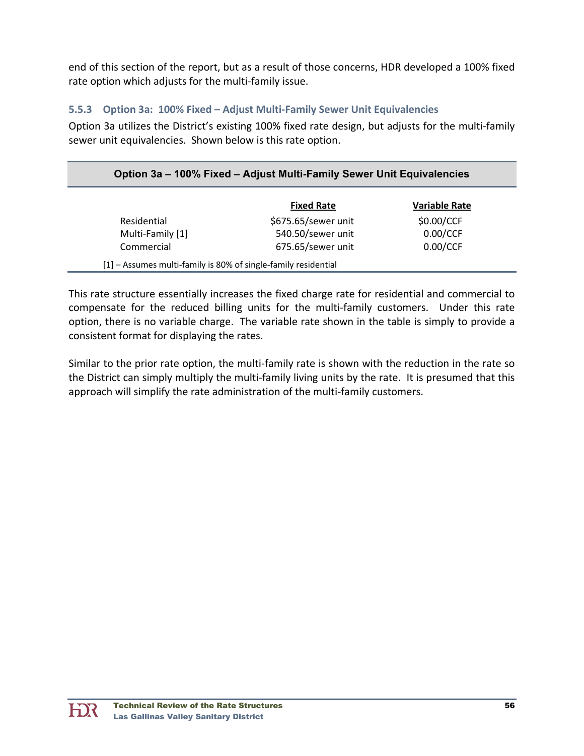end of this section of the report, but as a result of those concerns, HDR developed a 100% fixed rate option which adjusts for the multi-family issue.

### 5.5.3 Option 3a: 100% Fixed – Adjust Multi-Family Sewer Unit Equivalencies

Option 3a utilizes the District's existing 100% fixed rate design, but adjusts for the multi-family sewer unit equivalencies. Shown below is this rate option.

**Option 3a – 100% Fixed – Adjust Multi-Family Sewer Unit Equivalencies**

| | Fixed Rate | Variable Rate |
|---|---|---|
| Residential | $675.65/sewer unit | $0.00/CCF |
| Multi-Family [1] | 540.50/sewer unit | 0.00/CCF |
| Commercial | 675.65/sewer unit | 0.00/CCF |

[1] – Assumes multi-family is 80% of single-family residential

This rate structure essentially increases the fixed charge rate for residential and commercial to compensate for the reduced billing units for the multi-family customers. Under this rate option, there is no variable charge. The variable rate shown in the table is simply to provide a consistent format for displaying the rates.

Similar to the prior rate option, the multi-family rate is shown with the reduction in the rate so the District can simply multiply the multi-family living units by the rate. It is presumed that this approach will simplify the rate administration of the multi-family customers.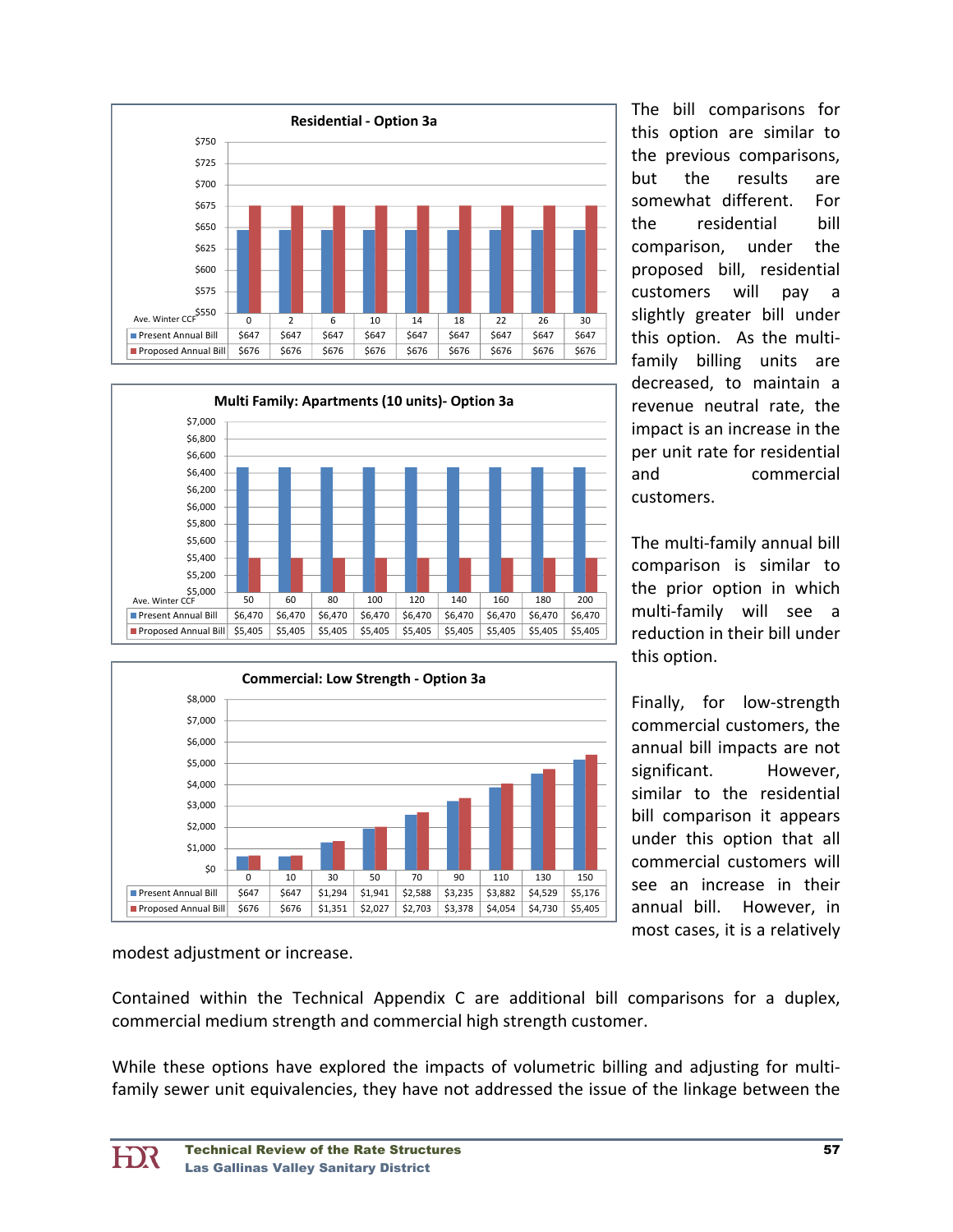**Residential - Option 3a**

| Ave. Winter CCF | 0 | 2 | 6 | 10 | 14 | 18 | 22 | 26 | 30 |
|---|---|---|---|---|---|---|---|---|---|
| Present Annual Bill | $647 | $647 | $647 | $647 | $647 | $647 | $647 | $647 | $647 |
| Proposed Annual Bill | $676 | $676 | $676 | $676 | $676 | $676 | $676 | $676 | $676 |

**Multi Family: Apartments (10 units)- Option 3a**

| Ave. Winter CCF | 50 | 60 | 80 | 100 | 120 | 140 | 160 | 180 | 200 |
|---|---|---|---|---|---|---|---|---|---|
| Present Annual Bill | $6,470 | $6,470 | $6,470 | $6,470 | $6,470 | $6,470 | $6,470 | $6,470 | $6,470 |
| Proposed Annual Bill | $5,405 | $5,405 | $5,405 | $5,405 | $5,405 | $5,405 | $5,405 | $5,405 | $5,405 |

**Commercial: Low Strength - Option 3a**

| | 0 | 10 | 30 | 50 | 70 | 90 | 110 | 130 | 150 |
|---|---|---|---|---|---|---|---|---|---|
| Present Annual Bill | $647 | $647 | $1,294 | $1,941 | $2,588 | $3,235 | $3,882 | $4,529 | $5,176 |
| Proposed Annual Bill | $676 | $676 | $1,351 | $2,027 | $2,703 | $3,378 | $4,054 | $4,730 | $5,405 |

The bill comparisons for this option are similar to the previous comparisons, but the results are somewhat different. For the residential bill comparison, under the proposed bill, residential customers will pay a slightly greater bill under this option. As the multi-family billing units are decreased, to maintain a revenue neutral rate, the impact is an increase in the per unit rate for residential and commercial customers.

The multi-family annual bill comparison is similar to the prior option in which multi-family will see a reduction in their bill under this option.

Finally, for low-strength commercial customers, the annual bill impacts are not significant. However, similar to the residential bill comparison it appears under this option that all commercial customers will see an increase in their annual bill. However, in most cases, it is a relatively modest adjustment or increase.

Contained within the Technical Appendix C are additional bill comparisons for a duplex, commercial medium strength and commercial high strength customer.

While these options have explored the impacts of volumetric billing and adjusting for multi-family sewer unit equivalencies, they have not addressed the issue of the linkage between the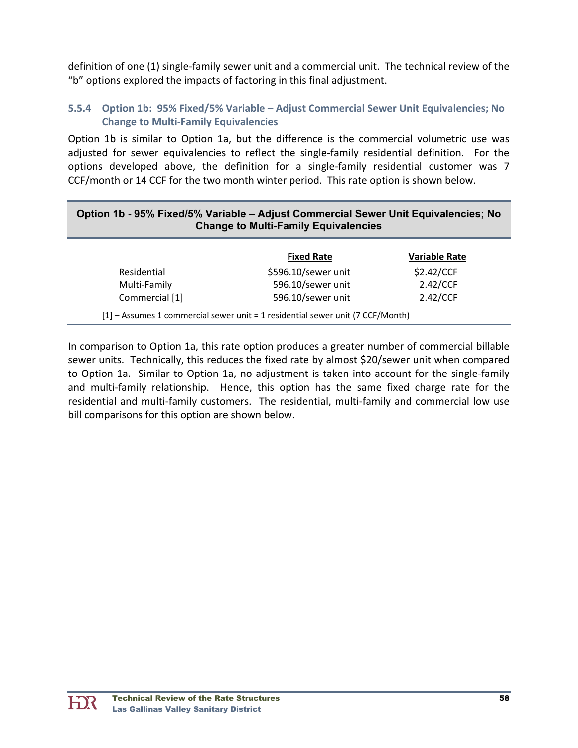definition of one (1) single-family sewer unit and a commercial unit. The technical review of the "b" options explored the impacts of factoring in this final adjustment.

### 5.5.4 Option 1b: 95% Fixed/5% Variable – Adjust Commercial Sewer Unit Equivalencies; No Change to Multi-Family Equivalencies

Option 1b is similar to Option 1a, but the difference is the commercial volumetric use was adjusted for sewer equivalencies to reflect the single-family residential definition. For the options developed above, the definition for a single-family residential customer was 7 CCF/month or 14 CCF for the two month winter period. This rate option is shown below.

**Option 1b - 95% Fixed/5% Variable – Adjust Commercial Sewer Unit Equivalencies; No Change to Multi-Family Equivalencies**

| | Fixed Rate | Variable Rate |
|---|---|---|
| Residential | $596.10/sewer unit | $2.42/CCF |
| Multi-Family | 596.10/sewer unit | 2.42/CCF |
| Commercial [1] | 596.10/sewer unit | 2.42/CCF |

[1] – Assumes 1 commercial sewer unit = 1 residential sewer unit (7 CCF/Month)

In comparison to Option 1a, this rate option produces a greater number of commercial billable sewer units. Technically, this reduces the fixed rate by almost $20/sewer unit when compared to Option 1a. Similar to Option 1a, no adjustment is taken into account for the single-family and multi-family relationship. Hence, this option has the same fixed charge rate for the residential and multi-family customers. The residential, multi-family and commercial low use bill comparisons for this option are shown below.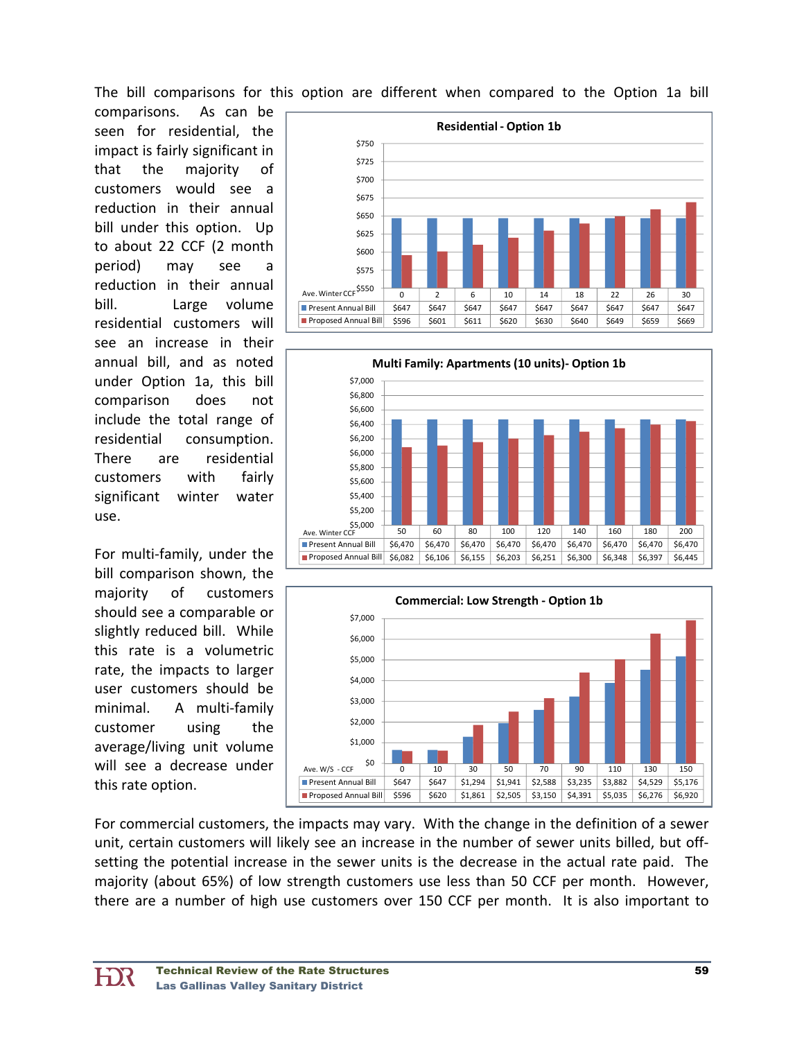The bill comparisons for this option are different when compared to the Option 1a bill comparisons. As can be seen for residential, the impact is fairly significant in that the majority of customers would see a reduction in their annual bill under this option. Up to about 22 CCF (2 month period) may see a reduction in their annual bill. Large volume residential customers will see an increase in their annual bill, and as noted under Option 1a, this bill comparison does not include the total range of residential consumption. There are residential customers with fairly significant winter water use.

**Residential - Option 1b**

| Ave. Winter CCF | 0 | 2 | 6 | 10 | 14 | 18 | 22 | 26 | 30 |
|---|---|---|---|---|---|---|---|---|---|
| Present Annual Bill | $647 | $647 | $647 | $647 | $647 | $647 | $647 | $647 | $647 |
| Proposed Annual Bill | $596 | $601 | $611 | $620 | $630 | $640 | $649 | $659 | $669 |

**Multi Family: Apartments (10 units)- Option 1b**

| Ave. Winter CCF | 50 | 60 | 80 | 100 | 120 | 140 | 160 | 180 | 200 |
|---|---|---|---|---|---|---|---|---|---|
| Present Annual Bill | $6,470 | $6,470 | $6,470 | $6,470 | $6,470 | $6,470 | $6,470 | $6,470 | $6,470 |
| Proposed Annual Bill | $6,082 | $6,106 | $6,155 | $6,203 | $6,251 | $6,300 | $6,348 | $6,397 | $6,445 |

For multi-family, under the bill comparison shown, the majority of customers should see a comparable or slightly reduced bill. While this rate is a volumetric rate, the impacts to larger user customers should be minimal. A multi-family customer using the average/living unit volume will see a decrease under this rate option.

**Commercial: Low Strength - Option 1b**

| Ave. W/S - CCF | 0 | 10 | 30 | 50 | 70 | 90 | 110 | 130 | 150 |
|---|---|---|---|---|---|---|---|---|---|
| Present Annual Bill | $647 | $647 | $1,294 | $1,941 | $2,588 | $3,235 | $3,882 | $4,529 | $5,176 |
| Proposed Annual Bill | $596 | $620 | $1,861 | $2,505 | $3,150 | $4,391 | $5,035 | $6,276 | $6,920 |

For commercial customers, the impacts may vary. With the change in the definition of a sewer unit, certain customers will likely see an increase in the number of sewer units billed, but off-setting the potential increase in the sewer units is the decrease in the actual rate paid. The majority (about 65%) of low strength customers use less than 50 CCF per month. However, there are a number of high use customers over 150 CCF per month. It is also important to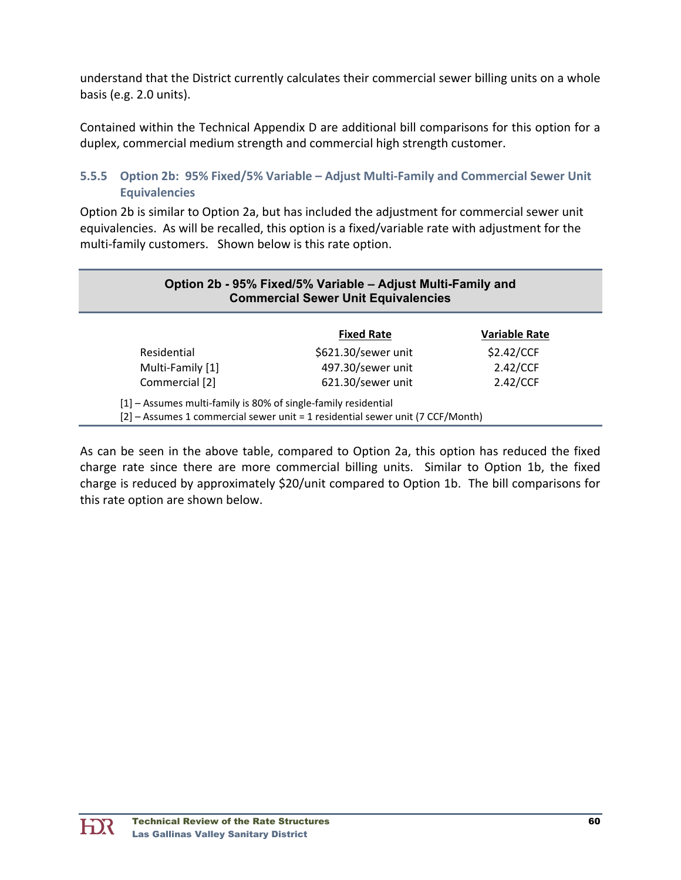understand that the District currently calculates their commercial sewer billing units on a whole basis (e.g. 2.0 units).

Contained within the Technical Appendix D are additional bill comparisons for this option for a duplex, commercial medium strength and commercial high strength customer.

### 5.5.5 Option 2b: 95% Fixed/5% Variable – Adjust Multi-Family and Commercial Sewer Unit Equivalencies

Option 2b is similar to Option 2a, but has included the adjustment for commercial sewer unit equivalencies. As will be recalled, this option is a fixed/variable rate with adjustment for the multi-family customers. Shown below is this rate option.

**Option 2b - 95% Fixed/5% Variable – Adjust Multi-Family and Commercial Sewer Unit Equivalencies**

| | Fixed Rate | Variable Rate |
|---|---|---|
| Residential | $621.30/sewer unit | $2.42/CCF |
| Multi-Family [1] | 497.30/sewer unit | 2.42/CCF |
| Commercial [2] | 621.30/sewer unit | 2.42/CCF |

[1] – Assumes multi-family is 80% of single-family residential
[2] – Assumes 1 commercial sewer unit = 1 residential sewer unit (7 CCF/Month)

As can be seen in the above table, compared to Option 2a, this option has reduced the fixed charge rate since there are more commercial billing units. Similar to Option 1b, the fixed charge is reduced by approximately $20/unit compared to Option 1b. The bill comparisons for this rate option are shown below.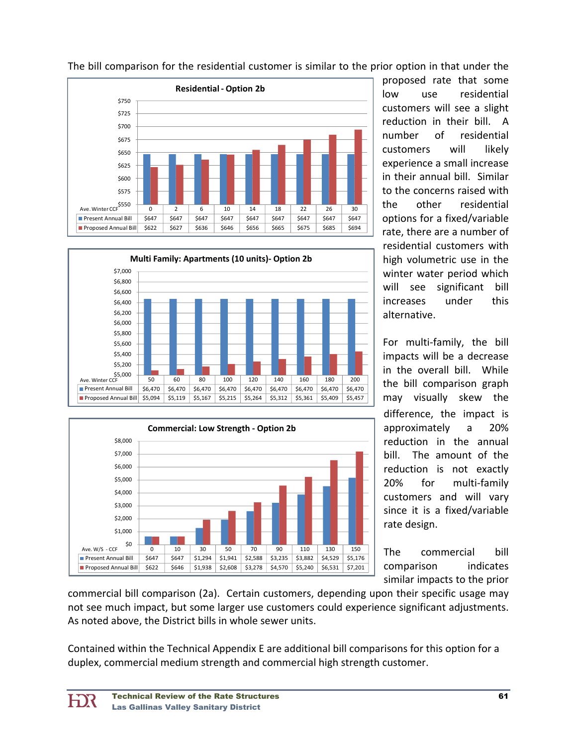The bill comparison for the residential customer is similar to the prior option in that under the proposed rate that some low use residential customers will see a slight reduction in their bill. A number of residential customers will likely experience a small increase in their annual bill. Similar to the concerns raised with the other residential options for a fixed/variable rate, there are a number of residential customers with high volumetric use in the winter water period which will see significant bill increases under this alternative.

**Residential - Option 2b**

| Ave. Winter CCF | 0 | 2 | 6 | 10 | 14 | 18 | 22 | 26 | 30 |
|---|---|---|---|---|---|---|---|---|---|
| Present Annual Bill | $647 | $647 | $647 | $647 | $647 | $647 | $647 | $647 | $647 |
| Proposed Annual Bill | $622 | $627 | $636 | $646 | $656 | $665 | $675 | $685 | $694 |

For multi-family, the bill impacts will be a decrease in the overall bill. While the bill comparison graph may visually skew the difference, the impact is approximately a 20% reduction in the annual bill. The amount of the reduction is not exactly 20% for multi-family customers and will vary since it is a fixed/variable rate design.

**Multi Family: Apartments (10 units)- Option 2b**

| Ave. Winter CCF | 50 | 60 | 80 | 100 | 120 | 140 | 160 | 180 | 200 |
|---|---|---|---|---|---|---|---|---|---|
| Present Annual Bill | $6,470 | $6,470 | $6,470 | $6,470 | $6,470 | $6,470 | $6,470 | $6,470 | $6,470 |
| Proposed Annual Bill | $5,094 | $5,119 | $5,167 | $5,215 | $5,264 | $5,312 | $5,361 | $5,409 | $5,457 |

The commercial bill comparison indicates similar impacts to the prior commercial bill comparison (2a). Certain customers, depending upon their specific usage may not see much impact, but some larger use customers could experience significant adjustments. As noted above, the District bills in whole sewer units.

**Commercial: Low Strength - Option 2b**

| Ave. W/S - CCF | 0 | 10 | 30 | 50 | 70 | 90 | 110 | 130 | 150 |
|---|---|---|---|---|---|---|---|---|---|
| Present Annual Bill | $647 | $647 | $1,294 | $1,941 | $2,588 | $3,235 | $3,882 | $4,529 | $5,176 |
| Proposed Annual Bill | $622 | $646 | $1,938 | $2,608 | $3,278 | $4,570 | $5,240 | $6,531 | $7,201 |

Contained within the Technical Appendix E are additional bill comparisons for this option for a duplex, commercial medium strength and commercial high strength customer.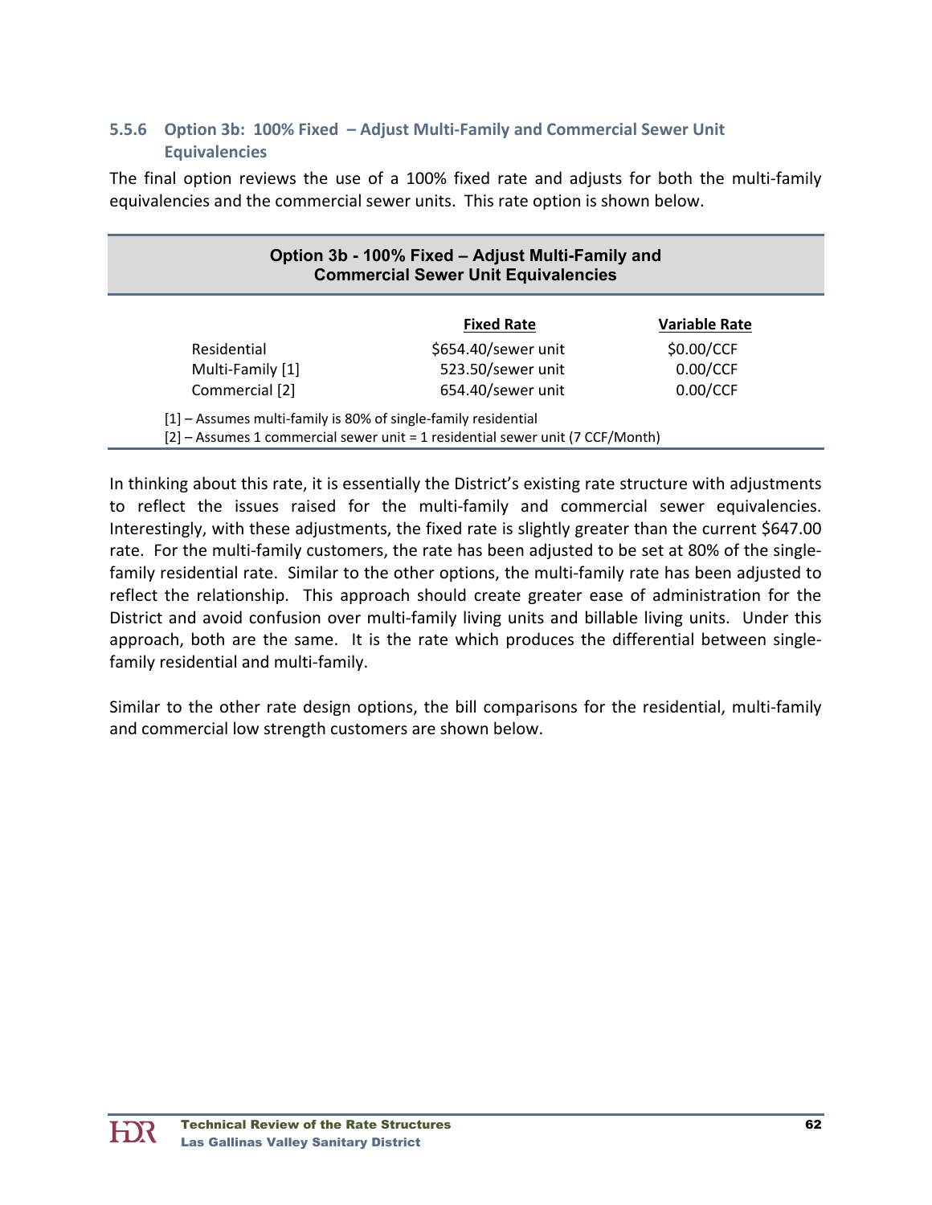### 5.5.6 Option 3b: 100% Fixed – Adjust Multi-Family and Commercial Sewer Unit Equivalencies

The final option reviews the use of a 100% fixed rate and adjusts for both the multi-family equivalencies and the commercial sewer units. This rate option is shown below.

**Option 3b - 100% Fixed – Adjust Multi-Family and Commercial Sewer Unit Equivalencies**

| | Fixed Rate | Variable Rate |
|---|---|---|
| Residential | $654.40/sewer unit | $0.00/CCF |
| Multi-Family [1] | 523.50/sewer unit | 0.00/CCF |
| Commercial [2] | 654.40/sewer unit | 0.00/CCF |

[1] – Assumes multi-family is 80% of single-family residential
[2] – Assumes 1 commercial sewer unit = 1 residential sewer unit (7 CCF/Month)

In thinking about this rate, it is essentially the District's existing rate structure with adjustments to reflect the issues raised for the multi-family and commercial sewer equivalencies. Interestingly, with these adjustments, the fixed rate is slightly greater than the current $647.00 rate. For the multi-family customers, the rate has been adjusted to be set at 80% of the single-family residential rate. Similar to the other options, the multi-family rate has been adjusted to reflect the relationship. This approach should create greater ease of administration for the District and avoid confusion over multi-family living units and billable living units. Under this approach, both are the same. It is the rate which produces the differential between single-family residential and multi-family.

Similar to the other rate design options, the bill comparisons for the residential, multi-family and commercial low strength customers are shown below.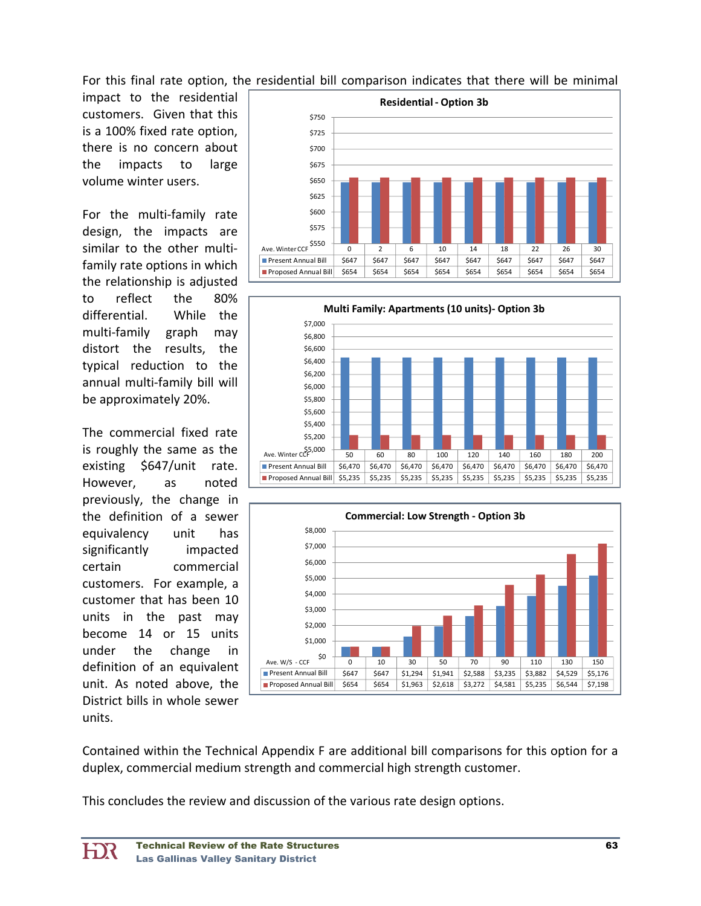For this final rate option, the residential bill comparison indicates that there will be minimal impact to the residential customers. Given that this is a 100% fixed rate option, there is no concern about the impacts to large volume winter users.

**Residential - Option 3b**

| Ave. Winter CCF | 0 | 2 | 6 | 10 | 14 | 18 | 22 | 26 | 30 |
|---|---|---|---|---|---|---|---|---|---|
| Present Annual Bill | $647 | $647 | $647 | $647 | $647 | $647 | $647 | $647 | $647 |
| Proposed Annual Bill | $654 | $654 | $654 | $654 | $654 | $654 | $654 | $654 | $654 |

For the multi-family rate design, the impacts are similar to the other multi-family rate options in which the relationship is adjusted to reflect the 80% differential. While the multi-family graph may distort the results, the typical reduction to the annual multi-family bill will be approximately 20%.

**Multi Family: Apartments (10 units)- Option 3b**

| Ave. Winter CCF | 50 | 60 | 80 | 100 | 120 | 140 | 160 | 180 | 200 |
|---|---|---|---|---|---|---|---|---|---|
| Present Annual Bill | $6,470 | $6,470 | $6,470 | $6,470 | $6,470 | $6,470 | $6,470 | $6,470 | $6,470 |
| Proposed Annual Bill | $5,235 | $5,235 | $5,235 | $5,235 | $5,235 | $5,235 | $5,235 | $5,235 | $5,235 |

The commercial fixed rate is roughly the same as the existing $647/unit rate. However, as noted previously, the change in the definition of a sewer equivalency unit has significantly impacted certain commercial customers. For example, a customer that has been 10 units in the past may become 14 or 15 units under the change in definition of an equivalent unit. As noted above, the District bills in whole sewer units.

**Commercial: Low Strength - Option 3b**

| Ave. W/S - CCF | 0 | 10 | 30 | 50 | 70 | 90 | 110 | 130 | 150 |
|---|---|---|---|---|---|---|---|---|---|
| Present Annual Bill | $647 | $647 | $1,294 | $1,941 | $2,588 | $3,235 | $3,882 | $4,529 | $5,176 |
| Proposed Annual Bill | $654 | $654 | $1,963 | $2,618 | $3,272 | $4,581 | $5,235 | $6,544 | $7,198 |

Contained within the Technical Appendix F are additional bill comparisons for this option for a duplex, commercial medium strength and commercial high strength customer.

This concludes the review and discussion of the various rate design options.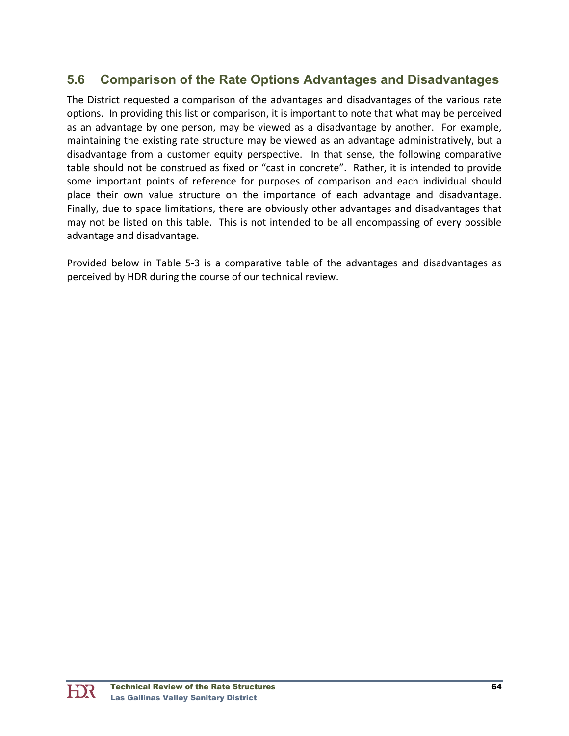## 5.6 Comparison of the Rate Options Advantages and Disadvantages

The District requested a comparison of the advantages and disadvantages of the various rate options. In providing this list or comparison, it is important to note that what may be perceived as an advantage by one person, may be viewed as a disadvantage by another. For example, maintaining the existing rate structure may be viewed as an advantage administratively, but a disadvantage from a customer equity perspective. In that sense, the following comparative table should not be construed as fixed or "cast in concrete". Rather, it is intended to provide some important points of reference for purposes of comparison and each individual should place their own value structure on the importance of each advantage and disadvantage. Finally, due to space limitations, there are obviously other advantages and disadvantages that may not be listed on this table. This is not intended to be all encompassing of every possible advantage and disadvantage.

Provided below in Table 5-3 is a comparative table of the advantages and disadvantages as perceived by HDR during the course of our technical review.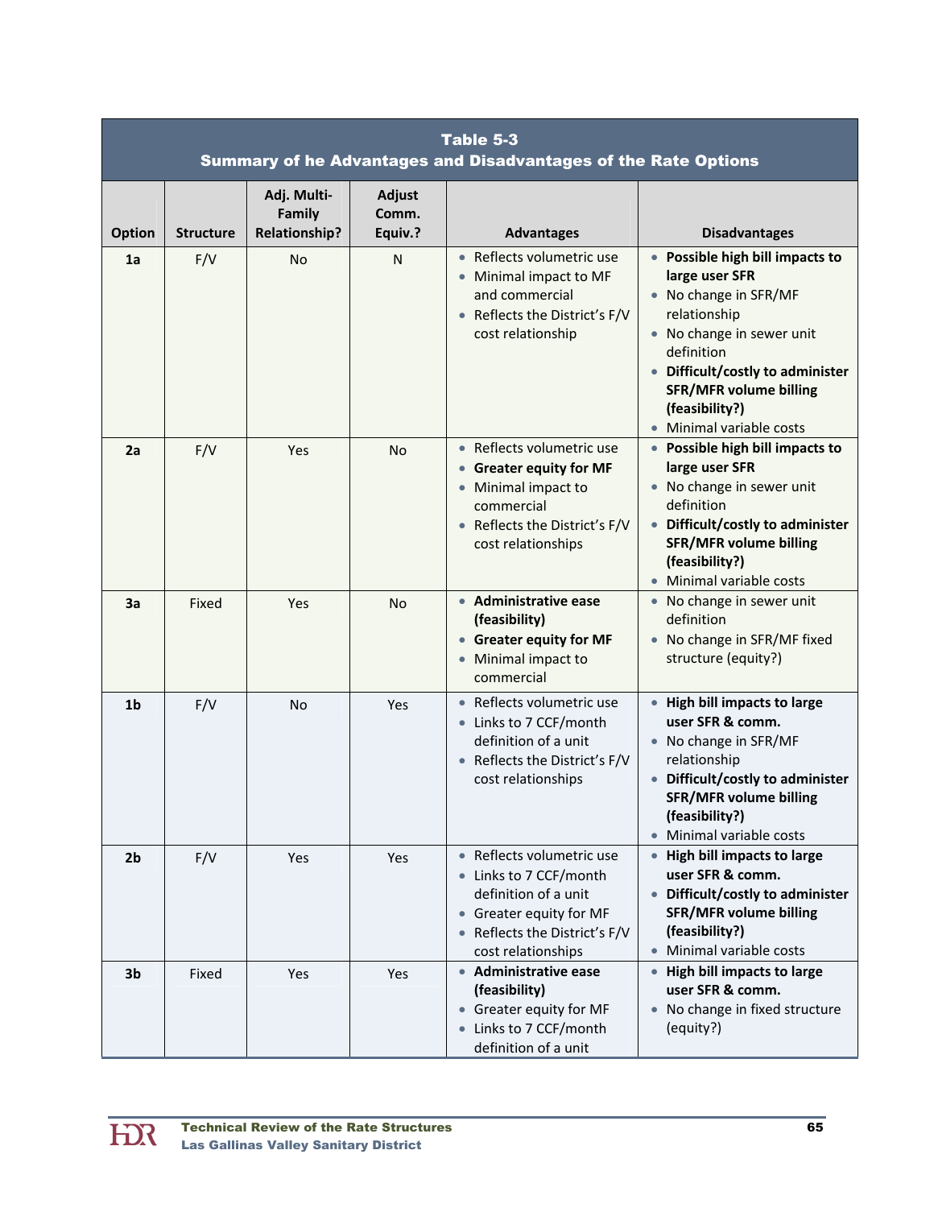**Table 5-3**
**Summary of he Advantages and Disadvantages of the Rate Options**

| Option | Structure | Adj. Multi-Family Relationship? | Adjust Comm. Equiv.? | Advantages | Disadvantages |
|---|---|---|---|---|---|
| **1a** | F/V | No | N | • Reflects volumetric use<br>• Minimal impact to MF and commercial<br>• Reflects the District's F/V cost relationship | • **Possible high bill impacts to large user SFR**<br>• No change in SFR/MF relationship<br>• No change in sewer unit definition<br>• **Difficult/costly to administer SFR/MFR volume billing (feasibility?)**<br>• Minimal variable costs |
| **2a** | F/V | Yes | No | • Reflects volumetric use<br>• **Greater equity for MF**<br>• Minimal impact to commercial<br>• Reflects the District's F/V cost relationships | • **Possible high bill impacts to large user SFR**<br>• No change in sewer unit definition<br>• **Difficult/costly to administer SFR/MFR volume billing (feasibility?)**<br>• Minimal variable costs |
| **3a** | Fixed | Yes | No | • **Administrative ease (feasibility)**<br>• **Greater equity for MF**<br>• Minimal impact to commercial | • No change in sewer unit definition<br>• No change in SFR/MF fixed structure (equity?) |
| **1b** | F/V | No | Yes | • Reflects volumetric use<br>• Links to 7 CCF/month definition of a unit<br>• Reflects the District's F/V cost relationships | • **High bill impacts to large user SFR & comm.**<br>• No change in SFR/MF relationship<br>• **Difficult/costly to administer SFR/MFR volume billing (feasibility?)**<br>• Minimal variable costs |
| **2b** | F/V | Yes | Yes | • Reflects volumetric use<br>• Links to 7 CCF/month definition of a unit<br>• Greater equity for MF<br>• Reflects the District's F/V cost relationships | • **High bill impacts to large user SFR & comm.**<br>• **Difficult/costly to administer SFR/MFR volume billing (feasibility?)**<br>• Minimal variable costs |
| **3b** | Fixed | Yes | Yes | • **Administrative ease (feasibility)**<br>• Greater equity for MF<br>• Links to 7 CCF/month definition of a unit | • **High bill impacts to large user SFR & comm.**<br>• No change in fixed structure (equity?) |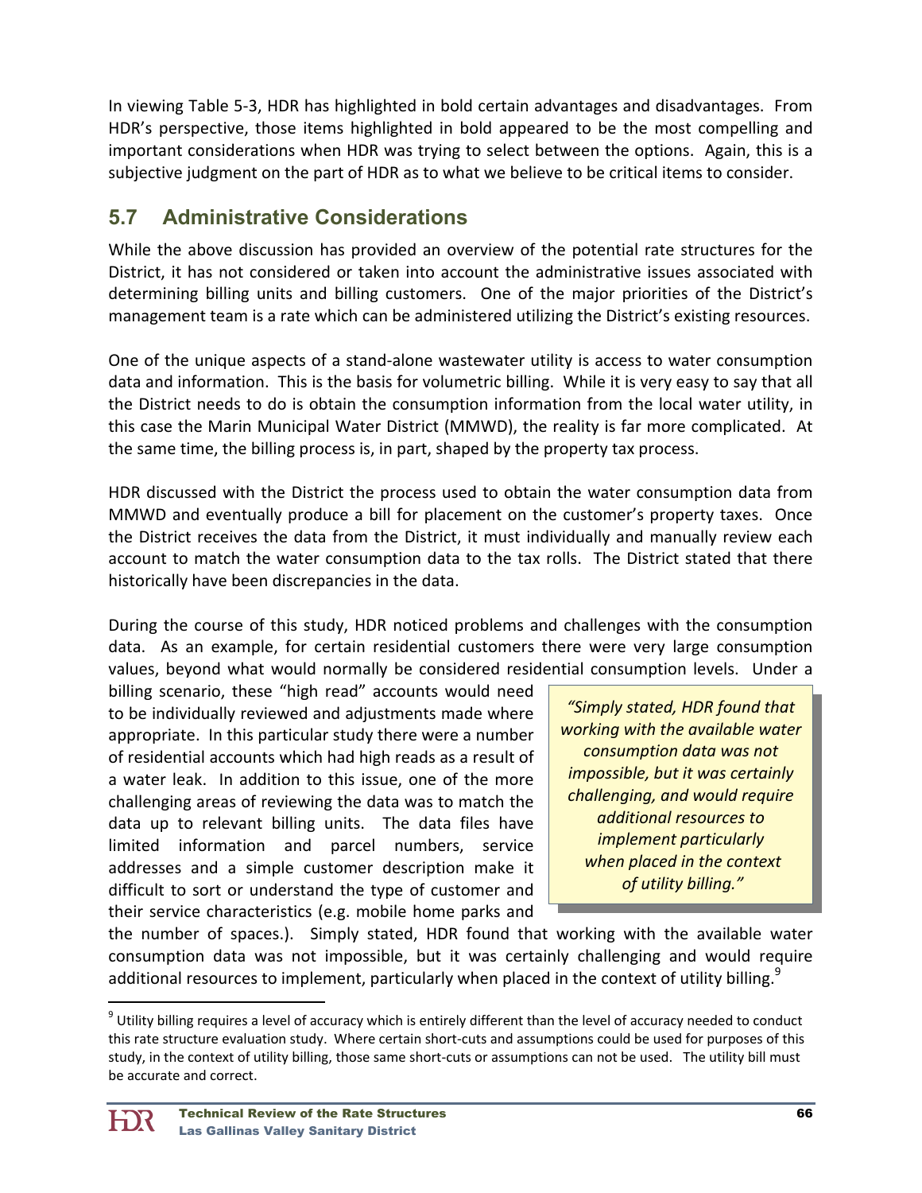In viewing Table 5-3, HDR has highlighted in bold certain advantages and disadvantages. From HDR's perspective, those items highlighted in bold appeared to be the most compelling and important considerations when HDR was trying to select between the options. Again, this is a subjective judgment on the part of HDR as to what we believe to be critical items to consider.

## 5.7 Administrative Considerations

While the above discussion has provided an overview of the potential rate structures for the District, it has not considered or taken into account the administrative issues associated with determining billing units and billing customers. One of the major priorities of the District's management team is a rate which can be administered utilizing the District's existing resources.

One of the unique aspects of a stand-alone wastewater utility is access to water consumption data and information. This is the basis for volumetric billing. While it is very easy to say that all the District needs to do is obtain the consumption information from the local water utility, in this case the Marin Municipal Water District (MMWD), the reality is far more complicated. At the same time, the billing process is, in part, shaped by the property tax process.

HDR discussed with the District the process used to obtain the water consumption data from MMWD and eventually produce a bill for placement on the customer's property taxes. Once the District receives the data from the District, it must individually and manually review each account to match the water consumption data to the tax rolls. The District stated that there historically have been discrepancies in the data.

During the course of this study, HDR noticed problems and challenges with the consumption data. As an example, for certain residential customers there were very large consumption values, beyond what would normally be considered residential consumption levels. Under a billing scenario, these "high read" accounts would need to be individually reviewed and adjustments made where appropriate. In this particular study there were a number of residential accounts which had high reads as a result of a water leak. In addition to this issue, one of the more challenging areas of reviewing the data was to match the data up to relevant billing units. The data files have limited information and parcel numbers, service addresses and a simple customer description make it difficult to sort or understand the type of customer and their service characteristics (e.g. mobile home parks and the number of spaces.). Simply stated, HDR found that working with the available water consumption data was not impossible, but it was certainly challenging and would require additional resources to implement, particularly when placed in the context of utility billing.[9]

> *"Simply stated, HDR found that working with the available water consumption data was not impossible, but it was certainly challenging, and would require additional resources to implement particularly when placed in the context of utility billing."*

[9] Utility billing requires a level of accuracy which is entirely different than the level of accuracy needed to conduct this rate structure evaluation study. Where certain short-cuts and assumptions could be used for purposes of this study, in the context of utility billing, those same short-cuts or assumptions can not be used. The utility bill must be accurate and correct.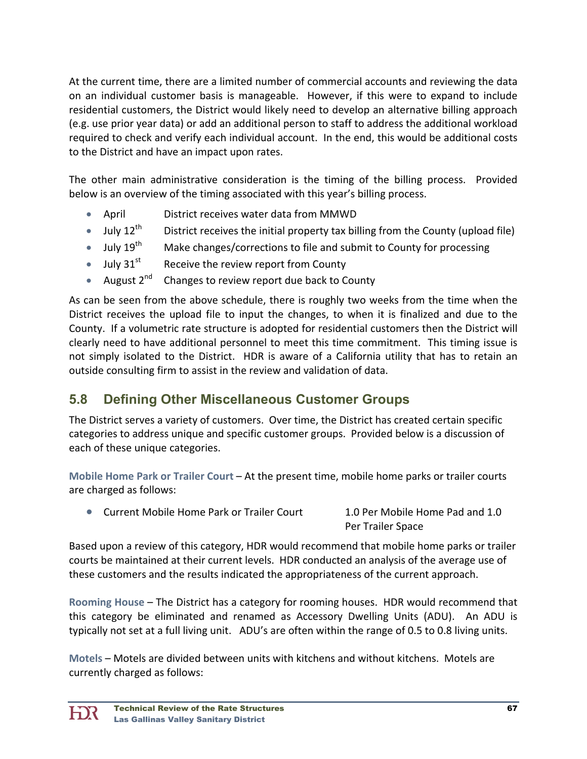At the current time, there are a limited number of commercial accounts and reviewing the data on an individual customer basis is manageable. However, if this were to expand to include residential customers, the District would likely need to develop an alternative billing approach (e.g. use prior year data) or add an additional person to staff to address the additional workload required to check and verify each individual account. In the end, this would be additional costs to the District and have an impact upon rates.

The other main administrative consideration is the timing of the billing process. Provided below is an overview of the timing associated with this year's billing process.

- April — District receives water data from MMWD
- July 12th — District receives the initial property tax billing from the County (upload file)
- July 19th — Make changes/corrections to file and submit to County for processing
- July 31st — Receive the review report from County
- August 2nd — Changes to review report due back to County

As can be seen from the above schedule, there is roughly two weeks from the time when the District receives the upload file to input the changes, to when it is finalized and due to the County. If a volumetric rate structure is adopted for residential customers then the District will clearly need to have additional personnel to meet this time commitment. This timing issue is not simply isolated to the District. HDR is aware of a California utility that has to retain an outside consulting firm to assist in the review and validation of data.

## 5.8 Defining Other Miscellaneous Customer Groups

The District serves a variety of customers. Over time, the District has created certain specific categories to address unique and specific customer groups. Provided below is a discussion of each of these unique categories.

**Mobile Home Park or Trailer Court** – At the present time, mobile home parks or trailer courts are charged as follows:

- Current Mobile Home Park or Trailer Court — 1.0 Per Mobile Home Pad and 1.0 Per Trailer Space

Based upon a review of this category, HDR would recommend that mobile home parks or trailer courts be maintained at their current levels. HDR conducted an analysis of the average use of these customers and the results indicated the appropriateness of the current approach.

**Rooming House** – The District has a category for rooming houses. HDR would recommend that this category be eliminated and renamed as Accessory Dwelling Units (ADU). An ADU is typically not set at a full living unit. ADU's are often within the range of 0.5 to 0.8 living units.

**Motels** – Motels are divided between units with kitchens and without kitchens. Motels are currently charged as follows: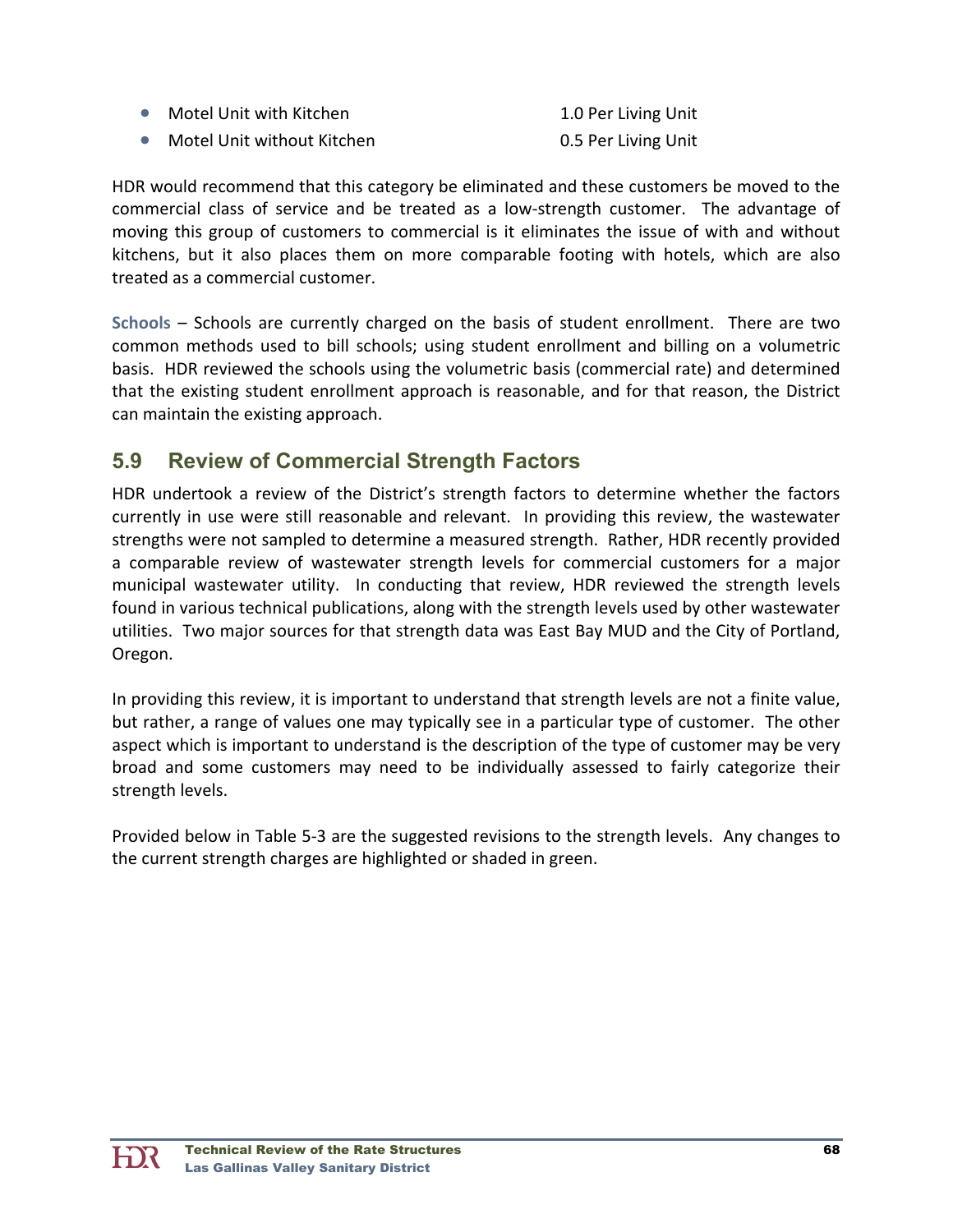- Motel Unit with Kitchen 1.0 Per Living Unit
- Motel Unit without Kitchen 0.5 Per Living Unit

HDR would recommend that this category be eliminated and these customers be moved to the commercial class of service and be treated as a low-strength customer. The advantage of moving this group of customers to commercial is it eliminates the issue of with and without kitchens, but it also places them on more comparable footing with hotels, which are also treated as a commercial customer.

**Schools** – Schools are currently charged on the basis of student enrollment. There are two common methods used to bill schools; using student enrollment and billing on a volumetric basis. HDR reviewed the schools using the volumetric basis (commercial rate) and determined that the existing student enrollment approach is reasonable, and for that reason, the District can maintain the existing approach.

## 5.9 Review of Commercial Strength Factors

HDR undertook a review of the District's strength factors to determine whether the factors currently in use were still reasonable and relevant. In providing this review, the wastewater strengths were not sampled to determine a measured strength. Rather, HDR recently provided a comparable review of wastewater strength levels for commercial customers for a major municipal wastewater utility. In conducting that review, HDR reviewed the strength levels found in various technical publications, along with the strength levels used by other wastewater utilities. Two major sources for that strength data was East Bay MUD and the City of Portland, Oregon.

In providing this review, it is important to understand that strength levels are not a finite value, but rather, a range of values one may typically see in a particular type of customer. The other aspect which is important to understand is the description of the type of customer may be very broad and some customers may need to be individually assessed to fairly categorize their strength levels.

Provided below in Table 5-3 are the suggested revisions to the strength levels. Any changes to the current strength charges are highlighted or shaded in green.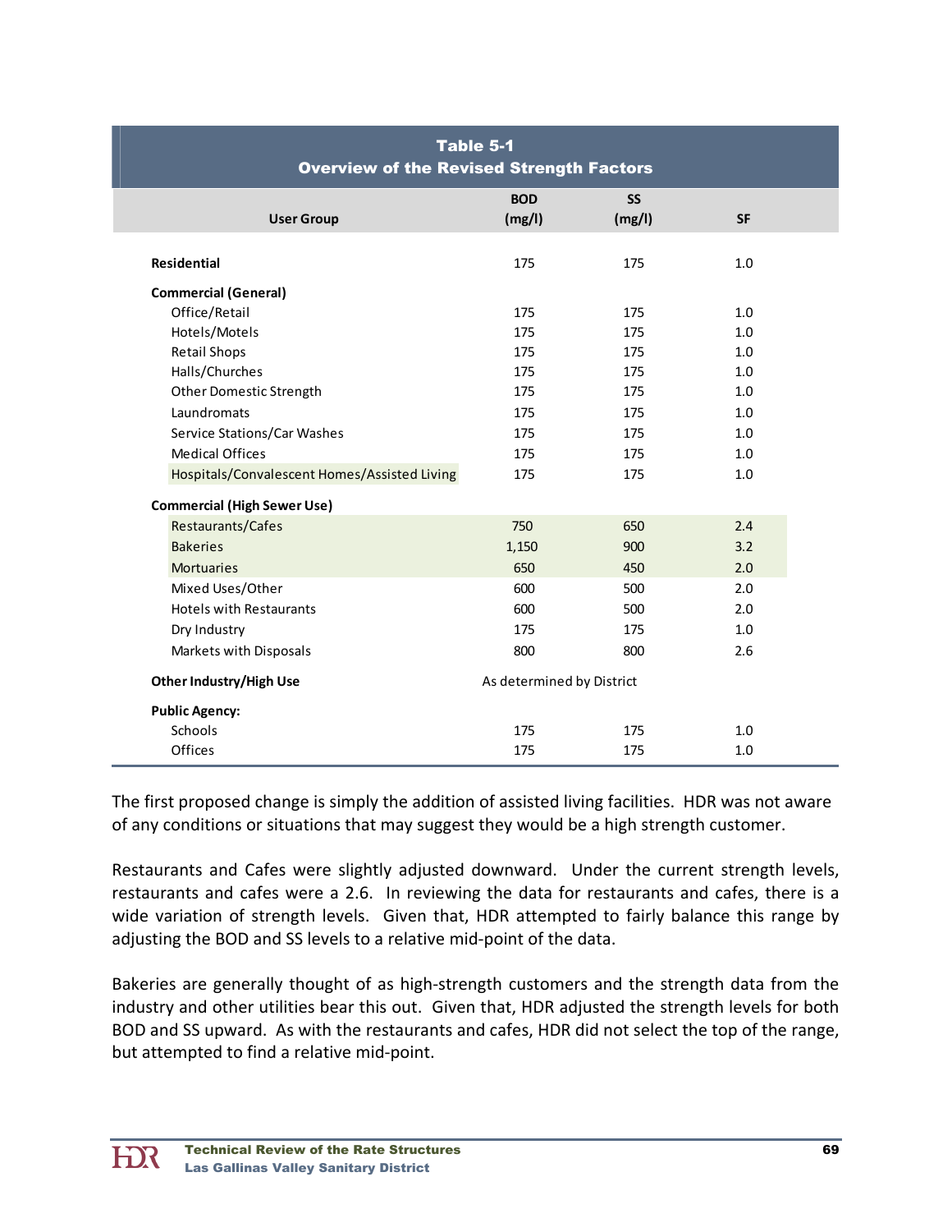| Table 5-1<br>Overview of the Revised Strength Factors | | | |
|---|---|---|---|
| **User Group** | **BOD (mg/l)** | **SS (mg/l)** | **SF** |
| **Residential** | 175 | 175 | 1.0 |
| **Commercial (General)** | | | |
| Office/Retail | 175 | 175 | 1.0 |
| Hotels/Motels | 175 | 175 | 1.0 |
| Retail Shops | 175 | 175 | 1.0 |
| Halls/Churches | 175 | 175 | 1.0 |
| Other Domestic Strength | 175 | 175 | 1.0 |
| Laundromats | 175 | 175 | 1.0 |
| Service Stations/Car Washes | 175 | 175 | 1.0 |
| Medical Offices | 175 | 175 | 1.0 |
| Hospitals/Convalescent Homes/Assisted Living | 175 | 175 | 1.0 |
| **Commercial (High Sewer Use)** | | | |
| Restaurants/Cafes | 750 | 650 | 2.4 |
| Bakeries | 1,150 | 900 | 3.2 |
| Mortuaries | 650 | 450 | 2.0 |
| Mixed Uses/Other | 600 | 500 | 2.0 |
| Hotels with Restaurants | 600 | 500 | 2.0 |
| Dry Industry | 175 | 175 | 1.0 |
| Markets with Disposals | 800 | 800 | 2.6 |
| **Other Industry/High Use** | As determined by District | | |
| **Public Agency:** | | | |
| Schools | 175 | 175 | 1.0 |
| Offices | 175 | 175 | 1.0 |

The first proposed change is simply the addition of assisted living facilities. HDR was not aware of any conditions or situations that may suggest they would be a high strength customer.

Restaurants and Cafes were slightly adjusted downward. Under the current strength levels, restaurants and cafes were a 2.6. In reviewing the data for restaurants and cafes, there is a wide variation of strength levels. Given that, HDR attempted to fairly balance this range by adjusting the BOD and SS levels to a relative mid-point of the data.

Bakeries are generally thought of as high-strength customers and the strength data from the industry and other utilities bear this out. Given that, HDR adjusted the strength levels for both BOD and SS upward. As with the restaurants and cafes, HDR did not select the top of the range, but attempted to find a relative mid-point.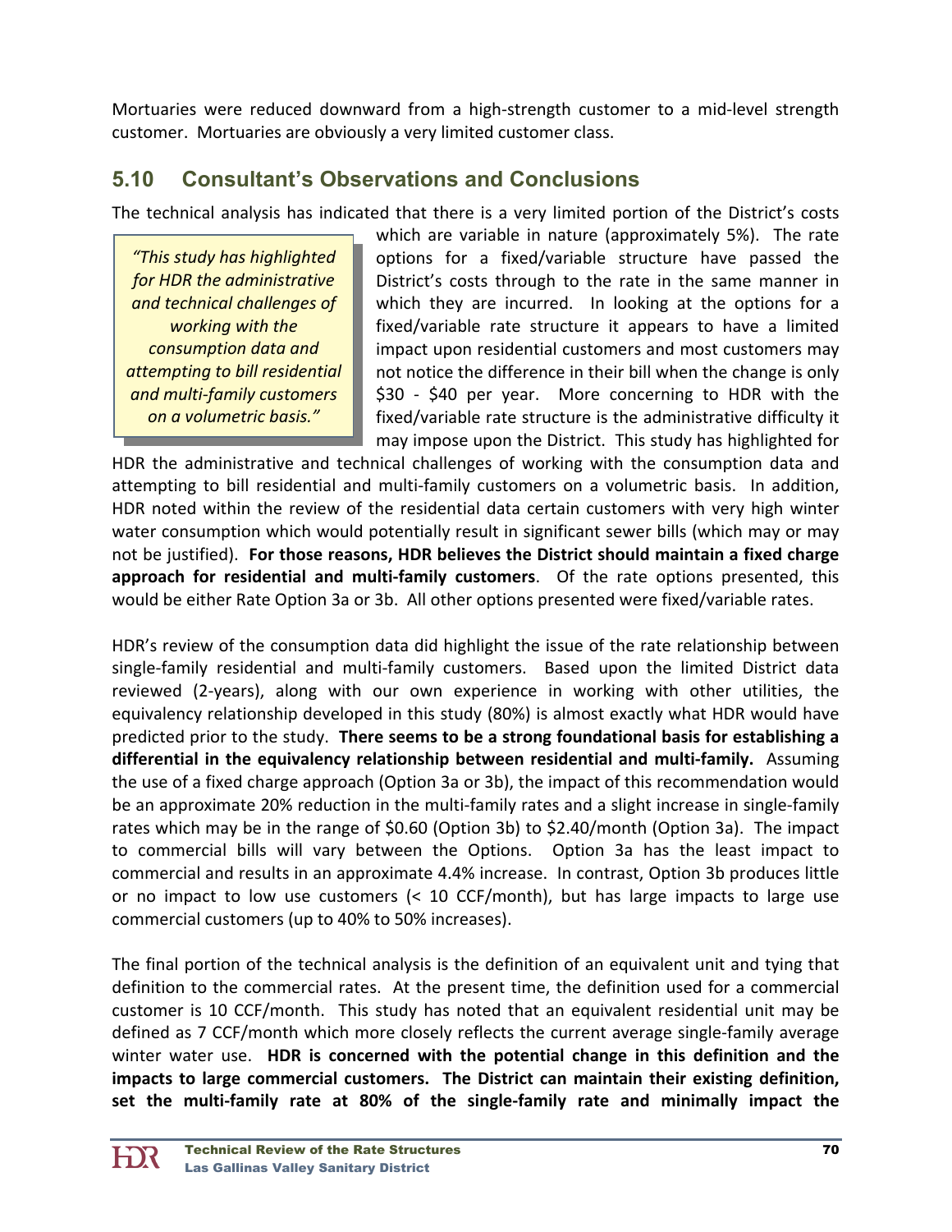Mortuaries were reduced downward from a high-strength customer to a mid-level strength customer. Mortuaries are obviously a very limited customer class.

## 5.10 Consultant's Observations and Conclusions

The technical analysis has indicated that there is a very limited portion of the District's costs which are variable in nature (approximately 5%). The rate options for a fixed/variable structure have passed the District's costs through to the rate in the same manner in which they are incurred. In looking at the options for a fixed/variable rate structure it appears to have a limited impact upon residential customers and most customers may not notice the difference in their bill when the change is only \$30 - \$40 per year. More concerning to HDR with the fixed/variable rate structure is the administrative difficulty it may impose upon the District. This study has highlighted for HDR the administrative and technical challenges of working with the consumption data and attempting to bill residential and multi-family customers on a volumetric basis. In addition, HDR noted within the review of the residential data certain customers with very high winter water consumption which would potentially result in significant sewer bills (which may or may not be justified). **For those reasons, HDR believes the District should maintain a fixed charge approach for residential and multi-family customers**. Of the rate options presented, this would be either Rate Option 3a or 3b. All other options presented were fixed/variable rates.

> *"This study has highlighted for HDR the administrative and technical challenges of working with the consumption data and attempting to bill residential and multi-family customers on a volumetric basis."*

HDR's review of the consumption data did highlight the issue of the rate relationship between single-family residential and multi-family customers. Based upon the limited District data reviewed (2-years), along with our own experience in working with other utilities, the equivalency relationship developed in this study (80%) is almost exactly what HDR would have predicted prior to the study. **There seems to be a strong foundational basis for establishing a differential in the equivalency relationship between residential and multi-family.** Assuming the use of a fixed charge approach (Option 3a or 3b), the impact of this recommendation would be an approximate 20% reduction in the multi-family rates and a slight increase in single-family rates which may be in the range of \$0.60 (Option 3b) to \$2.40/month (Option 3a). The impact to commercial bills will vary between the Options. Option 3a has the least impact to commercial and results in an approximate 4.4% increase. In contrast, Option 3b produces little or no impact to low use customers (< 10 CCF/month), but has large impacts to large use commercial customers (up to 40% to 50% increases).

The final portion of the technical analysis is the definition of an equivalent unit and tying that definition to the commercial rates. At the present time, the definition used for a commercial customer is 10 CCF/month. This study has noted that an equivalent residential unit may be defined as 7 CCF/month which more closely reflects the current average single-family average winter water use. **HDR is concerned with the potential change in this definition and the impacts to large commercial customers. The District can maintain their existing definition, set the multi-family rate at 80% of the single-family rate and minimally impact the**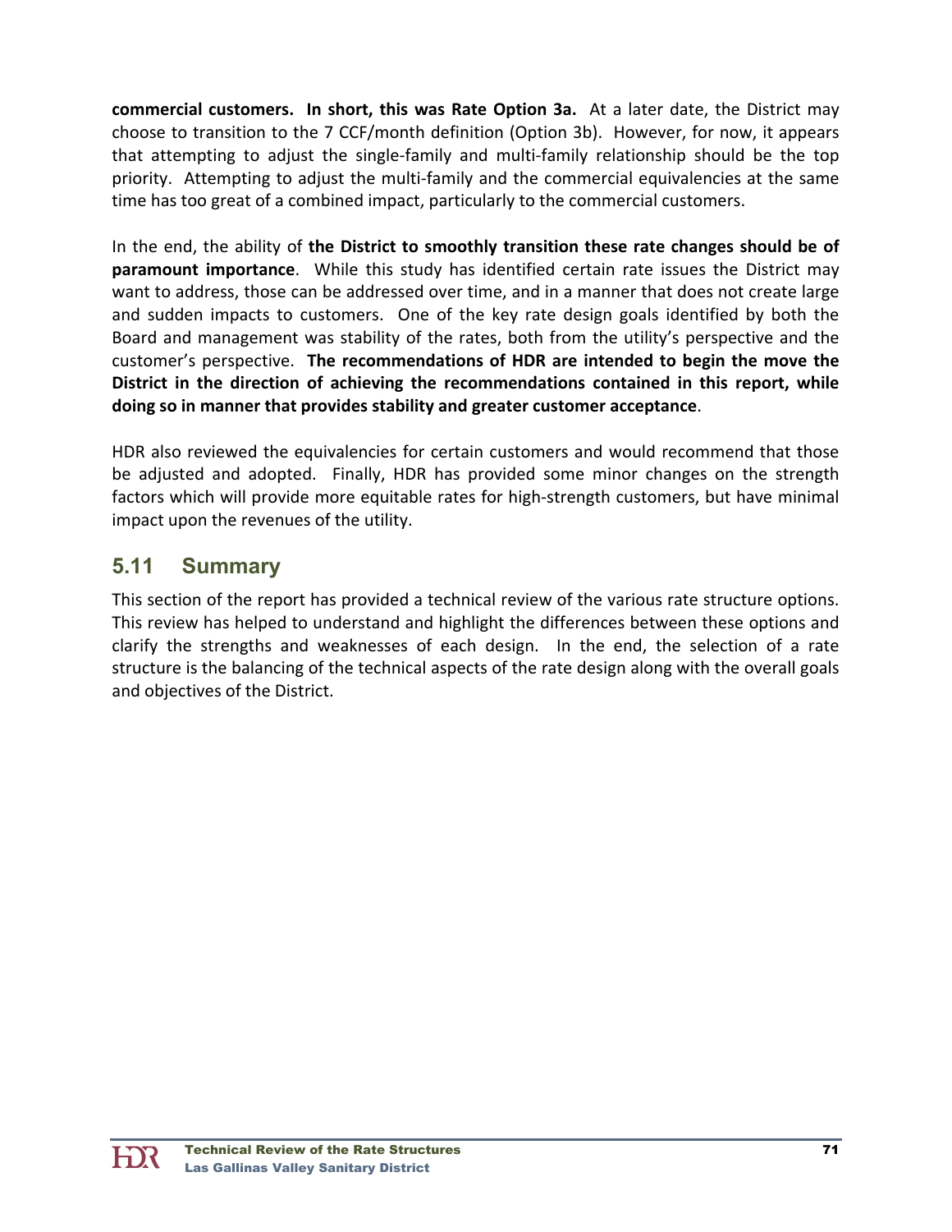**commercial customers. In short, this was Rate Option 3a.** At a later date, the District may choose to transition to the 7 CCF/month definition (Option 3b). However, for now, it appears that attempting to adjust the single-family and multi-family relationship should be the top priority. Attempting to adjust the multi-family and the commercial equivalencies at the same time has too great of a combined impact, particularly to the commercial customers.

In the end, the ability of **the District to smoothly transition these rate changes should be of paramount importance**. While this study has identified certain rate issues the District may want to address, those can be addressed over time, and in a manner that does not create large and sudden impacts to customers. One of the key rate design goals identified by both the Board and management was stability of the rates, both from the utility's perspective and the customer's perspective. **The recommendations of HDR are intended to begin the move the District in the direction of achieving the recommendations contained in this report, while doing so in manner that provides stability and greater customer acceptance**.

HDR also reviewed the equivalencies for certain customers and would recommend that those be adjusted and adopted. Finally, HDR has provided some minor changes on the strength factors which will provide more equitable rates for high-strength customers, but have minimal impact upon the revenues of the utility.

## 5.11 Summary

This section of the report has provided a technical review of the various rate structure options. This review has helped to understand and highlight the differences between these options and clarify the strengths and weaknesses of each design. In the end, the selection of a rate structure is the balancing of the technical aspects of the rate design along with the overall goals and objectives of the District.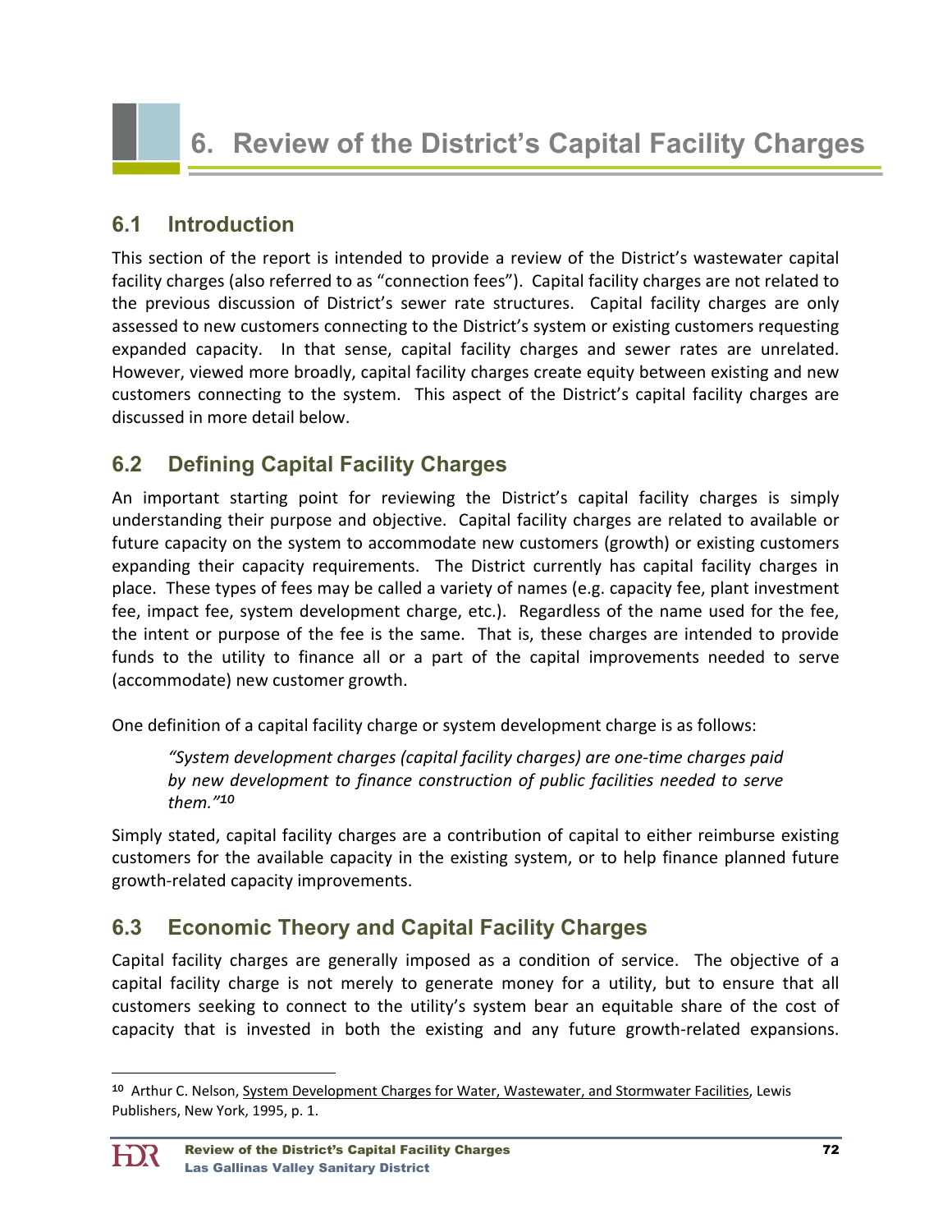# 6. Review of the District's Capital Facility Charges

## 6.1 Introduction

This section of the report is intended to provide a review of the District's wastewater capital facility charges (also referred to as "connection fees"). Capital facility charges are not related to the previous discussion of District's sewer rate structures. Capital facility charges are only assessed to new customers connecting to the District's system or existing customers requesting expanded capacity. In that sense, capital facility charges and sewer rates are unrelated. However, viewed more broadly, capital facility charges create equity between existing and new customers connecting to the system. This aspect of the District's capital facility charges are discussed in more detail below.

## 6.2 Defining Capital Facility Charges

An important starting point for reviewing the District's capital facility charges is simply understanding their purpose and objective. Capital facility charges are related to available or future capacity on the system to accommodate new customers (growth) or existing customers expanding their capacity requirements. The District currently has capital facility charges in place. These types of fees may be called a variety of names (e.g. capacity fee, plant investment fee, impact fee, system development charge, etc.). Regardless of the name used for the fee, the intent or purpose of the fee is the same. That is, these charges are intended to provide funds to the utility to finance all or a part of the capital improvements needed to serve (accommodate) new customer growth.

One definition of a capital facility charge or system development charge is as follows:

> *"System development charges (capital facility charges) are one-time charges paid by new development to finance construction of public facilities needed to serve them."*[10]

Simply stated, capital facility charges are a contribution of capital to either reimburse existing customers for the available capacity in the existing system, or to help finance planned future growth-related capacity improvements.

## 6.3 Economic Theory and Capital Facility Charges

Capital facility charges are generally imposed as a condition of service. The objective of a capital facility charge is not merely to generate money for a utility, but to ensure that all customers seeking to connect to the utility's system bear an equitable share of the cost of capacity that is invested in both the existing and any future growth-related expansions.

---

[10] Arthur C. Nelson, System Development Charges for Water, Wastewater, and Stormwater Facilities, Lewis Publishers, New York, 1995, p. 1.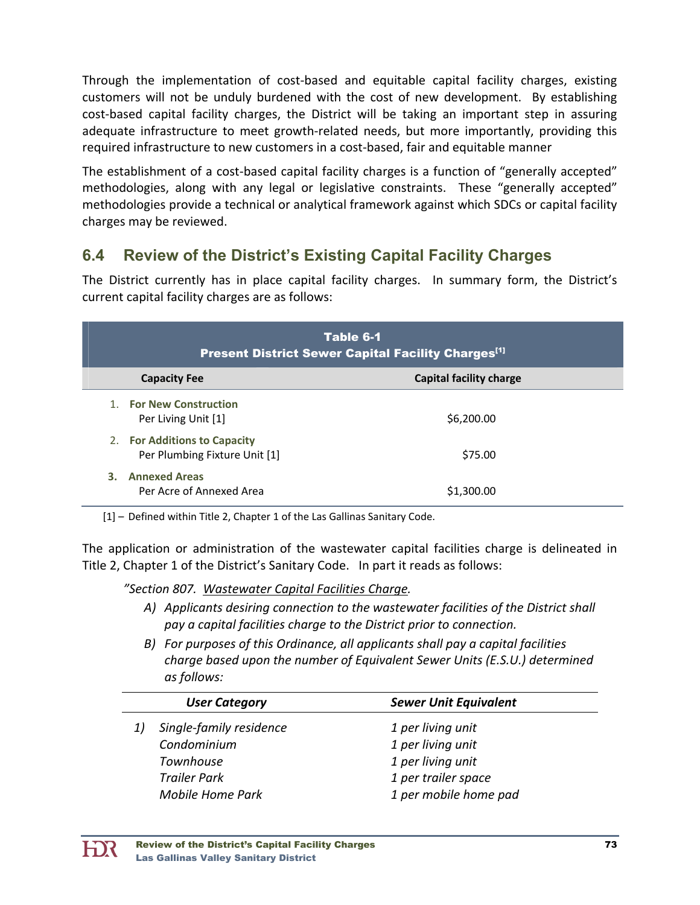Through the implementation of cost-based and equitable capital facility charges, existing customers will not be unduly burdened with the cost of new development. By establishing cost-based capital facility charges, the District will be taking an important step in assuring adequate infrastructure to meet growth-related needs, but more importantly, providing this required infrastructure to new customers in a cost-based, fair and equitable manner

The establishment of a cost-based capital facility charges is a function of "generally accepted" methodologies, along with any legal or legislative constraints. These "generally accepted" methodologies provide a technical or analytical framework against which SDCs or capital facility charges may be reviewed.

## 6.4 Review of the District's Existing Capital Facility Charges

The District currently has in place capital facility charges. In summary form, the District's current capital facility charges are as follows:

**Table 6-1**
**Present District Sewer Capital Facility Charges[1]**

| Capacity Fee | Capital facility charge |
|---|---|
| 1. **For New Construction** Per Living Unit [1] | $6,200.00 |
| 2. **For Additions to Capacity** Per Plumbing Fixture Unit [1] | $75.00 |
| 3. **Annexed Areas** Per Acre of Annexed Area | $1,300.00 |

[1] – Defined within Title 2, Chapter 1 of the Las Gallinas Sanitary Code.

The application or administration of the wastewater capital facilities charge is delineated in Title 2, Chapter 1 of the District's Sanitary Code. In part it reads as follows:

*"Section 807. Wastewater Capital Facilities Charge.*

*A) Applicants desiring connection to the wastewater facilities of the District shall pay a capital facilities charge to the District prior to connection.*

*B) For purposes of this Ordinance, all applicants shall pay a capital facilities charge based upon the number of Equivalent Sewer Units (E.S.U.) determined as follows:*

| *User Category* | *Sewer Unit Equivalent* |
|---|---|
| *1) Single-family residence* | *1 per living unit* |
| *Condominium* | *1 per living unit* |
| *Townhouse* | *1 per living unit* |
| *Trailer Park* | *1 per trailer space* |
| *Mobile Home Park* | *1 per mobile home pad* |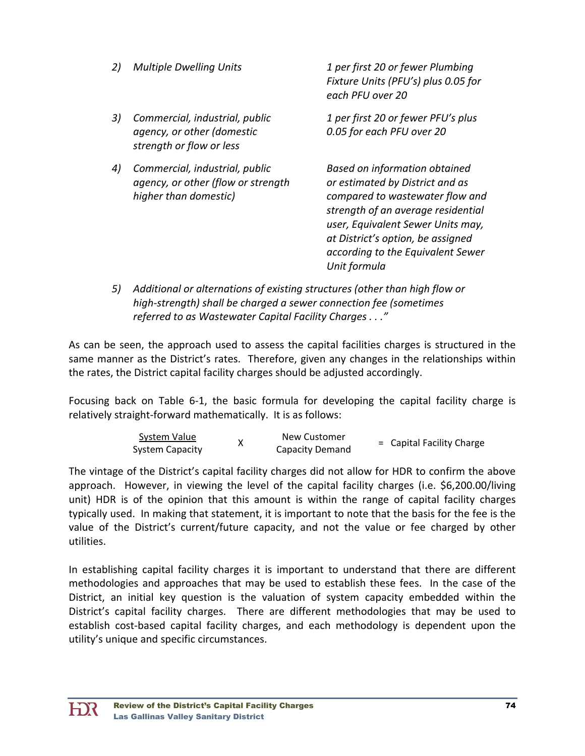*2) Multiple Dwelling Units* — *1 per first 20 or fewer Plumbing Fixture Units (PFU's) plus 0.05 for each PFU over 20*

*3) Commercial, industrial, public agency, or other (domestic strength or flow or less* — *1 per first 20 or fewer PFU's plus 0.05 for each PFU over 20*

*4) Commercial, industrial, public agency, or other (flow or strength higher than domestic)* — *Based on information obtained or estimated by District and as compared to wastewater flow and strength of an average residential user, Equivalent Sewer Units may, at District's option, be assigned according to the Equivalent Sewer Unit formula*

*5) Additional or alternations of existing structures (other than high flow or high-strength) shall be charged a sewer connection fee (sometimes referred to as Wastewater Capital Facility Charges . . ."*

As can be seen, the approach used to assess the capital facilities charges is structured in the same manner as the District's rates. Therefore, given any changes in the relationships within the rates, the District capital facility charges should be adjusted accordingly.

Focusing back on Table 6-1, the basic formula for developing the capital facility charge is relatively straight-forward mathematically. It is as follows:

$$\frac{\text{System Value}}{\text{System Capacity}} \times \text{New Customer Capacity Demand} = \text{Capital Facility Charge}$$

The vintage of the District's capital facility charges did not allow for HDR to confirm the above approach. However, in viewing the level of the capital facility charges (i.e. $6,200.00/living unit) HDR is of the opinion that this amount is within the range of capital facility charges typically used. In making that statement, it is important to note that the basis for the fee is the value of the District's current/future capacity, and not the value or fee charged by other utilities.

In establishing capital facility charges it is important to understand that there are different methodologies and approaches that may be used to establish these fees. In the case of the District, an initial key question is the valuation of system capacity embedded within the District's capital facility charges. There are different methodologies that may be used to establish cost-based capital facility charges, and each methodology is dependent upon the utility's unique and specific circumstances.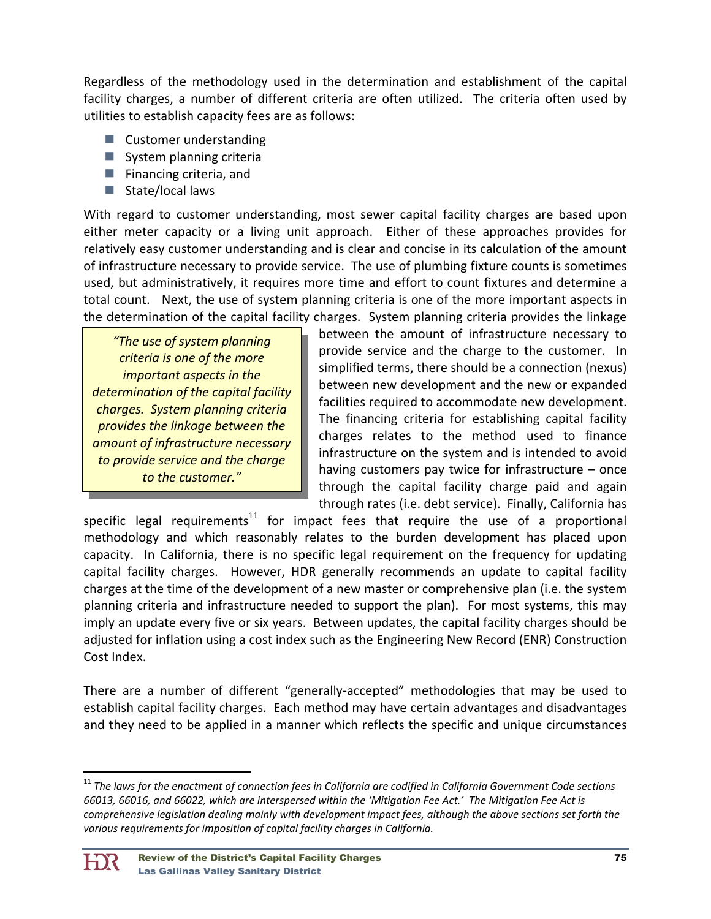Regardless of the methodology used in the determination and establishment of the capital facility charges, a number of different criteria are often utilized. The criteria often used by utilities to establish capacity fees are as follows:

- Customer understanding
- System planning criteria
- Financing criteria, and
- State/local laws

With regard to customer understanding, most sewer capital facility charges are based upon either meter capacity or a living unit approach. Either of these approaches provides for relatively easy customer understanding and is clear and concise in its calculation of the amount of infrastructure necessary to provide service. The use of plumbing fixture counts is sometimes used, but administratively, it requires more time and effort to count fixtures and determine a total count. Next, the use of system planning criteria is one of the more important aspects in the determination of the capital facility charges. System planning criteria provides the linkage between the amount of infrastructure necessary to provide service and the charge to the customer. In simplified terms, there should be a connection (nexus) between new development and the new or expanded facilities required to accommodate new development. The financing criteria for establishing capital facility charges relates to the method used to finance infrastructure on the system and is intended to avoid having customers pay twice for infrastructure – once through the capital facility charge paid and again through rates (i.e. debt service). Finally, California has specific legal requirements[11] for impact fees that require the use of a proportional methodology and which reasonably relates to the burden development has placed upon capacity. In California, there is no specific legal requirement on the frequency for updating capital facility charges. However, HDR generally recommends an update to capital facility charges at the time of the development of a new master or comprehensive plan (i.e. the system planning criteria and infrastructure needed to support the plan). For most systems, this may imply an update every five or six years. Between updates, the capital facility charges should be adjusted for inflation using a cost index such as the Engineering New Record (ENR) Construction Cost Index.

> *"The use of system planning criteria is one of the more important aspects in the determination of the capital facility charges. System planning criteria provides the linkage between the amount of infrastructure necessary to provide service and the charge to the customer."*

There are a number of different "generally-accepted" methodologies that may be used to establish capital facility charges. Each method may have certain advantages and disadvantages and they need to be applied in a manner which reflects the specific and unique circumstances

---

[11] *The laws for the enactment of connection fees in California are codified in California Government Code sections 66013, 66016, and 66022, which are interspersed within the 'Mitigation Fee Act.' The Mitigation Fee Act is comprehensive legislation dealing mainly with development impact fees, although the above sections set forth the various requirements for imposition of capital facility charges in California.*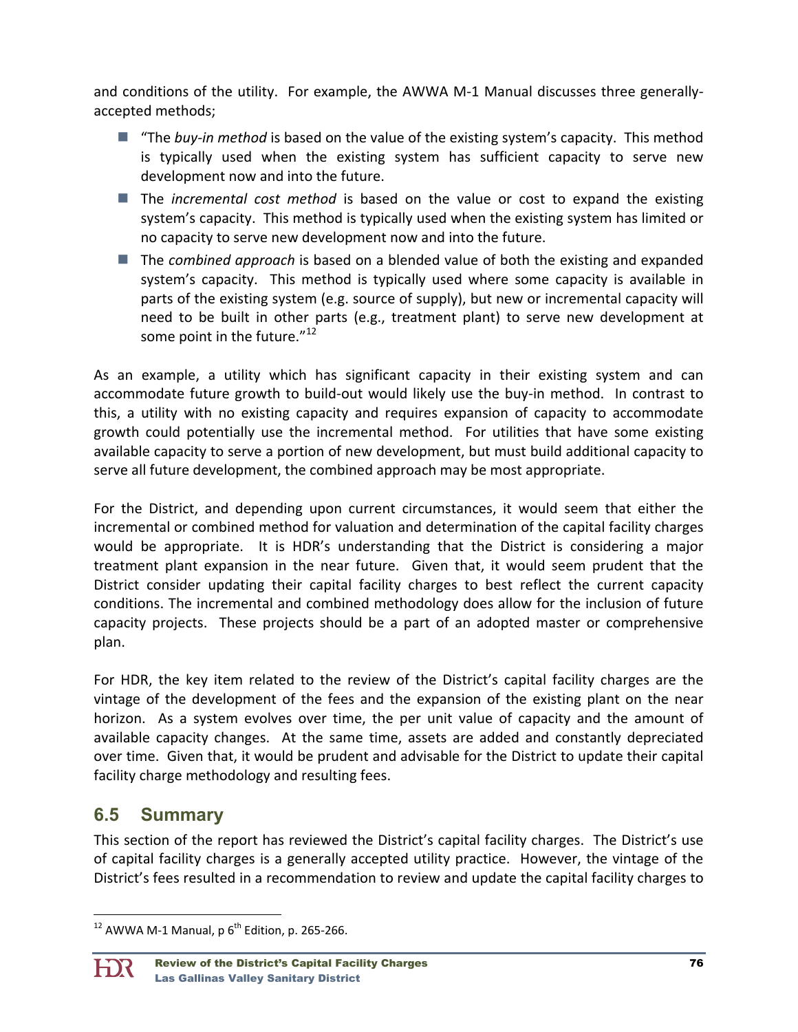and conditions of the utility. For example, the AWWA M-1 Manual discusses three generally-accepted methods;

- "The *buy-in method* is based on the value of the existing system's capacity. This method is typically used when the existing system has sufficient capacity to serve new development now and into the future.
- The *incremental cost method* is based on the value or cost to expand the existing system's capacity. This method is typically used when the existing system has limited or no capacity to serve new development now and into the future.
- The *combined approach* is based on a blended value of both the existing and expanded system's capacity. This method is typically used where some capacity is available in parts of the existing system (e.g. source of supply), but new or incremental capacity will need to be built in other parts (e.g., treatment plant) to serve new development at some point in the future."[12]

As an example, a utility which has significant capacity in their existing system and can accommodate future growth to build-out would likely use the buy-in method. In contrast to this, a utility with no existing capacity and requires expansion of capacity to accommodate growth could potentially use the incremental method. For utilities that have some existing available capacity to serve a portion of new development, but must build additional capacity to serve all future development, the combined approach may be most appropriate.

For the District, and depending upon current circumstances, it would seem that either the incremental or combined method for valuation and determination of the capital facility charges would be appropriate. It is HDR's understanding that the District is considering a major treatment plant expansion in the near future. Given that, it would seem prudent that the District consider updating their capital facility charges to best reflect the current capacity conditions. The incremental and combined methodology does allow for the inclusion of future capacity projects. These projects should be a part of an adopted master or comprehensive plan.

For HDR, the key item related to the review of the District's capital facility charges are the vintage of the development of the fees and the expansion of the existing plant on the near horizon. As a system evolves over time, the per unit value of capacity and the amount of available capacity changes. At the same time, assets are added and constantly depreciated over time. Given that, it would be prudent and advisable for the District to update their capital facility charge methodology and resulting fees.

## 6.5 Summary

This section of the report has reviewed the District's capital facility charges. The District's use of capital facility charges is a generally accepted utility practice. However, the vintage of the District's fees resulted in a recommendation to review and update the capital facility charges to

---

[12] AWWA M-1 Manual, p 6th Edition, p. 265-266.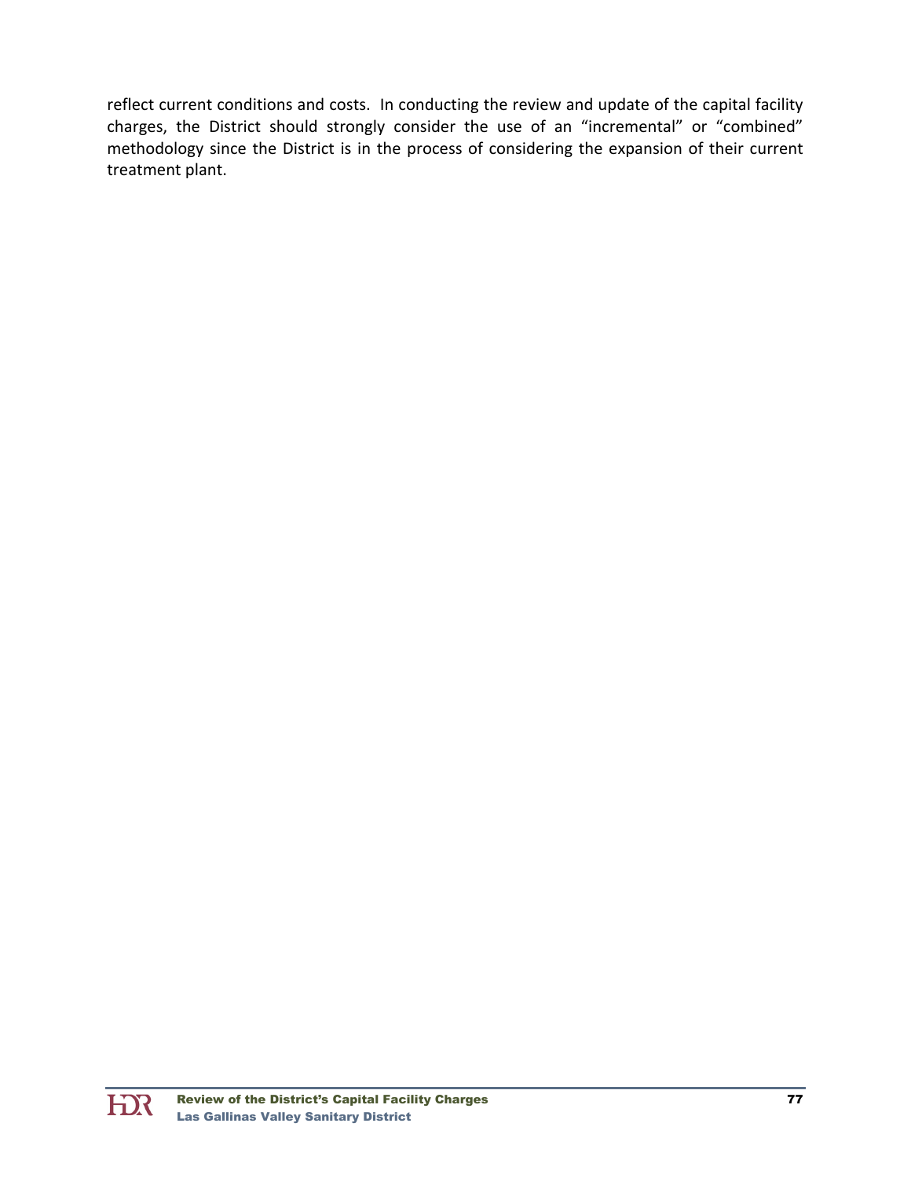reflect current conditions and costs. In conducting the review and update of the capital facility charges, the District should strongly consider the use of an "incremental" or "combined" methodology since the District is in the process of considering the expansion of their current treatment plant.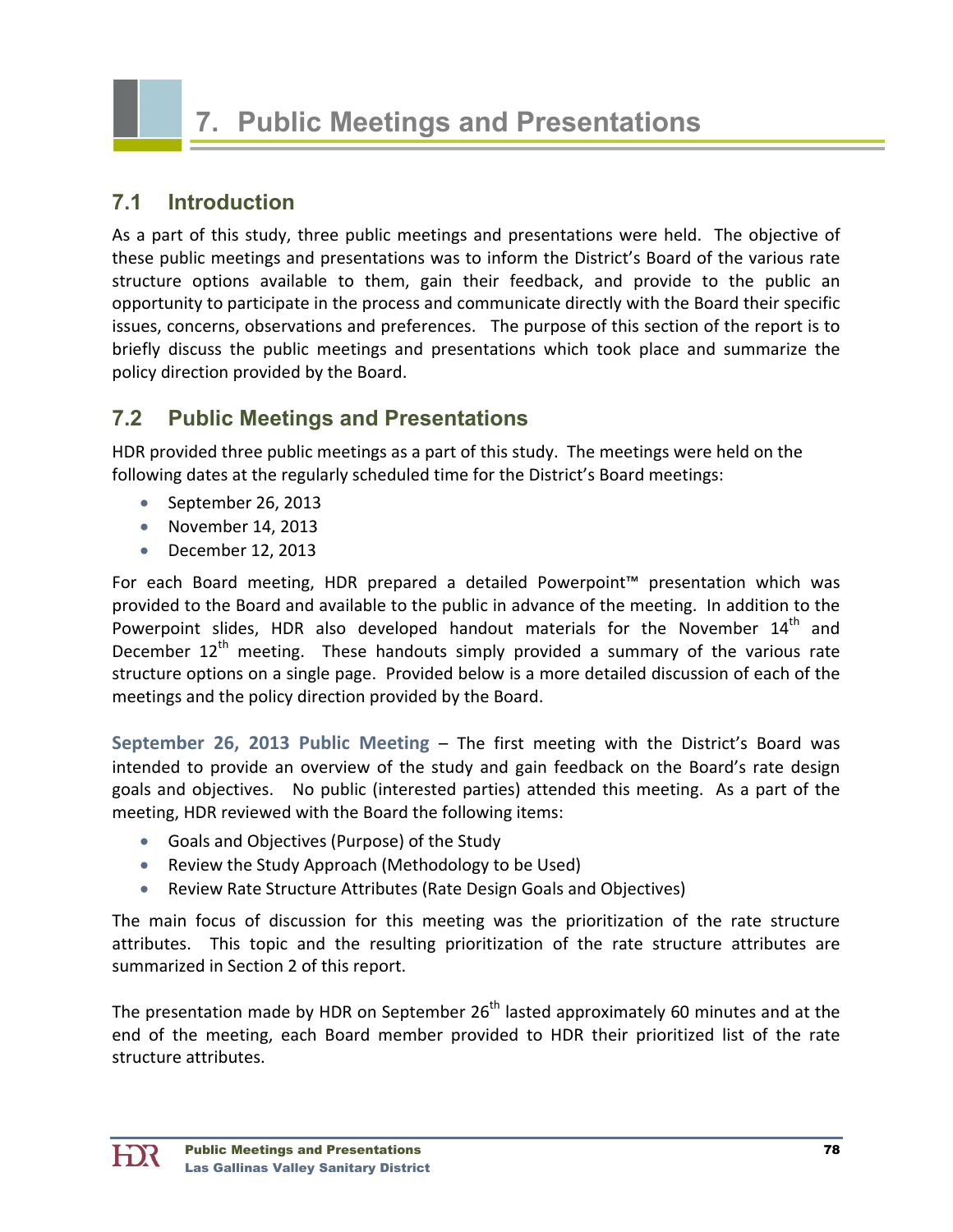# 7. Public Meetings and Presentations

## 7.1 Introduction

As a part of this study, three public meetings and presentations were held. The objective of these public meetings and presentations was to inform the District's Board of the various rate structure options available to them, gain their feedback, and provide to the public an opportunity to participate in the process and communicate directly with the Board their specific issues, concerns, observations and preferences. The purpose of this section of the report is to briefly discuss the public meetings and presentations which took place and summarize the policy direction provided by the Board.

## 7.2 Public Meetings and Presentations

HDR provided three public meetings as a part of this study. The meetings were held on the following dates at the regularly scheduled time for the District's Board meetings:

- September 26, 2013
- November 14, 2013
- December 12, 2013

For each Board meeting, HDR prepared a detailed Powerpoint™ presentation which was provided to the Board and available to the public in advance of the meeting. In addition to the Powerpoint slides, HDR also developed handout materials for the November 14th and December 12th meeting. These handouts simply provided a summary of the various rate structure options on a single page. Provided below is a more detailed discussion of each of the meetings and the policy direction provided by the Board.

**September 26, 2013 Public Meeting** – The first meeting with the District's Board was intended to provide an overview of the study and gain feedback on the Board's rate design goals and objectives. No public (interested parties) attended this meeting. As a part of the meeting, HDR reviewed with the Board the following items:

- Goals and Objectives (Purpose) of the Study
- Review the Study Approach (Methodology to be Used)
- Review Rate Structure Attributes (Rate Design Goals and Objectives)

The main focus of discussion for this meeting was the prioritization of the rate structure attributes. This topic and the resulting prioritization of the rate structure attributes are summarized in Section 2 of this report.

The presentation made by HDR on September 26th lasted approximately 60 minutes and at the end of the meeting, each Board member provided to HDR their prioritized list of the rate structure attributes.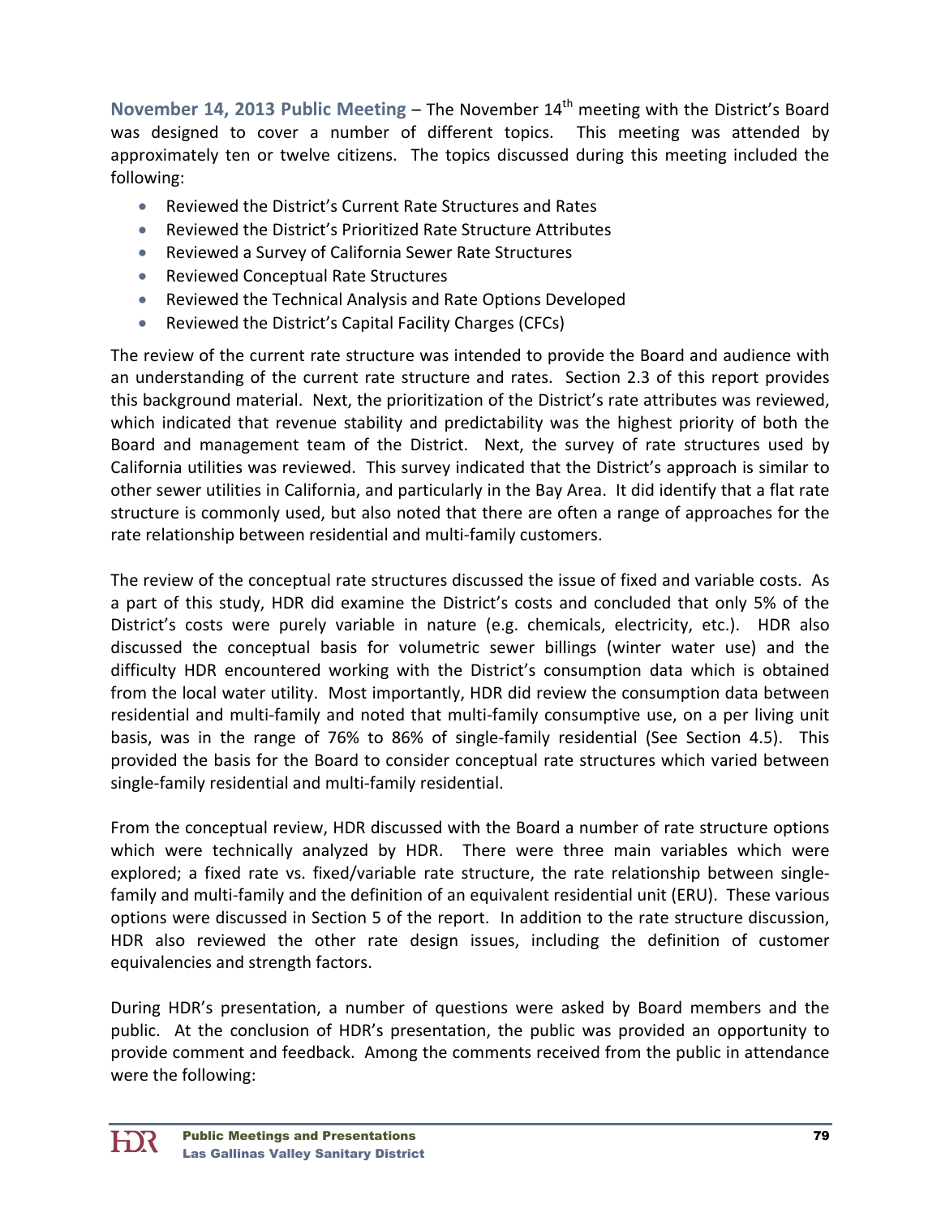**November 14, 2013 Public Meeting** – The November 14th meeting with the District's Board was designed to cover a number of different topics. This meeting was attended by approximately ten or twelve citizens. The topics discussed during this meeting included the following:

- Reviewed the District's Current Rate Structures and Rates
- Reviewed the District's Prioritized Rate Structure Attributes
- Reviewed a Survey of California Sewer Rate Structures
- Reviewed Conceptual Rate Structures
- Reviewed the Technical Analysis and Rate Options Developed
- Reviewed the District's Capital Facility Charges (CFCs)

The review of the current rate structure was intended to provide the Board and audience with an understanding of the current rate structure and rates. Section 2.3 of this report provides this background material. Next, the prioritization of the District's rate attributes was reviewed, which indicated that revenue stability and predictability was the highest priority of both the Board and management team of the District. Next, the survey of rate structures used by California utilities was reviewed. This survey indicated that the District's approach is similar to other sewer utilities in California, and particularly in the Bay Area. It did identify that a flat rate structure is commonly used, but also noted that there are often a range of approaches for the rate relationship between residential and multi-family customers.

The review of the conceptual rate structures discussed the issue of fixed and variable costs. As a part of this study, HDR did examine the District's costs and concluded that only 5% of the District's costs were purely variable in nature (e.g. chemicals, electricity, etc.). HDR also discussed the conceptual basis for volumetric sewer billings (winter water use) and the difficulty HDR encountered working with the District's consumption data which is obtained from the local water utility. Most importantly, HDR did review the consumption data between residential and multi-family and noted that multi-family consumptive use, on a per living unit basis, was in the range of 76% to 86% of single-family residential (See Section 4.5). This provided the basis for the Board to consider conceptual rate structures which varied between single-family residential and multi-family residential.

From the conceptual review, HDR discussed with the Board a number of rate structure options which were technically analyzed by HDR. There were three main variables which were explored; a fixed rate vs. fixed/variable rate structure, the rate relationship between single-family and multi-family and the definition of an equivalent residential unit (ERU). These various options were discussed in Section 5 of the report. In addition to the rate structure discussion, HDR also reviewed the other rate design issues, including the definition of customer equivalencies and strength factors.

During HDR's presentation, a number of questions were asked by Board members and the public. At the conclusion of HDR's presentation, the public was provided an opportunity to provide comment and feedback. Among the comments received from the public in attendance were the following: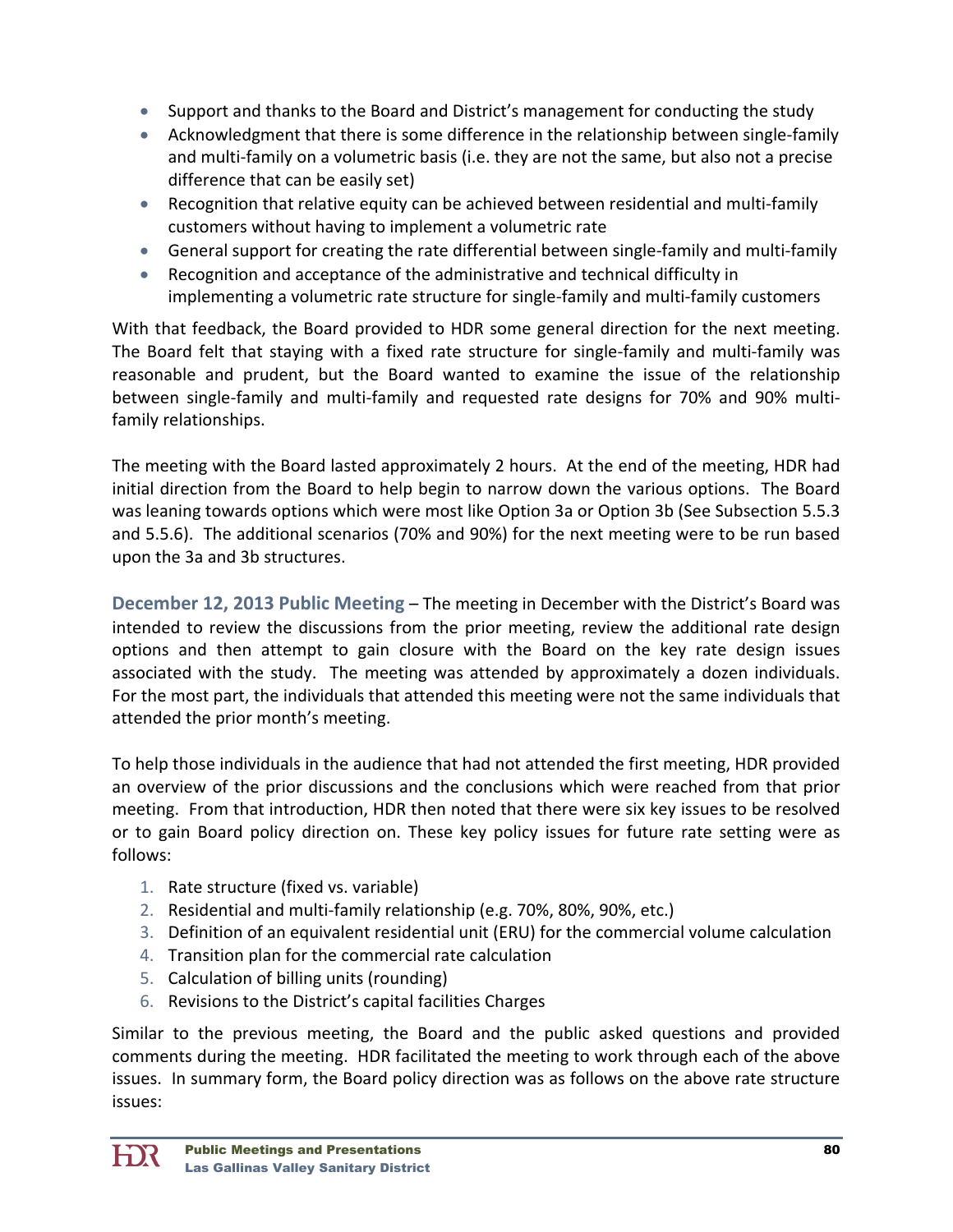- Support and thanks to the Board and District's management for conducting the study
- Acknowledgment that there is some difference in the relationship between single-family and multi-family on a volumetric basis (i.e. they are not the same, but also not a precise difference that can be easily set)
- Recognition that relative equity can be achieved between residential and multi-family customers without having to implement a volumetric rate
- General support for creating the rate differential between single-family and multi-family
- Recognition and acceptance of the administrative and technical difficulty in implementing a volumetric rate structure for single-family and multi-family customers

With that feedback, the Board provided to HDR some general direction for the next meeting. The Board felt that staying with a fixed rate structure for single-family and multi-family was reasonable and prudent, but the Board wanted to examine the issue of the relationship between single-family and multi-family and requested rate designs for 70% and 90% multi-family relationships.

The meeting with the Board lasted approximately 2 hours. At the end of the meeting, HDR had initial direction from the Board to help begin to narrow down the various options. The Board was leaning towards options which were most like Option 3a or Option 3b (See Subsection 5.5.3 and 5.5.6). The additional scenarios (70% and 90%) for the next meeting were to be run based upon the 3a and 3b structures.

**December 12, 2013 Public Meeting** – The meeting in December with the District's Board was intended to review the discussions from the prior meeting, review the additional rate design options and then attempt to gain closure with the Board on the key rate design issues associated with the study. The meeting was attended by approximately a dozen individuals. For the most part, the individuals that attended this meeting were not the same individuals that attended the prior month's meeting.

To help those individuals in the audience that had not attended the first meeting, HDR provided an overview of the prior discussions and the conclusions which were reached from that prior meeting. From that introduction, HDR then noted that there were six key issues to be resolved or to gain Board policy direction on. These key policy issues for future rate setting were as follows:

1. Rate structure (fixed vs. variable)
2. Residential and multi-family relationship (e.g. 70%, 80%, 90%, etc.)
3. Definition of an equivalent residential unit (ERU) for the commercial volume calculation
4. Transition plan for the commercial rate calculation
5. Calculation of billing units (rounding)
6. Revisions to the District's capital facilities Charges

Similar to the previous meeting, the Board and the public asked questions and provided comments during the meeting. HDR facilitated the meeting to work through each of the above issues. In summary form, the Board policy direction was as follows on the above rate structure issues: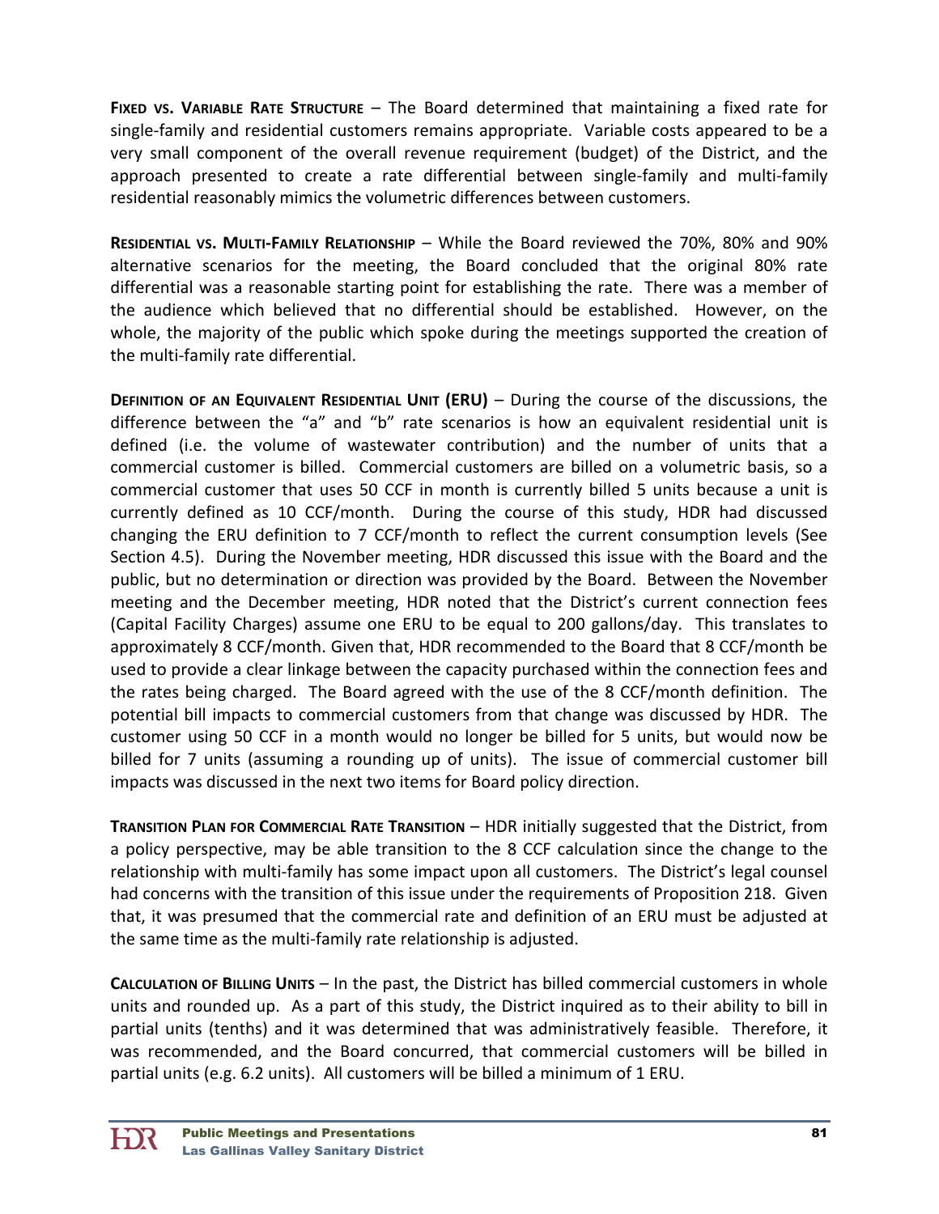**Fixed vs. Variable Rate Structure** – The Board determined that maintaining a fixed rate for single-family and residential customers remains appropriate. Variable costs appeared to be a very small component of the overall revenue requirement (budget) of the District, and the approach presented to create a rate differential between single-family and multi-family residential reasonably mimics the volumetric differences between customers.

**Residential vs. Multi-Family Relationship** – While the Board reviewed the 70%, 80% and 90% alternative scenarios for the meeting, the Board concluded that the original 80% rate differential was a reasonable starting point for establishing the rate. There was a member of the audience which believed that no differential should be established. However, on the whole, the majority of the public which spoke during the meetings supported the creation of the multi-family rate differential.

**Definition of an Equivalent Residential Unit (ERU)** – During the course of the discussions, the difference between the "a" and "b" rate scenarios is how an equivalent residential unit is defined (i.e. the volume of wastewater contribution) and the number of units that a commercial customer is billed. Commercial customers are billed on a volumetric basis, so a commercial customer that uses 50 CCF in month is currently billed 5 units because a unit is currently defined as 10 CCF/month. During the course of this study, HDR had discussed changing the ERU definition to 7 CCF/month to reflect the current consumption levels (See Section 4.5). During the November meeting, HDR discussed this issue with the Board and the public, but no determination or direction was provided by the Board. Between the November meeting and the December meeting, HDR noted that the District's current connection fees (Capital Facility Charges) assume one ERU to be equal to 200 gallons/day. This translates to approximately 8 CCF/month. Given that, HDR recommended to the Board that 8 CCF/month be used to provide a clear linkage between the capacity purchased within the connection fees and the rates being charged. The Board agreed with the use of the 8 CCF/month definition. The potential bill impacts to commercial customers from that change was discussed by HDR. The customer using 50 CCF in a month would no longer be billed for 5 units, but would now be billed for 7 units (assuming a rounding up of units). The issue of commercial customer bill impacts was discussed in the next two items for Board policy direction.

**Transition Plan for Commercial Rate Transition** – HDR initially suggested that the District, from a policy perspective, may be able transition to the 8 CCF calculation since the change to the relationship with multi-family has some impact upon all customers. The District's legal counsel had concerns with the transition of this issue under the requirements of Proposition 218. Given that, it was presumed that the commercial rate and definition of an ERU must be adjusted at the same time as the multi-family rate relationship is adjusted.

**Calculation of Billing Units** – In the past, the District has billed commercial customers in whole units and rounded up. As a part of this study, the District inquired as to their ability to bill in partial units (tenths) and it was determined that was administratively feasible. Therefore, it was recommended, and the Board concurred, that commercial customers will be billed in partial units (e.g. 6.2 units). All customers will be billed a minimum of 1 ERU.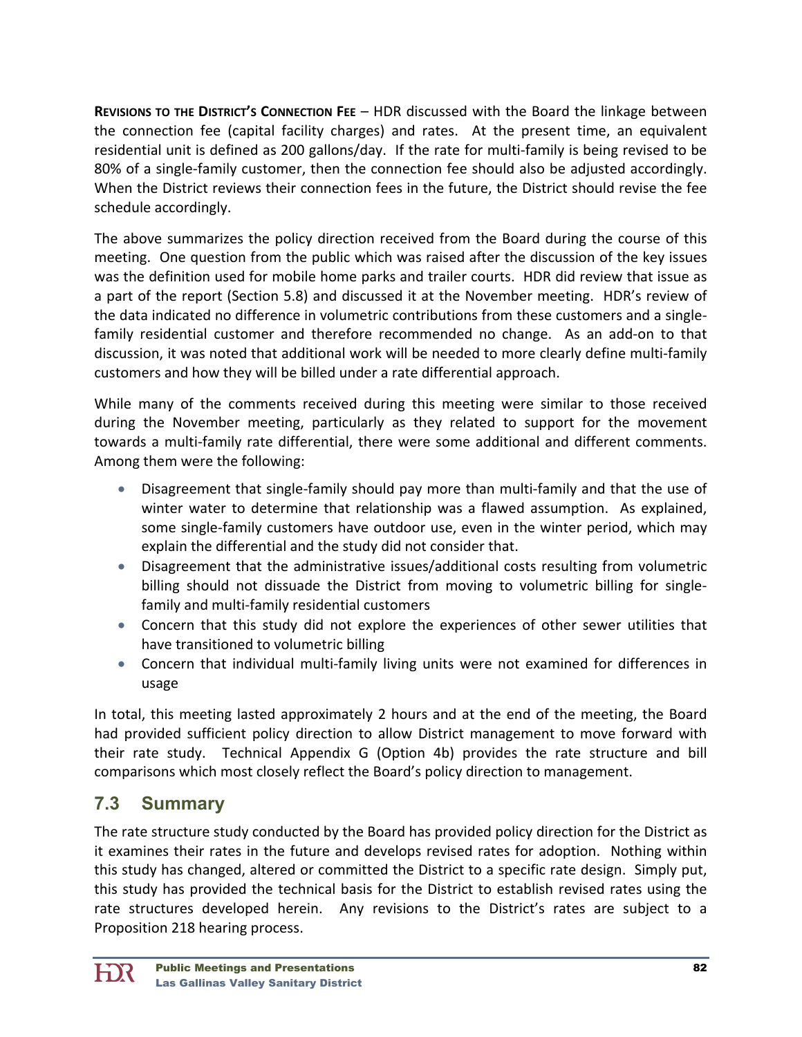**REVISIONS TO THE DISTRICT'S CONNECTION FEE** – HDR discussed with the Board the linkage between the connection fee (capital facility charges) and rates. At the present time, an equivalent residential unit is defined as 200 gallons/day. If the rate for multi-family is being revised to be 80% of a single-family customer, then the connection fee should also be adjusted accordingly. When the District reviews their connection fees in the future, the District should revise the fee schedule accordingly.

The above summarizes the policy direction received from the Board during the course of this meeting. One question from the public which was raised after the discussion of the key issues was the definition used for mobile home parks and trailer courts. HDR did review that issue as a part of the report (Section 5.8) and discussed it at the November meeting. HDR's review of the data indicated no difference in volumetric contributions from these customers and a single-family residential customer and therefore recommended no change. As an add-on to that discussion, it was noted that additional work will be needed to more clearly define multi-family customers and how they will be billed under a rate differential approach.

While many of the comments received during this meeting were similar to those received during the November meeting, particularly as they related to support for the movement towards a multi-family rate differential, there were some additional and different comments. Among them were the following:

- Disagreement that single-family should pay more than multi-family and that the use of winter water to determine that relationship was a flawed assumption. As explained, some single-family customers have outdoor use, even in the winter period, which may explain the differential and the study did not consider that.
- Disagreement that the administrative issues/additional costs resulting from volumetric billing should not dissuade the District from moving to volumetric billing for single-family and multi-family residential customers
- Concern that this study did not explore the experiences of other sewer utilities that have transitioned to volumetric billing
- Concern that individual multi-family living units were not examined for differences in usage

In total, this meeting lasted approximately 2 hours and at the end of the meeting, the Board had provided sufficient policy direction to allow District management to move forward with their rate study. Technical Appendix G (Option 4b) provides the rate structure and bill comparisons which most closely reflect the Board's policy direction to management.

## 7.3 Summary

The rate structure study conducted by the Board has provided policy direction for the District as it examines their rates in the future and develops revised rates for adoption. Nothing within this study has changed, altered or committed the District to a specific rate design. Simply put, this study has provided the technical basis for the District to establish revised rates using the rate structures developed herein. Any revisions to the District's rates are subject to a Proposition 218 hearing process.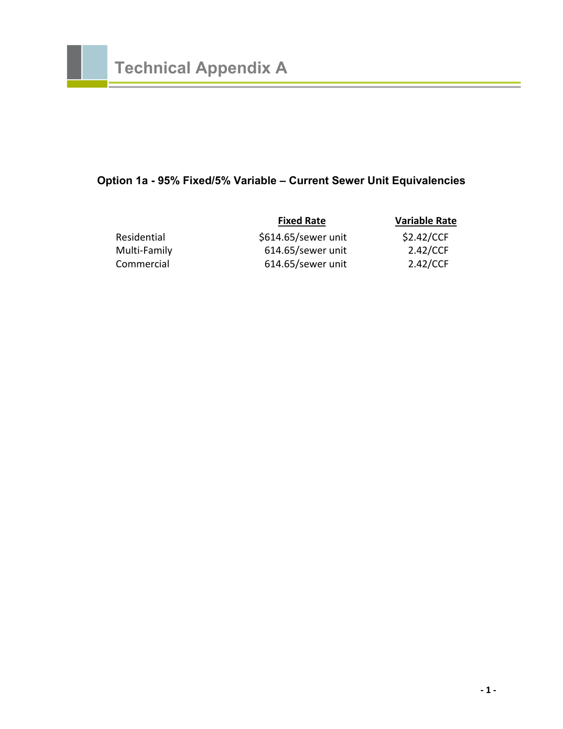# Technical Appendix A

### Option 1a - 95% Fixed/5% Variable – Current Sewer Unit Equivalencies

| | Fixed Rate | Variable Rate |
|---|---|---|
| Residential | $614.65/sewer unit | $2.42/CCF |
| Multi-Family | 614.65/sewer unit | 2.42/CCF |
| Commercial | 614.65/sewer unit | 2.42/CCF |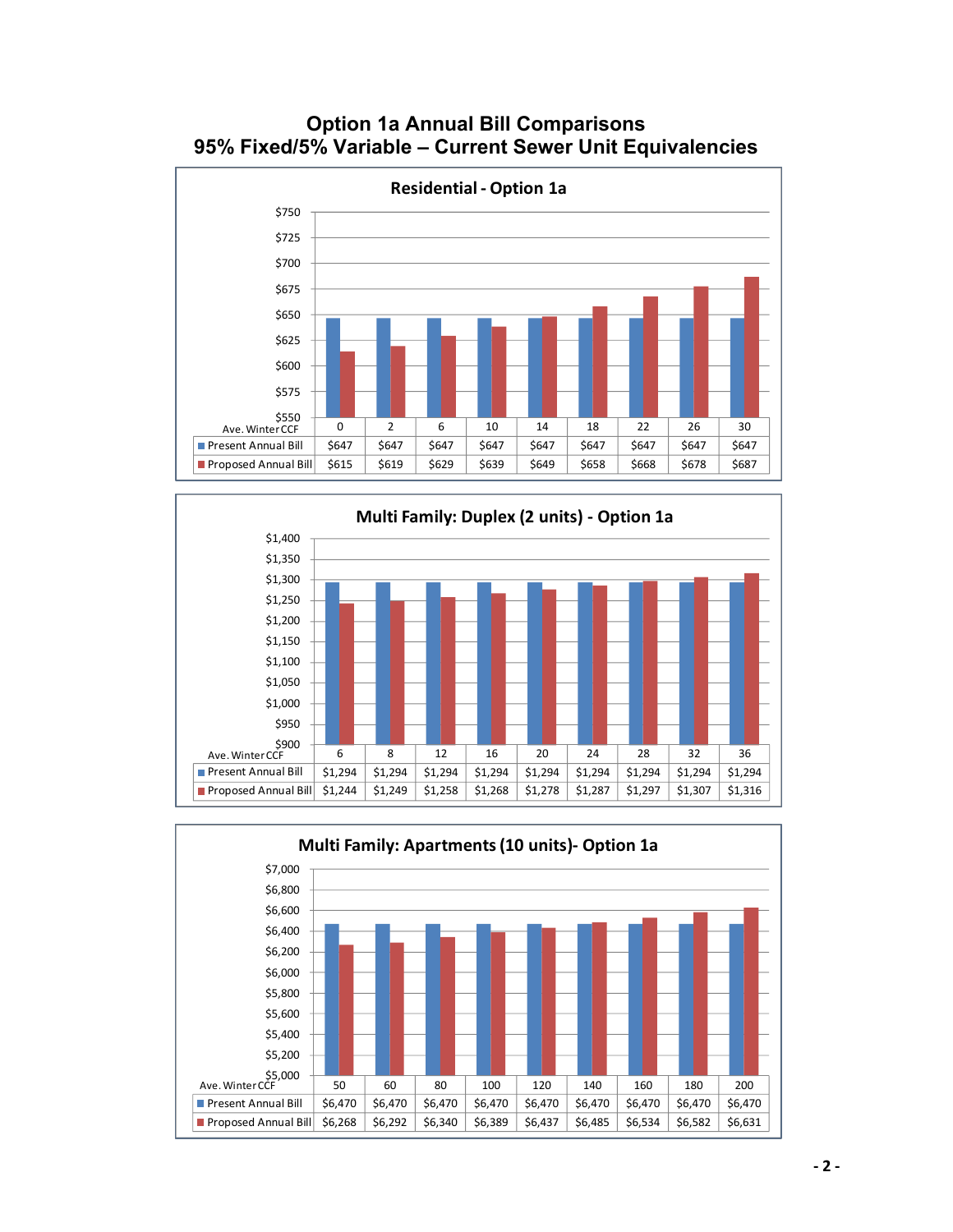# Option 1a Annual Bill Comparisons
## 95% Fixed/5% Variable – Current Sewer Unit Equivalencies

### Residential - Option 1a

| Ave. Winter CCF | 0 | 2 | 6 | 10 | 14 | 18 | 22 | 26 | 30 |
|---|---|---|---|---|---|---|---|---|---|
| Present Annual Bill | $647 | $647 | $647 | $647 | $647 | $647 | $647 | $647 | $647 |
| Proposed Annual Bill | $615 | $619 | $629 | $639 | $649 | $658 | $668 | $678 | $687 |

### Multi Family: Duplex (2 units) - Option 1a

| Ave. Winter CCF | 6 | 8 | 12 | 16 | 20 | 24 | 28 | 32 | 36 |
|---|---|---|---|---|---|---|---|---|---|
| Present Annual Bill | $1,294 | $1,294 | $1,294 | $1,294 | $1,294 | $1,294 | $1,294 | $1,294 | $1,294 |
| Proposed Annual Bill | $1,244 | $1,249 | $1,258 | $1,268 | $1,278 | $1,287 | $1,297 | $1,307 | $1,316 |

### Multi Family: Apartments (10 units)- Option 1a

| Ave. Winter CCF | 50 | 60 | 80 | 100 | 120 | 140 | 160 | 180 | 200 |
|---|---|---|---|---|---|---|---|---|---|
| Present Annual Bill | $6,470 | $6,470 | $6,470 | $6,470 | $6,470 | $6,470 | $6,470 | $6,470 | $6,470 |
| Proposed Annual Bill | $6,268 | $6,292 | $6,340 | $6,389 | $6,437 | $6,485 | $6,534 | $6,582 | $6,631 |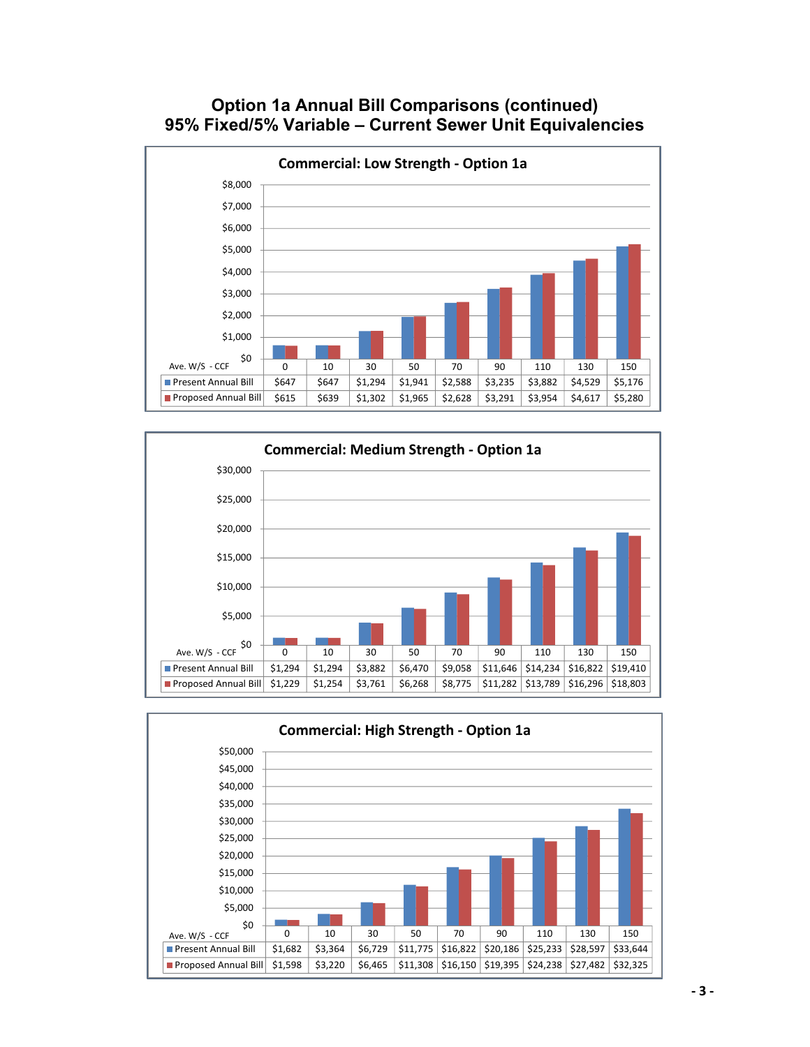# Option 1a Annual Bill Comparisons (continued)
# 95% Fixed/5% Variable – Current Sewer Unit Equivalencies

### Commercial: Low Strength - Option 1a

| Ave. W/S - CCF | 0 | 10 | 30 | 50 | 70 | 90 | 110 | 130 | 150 |
|---|---|---|---|---|---|---|---|---|---|
| Present Annual Bill | $647 | $647 | $1,294 | $1,941 | $2,588 | $3,235 | $3,882 | $4,529 | $5,176 |
| Proposed Annual Bill | $615 | $639 | $1,302 | $1,965 | $2,628 | $3,291 | $3,954 | $4,617 | $5,280 |

### Commercial: Medium Strength - Option 1a

| Ave. W/S - CCF | 0 | 10 | 30 | 50 | 70 | 90 | 110 | 130 | 150 |
|---|---|---|---|---|---|---|---|---|---|
| Present Annual Bill | $1,294 | $1,294 | $3,882 | $6,470 | $9,058 | $11,646 | $14,234 | $16,822 | $19,410 |
| Proposed Annual Bill | $1,229 | $1,254 | $3,761 | $6,268 | $8,775 | $11,282 | $13,789 | $16,296 | $18,803 |

### Commercial: High Strength - Option 1a

| Ave. W/S - CCF | 0 | 10 | 30 | 50 | 70 | 90 | 110 | 130 | 150 |
|---|---|---|---|---|---|---|---|---|---|
| Present Annual Bill | $1,682 | $3,364 | $6,729 | $11,775 | $16,822 | $20,186 | $25,233 | $28,597 | $33,644 |
| Proposed Annual Bill | $1,598 | $3,220 | $6,465 | $11,308 | $16,150 | $19,395 | $24,238 | $27,482 | $32,325 |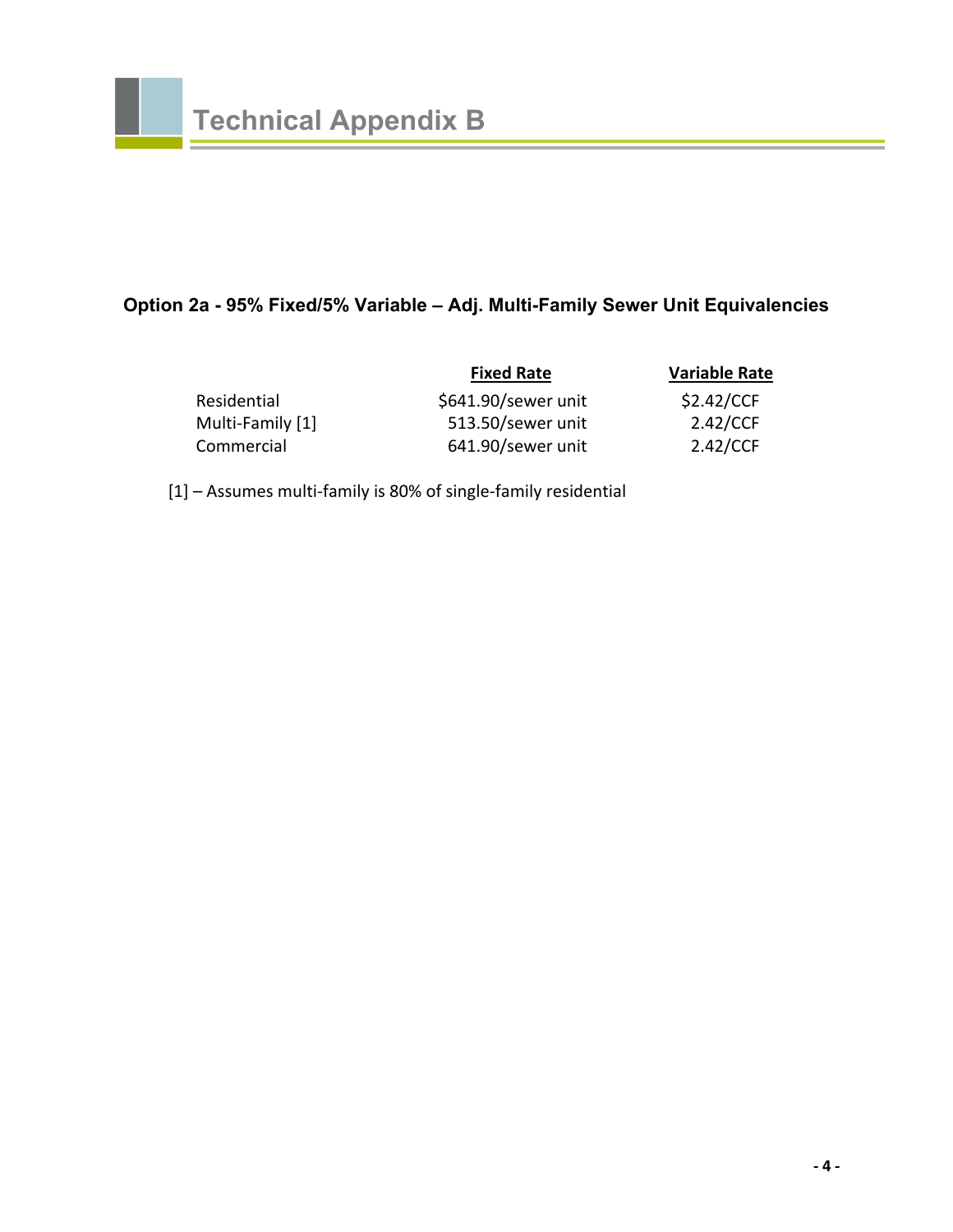# Technical Appendix B

## Option 2a - 95% Fixed/5% Variable – Adj. Multi-Family Sewer Unit Equivalencies

| | Fixed Rate | Variable Rate |
|---|---|---|
| Residential | $641.90/sewer unit | $2.42/CCF |
| Multi-Family [1] | 513.50/sewer unit | 2.42/CCF |
| Commercial | 641.90/sewer unit | 2.42/CCF |

[1] – Assumes multi-family is 80% of single-family residential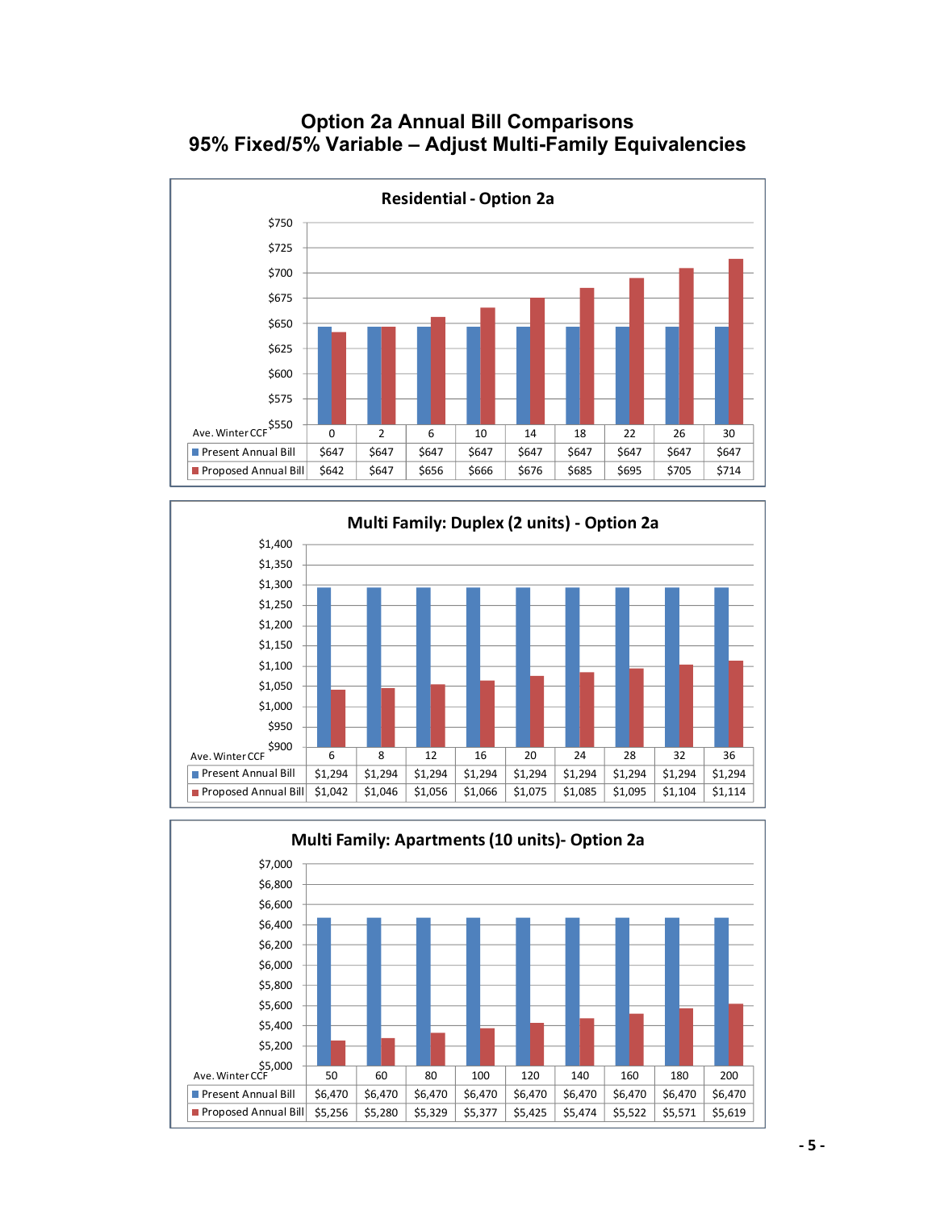# Option 2a Annual Bill Comparisons
# 95% Fixed/5% Variable – Adjust Multi-Family Equivalencies

### Residential - Option 2a

| Ave. Winter CCF | 0 | 2 | 6 | 10 | 14 | 18 | 22 | 26 | 30 |
|---|---|---|---|---|---|---|---|---|---|
| Present Annual Bill | $647 | $647 | $647 | $647 | $647 | $647 | $647 | $647 | $647 |
| Proposed Annual Bill | $642 | $647 | $656 | $666 | $676 | $685 | $695 | $705 | $714 |

### Multi Family: Duplex (2 units) - Option 2a

| Ave. Winter CCF | 6 | 8 | 12 | 16 | 20 | 24 | 28 | 32 | 36 |
|---|---|---|---|---|---|---|---|---|---|
| Present Annual Bill | $1,294 | $1,294 | $1,294 | $1,294 | $1,294 | $1,294 | $1,294 | $1,294 | $1,294 |
| Proposed Annual Bill | $1,042 | $1,046 | $1,056 | $1,066 | $1,075 | $1,085 | $1,095 | $1,104 | $1,114 |

### Multi Family: Apartments (10 units)- Option 2a

| Ave. Winter CCF | 50 | 60 | 80 | 100 | 120 | 140 | 160 | 180 | 200 |
|---|---|---|---|---|---|---|---|---|---|
| Present Annual Bill | $6,470 | $6,470 | $6,470 | $6,470 | $6,470 | $6,470 | $6,470 | $6,470 | $6,470 |
| Proposed Annual Bill | $5,256 | $5,280 | $5,329 | $5,377 | $5,425 | $5,474 | $5,522 | $5,571 | $5,619 |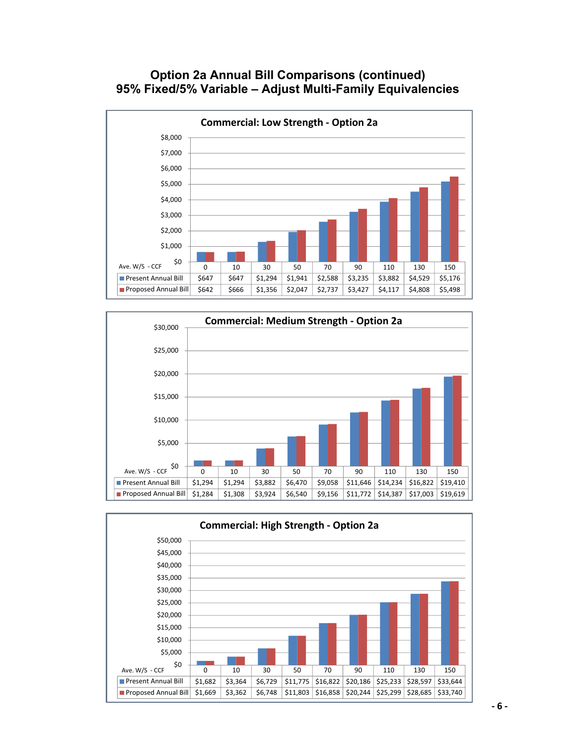# Option 2a Annual Bill Comparisons (continued)
# 95% Fixed/5% Variable – Adjust Multi-Family Equivalencies

## Commercial: Low Strength - Option 2a

| Ave. W/S - CCF | 0 | 10 | 30 | 50 | 70 | 90 | 110 | 130 | 150 |
|---|---|---|---|---|---|---|---|---|---|
| Present Annual Bill | $647 | $647 | $1,294 | $1,941 | $2,588 | $3,235 | $3,882 | $4,529 | $5,176 |
| Proposed Annual Bill | $642 | $666 | $1,356 | $2,047 | $2,737 | $3,427 | $4,117 | $4,808 | $5,498 |

## Commercial: Medium Strength - Option 2a

| Ave. W/S - CCF | 0 | 10 | 30 | 50 | 70 | 90 | 110 | 130 | 150 |
|---|---|---|---|---|---|---|---|---|---|
| Present Annual Bill | $1,294 | $1,294 | $3,882 | $6,470 | $9,058 | $11,646 | $14,234 | $16,822 | $19,410 |
| Proposed Annual Bill | $1,284 | $1,308 | $3,924 | $6,540 | $9,156 | $11,772 | $14,387 | $17,003 | $19,619 |

## Commercial: High Strength - Option 2a

| Ave. W/S - CCF | 0 | 10 | 30 | 50 | 70 | 90 | 110 | 130 | 150 |
|---|---|---|---|---|---|---|---|---|---|
| Present Annual Bill | $1,682 | $3,364 | $6,729 | $11,775 | $16,822 | $20,186 | $25,233 | $28,597 | $33,644 |
| Proposed Annual Bill | $1,669 | $3,362 | $6,748 | $11,803 | $16,858 | $20,244 | $25,299 | $28,685 | $33,740 |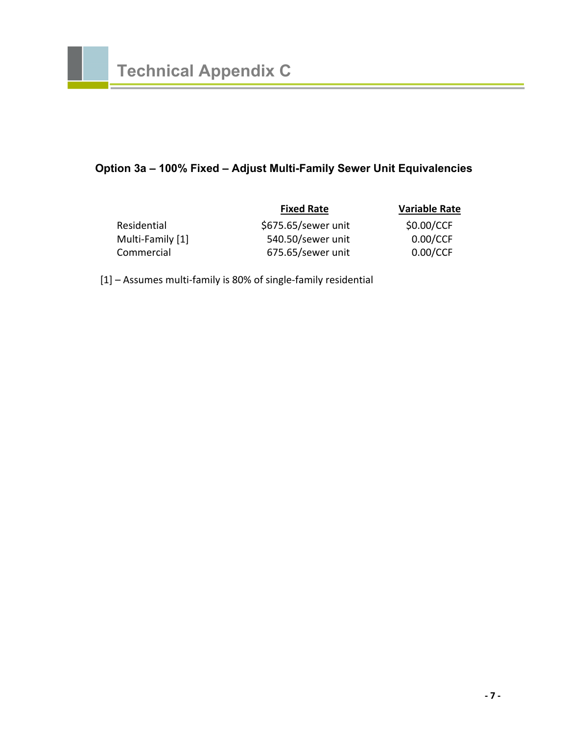# Technical Appendix C

### Option 3a – 100% Fixed – Adjust Multi-Family Sewer Unit Equivalencies

| | Fixed Rate | Variable Rate |
|---|---|---|
| Residential | $675.65/sewer unit | $0.00/CCF |
| Multi-Family [1] | 540.50/sewer unit | 0.00/CCF |
| Commercial | 675.65/sewer unit | 0.00/CCF |

[1] – Assumes multi-family is 80% of single-family residential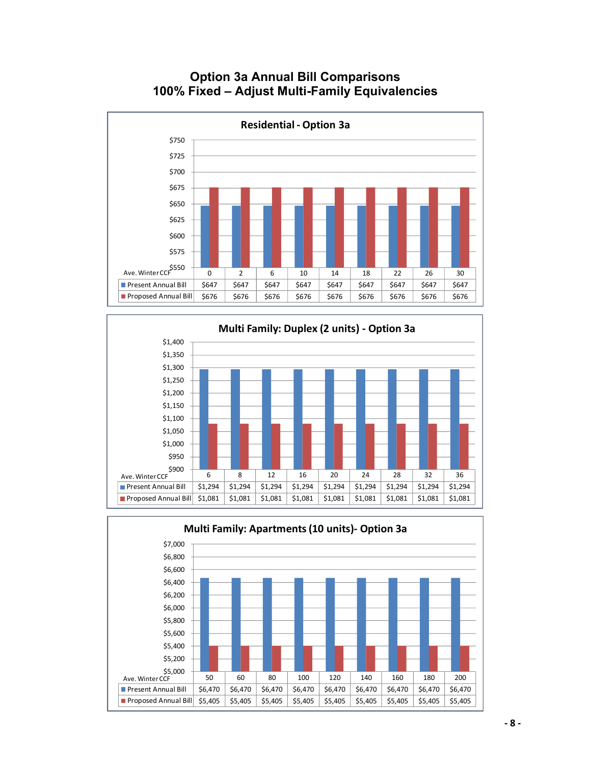# Option 3a Annual Bill Comparisons
## 100% Fixed – Adjust Multi-Family Equivalencies

### Residential - Option 3a

| Ave. Winter CCF | 0 | 2 | 6 | 10 | 14 | 18 | 22 | 26 | 30 |
|---|---|---|---|---|---|---|---|---|---|
| Present Annual Bill | $647 | $647 | $647 | $647 | $647 | $647 | $647 | $647 | $647 |
| Proposed Annual Bill | $676 | $676 | $676 | $676 | $676 | $676 | $676 | $676 | $676 |

### Multi Family: Duplex (2 units) - Option 3a

| Ave. Winter CCF | 6 | 8 | 12 | 16 | 20 | 24 | 28 | 32 | 36 |
|---|---|---|---|---|---|---|---|---|---|
| Present Annual Bill | $1,294 | $1,294 | $1,294 | $1,294 | $1,294 | $1,294 | $1,294 | $1,294 | $1,294 |
| Proposed Annual Bill | $1,081 | $1,081 | $1,081 | $1,081 | $1,081 | $1,081 | $1,081 | $1,081 | $1,081 |

### Multi Family: Apartments (10 units)- Option 3a

| Ave. Winter CCF | 50 | 60 | 80 | 100 | 120 | 140 | 160 | 180 | 200 |
|---|---|---|---|---|---|---|---|---|---|
| Present Annual Bill | $6,470 | $6,470 | $6,470 | $6,470 | $6,470 | $6,470 | $6,470 | $6,470 | $6,470 |
| Proposed Annual Bill | $5,405 | $5,405 | $5,405 | $5,405 | $5,405 | $5,405 | $5,405 | $5,405 | $5,405 |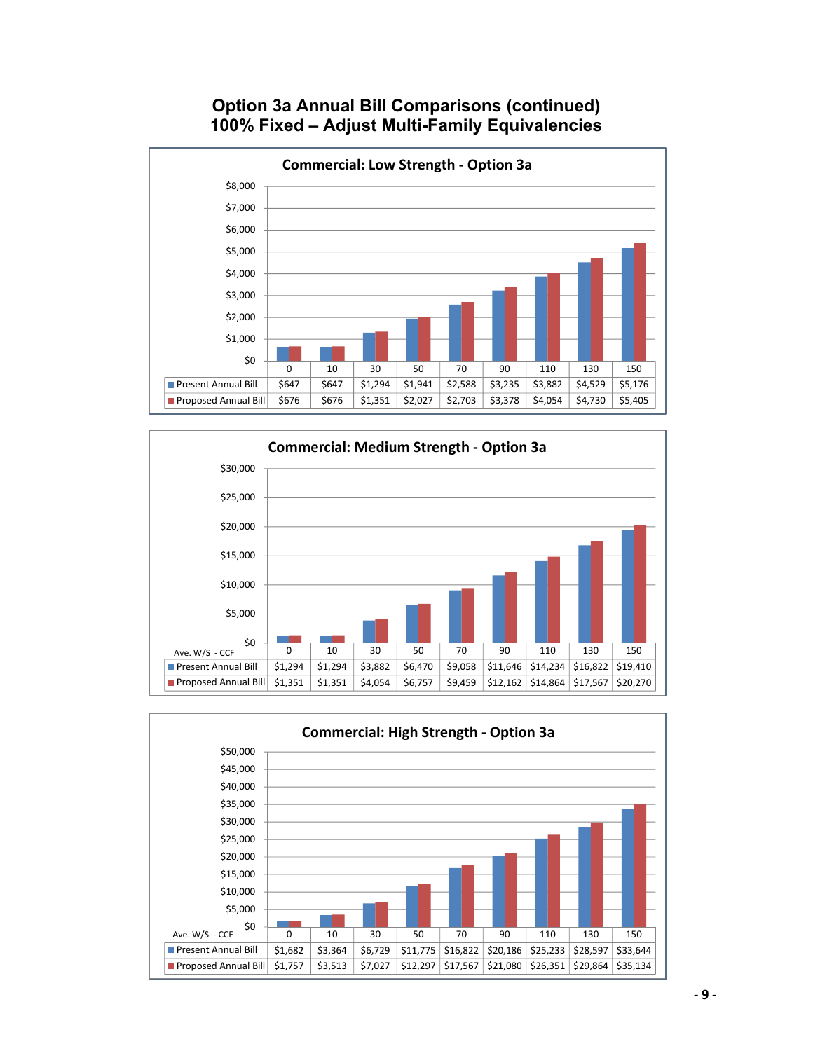# Option 3a Annual Bill Comparisons (continued)
# 100% Fixed – Adjust Multi-Family Equivalencies

**Commercial: Low Strength - Option 3a**

| | 0 | 10 | 30 | 50 | 70 | 90 | 110 | 130 | 150 |
|---|---|---|---|---|---|---|---|---|---|
| Present Annual Bill | $647 | $647 | $1,294 | $1,941 | $2,588 | $3,235 | $3,882 | $4,529 | $5,176 |
| Proposed Annual Bill | $676 | $676 | $1,351 | $2,027 | $2,703 | $3,378 | $4,054 | $4,730 | $5,405 |

**Commercial: Medium Strength - Option 3a**

| Ave. W/S - CCF | 0 | 10 | 30 | 50 | 70 | 90 | 110 | 130 | 150 |
|---|---|---|---|---|---|---|---|---|---|
| Present Annual Bill | $1,294 | $1,294 | $3,882 | $6,470 | $9,058 | $11,646 | $14,234 | $16,822 | $19,410 |
| Proposed Annual Bill | $1,351 | $1,351 | $4,054 | $6,757 | $9,459 | $12,162 | $14,864 | $17,567 | $20,270 |

**Commercial: High Strength - Option 3a**

| Ave. W/S - CCF | 0 | 10 | 30 | 50 | 70 | 90 | 110 | 130 | 150 |
|---|---|---|---|---|---|---|---|---|---|
| Present Annual Bill | $1,682 | $3,364 | $6,729 | $11,775 | $16,822 | $20,186 | $25,233 | $28,597 | $33,644 |
| Proposed Annual Bill | $1,757 | $3,513 | $7,027 | $12,297 | $17,567 | $21,080 | $26,351 | $29,864 | $35,134 |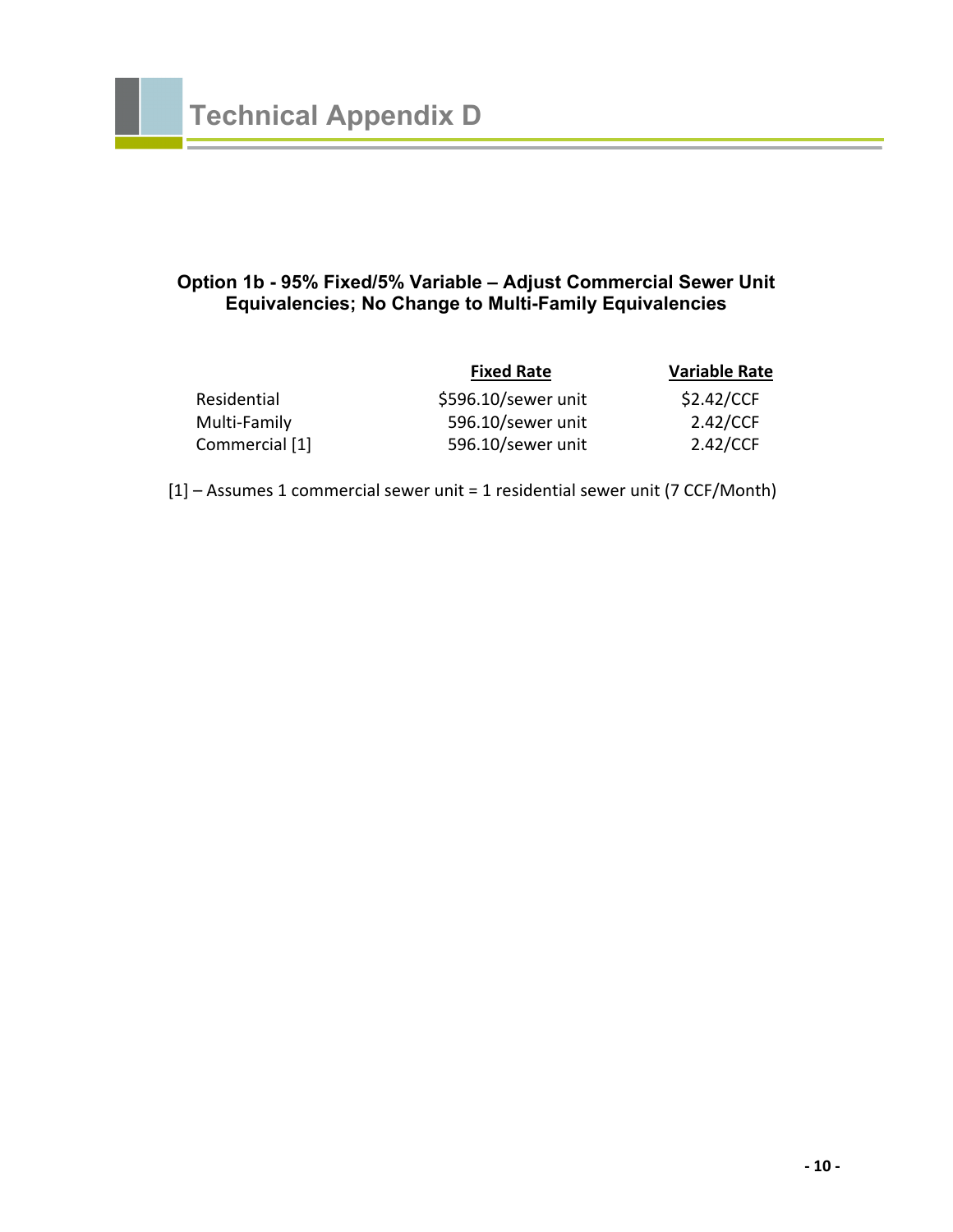# Technical Appendix D

### Option 1b - 95% Fixed/5% Variable – Adjust Commercial Sewer Unit Equivalencies; No Change to Multi-Family Equivalencies

| | Fixed Rate | Variable Rate |
|---|---|---|
| Residential | $596.10/sewer unit | $2.42/CCF |
| Multi-Family | 596.10/sewer unit | 2.42/CCF |
| Commercial [1] | 596.10/sewer unit | 2.42/CCF |

[1] – Assumes 1 commercial sewer unit = 1 residential sewer unit (7 CCF/Month)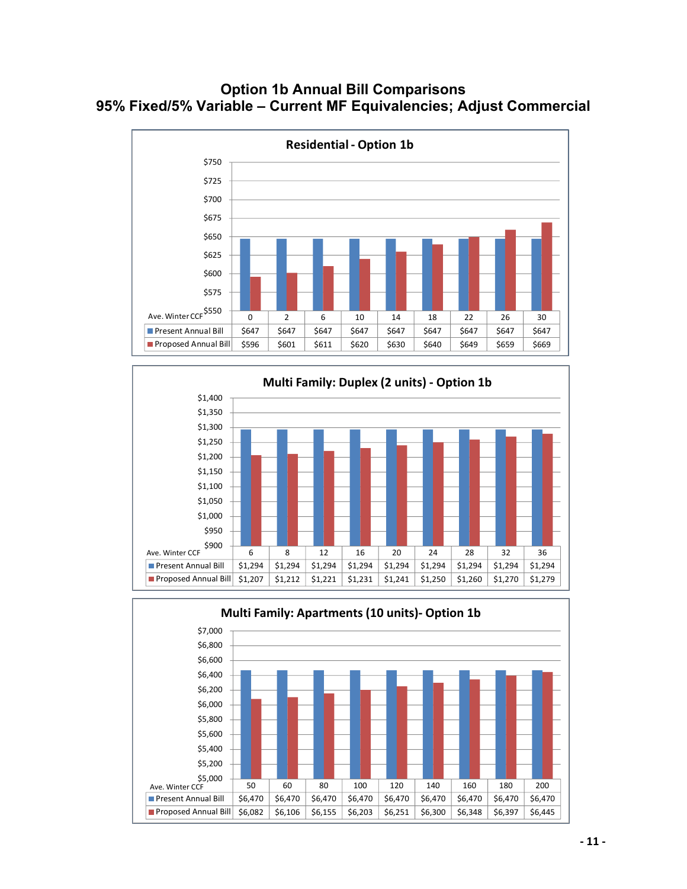# Option 1b Annual Bill Comparisons
## 95% Fixed/5% Variable – Current MF Equivalencies; Adjust Commercial

### Residential - Option 1b

| Ave. Winter CCF | 0 | 2 | 6 | 10 | 14 | 18 | 22 | 26 | 30 |
|---|---|---|---|---|---|---|---|---|---|
| Present Annual Bill | $647 | $647 | $647 | $647 | $647 | $647 | $647 | $647 | $647 |
| Proposed Annual Bill | $596 | $601 | $611 | $620 | $630 | $640 | $649 | $659 | $669 |

### Multi Family: Duplex (2 units) - Option 1b

| Ave. Winter CCF | 6 | 8 | 12 | 16 | 20 | 24 | 28 | 32 | 36 |
|---|---|---|---|---|---|---|---|---|---|
| Present Annual Bill | $1,294 | $1,294 | $1,294 | $1,294 | $1,294 | $1,294 | $1,294 | $1,294 | $1,294 |
| Proposed Annual Bill | $1,207 | $1,212 | $1,221 | $1,231 | $1,241 | $1,250 | $1,260 | $1,270 | $1,279 |

### Multi Family: Apartments (10 units)- Option 1b

| Ave. Winter CCF | 50 | 60 | 80 | 100 | 120 | 140 | 160 | 180 | 200 |
|---|---|---|---|---|---|---|---|---|---|
| Present Annual Bill | $6,470 | $6,470 | $6,470 | $6,470 | $6,470 | $6,470 | $6,470 | $6,470 | $6,470 |
| Proposed Annual Bill | $6,082 | $6,106 | $6,155 | $6,203 | $6,251 | $6,300 | $6,348 | $6,397 | $6,445 |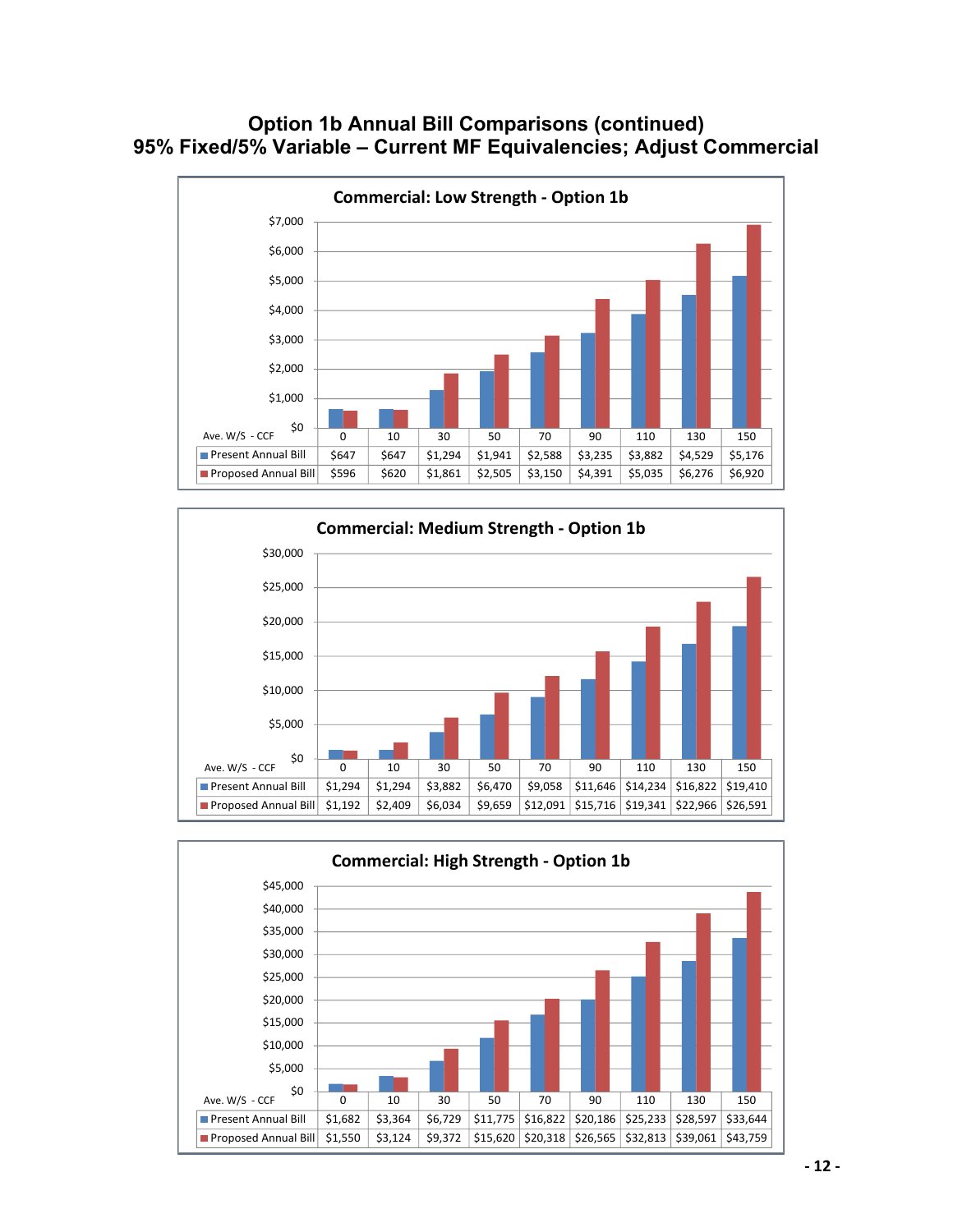# Option 1b Annual Bill Comparisons (continued)
# 95% Fixed/5% Variable – Current MF Equivalencies; Adjust Commercial

**Commercial: Low Strength - Option 1b**

| Ave. W/S - CCF | 0 | 10 | 30 | 50 | 70 | 90 | 110 | 130 | 150 |
|---|---|---|---|---|---|---|---|---|---|
| Present Annual Bill | $647 | $647 | $1,294 | $1,941 | $2,588 | $3,235 | $3,882 | $4,529 | $5,176 |
| Proposed Annual Bill | $596 | $620 | $1,861 | $2,505 | $3,150 | $4,391 | $5,035 | $6,276 | $6,920 |

**Commercial: Medium Strength - Option 1b**

| Ave. W/S - CCF | 0 | 10 | 30 | 50 | 70 | 90 | 110 | 130 | 150 |
|---|---|---|---|---|---|---|---|---|---|
| Present Annual Bill | $1,294 | $1,294 | $3,882 | $6,470 | $9,058 | $11,646 | $14,234 | $16,822 | $19,410 |
| Proposed Annual Bill | $1,192 | $2,409 | $6,034 | $9,659 | $12,091 | $15,716 | $19,341 | $22,966 | $26,591 |

**Commercial: High Strength - Option 1b**

| Ave. W/S - CCF | 0 | 10 | 30 | 50 | 70 | 90 | 110 | 130 | 150 |
|---|---|---|---|---|---|---|---|---|---|
| Present Annual Bill | $1,682 | $3,364 | $6,729 | $11,775 | $16,822 | $20,186 | $25,233 | $28,597 | $33,644 |
| Proposed Annual Bill | $1,550 | $3,124 | $9,372 | $15,620 | $20,318 | $26,565 | $32,813 | $39,061 | $43,759 |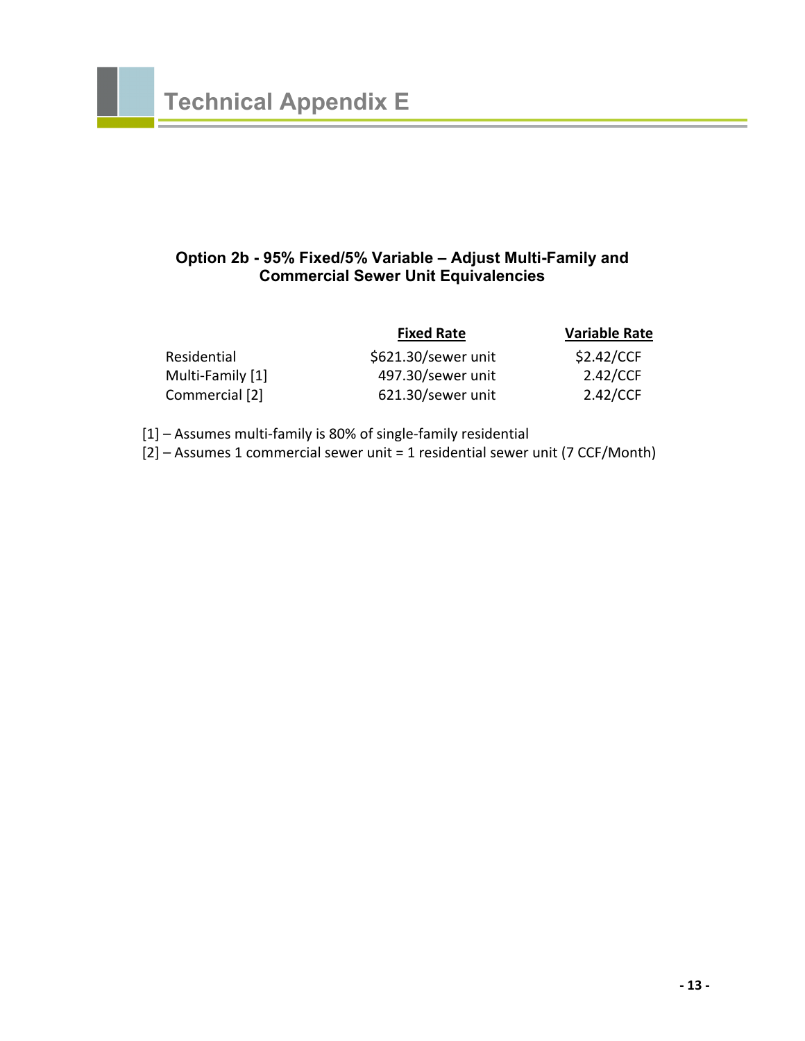# Technical Appendix E

### Option 2b - 95% Fixed/5% Variable – Adjust Multi-Family and Commercial Sewer Unit Equivalencies

| | Fixed Rate | Variable Rate |
|---|---|---|
| Residential | $621.30/sewer unit | $2.42/CCF |
| Multi-Family [1] | 497.30/sewer unit | 2.42/CCF |
| Commercial [2] | 621.30/sewer unit | 2.42/CCF |

[1] – Assumes multi-family is 80% of single-family residential

[2] – Assumes 1 commercial sewer unit = 1 residential sewer unit (7 CCF/Month)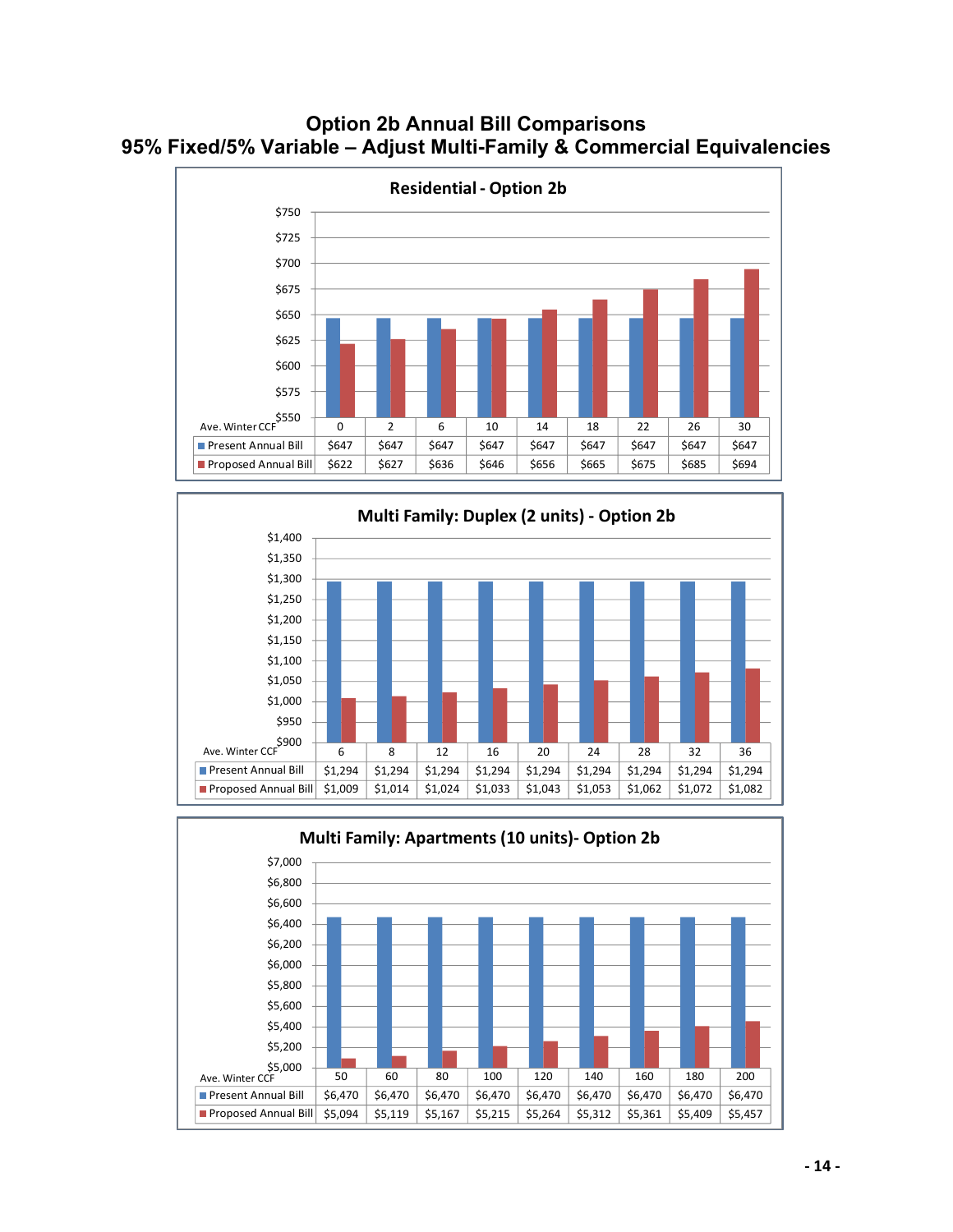# Option 2b Annual Bill Comparisons
# 95% Fixed/5% Variable – Adjust Multi-Family & Commercial Equivalencies

### Residential - Option 2b

| Ave. Winter CCF | 0 | 2 | 6 | 10 | 14 | 18 | 22 | 26 | 30 |
|---|---|---|---|---|---|---|---|---|---|
| Present Annual Bill | $647 | $647 | $647 | $647 | $647 | $647 | $647 | $647 | $647 |
| Proposed Annual Bill | $622 | $627 | $636 | $646 | $656 | $665 | $675 | $685 | $694 |

### Multi Family: Duplex (2 units) - Option 2b

| Ave. Winter CCF | 6 | 8 | 12 | 16 | 20 | 24 | 28 | 32 | 36 |
|---|---|---|---|---|---|---|---|---|---|
| Present Annual Bill | $1,294 | $1,294 | $1,294 | $1,294 | $1,294 | $1,294 | $1,294 | $1,294 | $1,294 |
| Proposed Annual Bill | $1,009 | $1,014 | $1,024 | $1,033 | $1,043 | $1,053 | $1,062 | $1,072 | $1,082 |

### Multi Family: Apartments (10 units)- Option 2b

| Ave. Winter CCF | 50 | 60 | 80 | 100 | 120 | 140 | 160 | 180 | 200 |
|---|---|---|---|---|---|---|---|---|---|
| Present Annual Bill | $6,470 | $6,470 | $6,470 | $6,470 | $6,470 | $6,470 | $6,470 | $6,470 | $6,470 |
| Proposed Annual Bill | $5,094 | $5,119 | $5,167 | $5,215 | $5,264 | $5,312 | $5,361 | $5,409 | $5,457 |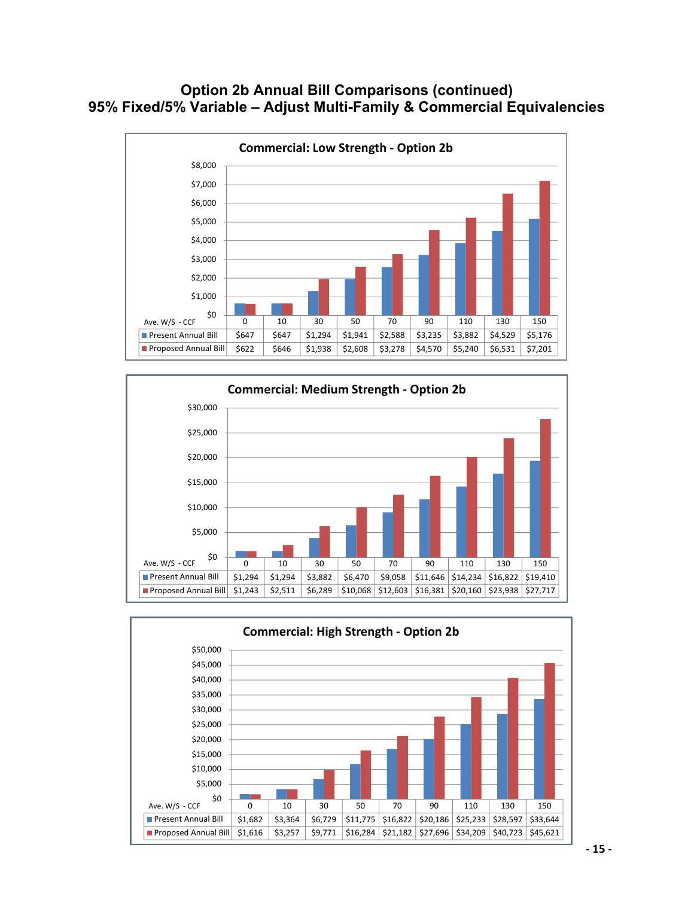# Option 2b Annual Bill Comparisons (continued)
# 95% Fixed/5% Variable – Adjust Multi-Family & Commercial Equivalencies

### Commercial: Low Strength - Option 2b

| Ave. W/S - CCF | 0 | 10 | 30 | 50 | 70 | 90 | 110 | 130 | 150 |
|---|---|---|---|---|---|---|---|---|---|
| Present Annual Bill | $647 | $647 | $1,294 | $1,941 | $2,588 | $3,235 | $3,882 | $4,529 | $5,176 |
| Proposed Annual Bill | $622 | $646 | $1,938 | $2,608 | $3,278 | $4,570 | $5,240 | $6,531 | $7,201 |

### Commercial: Medium Strength - Option 2b

| Ave. W/S - CCF | 0 | 10 | 30 | 50 | 70 | 90 | 110 | 130 | 150 |
|---|---|---|---|---|---|---|---|---|---|
| Present Annual Bill | $1,294 | $1,294 | $3,882 | $6,470 | $9,058 | $11,646 | $14,234 | $16,822 | $19,410 |
| Proposed Annual Bill | $1,243 | $2,511 | $6,289 | $10,068 | $12,603 | $16,381 | $20,160 | $23,938 | $27,717 |

### Commercial: High Strength - Option 2b

| Ave. W/S - CCF | 0 | 10 | 30 | 50 | 70 | 90 | 110 | 130 | 150 |
|---|---|---|---|---|---|---|---|---|---|
| Present Annual Bill | $1,682 | $3,364 | $6,729 | $11,775 | $16,822 | $20,186 | $25,233 | $28,597 | $33,644 |
| Proposed Annual Bill | $1,616 | $3,257 | $9,771 | $16,284 | $21,182 | $27,696 | $34,209 | $40,723 | $45,621 |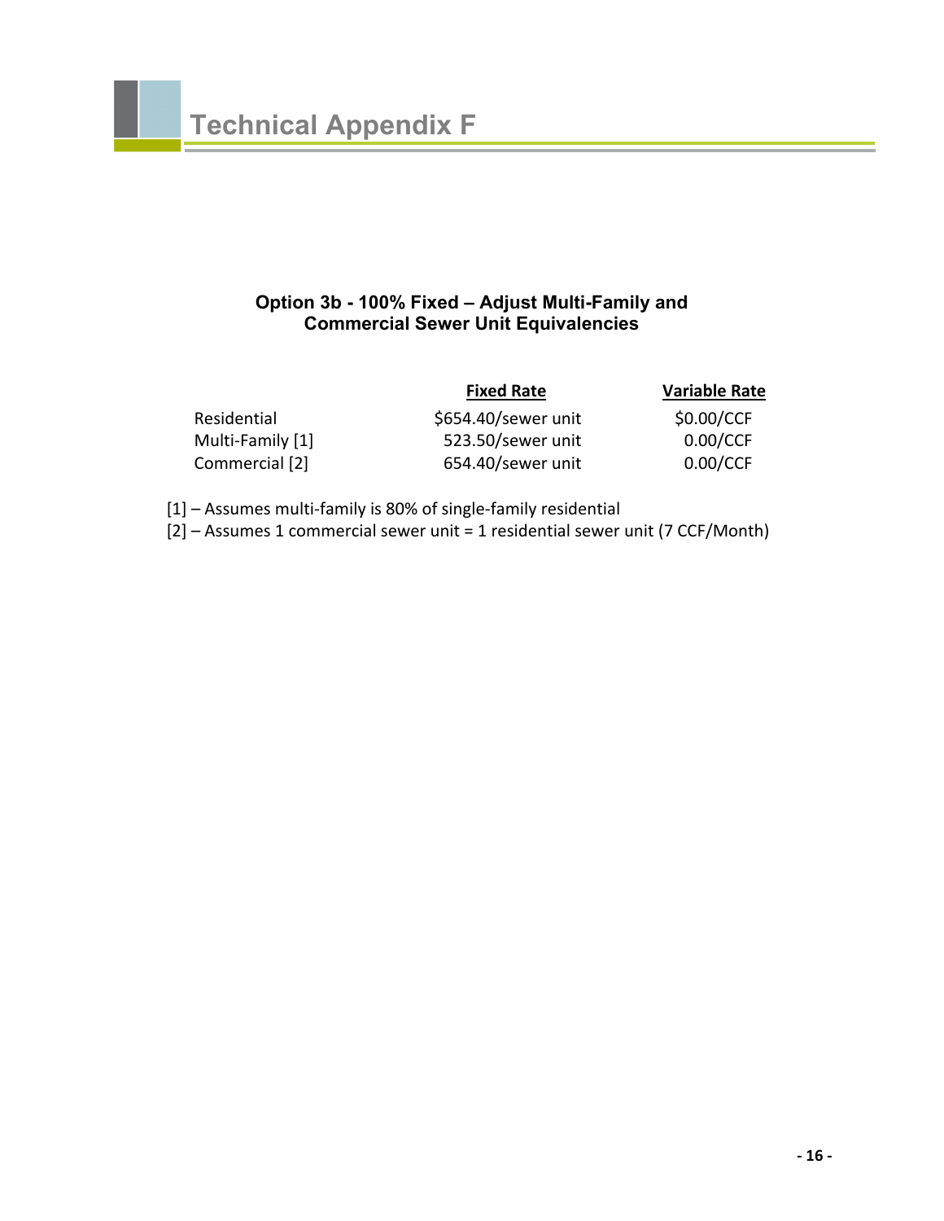# Technical Appendix F

### Option 3b - 100% Fixed – Adjust Multi-Family and Commercial Sewer Unit Equivalencies

| | Fixed Rate | Variable Rate |
|---|---|---|
| Residential | $654.40/sewer unit | $0.00/CCF |
| Multi-Family [1] | 523.50/sewer unit | 0.00/CCF |
| Commercial [2] | 654.40/sewer unit | 0.00/CCF |

[1] – Assumes multi-family is 80% of single-family residential

[2] – Assumes 1 commercial sewer unit = 1 residential sewer unit (7 CCF/Month)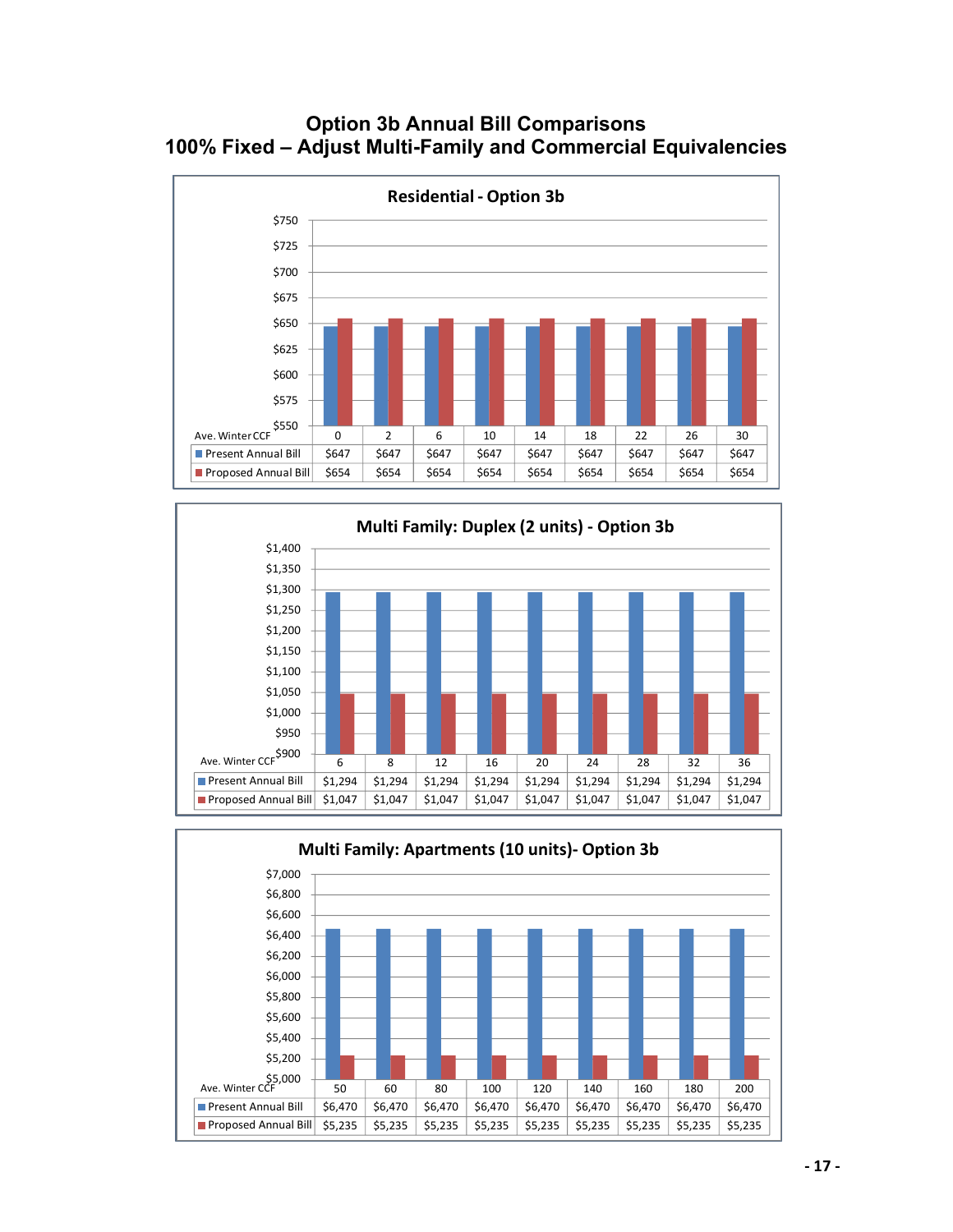# Option 3b Annual Bill Comparisons
# 100% Fixed – Adjust Multi-Family and Commercial Equivalencies

**Residential - Option 3b**

| Ave. Winter CCF | 0 | 2 | 6 | 10 | 14 | 18 | 22 | 26 | 30 |
|---|---|---|---|---|---|---|---|---|---|
| Present Annual Bill | $647 | $647 | $647 | $647 | $647 | $647 | $647 | $647 | $647 |
| Proposed Annual Bill | $654 | $654 | $654 | $654 | $654 | $654 | $654 | $654 | $654 |

**Multi Family: Duplex (2 units) - Option 3b**

| Ave. Winter CCF | 6 | 8 | 12 | 16 | 20 | 24 | 28 | 32 | 36 |
|---|---|---|---|---|---|---|---|---|---|
| Present Annual Bill | $1,294 | $1,294 | $1,294 | $1,294 | $1,294 | $1,294 | $1,294 | $1,294 | $1,294 |
| Proposed Annual Bill | $1,047 | $1,047 | $1,047 | $1,047 | $1,047 | $1,047 | $1,047 | $1,047 | $1,047 |

**Multi Family: Apartments (10 units)- Option 3b**

| Ave. Winter CCF | 50 | 60 | 80 | 100 | 120 | 140 | 160 | 180 | 200 |
|---|---|---|---|---|---|---|---|---|---|
| Present Annual Bill | $6,470 | $6,470 | $6,470 | $6,470 | $6,470 | $6,470 | $6,470 | $6,470 | $6,470 |
| Proposed Annual Bill | $5,235 | $5,235 | $5,235 | $5,235 | $5,235 | $5,235 | $5,235 | $5,235 | $5,235 |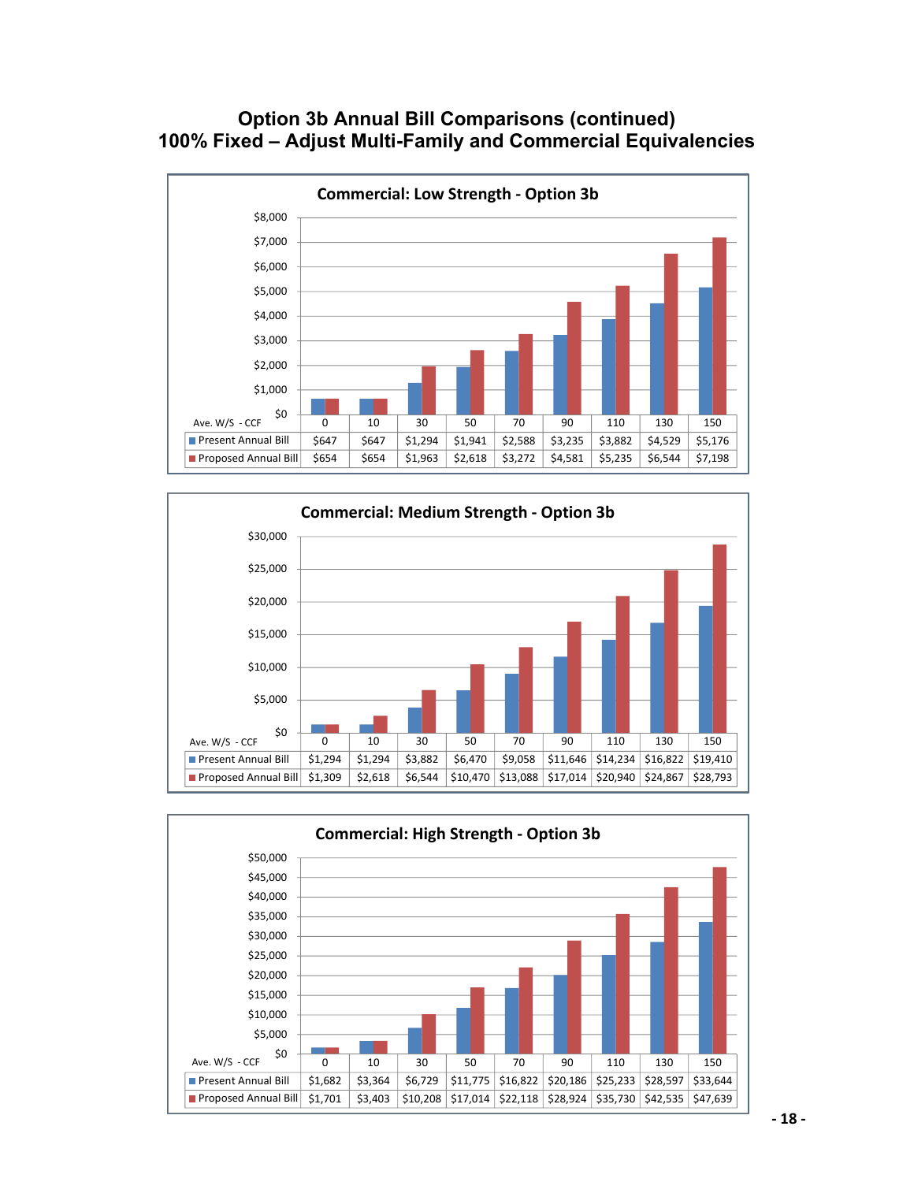# Option 3b Annual Bill Comparisons (continued)
# 100% Fixed – Adjust Multi-Family and Commercial Equivalencies

## Commercial: Low Strength - Option 3b

| Ave. W/S - CCF | 0 | 10 | 30 | 50 | 70 | 90 | 110 | 130 | 150 |
|---|---|---|---|---|---|---|---|---|---|
| Present Annual Bill | $647 | $647 | $1,294 | $1,941 | $2,588 | $3,235 | $3,882 | $4,529 | $5,176 |
| Proposed Annual Bill | $654 | $654 | $1,963 | $2,618 | $3,272 | $4,581 | $5,235 | $6,544 | $7,198 |

## Commercial: Medium Strength - Option 3b

| Ave. W/S - CCF | 0 | 10 | 30 | 50 | 70 | 90 | 110 | 130 | 150 |
|---|---|---|---|---|---|---|---|---|---|
| Present Annual Bill | $1,294 | $1,294 | $3,882 | $6,470 | $9,058 | $11,646 | $14,234 | $16,822 | $19,410 |
| Proposed Annual Bill | $1,309 | $2,618 | $6,544 | $10,470 | $13,088 | $17,014 | $20,940 | $24,867 | $28,793 |

## Commercial: High Strength - Option 3b

| Ave. W/S - CCF | 0 | 10 | 30 | 50 | 70 | 90 | 110 | 130 | 150 |
|---|---|---|---|---|---|---|---|---|---|
| Present Annual Bill | $1,682 | $3,364 | $6,729 | $11,775 | $16,822 | $20,186 | $25,233 | $28,597 | $33,644 |
| Proposed Annual Bill | $1,701 | $3,403 | $10,208 | $17,014 | $22,118 | $28,924 | $35,730 | $42,535 | $47,639 |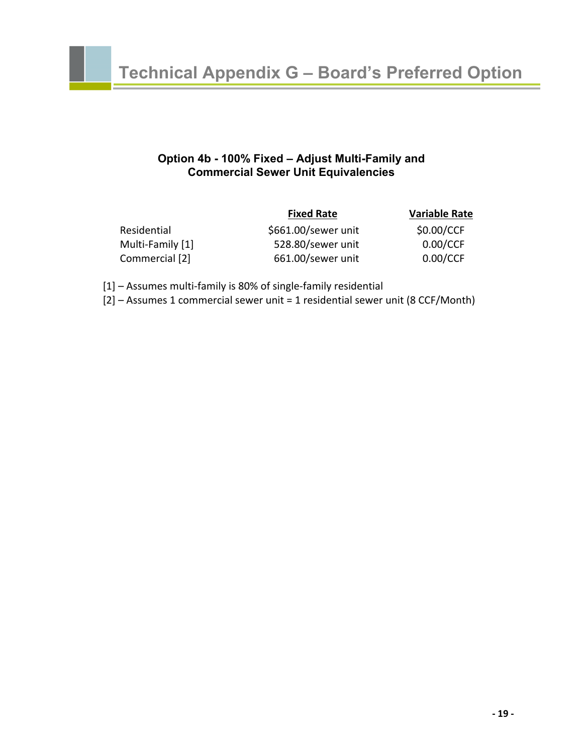# Technical Appendix G – Board's Preferred Option

### Option 4b - 100% Fixed – Adjust Multi-Family and Commercial Sewer Unit Equivalencies

| | Fixed Rate | Variable Rate |
|---|---|---|
| Residential | $661.00/sewer unit | $0.00/CCF |
| Multi-Family [1] | 528.80/sewer unit | 0.00/CCF |
| Commercial [2] | 661.00/sewer unit | 0.00/CCF |

[1] – Assumes multi-family is 80% of single-family residential

[2] – Assumes 1 commercial sewer unit = 1 residential sewer unit (8 CCF/Month)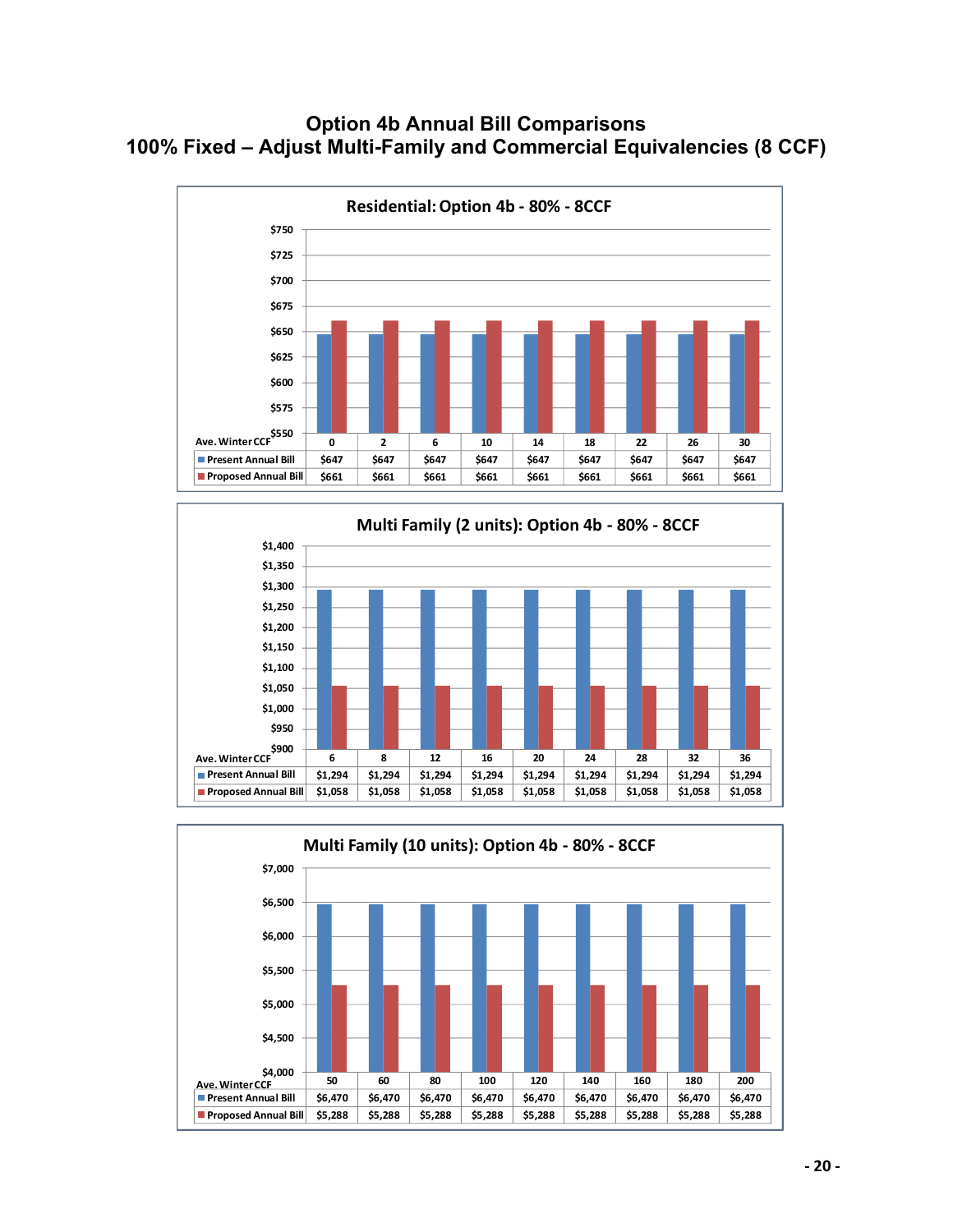# Option 4b Annual Bill Comparisons
## 100% Fixed – Adjust Multi-Family and Commercial Equivalencies (8 CCF)

### Residential: Option 4b - 80% - 8CCF

| Ave. Winter CCF | 0 | 2 | 6 | 10 | 14 | 18 | 22 | 26 | 30 |
|---|---|---|---|---|---|---|---|---|---|
| Present Annual Bill | $647 | $647 | $647 | $647 | $647 | $647 | $647 | $647 | $647 |
| Proposed Annual Bill | $661 | $661 | $661 | $661 | $661 | $661 | $661 | $661 | $661 |

### Multi Family (2 units): Option 4b - 80% - 8CCF

| Ave. Winter CCF | 6 | 8 | 12 | 16 | 20 | 24 | 28 | 32 | 36 |
|---|---|---|---|---|---|---|---|---|---|
| Present Annual Bill | $1,294 | $1,294 | $1,294 | $1,294 | $1,294 | $1,294 | $1,294 | $1,294 | $1,294 |
| Proposed Annual Bill | $1,058 | $1,058 | $1,058 | $1,058 | $1,058 | $1,058 | $1,058 | $1,058 | $1,058 |

### Multi Family (10 units): Option 4b - 80% - 8CCF

| Ave. Winter CCF | 50 | 60 | 80 | 100 | 120 | 140 | 160 | 180 | 200 |
|---|---|---|---|---|---|---|---|---|---|
| Present Annual Bill | $6,470 | $6,470 | $6,470 | $6,470 | $6,470 | $6,470 | $6,470 | $6,470 | $6,470 |
| Proposed Annual Bill | $5,288 | $5,288 | $5,288 | $5,288 | $5,288 | $5,288 | $5,288 | $5,288 | $5,288 |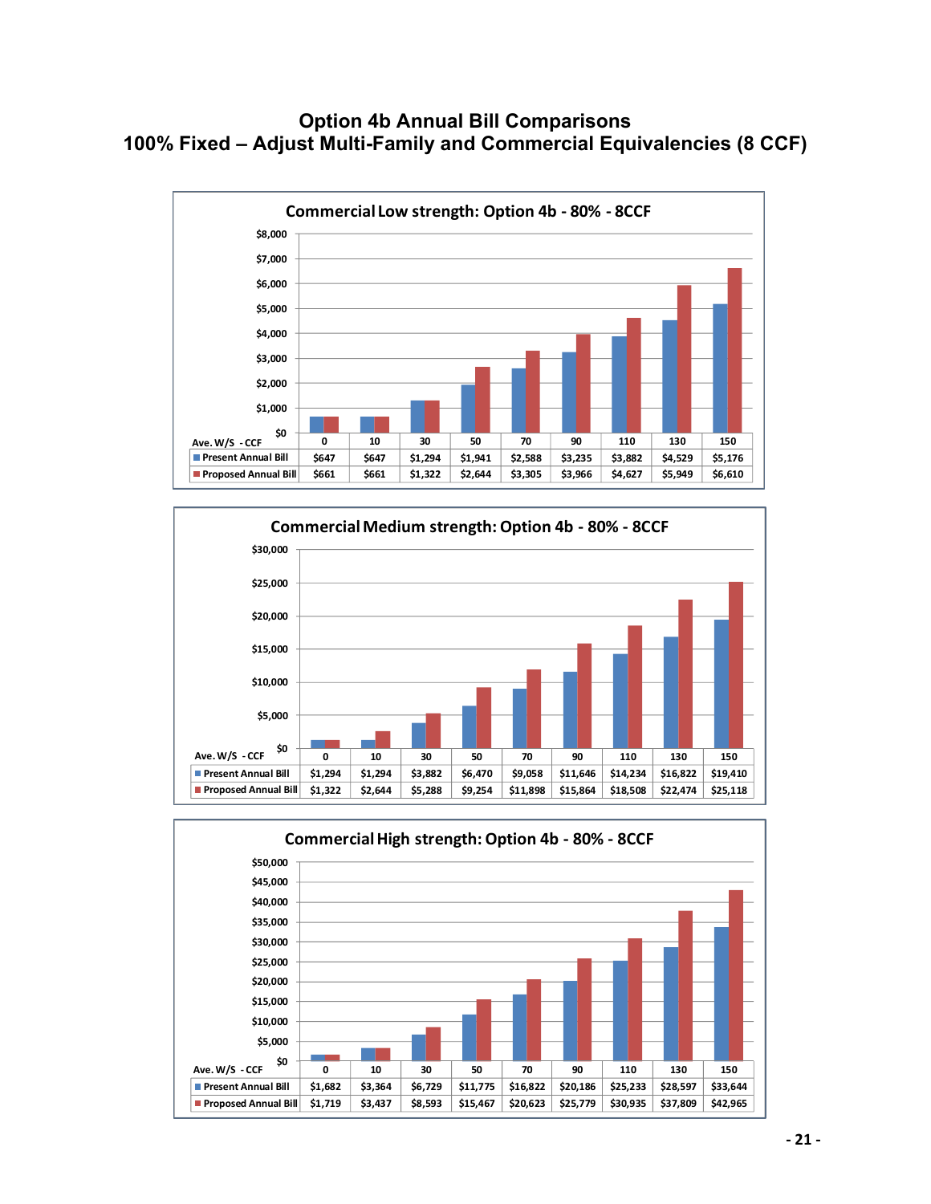# Option 4b Annual Bill Comparisons
# 100% Fixed – Adjust Multi-Family and Commercial Equivalencies (8 CCF)

Commercial Low strength: Option 4b - 80% - 8CCF

$8,000
$7,000
$6,000
$5,000
$4,000
$3,000
$2,000
$1,000
$0

Ave. W/S - CCF: 0, 10, 30, 50, 70, 90, 110, 130, 150

Present Annual Bill: $647, $647, $1,294, $1,941, $2,588, $3,235, $3,882, $4,529, $5,176

Proposed Annual Bill: $661, $661, $1,322, $2,644, $3,305, $3,966, $4,627, $5,949, $6,610

Commercial Medium strength: Option 4b - 80% - 8CCF

$30,000
$25,000
$20,000
$15,000
$10,000
$5,000
$0

Ave. W/S - CCF: 0, 10, 30, 50, 70, 90, 110, 130, 150

Present Annual Bill: $1,294, $1,294, $3,882, $6,470, $9,058, $11,646, $14,234, $16,822, $19,410

Proposed Annual Bill: $1,322, $2,644, $5,288, $9,254, $11,898, $15,864, $18,508, $22,474, $25,118

Commercial High strength: Option 4b - 80% - 8CCF

$50,000
$45,000
$40,000
$35,000
$30,000
$25,000
$20,000
$15,000
$10,000
$5,000
$0

Ave. W/S - CCF: 0, 10, 30, 50, 70, 90, 110, 130, 150

Present Annual Bill: $1,682, $3,364, $6,729, $11,775, $16,822, $20,186, $25,233, $28,597, $33,644

Proposed Annual Bill: $1,719, $3,437, $8,593, $15,467, $20,623, $25,779, $30,935, $37,809, $42,965